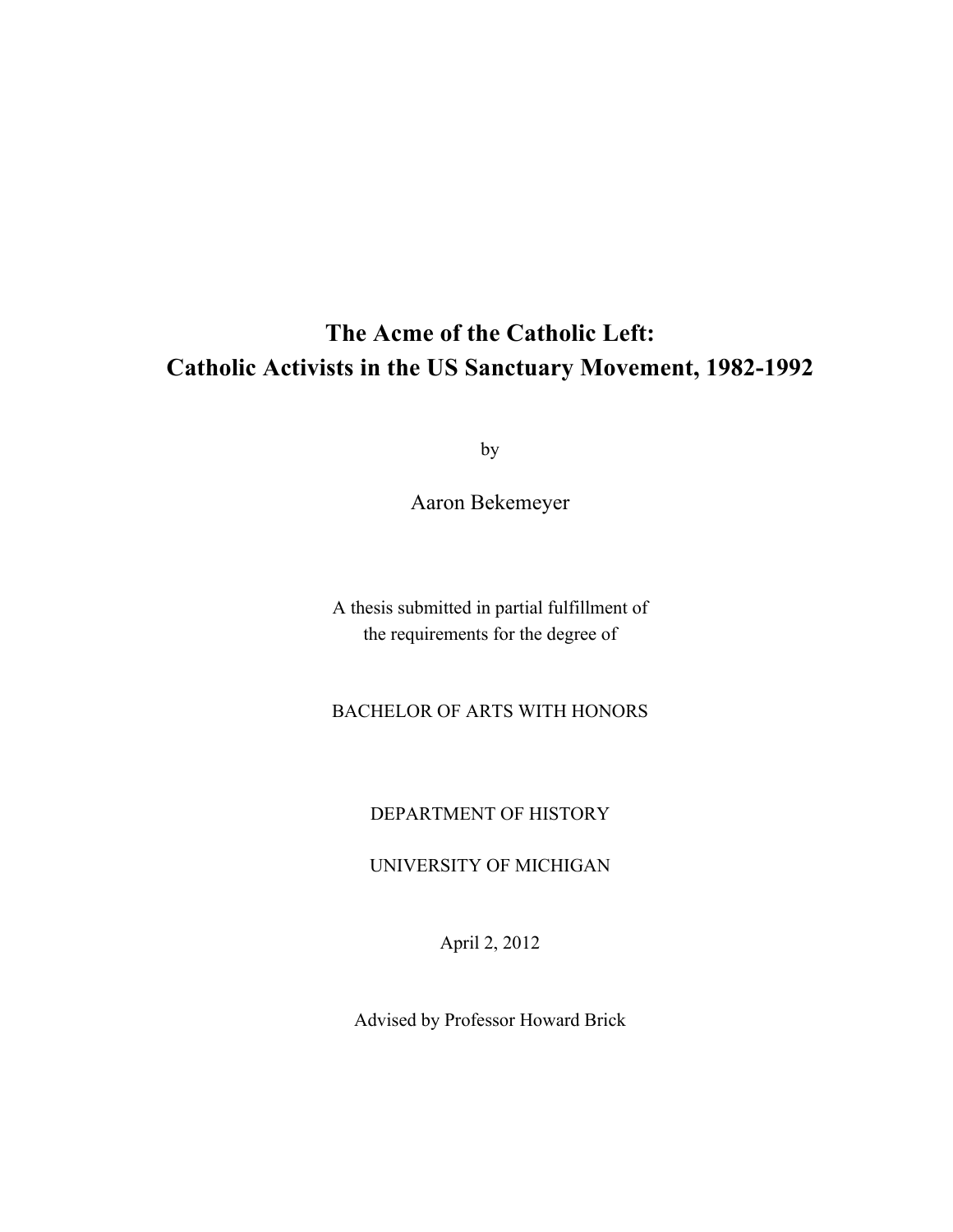# The Acme of the Catholic Left: Catholic Activists in the US Sanctuary Movement, 1982-1992

by

Aaron Bekemeyer

A thesis submitted in partial fulfillment of
the requirements for the degree of

BACHELOR OF ARTS WITH HONORS

DEPARTMENT OF HISTORY

UNIVERSITY OF MICHIGAN

April 2, 2012

Advised by Professor Howard Brick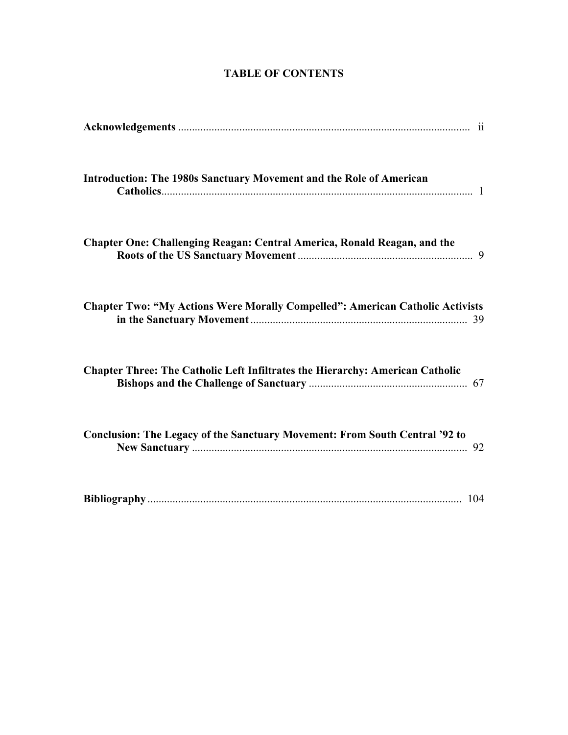# TABLE OF CONTENTS

**Acknowledgements** .......... ii

**Introduction: The 1980s Sanctuary Movement and the Role of American Catholics** .......... 1

**Chapter One: Challenging Reagan: Central America, Ronald Reagan, and the Roots of the US Sanctuary Movement** .......... 9

**Chapter Two: "My Actions Were Morally Compelled": American Catholic Activists in the Sanctuary Movement** .......... 39

**Chapter Three: The Catholic Left Infiltrates the Hierarchy: American Catholic Bishops and the Challenge of Sanctuary** .......... 67

**Conclusion: The Legacy of the Sanctuary Movement: From South Central '92 to New Sanctuary** .......... 92

**Bibliography** .......... 104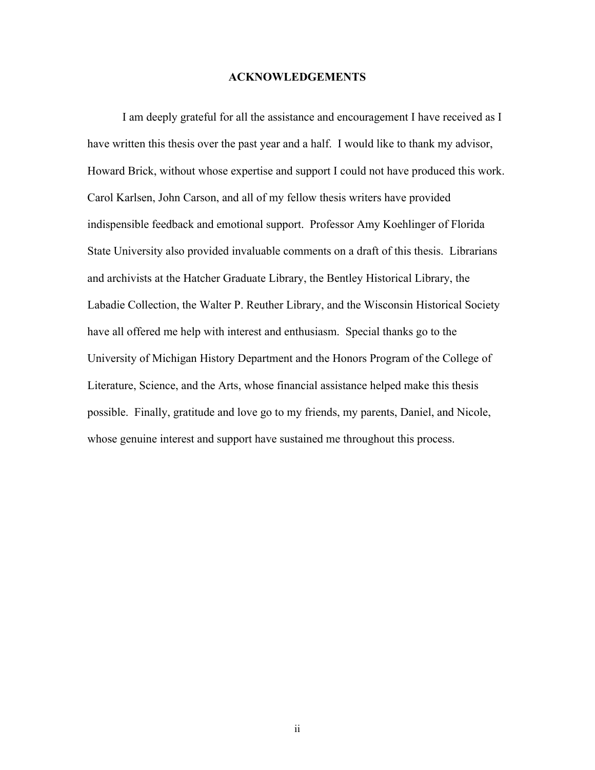# ACKNOWLEDGEMENTS

I am deeply grateful for all the assistance and encouragement I have received as I have written this thesis over the past year and a half. I would like to thank my advisor, Howard Brick, without whose expertise and support I could not have produced this work. Carol Karlsen, John Carson, and all of my fellow thesis writers have provided indispensible feedback and emotional support. Professor Amy Koehlinger of Florida State University also provided invaluable comments on a draft of this thesis. Librarians and archivists at the Hatcher Graduate Library, the Bentley Historical Library, the Labadie Collection, the Walter P. Reuther Library, and the Wisconsin Historical Society have all offered me help with interest and enthusiasm. Special thanks go to the University of Michigan History Department and the Honors Program of the College of Literature, Science, and the Arts, whose financial assistance helped make this thesis possible. Finally, gratitude and love go to my friends, my parents, Daniel, and Nicole, whose genuine interest and support have sustained me throughout this process.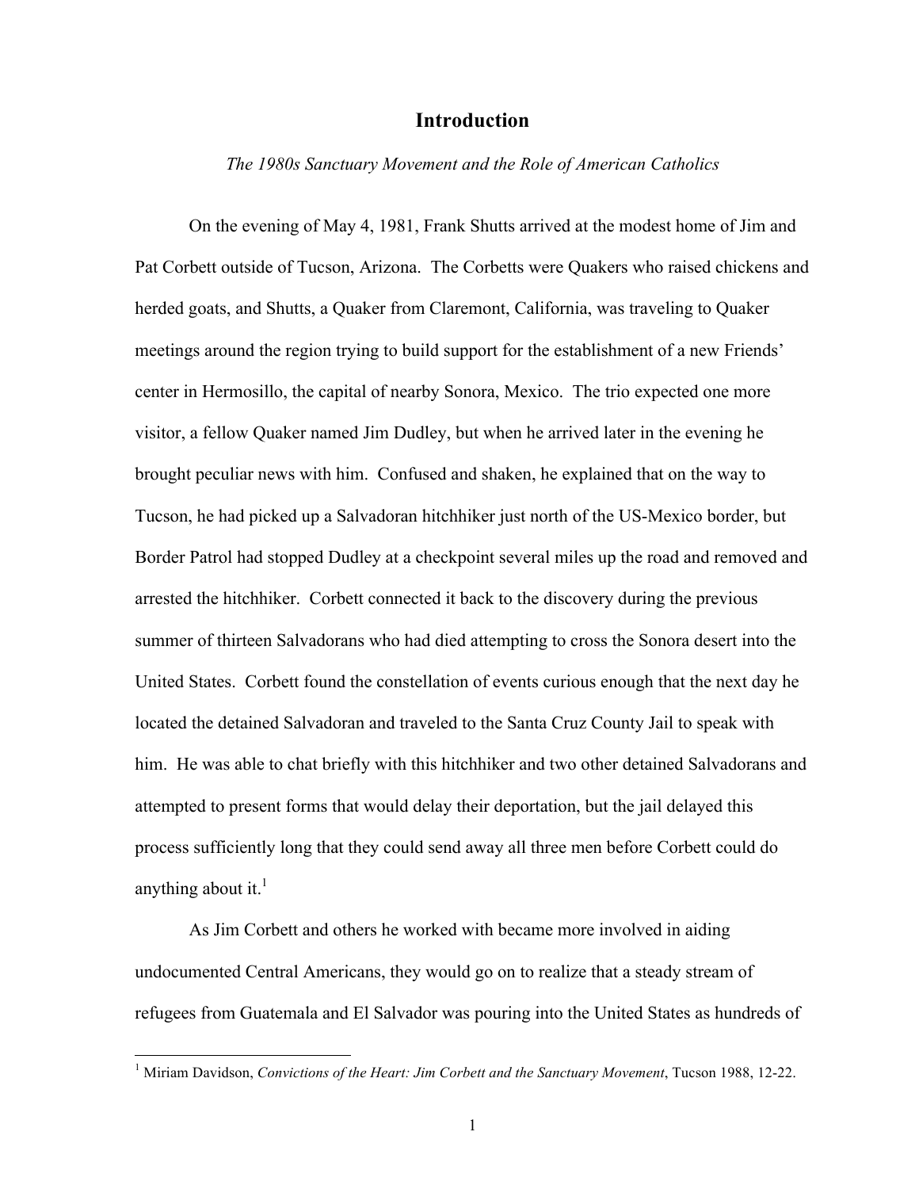# Introduction

*The 1980s Sanctuary Movement and the Role of American Catholics*

On the evening of May 4, 1981, Frank Shutts arrived at the modest home of Jim and Pat Corbett outside of Tucson, Arizona. The Corbetts were Quakers who raised chickens and herded goats, and Shutts, a Quaker from Claremont, California, was traveling to Quaker meetings around the region trying to build support for the establishment of a new Friends' center in Hermosillo, the capital of nearby Sonora, Mexico. The trio expected one more visitor, a fellow Quaker named Jim Dudley, but when he arrived later in the evening he brought peculiar news with him. Confused and shaken, he explained that on the way to Tucson, he had picked up a Salvadoran hitchhiker just north of the US-Mexico border, but Border Patrol had stopped Dudley at a checkpoint several miles up the road and removed and arrested the hitchhiker. Corbett connected it back to the discovery during the previous summer of thirteen Salvadorans who had died attempting to cross the Sonora desert into the United States. Corbett found the constellation of events curious enough that the next day he located the detained Salvadoran and traveled to the Santa Cruz County Jail to speak with him. He was able to chat briefly with this hitchhiker and two other detained Salvadorans and attempted to present forms that would delay their deportation, but the jail delayed this process sufficiently long that they could send away all three men before Corbett could do anything about it.[1]

As Jim Corbett and others he worked with became more involved in aiding undocumented Central Americans, they would go on to realize that a steady stream of refugees from Guatemala and El Salvador was pouring into the United States as hundreds of

---

[1] Miriam Davidson, *Convictions of the Heart: Jim Corbett and the Sanctuary Movement*, Tucson 1988, 12-22.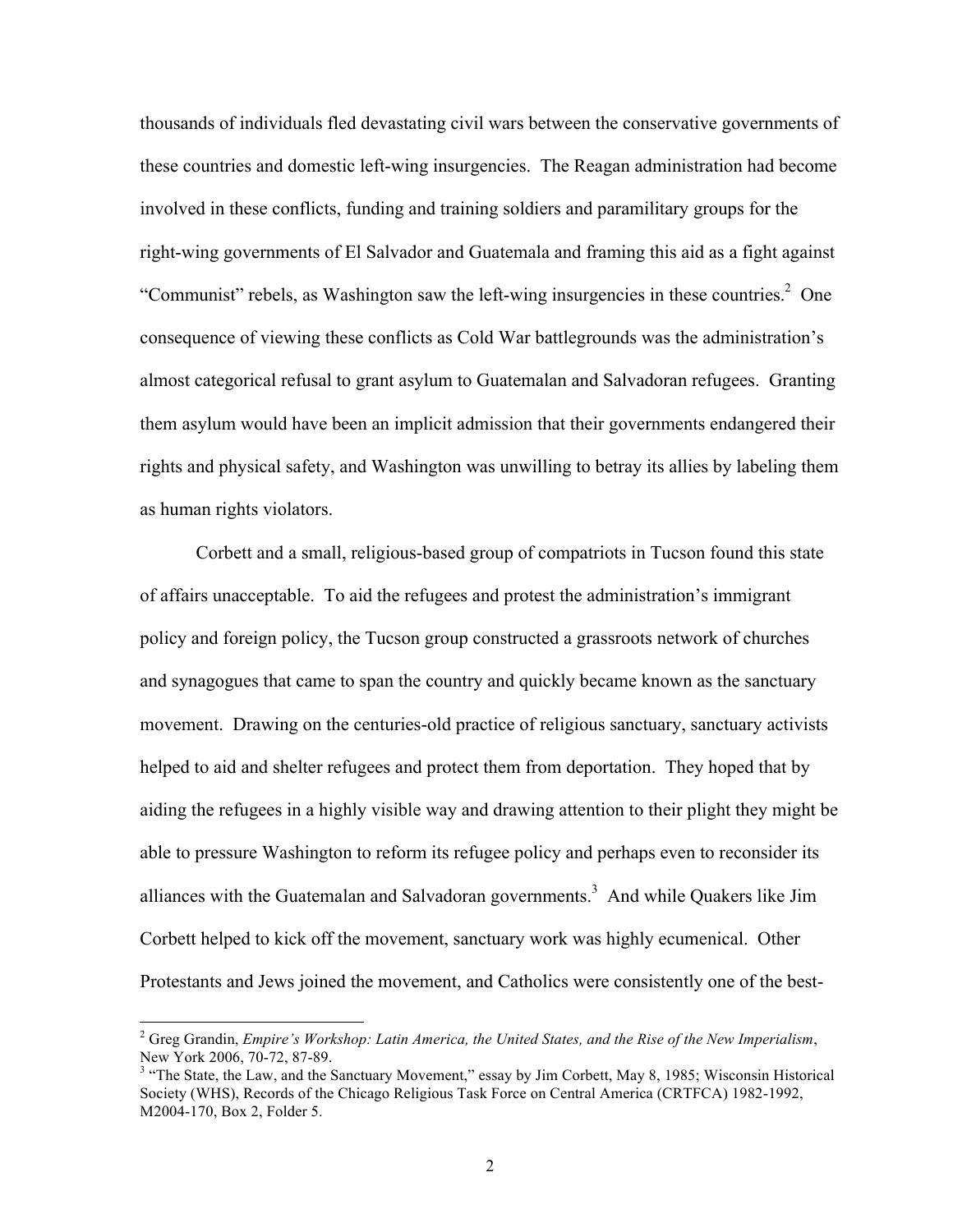thousands of individuals fled devastating civil wars between the conservative governments of these countries and domestic left-wing insurgencies. The Reagan administration had become involved in these conflicts, funding and training soldiers and paramilitary groups for the right-wing governments of El Salvador and Guatemala and framing this aid as a fight against "Communist" rebels, as Washington saw the left-wing insurgencies in these countries.[2] One consequence of viewing these conflicts as Cold War battlegrounds was the administration's almost categorical refusal to grant asylum to Guatemalan and Salvadoran refugees. Granting them asylum would have been an implicit admission that their governments endangered their rights and physical safety, and Washington was unwilling to betray its allies by labeling them as human rights violators.

Corbett and a small, religious-based group of compatriots in Tucson found this state of affairs unacceptable. To aid the refugees and protest the administration's immigrant policy and foreign policy, the Tucson group constructed a grassroots network of churches and synagogues that came to span the country and quickly became known as the sanctuary movement. Drawing on the centuries-old practice of religious sanctuary, sanctuary activists helped to aid and shelter refugees and protect them from deportation. They hoped that by aiding the refugees in a highly visible way and drawing attention to their plight they might be able to pressure Washington to reform its refugee policy and perhaps even to reconsider its alliances with the Guatemalan and Salvadoran governments.[3] And while Quakers like Jim Corbett helped to kick off the movement, sanctuary work was highly ecumenical. Other Protestants and Jews joined the movement, and Catholics were consistently one of the best-

---

[2] Greg Grandin, *Empire's Workshop: Latin America, the United States, and the Rise of the New Imperialism*, New York 2006, 70-72, 87-89.

[3] "The State, the Law, and the Sanctuary Movement," essay by Jim Corbett, May 8, 1985; Wisconsin Historical Society (WHS), Records of the Chicago Religious Task Force on Central America (CRTFCA) 1982-1992, M2004-170, Box 2, Folder 5.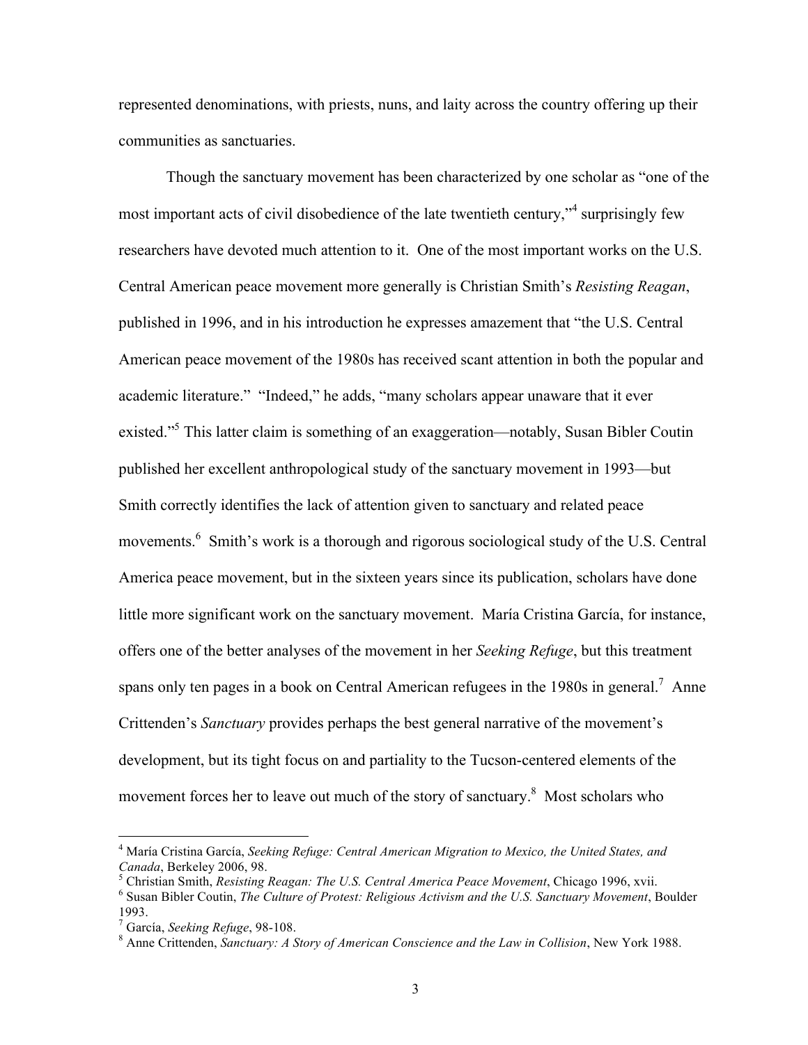represented denominations, with priests, nuns, and laity across the country offering up their communities as sanctuaries.

Though the sanctuary movement has been characterized by one scholar as "one of the most important acts of civil disobedience of the late twentieth century,"[4] surprisingly few researchers have devoted much attention to it. One of the most important works on the U.S. Central American peace movement more generally is Christian Smith's *Resisting Reagan*, published in 1996, and in his introduction he expresses amazement that "the U.S. Central American peace movement of the 1980s has received scant attention in both the popular and academic literature." "Indeed," he adds, "many scholars appear unaware that it ever existed."[5] This latter claim is something of an exaggeration—notably, Susan Bibler Coutin published her excellent anthropological study of the sanctuary movement in 1993—but Smith correctly identifies the lack of attention given to sanctuary and related peace movements.[6] Smith's work is a thorough and rigorous sociological study of the U.S. Central America peace movement, but in the sixteen years since its publication, scholars have done little more significant work on the sanctuary movement. María Cristina García, for instance, offers one of the better analyses of the movement in her *Seeking Refuge*, but this treatment spans only ten pages in a book on Central American refugees in the 1980s in general.[7] Anne Crittenden's *Sanctuary* provides perhaps the best general narrative of the movement's development, but its tight focus on and partiality to the Tucson-centered elements of the movement forces her to leave out much of the story of sanctuary.[8] Most scholars who

---

[4] María Cristina García, *Seeking Refuge: Central American Migration to Mexico, the United States, and Canada*, Berkeley 2006, 98.

[5] Christian Smith, *Resisting Reagan: The U.S. Central America Peace Movement*, Chicago 1996, xvii.

[6] Susan Bibler Coutin, *The Culture of Protest: Religious Activism and the U.S. Sanctuary Movement*, Boulder 1993.

[7] García, *Seeking Refuge*, 98-108.

[8] Anne Crittenden, *Sanctuary: A Story of American Conscience and the Law in Collision*, New York 1988.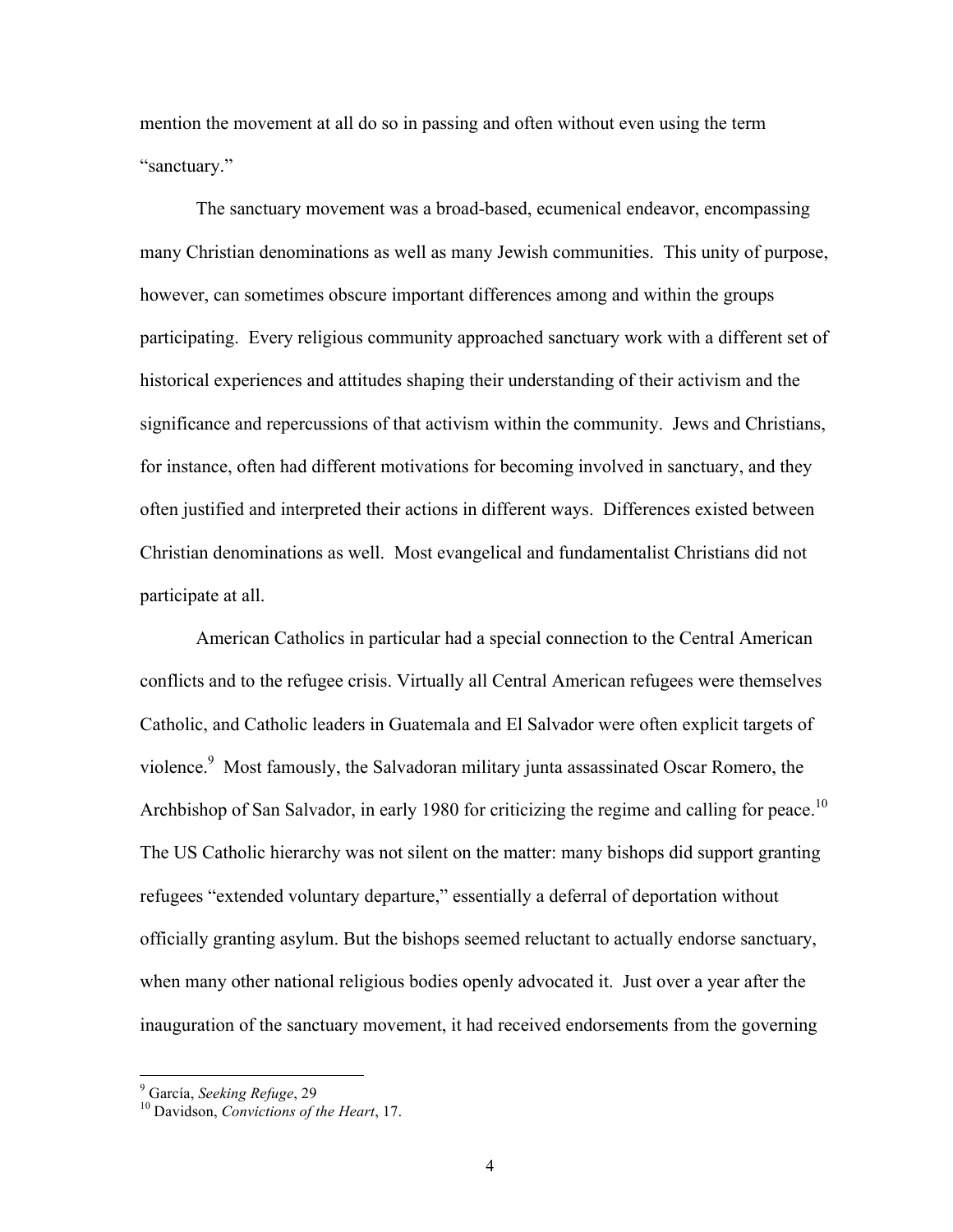mention the movement at all do so in passing and often without even using the term "sanctuary."

The sanctuary movement was a broad-based, ecumenical endeavor, encompassing many Christian denominations as well as many Jewish communities. This unity of purpose, however, can sometimes obscure important differences among and within the groups participating. Every religious community approached sanctuary work with a different set of historical experiences and attitudes shaping their understanding of their activism and the significance and repercussions of that activism within the community. Jews and Christians, for instance, often had different motivations for becoming involved in sanctuary, and they often justified and interpreted their actions in different ways. Differences existed between Christian denominations as well. Most evangelical and fundamentalist Christians did not participate at all.

American Catholics in particular had a special connection to the Central American conflicts and to the refugee crisis. Virtually all Central American refugees were themselves Catholic, and Catholic leaders in Guatemala and El Salvador were often explicit targets of violence.[9] Most famously, the Salvadoran military junta assassinated Oscar Romero, the Archbishop of San Salvador, in early 1980 for criticizing the regime and calling for peace.[10] The US Catholic hierarchy was not silent on the matter: many bishops did support granting refugees "extended voluntary departure," essentially a deferral of deportation without officially granting asylum. But the bishops seemed reluctant to actually endorse sanctuary, when many other national religious bodies openly advocated it. Just over a year after the inauguration of the sanctuary movement, it had received endorsements from the governing

[9] García, *Seeking Refuge*, 29

[10] Davidson, *Convictions of the Heart*, 17.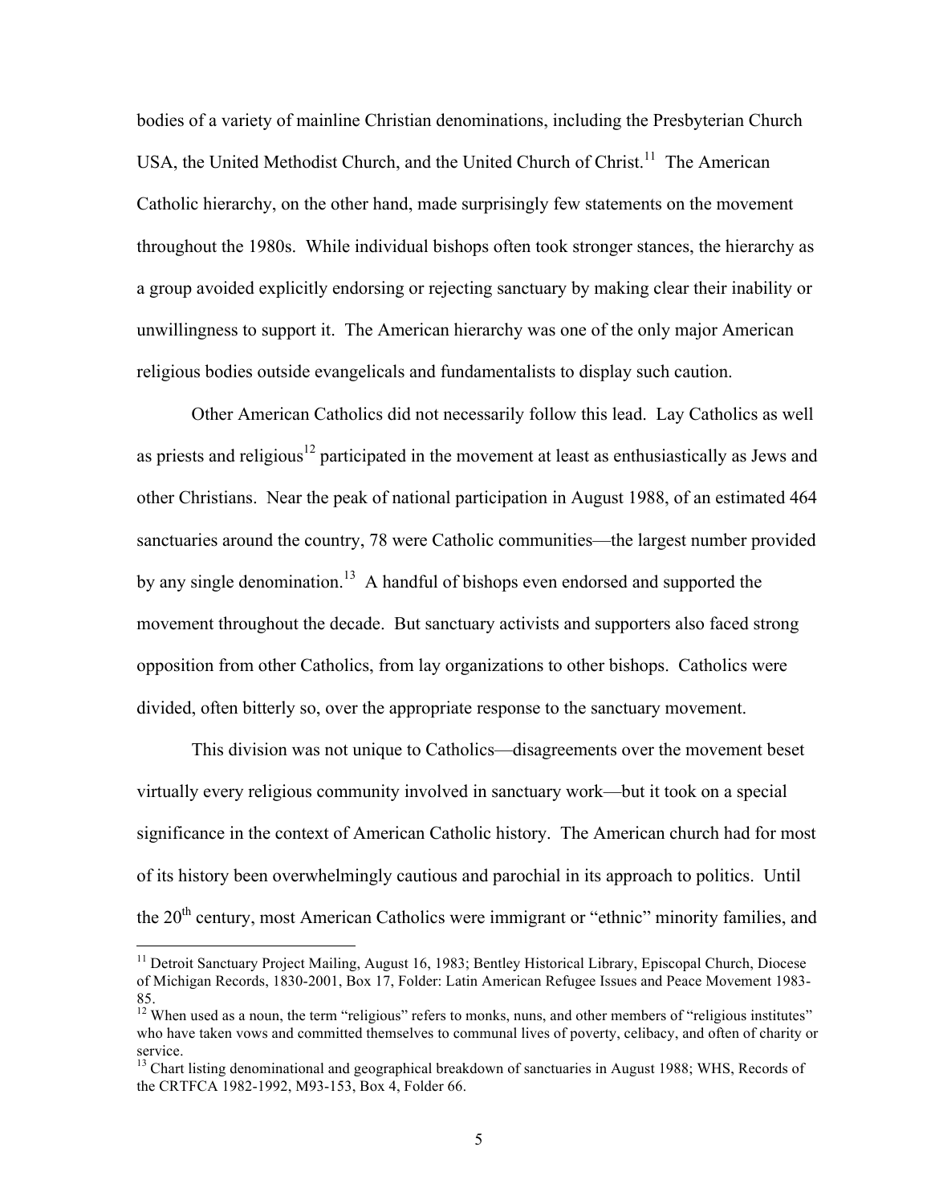bodies of a variety of mainline Christian denominations, including the Presbyterian Church USA, the United Methodist Church, and the United Church of Christ.[11] The American Catholic hierarchy, on the other hand, made surprisingly few statements on the movement throughout the 1980s. While individual bishops often took stronger stances, the hierarchy as a group avoided explicitly endorsing or rejecting sanctuary by making clear their inability or unwillingness to support it. The American hierarchy was one of the only major American religious bodies outside evangelicals and fundamentalists to display such caution.

Other American Catholics did not necessarily follow this lead. Lay Catholics as well as priests and religious[12] participated in the movement at least as enthusiastically as Jews and other Christians. Near the peak of national participation in August 1988, of an estimated 464 sanctuaries around the country, 78 were Catholic communities—the largest number provided by any single denomination.[13] A handful of bishops even endorsed and supported the movement throughout the decade. But sanctuary activists and supporters also faced strong opposition from other Catholics, from lay organizations to other bishops. Catholics were divided, often bitterly so, over the appropriate response to the sanctuary movement.

This division was not unique to Catholics—disagreements over the movement beset virtually every religious community involved in sanctuary work—but it took on a special significance in the context of American Catholic history. The American church had for most of its history been overwhelmingly cautious and parochial in its approach to politics. Until the 20th century, most American Catholics were immigrant or "ethnic" minority families, and

---

[11] Detroit Sanctuary Project Mailing, August 16, 1983; Bentley Historical Library, Episcopal Church, Diocese of Michigan Records, 1830-2001, Box 17, Folder: Latin American Refugee Issues and Peace Movement 1983-85.

[12] When used as a noun, the term "religious" refers to monks, nuns, and other members of "religious institutes" who have taken vows and committed themselves to communal lives of poverty, celibacy, and often of charity or service.

[13] Chart listing denominational and geographical breakdown of sanctuaries in August 1988; WHS, Records of the CRTFCA 1982-1992, M93-153, Box 4, Folder 66.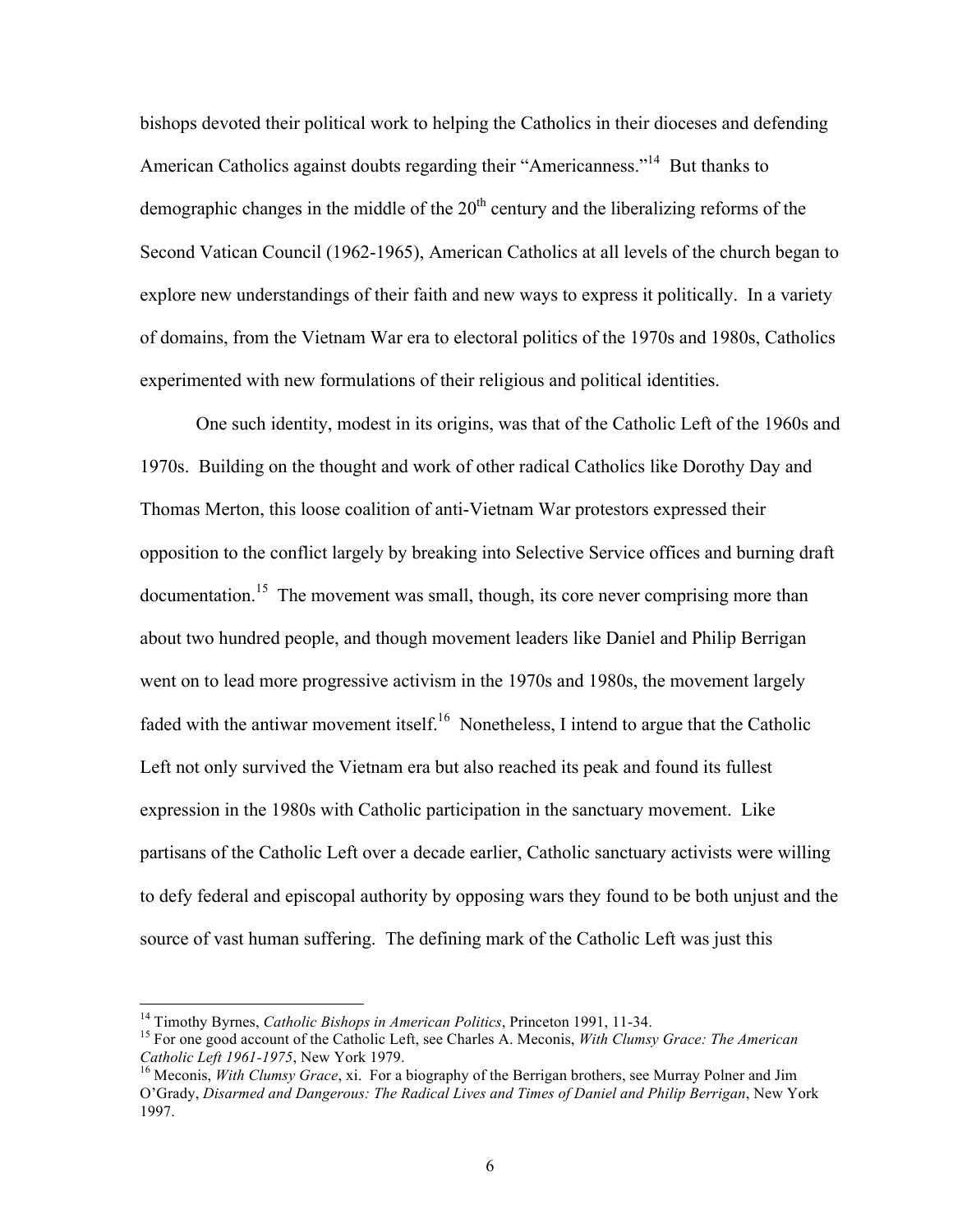bishops devoted their political work to helping the Catholics in their dioceses and defending American Catholics against doubts regarding their "Americanness."[14] But thanks to demographic changes in the middle of the 20th century and the liberalizing reforms of the Second Vatican Council (1962-1965), American Catholics at all levels of the church began to explore new understandings of their faith and new ways to express it politically. In a variety of domains, from the Vietnam War era to electoral politics of the 1970s and 1980s, Catholics experimented with new formulations of their religious and political identities.

One such identity, modest in its origins, was that of the Catholic Left of the 1960s and 1970s. Building on the thought and work of other radical Catholics like Dorothy Day and Thomas Merton, this loose coalition of anti-Vietnam War protestors expressed their opposition to the conflict largely by breaking into Selective Service offices and burning draft documentation.[15] The movement was small, though, its core never comprising more than about two hundred people, and though movement leaders like Daniel and Philip Berrigan went on to lead more progressive activism in the 1970s and 1980s, the movement largely faded with the antiwar movement itself.[16] Nonetheless, I intend to argue that the Catholic Left not only survived the Vietnam era but also reached its peak and found its fullest expression in the 1980s with Catholic participation in the sanctuary movement. Like partisans of the Catholic Left over a decade earlier, Catholic sanctuary activists were willing to defy federal and episcopal authority by opposing wars they found to be both unjust and the source of vast human suffering. The defining mark of the Catholic Left was just this

---

[14] Timothy Byrnes, *Catholic Bishops in American Politics*, Princeton 1991, 11-34.

[15] For one good account of the Catholic Left, see Charles A. Meconis, *With Clumsy Grace: The American Catholic Left 1961-1975*, New York 1979.

[16] Meconis, *With Clumsy Grace*, xi. For a biography of the Berrigan brothers, see Murray Polner and Jim O'Grady, *Disarmed and Dangerous: The Radical Lives and Times of Daniel and Philip Berrigan*, New York 1997.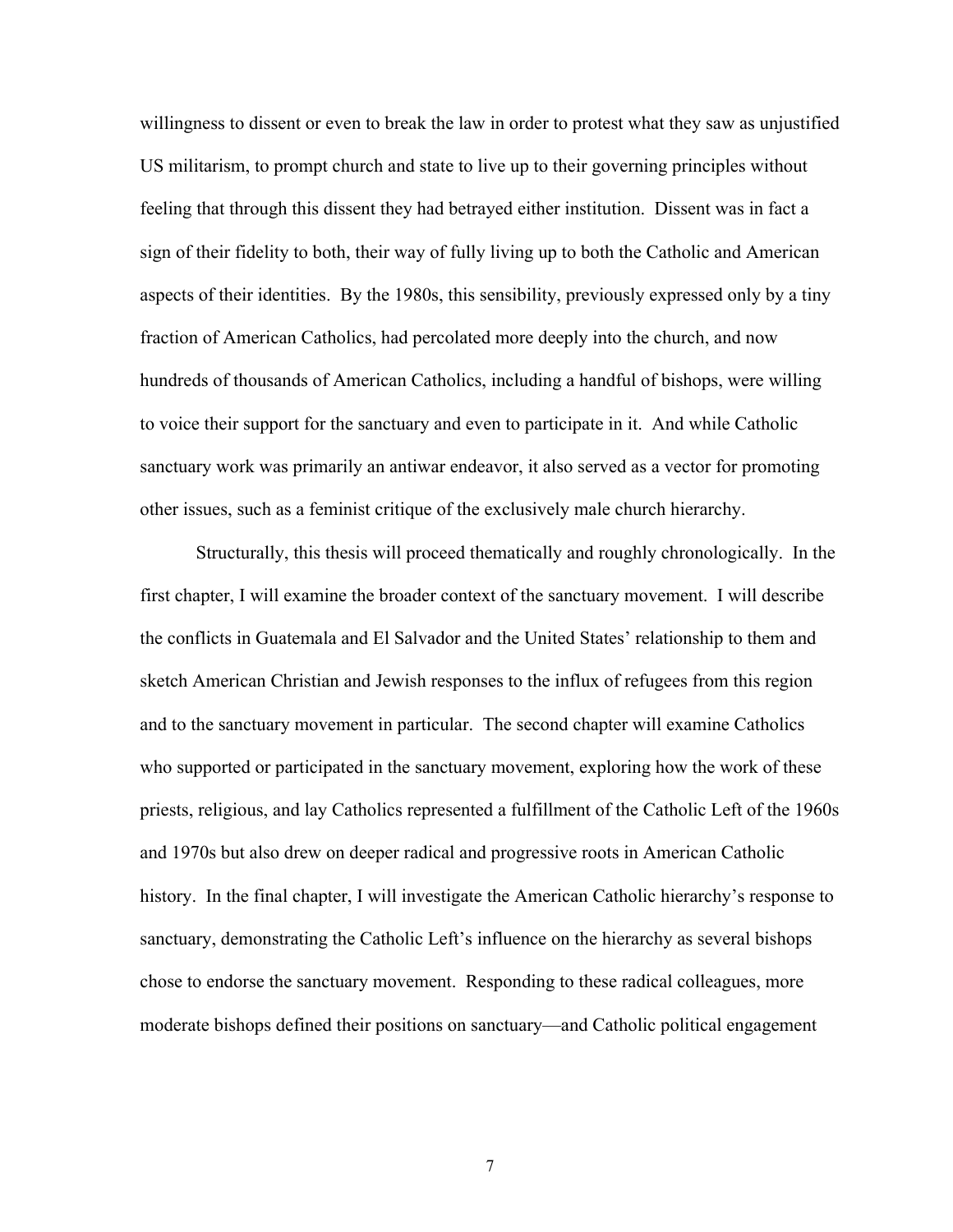willingness to dissent or even to break the law in order to protest what they saw as unjustified US militarism, to prompt church and state to live up to their governing principles without feeling that through this dissent they had betrayed either institution. Dissent was in fact a sign of their fidelity to both, their way of fully living up to both the Catholic and American aspects of their identities. By the 1980s, this sensibility, previously expressed only by a tiny fraction of American Catholics, had percolated more deeply into the church, and now hundreds of thousands of American Catholics, including a handful of bishops, were willing to voice their support for the sanctuary and even to participate in it. And while Catholic sanctuary work was primarily an antiwar endeavor, it also served as a vector for promoting other issues, such as a feminist critique of the exclusively male church hierarchy.

Structurally, this thesis will proceed thematically and roughly chronologically. In the first chapter, I will examine the broader context of the sanctuary movement. I will describe the conflicts in Guatemala and El Salvador and the United States' relationship to them and sketch American Christian and Jewish responses to the influx of refugees from this region and to the sanctuary movement in particular. The second chapter will examine Catholics who supported or participated in the sanctuary movement, exploring how the work of these priests, religious, and lay Catholics represented a fulfillment of the Catholic Left of the 1960s and 1970s but also drew on deeper radical and progressive roots in American Catholic history. In the final chapter, I will investigate the American Catholic hierarchy's response to sanctuary, demonstrating the Catholic Left's influence on the hierarchy as several bishops chose to endorse the sanctuary movement. Responding to these radical colleagues, more moderate bishops defined their positions on sanctuary—and Catholic political engagement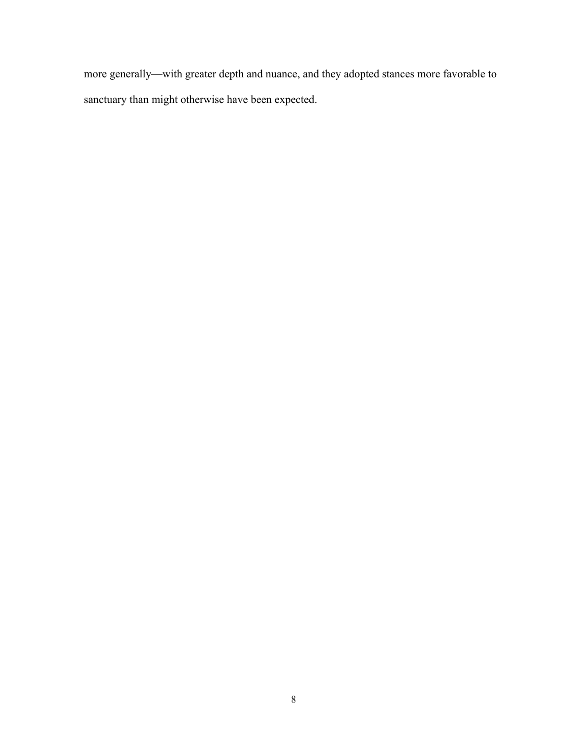more generally—with greater depth and nuance, and they adopted stances more favorable to sanctuary than might otherwise have been expected.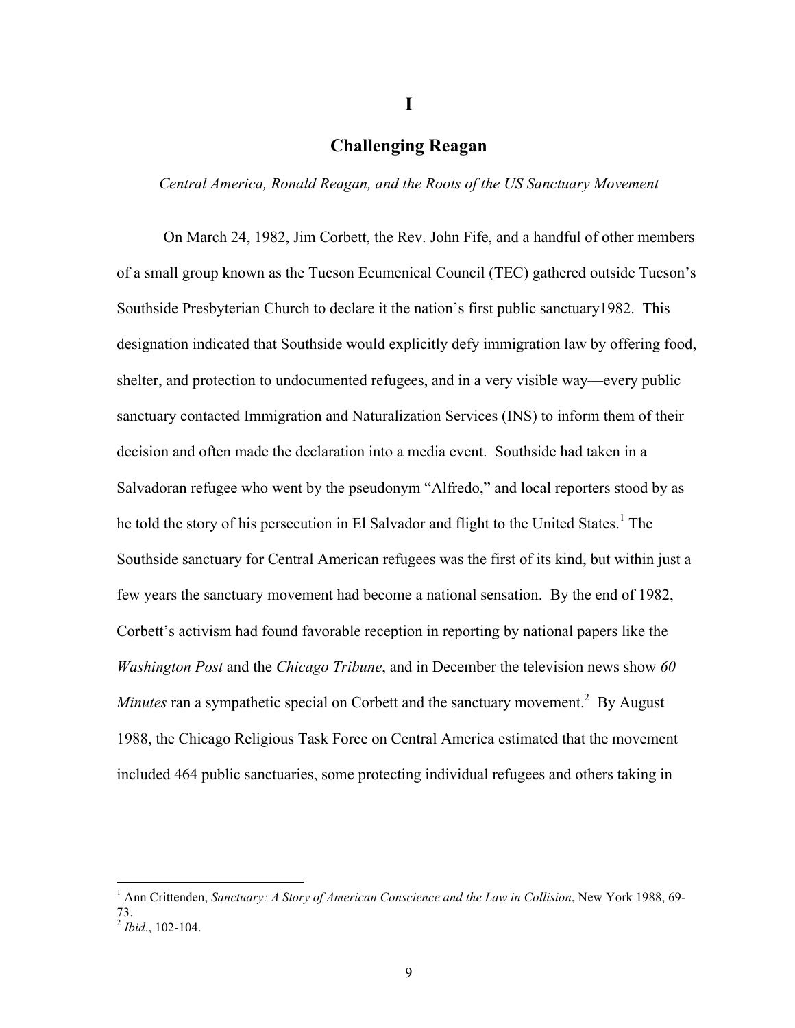# I

## Challenging Reagan

*Central America, Ronald Reagan, and the Roots of the US Sanctuary Movement*

On March 24, 1982, Jim Corbett, the Rev. John Fife, and a handful of other members of a small group known as the Tucson Ecumenical Council (TEC) gathered outside Tucson's Southside Presbyterian Church to declare it the nation's first public sanctuary1982. This designation indicated that Southside would explicitly defy immigration law by offering food, shelter, and protection to undocumented refugees, and in a very visible way—every public sanctuary contacted Immigration and Naturalization Services (INS) to inform them of their decision and often made the declaration into a media event. Southside had taken in a Salvadoran refugee who went by the pseudonym "Alfredo," and local reporters stood by as he told the story of his persecution in El Salvador and flight to the United States.[1] The Southside sanctuary for Central American refugees was the first of its kind, but within just a few years the sanctuary movement had become a national sensation. By the end of 1982, Corbett's activism had found favorable reception in reporting by national papers like the *Washington Post* and the *Chicago Tribune*, and in December the television news show *60 Minutes* ran a sympathetic special on Corbett and the sanctuary movement.[2] By August 1988, the Chicago Religious Task Force on Central America estimated that the movement included 464 public sanctuaries, some protecting individual refugees and others taking in

---

[1] Ann Crittenden, *Sanctuary: A Story of American Conscience and the Law in Collision*, New York 1988, 69-73.

[2] *Ibid*., 102-104.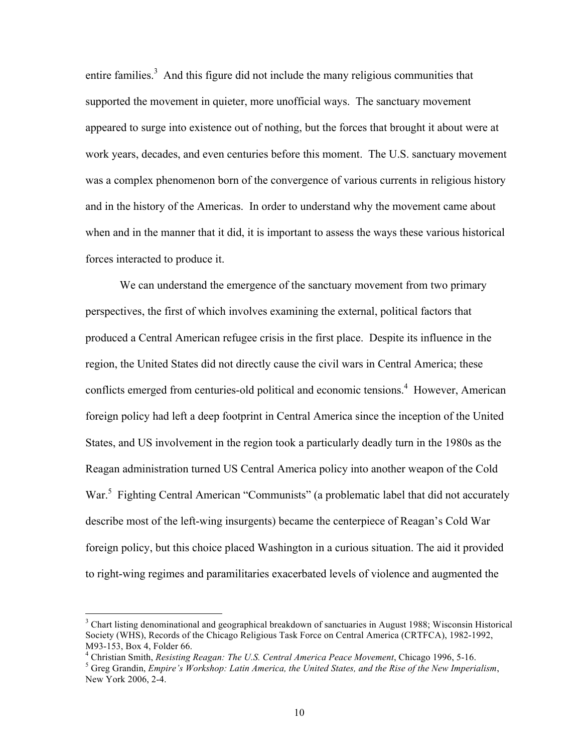entire families.[3] And this figure did not include the many religious communities that supported the movement in quieter, more unofficial ways. The sanctuary movement appeared to surge into existence out of nothing, but the forces that brought it about were at work years, decades, and even centuries before this moment. The U.S. sanctuary movement was a complex phenomenon born of the convergence of various currents in religious history and in the history of the Americas. In order to understand why the movement came about when and in the manner that it did, it is important to assess the ways these various historical forces interacted to produce it.

We can understand the emergence of the sanctuary movement from two primary perspectives, the first of which involves examining the external, political factors that produced a Central American refugee crisis in the first place. Despite its influence in the region, the United States did not directly cause the civil wars in Central America; these conflicts emerged from centuries-old political and economic tensions.[4] However, American foreign policy had left a deep footprint in Central America since the inception of the United States, and US involvement in the region took a particularly deadly turn in the 1980s as the Reagan administration turned US Central America policy into another weapon of the Cold War.[5] Fighting Central American "Communists" (a problematic label that did not accurately describe most of the left-wing insurgents) became the centerpiece of Reagan's Cold War foreign policy, but this choice placed Washington in a curious situation. The aid it provided to right-wing regimes and paramilitaries exacerbated levels of violence and augmented the

---

[3] Chart listing denominational and geographical breakdown of sanctuaries in August 1988; Wisconsin Historical Society (WHS), Records of the Chicago Religious Task Force on Central America (CRTFCA), 1982-1992, M93-153, Box 4, Folder 66.

[4] Christian Smith, *Resisting Reagan: The U.S. Central America Peace Movement*, Chicago 1996, 5-16.

[5] Greg Grandin, *Empire's Workshop: Latin America, the United States, and the Rise of the New Imperialism*, New York 2006, 2-4.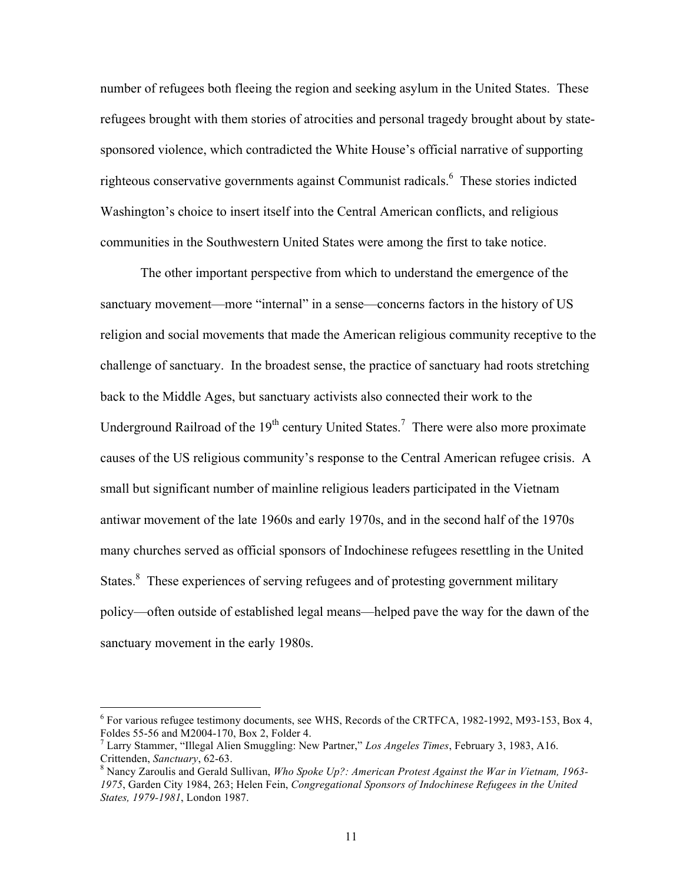number of refugees both fleeing the region and seeking asylum in the United States. These refugees brought with them stories of atrocities and personal tragedy brought about by state-sponsored violence, which contradicted the White House's official narrative of supporting righteous conservative governments against Communist radicals.[6] These stories indicted Washington's choice to insert itself into the Central American conflicts, and religious communities in the Southwestern United States were among the first to take notice.

The other important perspective from which to understand the emergence of the sanctuary movement—more "internal" in a sense—concerns factors in the history of US religion and social movements that made the American religious community receptive to the challenge of sanctuary. In the broadest sense, the practice of sanctuary had roots stretching back to the Middle Ages, but sanctuary activists also connected their work to the Underground Railroad of the 19th century United States.[7] There were also more proximate causes of the US religious community's response to the Central American refugee crisis. A small but significant number of mainline religious leaders participated in the Vietnam antiwar movement of the late 1960s and early 1970s, and in the second half of the 1970s many churches served as official sponsors of Indochinese refugees resettling in the United States.[8] These experiences of serving refugees and of protesting government military policy—often outside of established legal means—helped pave the way for the dawn of the sanctuary movement in the early 1980s.

---

[6] For various refugee testimony documents, see WHS, Records of the CRTFCA, 1982-1992, M93-153, Box 4, Foldes 55-56 and M2004-170, Box 2, Folder 4.

[7] Larry Stammer, "Illegal Alien Smuggling: New Partner," *Los Angeles Times*, February 3, 1983, A16. Crittenden, *Sanctuary*, 62-63.

[8] Nancy Zaroulis and Gerald Sullivan, *Who Spoke Up?: American Protest Against the War in Vietnam, 1963-1975*, Garden City 1984, 263; Helen Fein, *Congregational Sponsors of Indochinese Refugees in the United States, 1979-1981*, London 1987.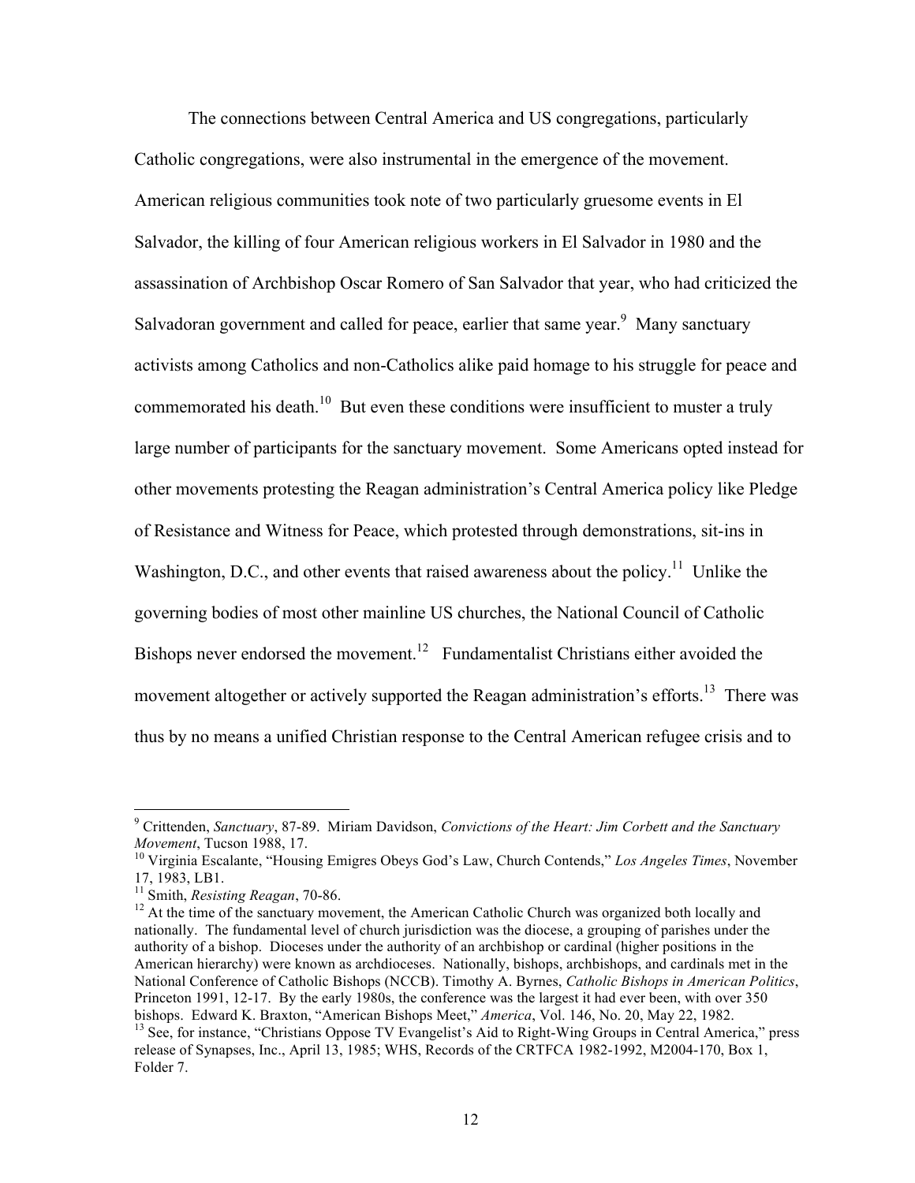The connections between Central America and US congregations, particularly Catholic congregations, were also instrumental in the emergence of the movement. American religious communities took note of two particularly gruesome events in El Salvador, the killing of four American religious workers in El Salvador in 1980 and the assassination of Archbishop Oscar Romero of San Salvador that year, who had criticized the Salvadoran government and called for peace, earlier that same year.[9] Many sanctuary activists among Catholics and non-Catholics alike paid homage to his struggle for peace and commemorated his death.[10] But even these conditions were insufficient to muster a truly large number of participants for the sanctuary movement. Some Americans opted instead for other movements protesting the Reagan administration's Central America policy like Pledge of Resistance and Witness for Peace, which protested through demonstrations, sit-ins in Washington, D.C., and other events that raised awareness about the policy.[11] Unlike the governing bodies of most other mainline US churches, the National Council of Catholic Bishops never endorsed the movement.[12] Fundamentalist Christians either avoided the movement altogether or actively supported the Reagan administration's efforts.[13] There was thus by no means a unified Christian response to the Central American refugee crisis and to

---

[9] Crittenden, *Sanctuary*, 87-89. Miriam Davidson, *Convictions of the Heart: Jim Corbett and the Sanctuary Movement*, Tucson 1988, 17.

[10] Virginia Escalante, "Housing Emigres Obeys God's Law, Church Contends," *Los Angeles Times*, November 17, 1983, LB1.

[11] Smith, *Resisting Reagan*, 70-86.

[12] At the time of the sanctuary movement, the American Catholic Church was organized both locally and nationally. The fundamental level of church jurisdiction was the diocese, a grouping of parishes under the authority of a bishop. Dioceses under the authority of an archbishop or cardinal (higher positions in the American hierarchy) were known as archdioceses. Nationally, bishops, archbishops, and cardinals met in the National Conference of Catholic Bishops (NCCB). Timothy A. Byrnes, *Catholic Bishops in American Politics*, Princeton 1991, 12-17. By the early 1980s, the conference was the largest it had ever been, with over 350 bishops. Edward K. Braxton, "American Bishops Meet," *America*, Vol. 146, No. 20, May 22, 1982.

[13] See, for instance, "Christians Oppose TV Evangelist's Aid to Right-Wing Groups in Central America," press release of Synapses, Inc., April 13, 1985; WHS, Records of the CRTFCA 1982-1992, M2004-170, Box 1, Folder 7.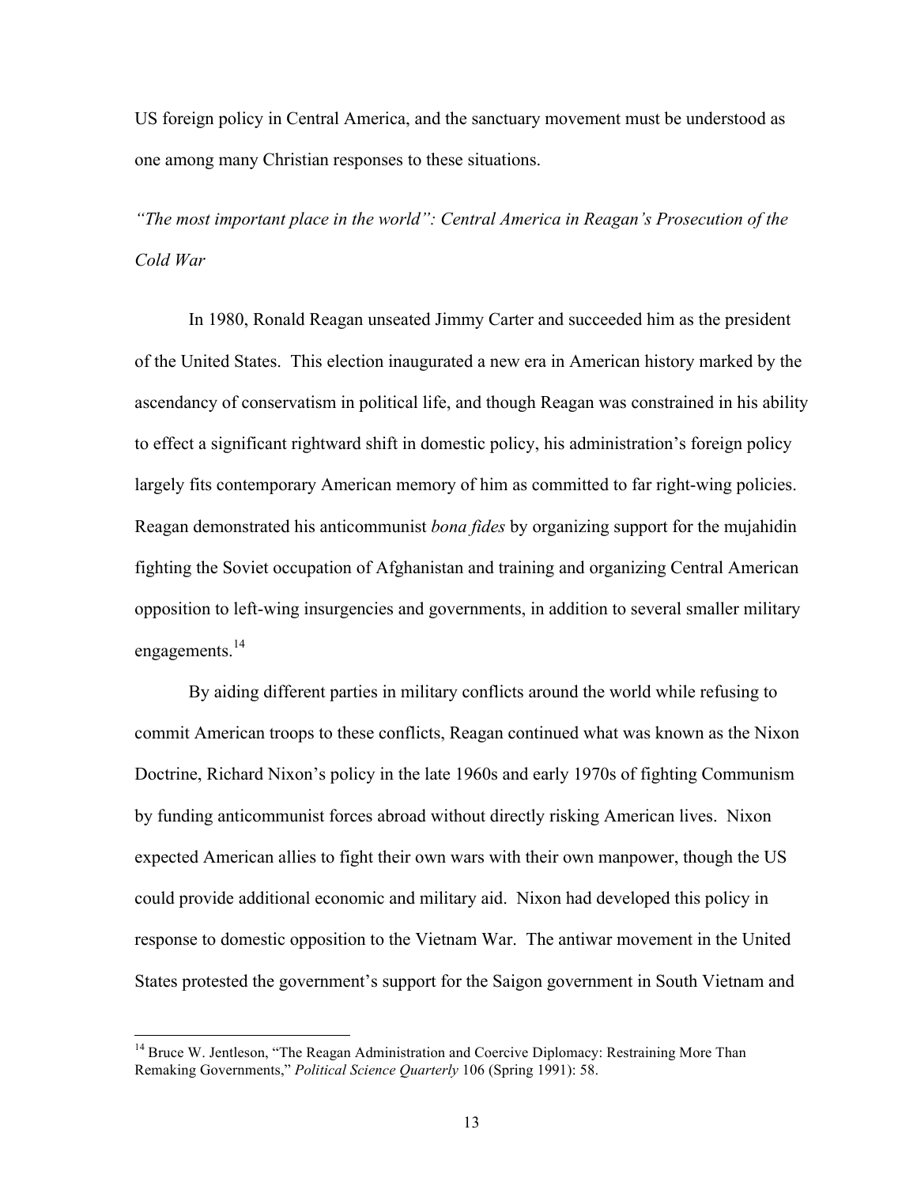US foreign policy in Central America, and the sanctuary movement must be understood as one among many Christian responses to these situations.

### *"The most important place in the world": Central America in Reagan's Prosecution of the Cold War*

In 1980, Ronald Reagan unseated Jimmy Carter and succeeded him as the president of the United States. This election inaugurated a new era in American history marked by the ascendancy of conservatism in political life, and though Reagan was constrained in his ability to effect a significant rightward shift in domestic policy, his administration's foreign policy largely fits contemporary American memory of him as committed to far right-wing policies. Reagan demonstrated his anticommunist *bona fides* by organizing support for the mujahidin fighting the Soviet occupation of Afghanistan and training and organizing Central American opposition to left-wing insurgencies and governments, in addition to several smaller military engagements.[14]

By aiding different parties in military conflicts around the world while refusing to commit American troops to these conflicts, Reagan continued what was known as the Nixon Doctrine, Richard Nixon's policy in the late 1960s and early 1970s of fighting Communism by funding anticommunist forces abroad without directly risking American lives. Nixon expected American allies to fight their own wars with their own manpower, though the US could provide additional economic and military aid. Nixon had developed this policy in response to domestic opposition to the Vietnam War. The antiwar movement in the United States protested the government's support for the Saigon government in South Vietnam and

---

[14] Bruce W. Jentleson, "The Reagan Administration and Coercive Diplomacy: Restraining More Than Remaking Governments," *Political Science Quarterly* 106 (Spring 1991): 58.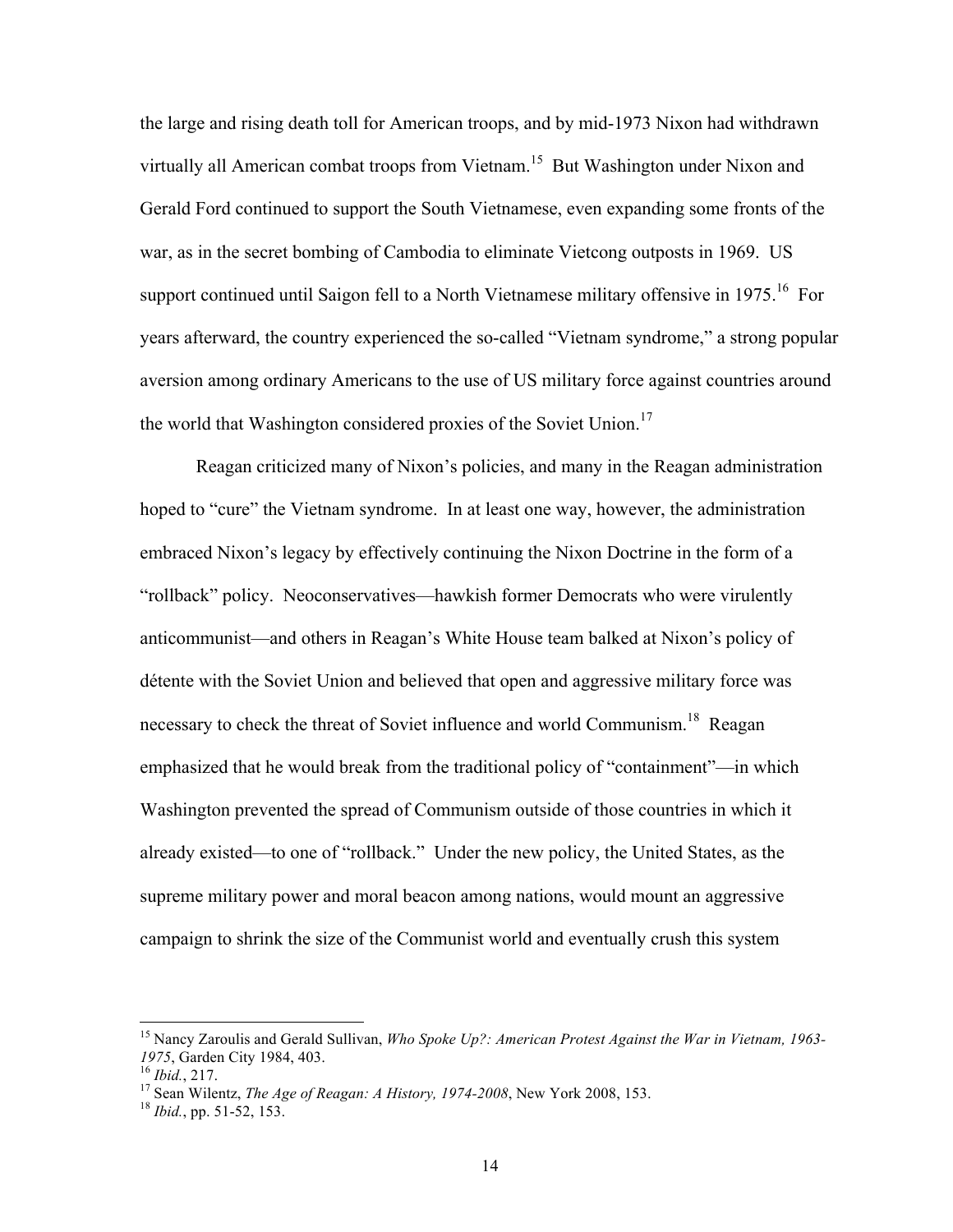the large and rising death toll for American troops, and by mid-1973 Nixon had withdrawn virtually all American combat troops from Vietnam.[15] But Washington under Nixon and Gerald Ford continued to support the South Vietnamese, even expanding some fronts of the war, as in the secret bombing of Cambodia to eliminate Vietcong outposts in 1969. US support continued until Saigon fell to a North Vietnamese military offensive in 1975.[16] For years afterward, the country experienced the so-called "Vietnam syndrome," a strong popular aversion among ordinary Americans to the use of US military force against countries around the world that Washington considered proxies of the Soviet Union.[17]

Reagan criticized many of Nixon's policies, and many in the Reagan administration hoped to "cure" the Vietnam syndrome. In at least one way, however, the administration embraced Nixon's legacy by effectively continuing the Nixon Doctrine in the form of a "rollback" policy. Neoconservatives—hawkish former Democrats who were virulently anticommunist—and others in Reagan's White House team balked at Nixon's policy of détente with the Soviet Union and believed that open and aggressive military force was necessary to check the threat of Soviet influence and world Communism.[18] Reagan emphasized that he would break from the traditional policy of "containment"—in which Washington prevented the spread of Communism outside of those countries in which it already existed—to one of "rollback." Under the new policy, the United States, as the supreme military power and moral beacon among nations, would mount an aggressive campaign to shrink the size of the Communist world and eventually crush this system

---

[15] Nancy Zaroulis and Gerald Sullivan, *Who Spoke Up?: American Protest Against the War in Vietnam, 1963-1975*, Garden City 1984, 403.

[16] *Ibid.*, 217.

[17] Sean Wilentz, *The Age of Reagan: A History, 1974-2008*, New York 2008, 153.

[18] *Ibid.*, pp. 51-52, 153.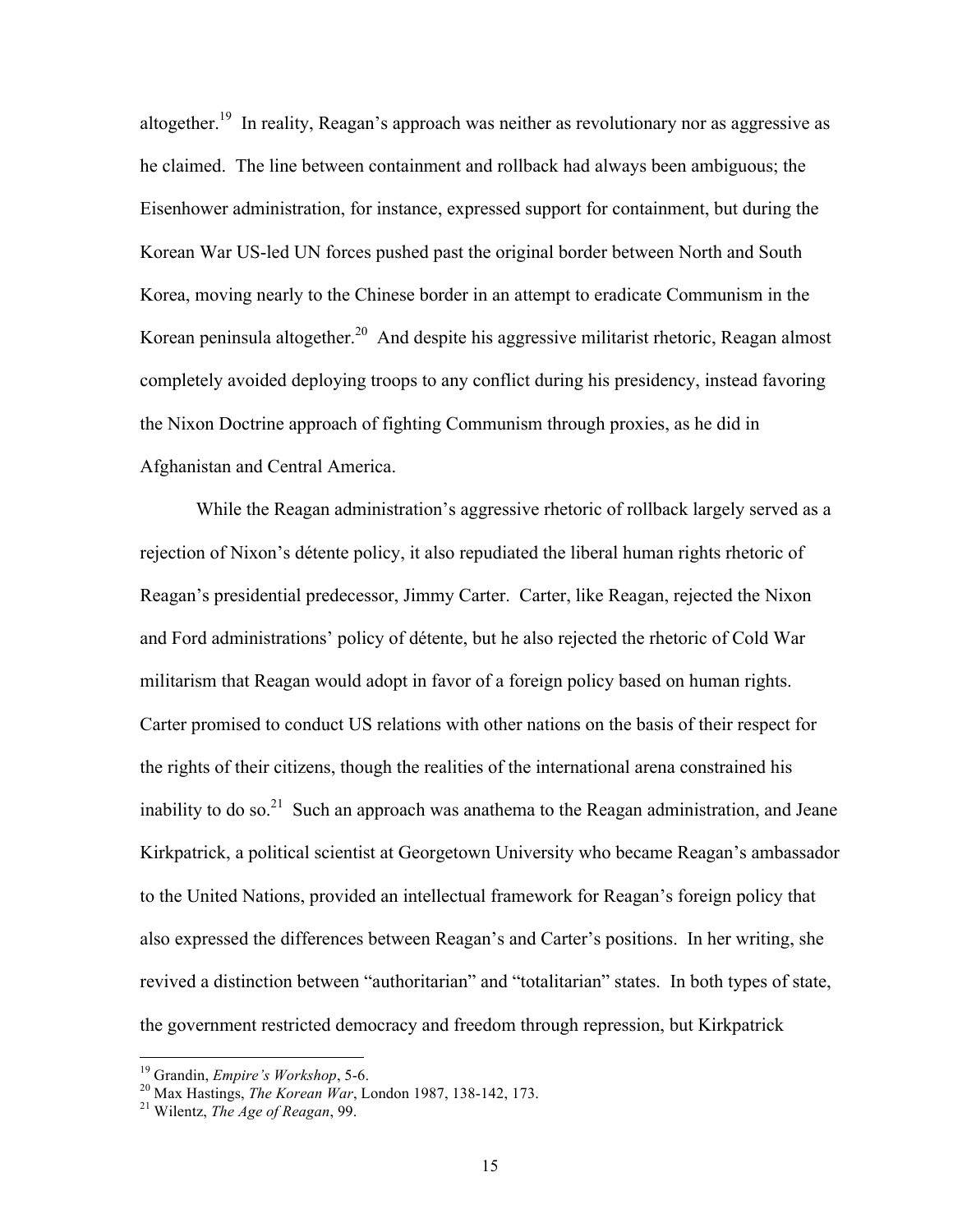altogether.[19] In reality, Reagan's approach was neither as revolutionary nor as aggressive as he claimed. The line between containment and rollback had always been ambiguous; the Eisenhower administration, for instance, expressed support for containment, but during the Korean War US-led UN forces pushed past the original border between North and South Korea, moving nearly to the Chinese border in an attempt to eradicate Communism in the Korean peninsula altogether.[20] And despite his aggressive militarist rhetoric, Reagan almost completely avoided deploying troops to any conflict during his presidency, instead favoring the Nixon Doctrine approach of fighting Communism through proxies, as he did in Afghanistan and Central America.

While the Reagan administration's aggressive rhetoric of rollback largely served as a rejection of Nixon's détente policy, it also repudiated the liberal human rights rhetoric of Reagan's presidential predecessor, Jimmy Carter. Carter, like Reagan, rejected the Nixon and Ford administrations' policy of détente, but he also rejected the rhetoric of Cold War militarism that Reagan would adopt in favor of a foreign policy based on human rights. Carter promised to conduct US relations with other nations on the basis of their respect for the rights of their citizens, though the realities of the international arena constrained his inability to do so.[21] Such an approach was anathema to the Reagan administration, and Jeane Kirkpatrick, a political scientist at Georgetown University who became Reagan's ambassador to the United Nations, provided an intellectual framework for Reagan's foreign policy that also expressed the differences between Reagan's and Carter's positions. In her writing, she revived a distinction between "authoritarian" and "totalitarian" states. In both types of state, the government restricted democracy and freedom through repression, but Kirkpatrick

[19] Grandin, *Empire's Workshop*, 5-6.
[20] Max Hastings, *The Korean War*, London 1987, 138-142, 173.
[21] Wilentz, *The Age of Reagan*, 99.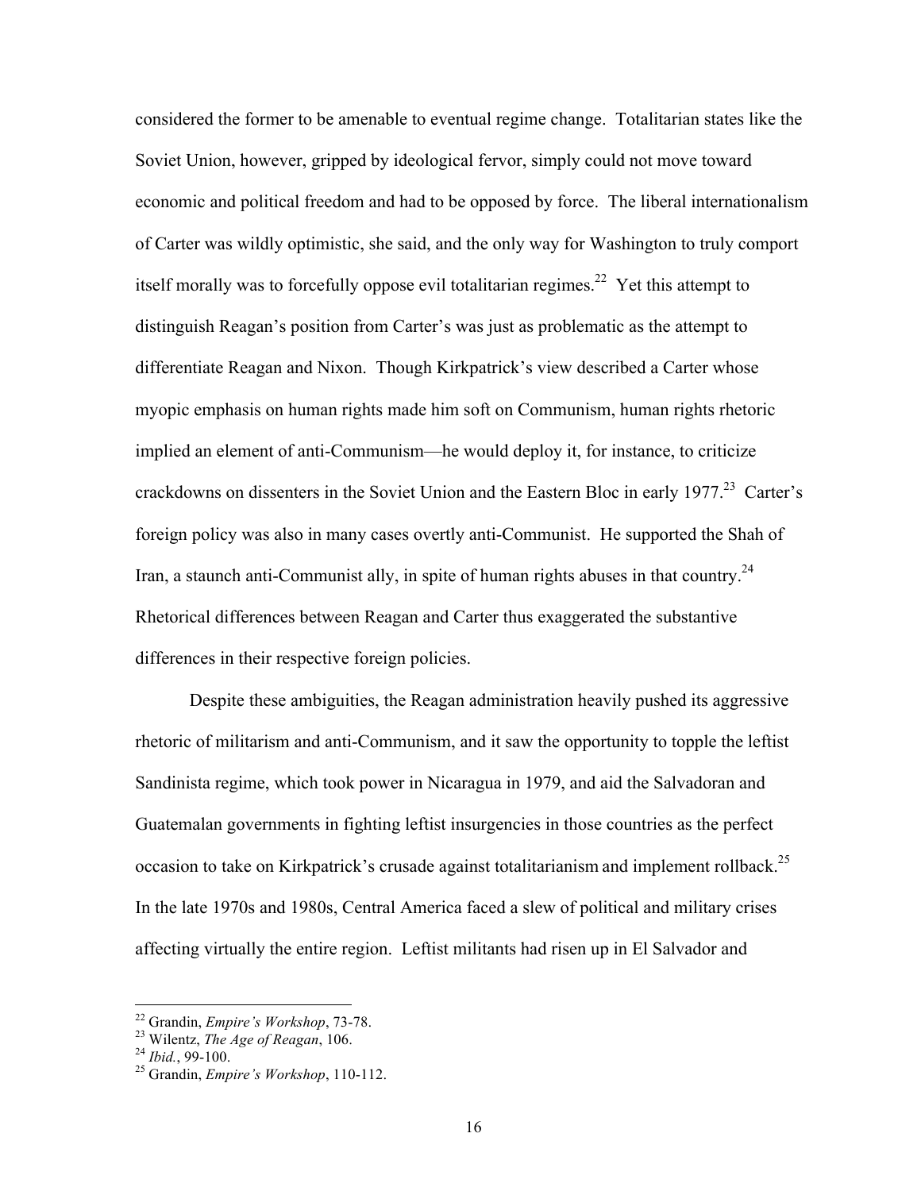considered the former to be amenable to eventual regime change. Totalitarian states like the Soviet Union, however, gripped by ideological fervor, simply could not move toward economic and political freedom and had to be opposed by force. The liberal internationalism of Carter was wildly optimistic, she said, and the only way for Washington to truly comport itself morally was to forcefully oppose evil totalitarian regimes.[22] Yet this attempt to distinguish Reagan's position from Carter's was just as problematic as the attempt to differentiate Reagan and Nixon. Though Kirkpatrick's view described a Carter whose myopic emphasis on human rights made him soft on Communism, human rights rhetoric implied an element of anti-Communism—he would deploy it, for instance, to criticize crackdowns on dissenters in the Soviet Union and the Eastern Bloc in early 1977.[23] Carter's foreign policy was also in many cases overtly anti-Communist. He supported the Shah of Iran, a staunch anti-Communist ally, in spite of human rights abuses in that country.[24] Rhetorical differences between Reagan and Carter thus exaggerated the substantive differences in their respective foreign policies.

Despite these ambiguities, the Reagan administration heavily pushed its aggressive rhetoric of militarism and anti-Communism, and it saw the opportunity to topple the leftist Sandinista regime, which took power in Nicaragua in 1979, and aid the Salvadoran and Guatemalan governments in fighting leftist insurgencies in those countries as the perfect occasion to take on Kirkpatrick's crusade against totalitarianism and implement rollback.[25] In the late 1970s and 1980s, Central America faced a slew of political and military crises affecting virtually the entire region. Leftist militants had risen up in El Salvador and

---

[22] Grandin, *Empire's Workshop*, 73-78.

[23] Wilentz, *The Age of Reagan*, 106.

[24] *Ibid.*, 99-100.

[25] Grandin, *Empire's Workshop*, 110-112.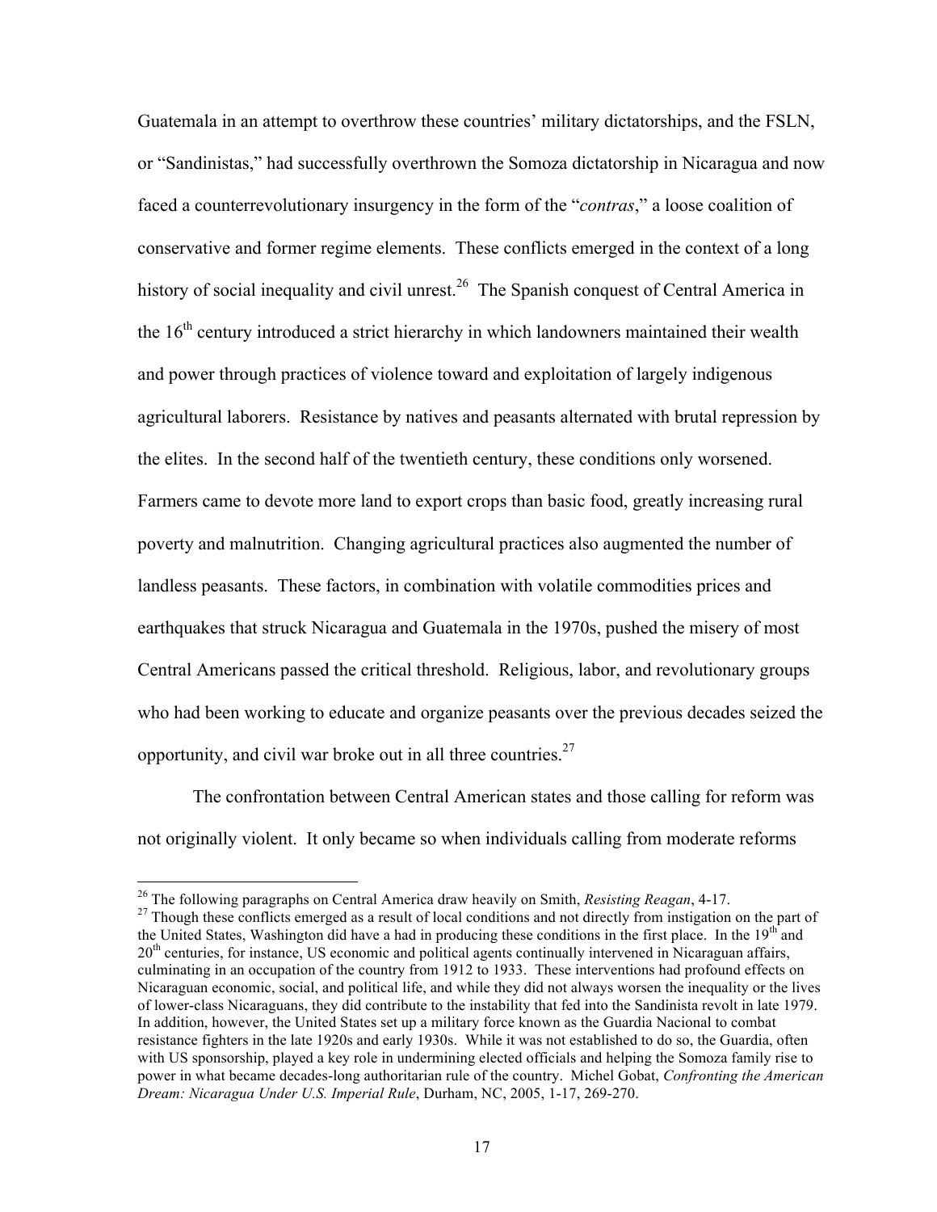Guatemala in an attempt to overthrow these countries' military dictatorships, and the FSLN, or "Sandinistas," had successfully overthrown the Somoza dictatorship in Nicaragua and now faced a counterrevolutionary insurgency in the form of the "*contras*," a loose coalition of conservative and former regime elements. These conflicts emerged in the context of a long history of social inequality and civil unrest.[26] The Spanish conquest of Central America in the 16th century introduced a strict hierarchy in which landowners maintained their wealth and power through practices of violence toward and exploitation of largely indigenous agricultural laborers. Resistance by natives and peasants alternated with brutal repression by the elites. In the second half of the twentieth century, these conditions only worsened. Farmers came to devote more land to export crops than basic food, greatly increasing rural poverty and malnutrition. Changing agricultural practices also augmented the number of landless peasants. These factors, in combination with volatile commodities prices and earthquakes that struck Nicaragua and Guatemala in the 1970s, pushed the misery of most Central Americans passed the critical threshold. Religious, labor, and revolutionary groups who had been working to educate and organize peasants over the previous decades seized the opportunity, and civil war broke out in all three countries.[27]

The confrontation between Central American states and those calling for reform was not originally violent. It only became so when individuals calling from moderate reforms

---

[26] The following paragraphs on Central America draw heavily on Smith, *Resisting Reagan*, 4-17.

[27] Though these conflicts emerged as a result of local conditions and not directly from instigation on the part of the United States, Washington did have a had in producing these conditions in the first place. In the 19th and 20th centuries, for instance, US economic and political agents continually intervened in Nicaraguan affairs, culminating in an occupation of the country from 1912 to 1933. These interventions had profound effects on Nicaraguan economic, social, and political life, and while they did not always worsen the inequality or the lives of lower-class Nicaraguans, they did contribute to the instability that fed into the Sandinista revolt in late 1979. In addition, however, the United States set up a military force known as the Guardia Nacional to combat resistance fighters in the late 1920s and early 1930s. While it was not established to do so, the Guardia, often with US sponsorship, played a key role in undermining elected officials and helping the Somoza family rise to power in what became decades-long authoritarian rule of the country. Michel Gobat, *Confronting the American Dream: Nicaragua Under U.S. Imperial Rule*, Durham, NC, 2005, 1-17, 269-270.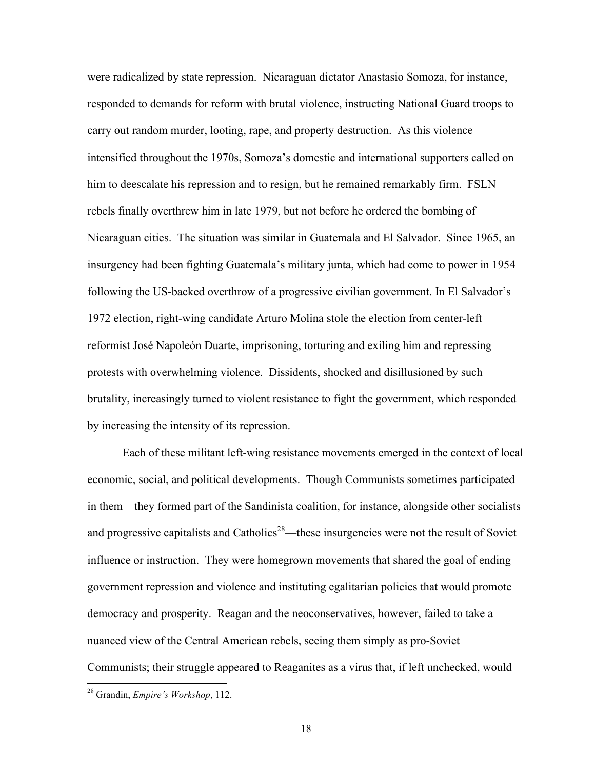were radicalized by state repression. Nicaraguan dictator Anastasio Somoza, for instance, responded to demands for reform with brutal violence, instructing National Guard troops to carry out random murder, looting, rape, and property destruction. As this violence intensified throughout the 1970s, Somoza's domestic and international supporters called on him to deescalate his repression and to resign, but he remained remarkably firm. FSLN rebels finally overthrew him in late 1979, but not before he ordered the bombing of Nicaraguan cities. The situation was similar in Guatemala and El Salvador. Since 1965, an insurgency had been fighting Guatemala's military junta, which had come to power in 1954 following the US-backed overthrow of a progressive civilian government. In El Salvador's 1972 election, right-wing candidate Arturo Molina stole the election from center-left reformist José Napoleón Duarte, imprisoning, torturing and exiling him and repressing protests with overwhelming violence. Dissidents, shocked and disillusioned by such brutality, increasingly turned to violent resistance to fight the government, which responded by increasing the intensity of its repression.

Each of these militant left-wing resistance movements emerged in the context of local economic, social, and political developments. Though Communists sometimes participated in them—they formed part of the Sandinista coalition, for instance, alongside other socialists and progressive capitalists and Catholics[28]—these insurgencies were not the result of Soviet influence or instruction. They were homegrown movements that shared the goal of ending government repression and violence and instituting egalitarian policies that would promote democracy and prosperity. Reagan and the neoconservatives, however, failed to take a nuanced view of the Central American rebels, seeing them simply as pro-Soviet Communists; their struggle appeared to Reaganites as a virus that, if left unchecked, would

[28] Grandin, *Empire's Workshop*, 112.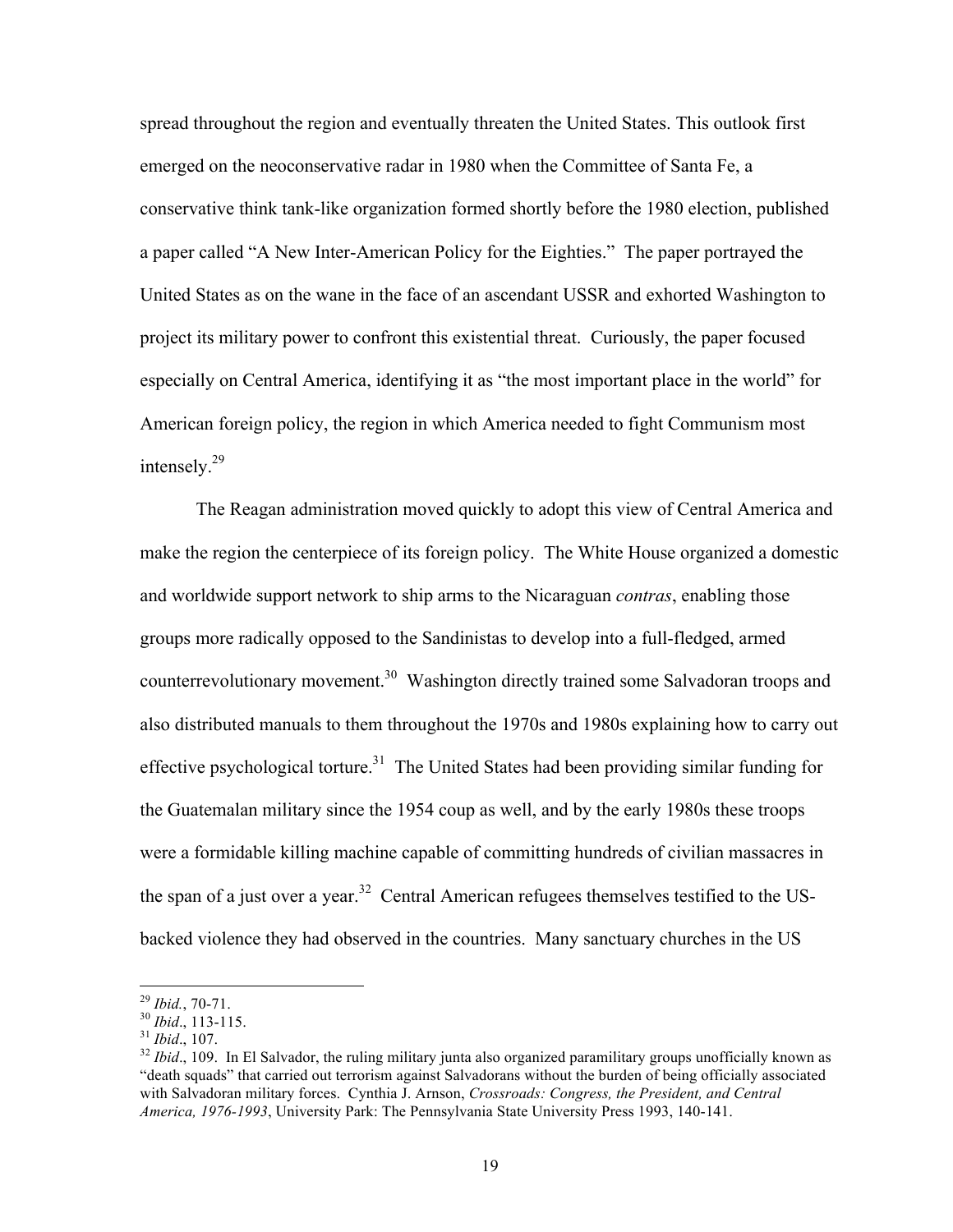spread throughout the region and eventually threaten the United States. This outlook first emerged on the neoconservative radar in 1980 when the Committee of Santa Fe, a conservative think tank-like organization formed shortly before the 1980 election, published a paper called "A New Inter-American Policy for the Eighties." The paper portrayed the United States as on the wane in the face of an ascendant USSR and exhorted Washington to project its military power to confront this existential threat. Curiously, the paper focused especially on Central America, identifying it as "the most important place in the world" for American foreign policy, the region in which America needed to fight Communism most intensely.[29]

The Reagan administration moved quickly to adopt this view of Central America and make the region the centerpiece of its foreign policy. The White House organized a domestic and worldwide support network to ship arms to the Nicaraguan *contras*, enabling those groups more radically opposed to the Sandinistas to develop into a full-fledged, armed counterrevolutionary movement.[30] Washington directly trained some Salvadoran troops and also distributed manuals to them throughout the 1970s and 1980s explaining how to carry out effective psychological torture.[31] The United States had been providing similar funding for the Guatemalan military since the 1954 coup as well, and by the early 1980s these troops were a formidable killing machine capable of committing hundreds of civilian massacres in the span of a just over a year.[32] Central American refugees themselves testified to the US-backed violence they had observed in the countries. Many sanctuary churches in the US

---

[29] *Ibid.*, 70-71.

[30] *Ibid*., 113-115.

[31] *Ibid*., 107.

[32] *Ibid*., 109. In El Salvador, the ruling military junta also organized paramilitary groups unofficially known as "death squads" that carried out terrorism against Salvadorans without the burden of being officially associated with Salvadoran military forces. Cynthia J. Arnson, *Crossroads: Congress, the President, and Central America, 1976-1993*, University Park: The Pennsylvania State University Press 1993, 140-141.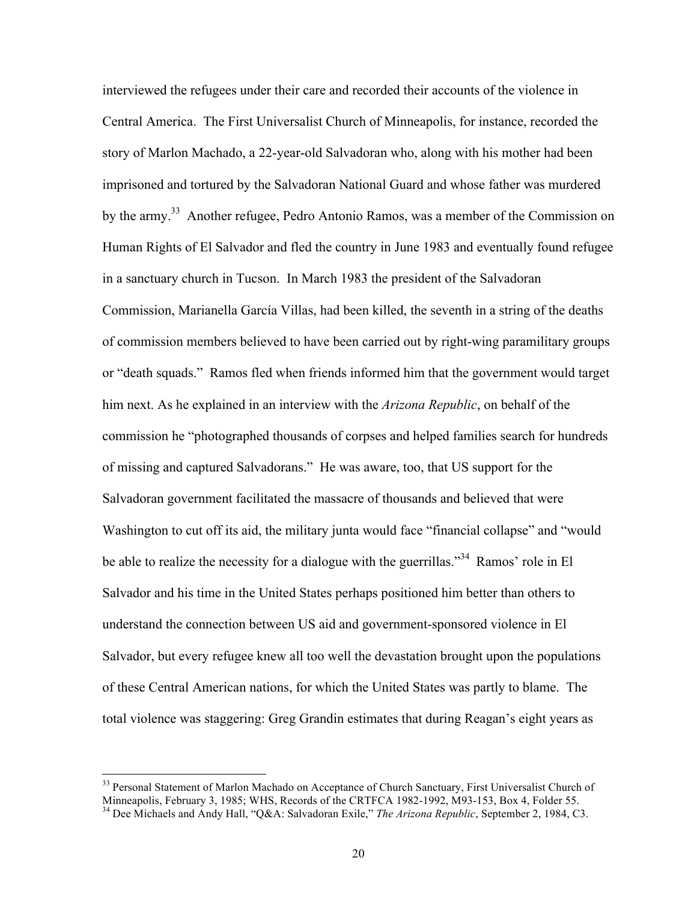interviewed the refugees under their care and recorded their accounts of the violence in Central America. The First Universalist Church of Minneapolis, for instance, recorded the story of Marlon Machado, a 22-year-old Salvadoran who, along with his mother had been imprisoned and tortured by the Salvadoran National Guard and whose father was murdered by the army.[33] Another refugee, Pedro Antonio Ramos, was a member of the Commission on Human Rights of El Salvador and fled the country in June 1983 and eventually found refugee in a sanctuary church in Tucson. In March 1983 the president of the Salvadoran Commission, Marianella García Villas, had been killed, the seventh in a string of the deaths of commission members believed to have been carried out by right-wing paramilitary groups or "death squads." Ramos fled when friends informed him that the government would target him next. As he explained in an interview with the *Arizona Republic*, on behalf of the commission he "photographed thousands of corpses and helped families search for hundreds of missing and captured Salvadorans." He was aware, too, that US support for the Salvadoran government facilitated the massacre of thousands and believed that were Washington to cut off its aid, the military junta would face "financial collapse" and "would be able to realize the necessity for a dialogue with the guerrillas."[34] Ramos' role in El Salvador and his time in the United States perhaps positioned him better than others to understand the connection between US aid and government-sponsored violence in El Salvador, but every refugee knew all too well the devastation brought upon the populations of these Central American nations, for which the United States was partly to blame. The total violence was staggering: Greg Grandin estimates that during Reagan's eight years as

[33] Personal Statement of Marlon Machado on Acceptance of Church Sanctuary, First Universalist Church of Minneapolis, February 3, 1985; WHS, Records of the CRTFCA 1982-1992, M93-153, Box 4, Folder 55.

[34] Dee Michaels and Andy Hall, "Q&A: Salvadoran Exile," *The Arizona Republic*, September 2, 1984, C3.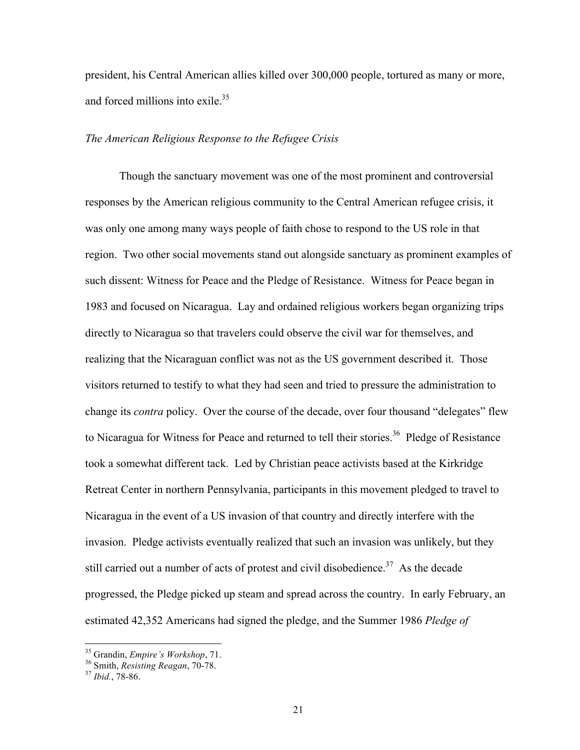president, his Central American allies killed over 300,000 people, tortured as many or more, and forced millions into exile.[35]

*The American Religious Response to the Refugee Crisis*

Though the sanctuary movement was one of the most prominent and controversial responses by the American religious community to the Central American refugee crisis, it was only one among many ways people of faith chose to respond to the US role in that region. Two other social movements stand out alongside sanctuary as prominent examples of such dissent: Witness for Peace and the Pledge of Resistance. Witness for Peace began in 1983 and focused on Nicaragua. Lay and ordained religious workers began organizing trips directly to Nicaragua so that travelers could observe the civil war for themselves, and realizing that the Nicaraguan conflict was not as the US government described it. Those visitors returned to testify to what they had seen and tried to pressure the administration to change its *contra* policy. Over the course of the decade, over four thousand "delegates" flew to Nicaragua for Witness for Peace and returned to tell their stories.[36] Pledge of Resistance took a somewhat different tack. Led by Christian peace activists based at the Kirkridge Retreat Center in northern Pennsylvania, participants in this movement pledged to travel to Nicaragua in the event of a US invasion of that country and directly interfere with the invasion. Pledge activists eventually realized that such an invasion was unlikely, but they still carried out a number of acts of protest and civil disobedience.[37] As the decade progressed, the Pledge picked up steam and spread across the country. In early February, an estimated 42,352 Americans had signed the pledge, and the Summer 1986 *Pledge of*

---

[35] Grandin, *Empire's Workshop*, 71.
[36] Smith, *Resisting Reagan*, 70-78.
[37] *Ibid.*, 78-86.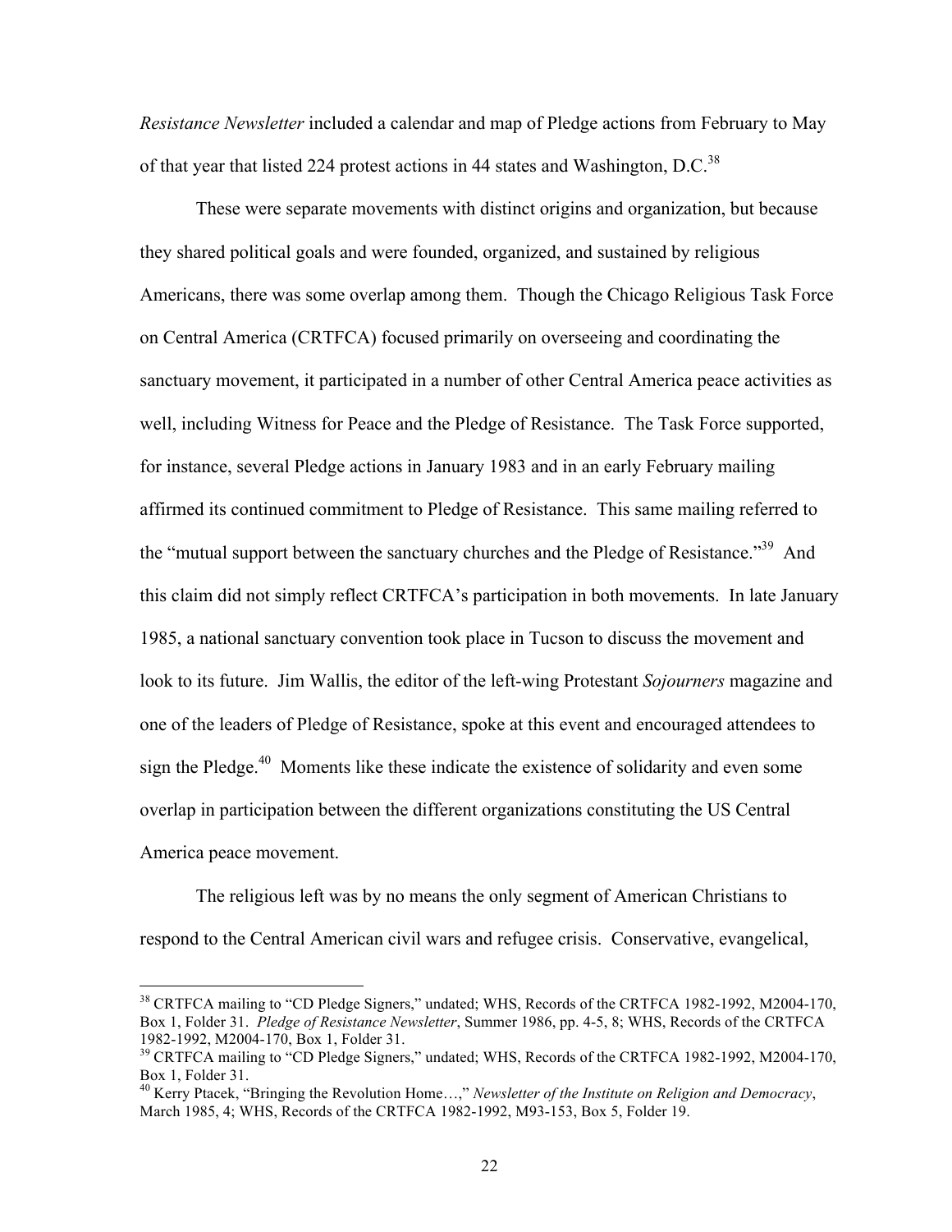*Resistance Newsletter* included a calendar and map of Pledge actions from February to May of that year that listed 224 protest actions in 44 states and Washington, D.C.[38]

These were separate movements with distinct origins and organization, but because they shared political goals and were founded, organized, and sustained by religious Americans, there was some overlap among them. Though the Chicago Religious Task Force on Central America (CRTFCA) focused primarily on overseeing and coordinating the sanctuary movement, it participated in a number of other Central America peace activities as well, including Witness for Peace and the Pledge of Resistance. The Task Force supported, for instance, several Pledge actions in January 1983 and in an early February mailing affirmed its continued commitment to Pledge of Resistance. This same mailing referred to the "mutual support between the sanctuary churches and the Pledge of Resistance."[39] And this claim did not simply reflect CRTFCA's participation in both movements. In late January 1985, a national sanctuary convention took place in Tucson to discuss the movement and look to its future. Jim Wallis, the editor of the left-wing Protestant *Sojourners* magazine and one of the leaders of Pledge of Resistance, spoke at this event and encouraged attendees to sign the Pledge.[40] Moments like these indicate the existence of solidarity and even some overlap in participation between the different organizations constituting the US Central America peace movement.

The religious left was by no means the only segment of American Christians to respond to the Central American civil wars and refugee crisis. Conservative, evangelical,

---

[38] CRTFCA mailing to "CD Pledge Signers," undated; WHS, Records of the CRTFCA 1982-1992, M2004-170, Box 1, Folder 31. *Pledge of Resistance Newsletter*, Summer 1986, pp. 4-5, 8; WHS, Records of the CRTFCA 1982-1992, M2004-170, Box 1, Folder 31.

[39] CRTFCA mailing to "CD Pledge Signers," undated; WHS, Records of the CRTFCA 1982-1992, M2004-170, Box 1, Folder 31.

[40] Kerry Ptacek, "Bringing the Revolution Home…," *Newsletter of the Institute on Religion and Democracy*, March 1985, 4; WHS, Records of the CRTFCA 1982-1992, M93-153, Box 5, Folder 19.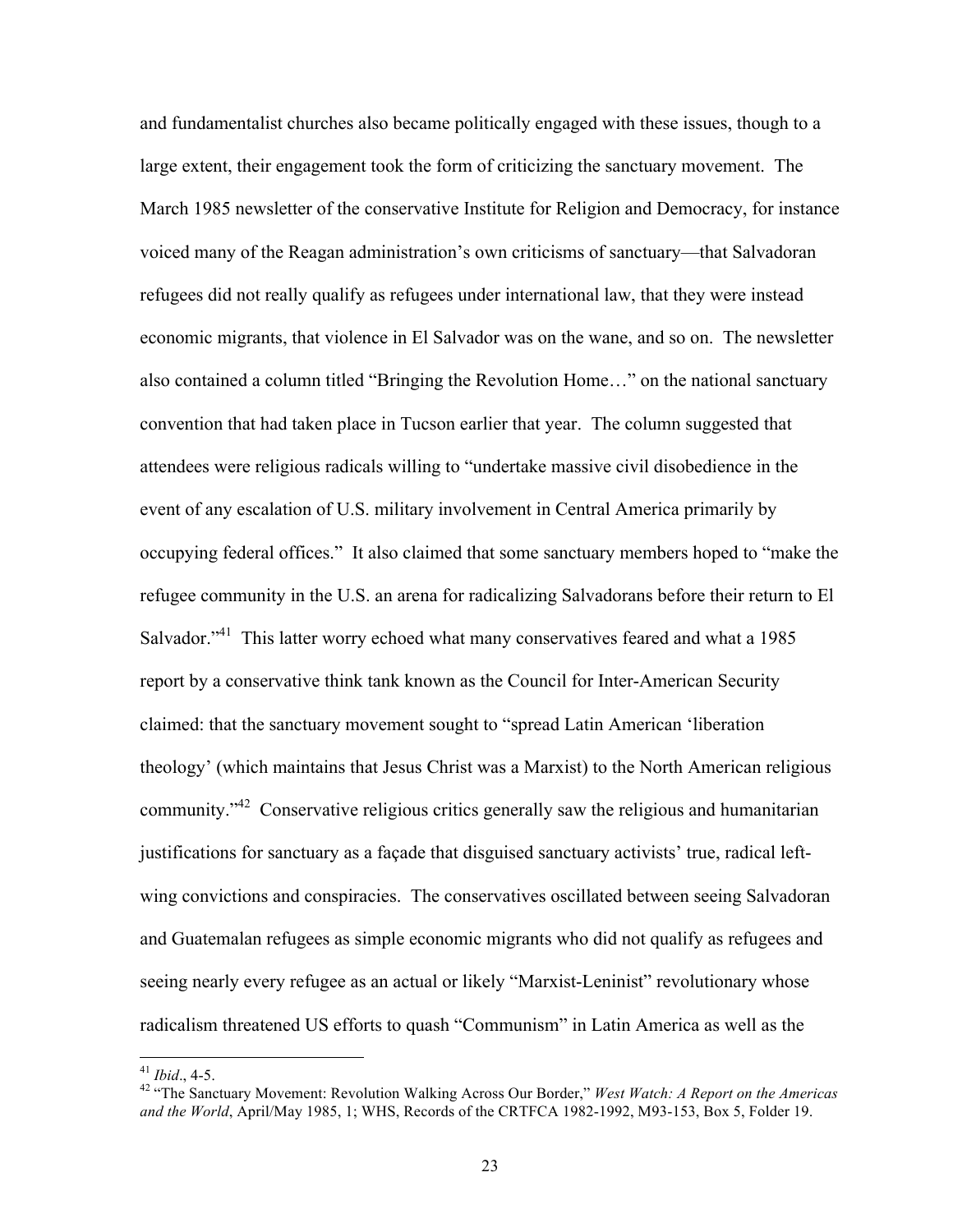and fundamentalist churches also became politically engaged with these issues, though to a large extent, their engagement took the form of criticizing the sanctuary movement. The March 1985 newsletter of the conservative Institute for Religion and Democracy, for instance voiced many of the Reagan administration's own criticisms of sanctuary—that Salvadoran refugees did not really qualify as refugees under international law, that they were instead economic migrants, that violence in El Salvador was on the wane, and so on. The newsletter also contained a column titled "Bringing the Revolution Home…" on the national sanctuary convention that had taken place in Tucson earlier that year. The column suggested that attendees were religious radicals willing to "undertake massive civil disobedience in the event of any escalation of U.S. military involvement in Central America primarily by occupying federal offices." It also claimed that some sanctuary members hoped to "make the refugee community in the U.S. an arena for radicalizing Salvadorans before their return to El Salvador."[41] This latter worry echoed what many conservatives feared and what a 1985 report by a conservative think tank known as the Council for Inter-American Security claimed: that the sanctuary movement sought to "spread Latin American 'liberation theology' (which maintains that Jesus Christ was a Marxist) to the North American religious community."[42] Conservative religious critics generally saw the religious and humanitarian justifications for sanctuary as a façade that disguised sanctuary activists' true, radical left-wing convictions and conspiracies. The conservatives oscillated between seeing Salvadoran and Guatemalan refugees as simple economic migrants who did not qualify as refugees and seeing nearly every refugee as an actual or likely "Marxist-Leninist" revolutionary whose radicalism threatened US efforts to quash "Communism" in Latin America as well as the

---

[41] *Ibid*., 4-5.

[42] "The Sanctuary Movement: Revolution Walking Across Our Border," *West Watch: A Report on the Americas and the World*, April/May 1985, 1; WHS, Records of the CRTFCA 1982-1992, M93-153, Box 5, Folder 19.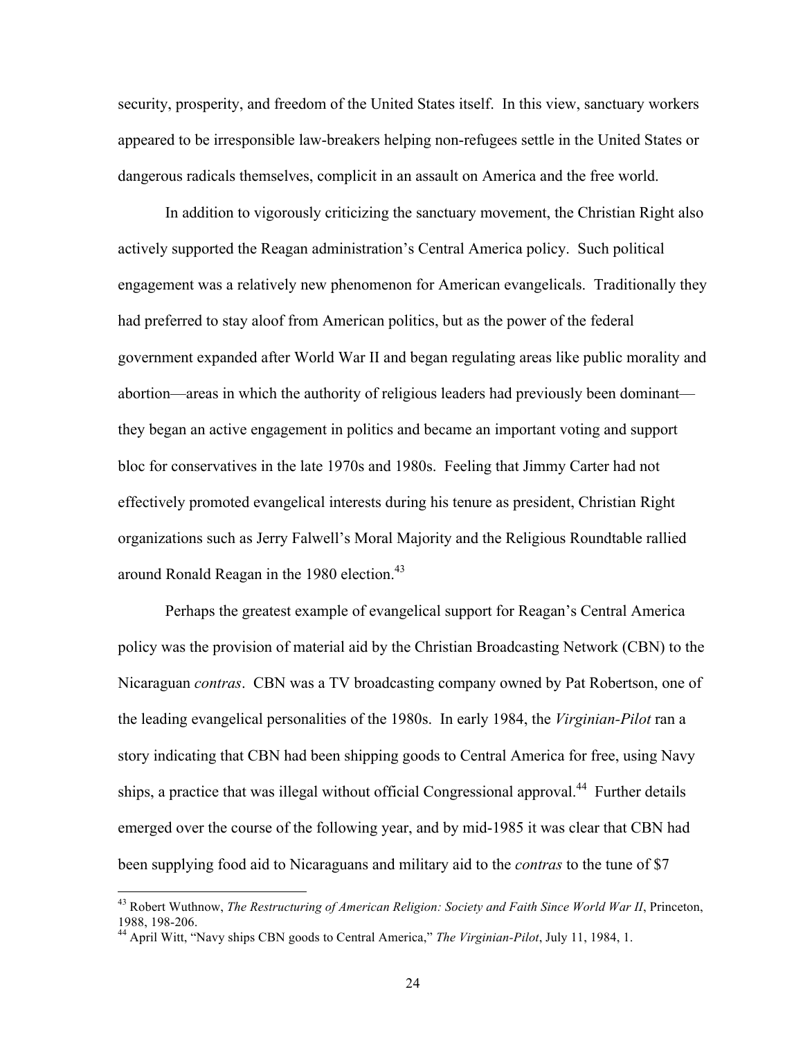security, prosperity, and freedom of the United States itself. In this view, sanctuary workers appeared to be irresponsible law-breakers helping non-refugees settle in the United States or dangerous radicals themselves, complicit in an assault on America and the free world.

In addition to vigorously criticizing the sanctuary movement, the Christian Right also actively supported the Reagan administration's Central America policy. Such political engagement was a relatively new phenomenon for American evangelicals. Traditionally they had preferred to stay aloof from American politics, but as the power of the federal government expanded after World War II and began regulating areas like public morality and abortion—areas in which the authority of religious leaders had previously been dominant—they began an active engagement in politics and became an important voting and support bloc for conservatives in the late 1970s and 1980s. Feeling that Jimmy Carter had not effectively promoted evangelical interests during his tenure as president, Christian Right organizations such as Jerry Falwell's Moral Majority and the Religious Roundtable rallied around Ronald Reagan in the 1980 election.[43]

Perhaps the greatest example of evangelical support for Reagan's Central America policy was the provision of material aid by the Christian Broadcasting Network (CBN) to the Nicaraguan *contras*. CBN was a TV broadcasting company owned by Pat Robertson, one of the leading evangelical personalities of the 1980s. In early 1984, the *Virginian-Pilot* ran a story indicating that CBN had been shipping goods to Central America for free, using Navy ships, a practice that was illegal without official Congressional approval.[44] Further details emerged over the course of the following year, and by mid-1985 it was clear that CBN had been supplying food aid to Nicaraguans and military aid to the *contras* to the tune of $7

[43] Robert Wuthnow, *The Restructuring of American Religion: Society and Faith Since World War II*, Princeton, 1988, 198-206.

[44] April Witt, "Navy ships CBN goods to Central America," *The Virginian-Pilot*, July 11, 1984, 1.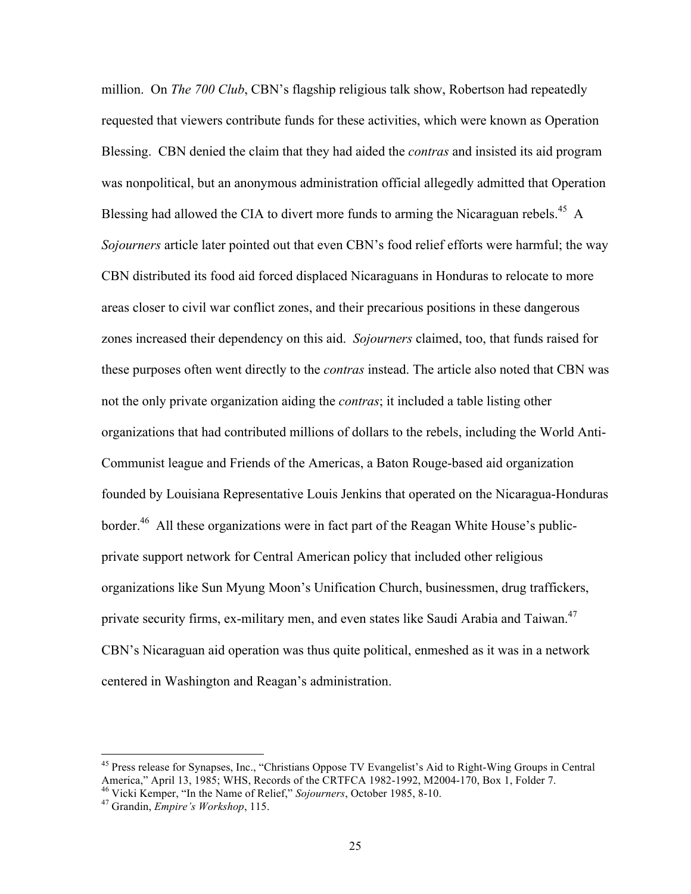million. On *The 700 Club*, CBN's flagship religious talk show, Robertson had repeatedly requested that viewers contribute funds for these activities, which were known as Operation Blessing. CBN denied the claim that they had aided the *contras* and insisted its aid program was nonpolitical, but an anonymous administration official allegedly admitted that Operation Blessing had allowed the CIA to divert more funds to arming the Nicaraguan rebels.[45] A *Sojourners* article later pointed out that even CBN's food relief efforts were harmful; the way CBN distributed its food aid forced displaced Nicaraguans in Honduras to relocate to more areas closer to civil war conflict zones, and their precarious positions in these dangerous zones increased their dependency on this aid. *Sojourners* claimed, too, that funds raised for these purposes often went directly to the *contras* instead. The article also noted that CBN was not the only private organization aiding the *contras*; it included a table listing other organizations that had contributed millions of dollars to the rebels, including the World Anti-Communist league and Friends of the Americas, a Baton Rouge-based aid organization founded by Louisiana Representative Louis Jenkins that operated on the Nicaragua-Honduras border.[46] All these organizations were in fact part of the Reagan White House's public-private support network for Central American policy that included other religious organizations like Sun Myung Moon's Unification Church, businessmen, drug traffickers, private security firms, ex-military men, and even states like Saudi Arabia and Taiwan.[47] CBN's Nicaraguan aid operation was thus quite political, enmeshed as it was in a network centered in Washington and Reagan's administration.

---

[45] Press release for Synapses, Inc., "Christians Oppose TV Evangelist's Aid to Right-Wing Groups in Central America," April 13, 1985; WHS, Records of the CRTFCA 1982-1992, M2004-170, Box 1, Folder 7.

[46] Vicki Kemper, "In the Name of Relief," *Sojourners*, October 1985, 8-10.

[47] Grandin, *Empire's Workshop*, 115.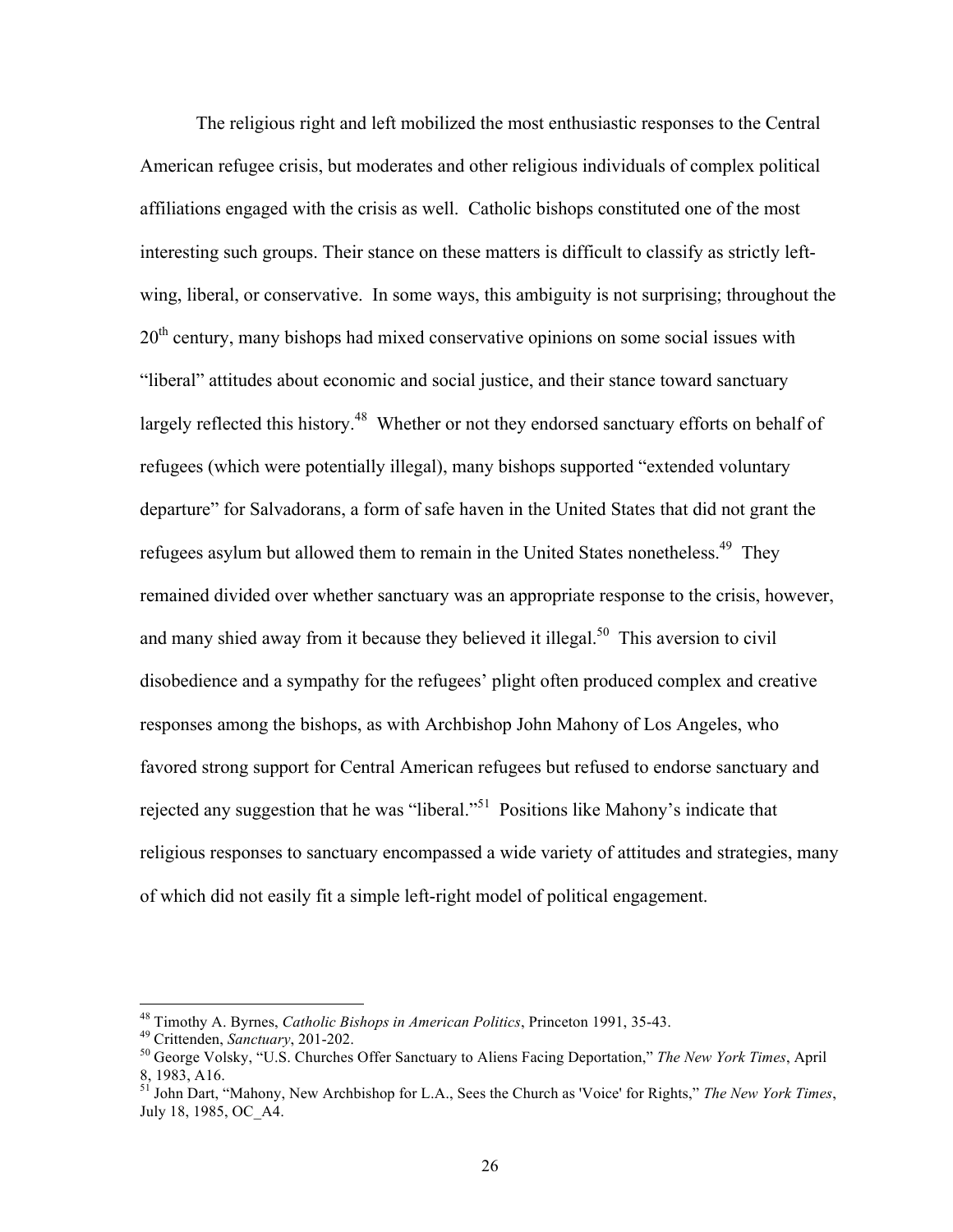The religious right and left mobilized the most enthusiastic responses to the Central American refugee crisis, but moderates and other religious individuals of complex political affiliations engaged with the crisis as well. Catholic bishops constituted one of the most interesting such groups. Their stance on these matters is difficult to classify as strictly left-wing, liberal, or conservative. In some ways, this ambiguity is not surprising; throughout the 20th century, many bishops had mixed conservative opinions on some social issues with "liberal" attitudes about economic and social justice, and their stance toward sanctuary largely reflected this history.[48] Whether or not they endorsed sanctuary efforts on behalf of refugees (which were potentially illegal), many bishops supported "extended voluntary departure" for Salvadorans, a form of safe haven in the United States that did not grant the refugees asylum but allowed them to remain in the United States nonetheless.[49] They remained divided over whether sanctuary was an appropriate response to the crisis, however, and many shied away from it because they believed it illegal.[50] This aversion to civil disobedience and a sympathy for the refugees' plight often produced complex and creative responses among the bishops, as with Archbishop John Mahony of Los Angeles, who favored strong support for Central American refugees but refused to endorse sanctuary and rejected any suggestion that he was "liberal."[51] Positions like Mahony's indicate that religious responses to sanctuary encompassed a wide variety of attitudes and strategies, many of which did not easily fit a simple left-right model of political engagement.

---

[48] Timothy A. Byrnes, *Catholic Bishops in American Politics*, Princeton 1991, 35-43.

[49] Crittenden, *Sanctuary*, 201-202.

[50] George Volsky, "U.S. Churches Offer Sanctuary to Aliens Facing Deportation," *The New York Times*, April 8, 1983, A16.

[51] John Dart, "Mahony, New Archbishop for L.A., Sees the Church as 'Voice' for Rights," *The New York Times*, July 18, 1985, OC_A4.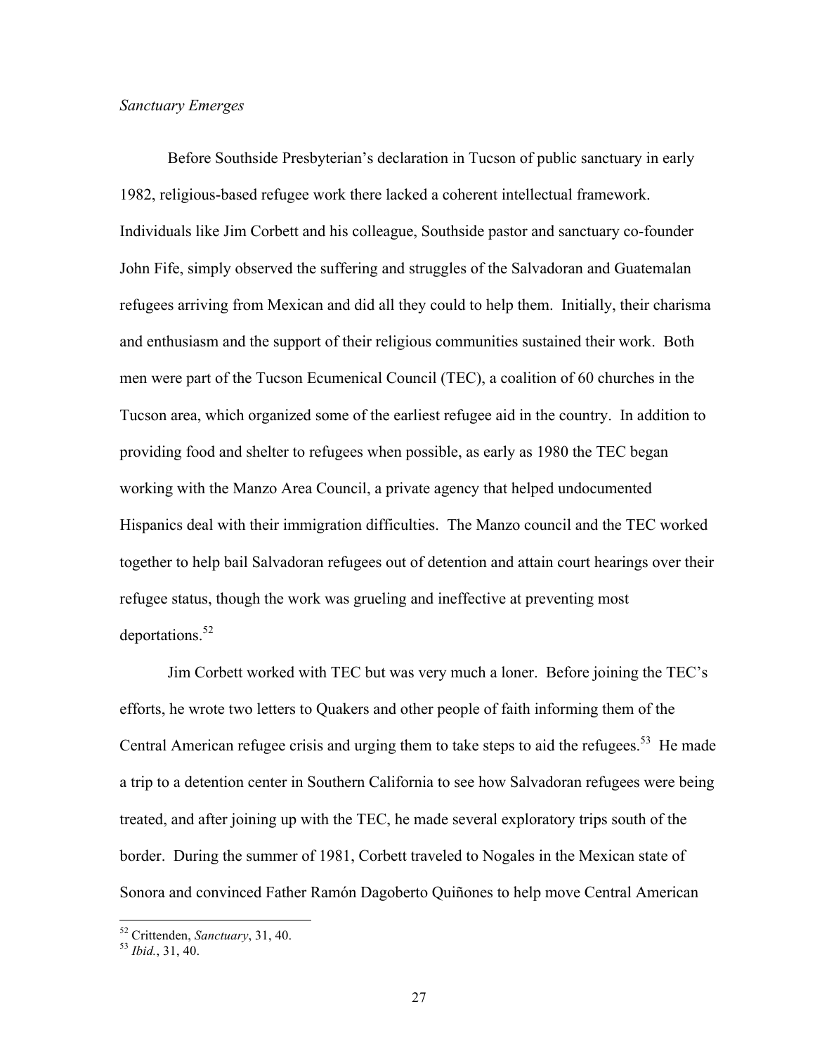*Sanctuary Emerges*

Before Southside Presbyterian's declaration in Tucson of public sanctuary in early 1982, religious-based refugee work there lacked a coherent intellectual framework. Individuals like Jim Corbett and his colleague, Southside pastor and sanctuary co-founder John Fife, simply observed the suffering and struggles of the Salvadoran and Guatemalan refugees arriving from Mexican and did all they could to help them. Initially, their charisma and enthusiasm and the support of their religious communities sustained their work. Both men were part of the Tucson Ecumenical Council (TEC), a coalition of 60 churches in the Tucson area, which organized some of the earliest refugee aid in the country. In addition to providing food and shelter to refugees when possible, as early as 1980 the TEC began working with the Manzo Area Council, a private agency that helped undocumented Hispanics deal with their immigration difficulties. The Manzo council and the TEC worked together to help bail Salvadoran refugees out of detention and attain court hearings over their refugee status, though the work was grueling and ineffective at preventing most deportations.[52]

Jim Corbett worked with TEC but was very much a loner. Before joining the TEC's efforts, he wrote two letters to Quakers and other people of faith informing them of the Central American refugee crisis and urging them to take steps to aid the refugees.[53] He made a trip to a detention center in Southern California to see how Salvadoran refugees were being treated, and after joining up with the TEC, he made several exploratory trips south of the border. During the summer of 1981, Corbett traveled to Nogales in the Mexican state of Sonora and convinced Father Ramón Dagoberto Quiñones to help move Central American

---

[52] Crittenden, *Sanctuary*, 31, 40.

[53] *Ibid.*, 31, 40.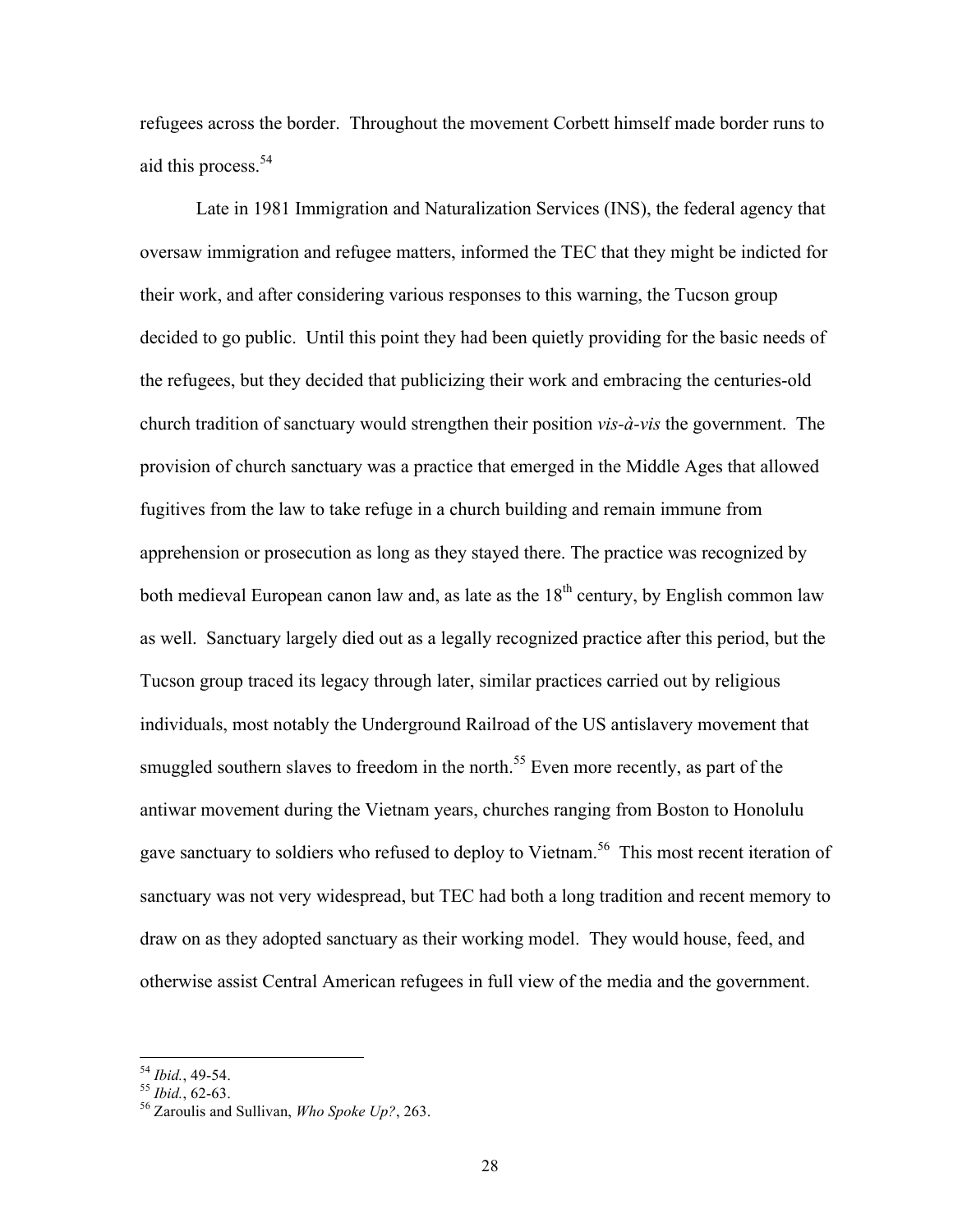refugees across the border. Throughout the movement Corbett himself made border runs to aid this process.[54]

Late in 1981 Immigration and Naturalization Services (INS), the federal agency that oversaw immigration and refugee matters, informed the TEC that they might be indicted for their work, and after considering various responses to this warning, the Tucson group decided to go public. Until this point they had been quietly providing for the basic needs of the refugees, but they decided that publicizing their work and embracing the centuries-old church tradition of sanctuary would strengthen their position *vis-à-vis* the government. The provision of church sanctuary was a practice that emerged in the Middle Ages that allowed fugitives from the law to take refuge in a church building and remain immune from apprehension or prosecution as long as they stayed there. The practice was recognized by both medieval European canon law and, as late as the 18th century, by English common law as well. Sanctuary largely died out as a legally recognized practice after this period, but the Tucson group traced its legacy through later, similar practices carried out by religious individuals, most notably the Underground Railroad of the US antislavery movement that smuggled southern slaves to freedom in the north.[55] Even more recently, as part of the antiwar movement during the Vietnam years, churches ranging from Boston to Honolulu gave sanctuary to soldiers who refused to deploy to Vietnam.[56] This most recent iteration of sanctuary was not very widespread, but TEC had both a long tradition and recent memory to draw on as they adopted sanctuary as their working model. They would house, feed, and otherwise assist Central American refugees in full view of the media and the government.

---

[54] *Ibid.*, 49-54.

[55] *Ibid.*, 62-63.

[56] Zaroulis and Sullivan, *Who Spoke Up?*, 263.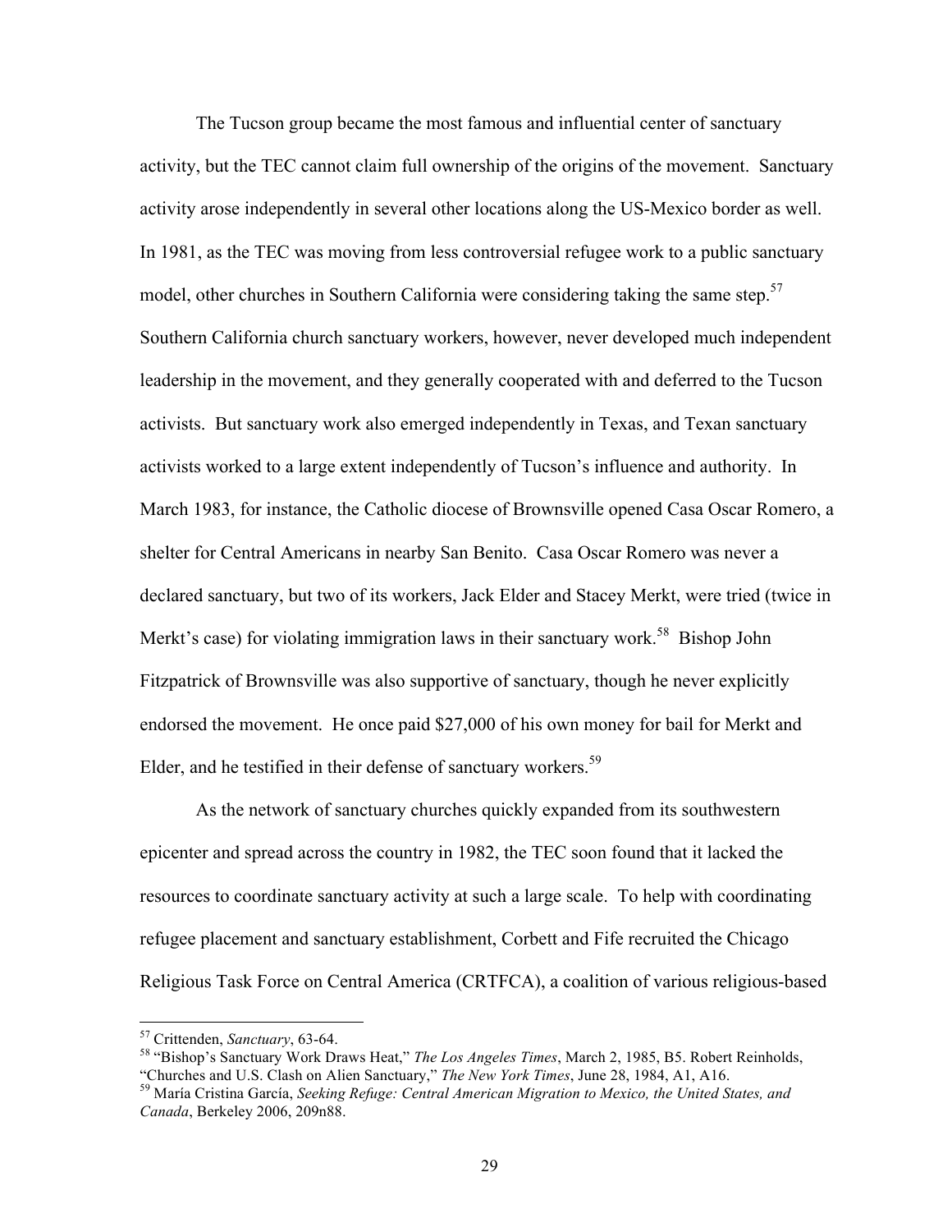The Tucson group became the most famous and influential center of sanctuary activity, but the TEC cannot claim full ownership of the origins of the movement. Sanctuary activity arose independently in several other locations along the US-Mexico border as well. In 1981, as the TEC was moving from less controversial refugee work to a public sanctuary model, other churches in Southern California were considering taking the same step.[57] Southern California church sanctuary workers, however, never developed much independent leadership in the movement, and they generally cooperated with and deferred to the Tucson activists. But sanctuary work also emerged independently in Texas, and Texan sanctuary activists worked to a large extent independently of Tucson's influence and authority. In March 1983, for instance, the Catholic diocese of Brownsville opened Casa Oscar Romero, a shelter for Central Americans in nearby San Benito. Casa Oscar Romero was never a declared sanctuary, but two of its workers, Jack Elder and Stacey Merkt, were tried (twice in Merkt's case) for violating immigration laws in their sanctuary work.[58] Bishop John Fitzpatrick of Brownsville was also supportive of sanctuary, though he never explicitly endorsed the movement. He once paid $27,000 of his own money for bail for Merkt and Elder, and he testified in their defense of sanctuary workers.[59]

As the network of sanctuary churches quickly expanded from its southwestern epicenter and spread across the country in 1982, the TEC soon found that it lacked the resources to coordinate sanctuary activity at such a large scale. To help with coordinating refugee placement and sanctuary establishment, Corbett and Fife recruited the Chicago Religious Task Force on Central America (CRTFCA), a coalition of various religious-based

---

[57] Crittenden, *Sanctuary*, 63-64.

[58] "Bishop's Sanctuary Work Draws Heat," *The Los Angeles Times*, March 2, 1985, B5. Robert Reinholds, "Churches and U.S. Clash on Alien Sanctuary," *The New York Times*, June 28, 1984, A1, A16.

[59] María Cristina García, *Seeking Refuge: Central American Migration to Mexico, the United States, and Canada*, Berkeley 2006, 209n88.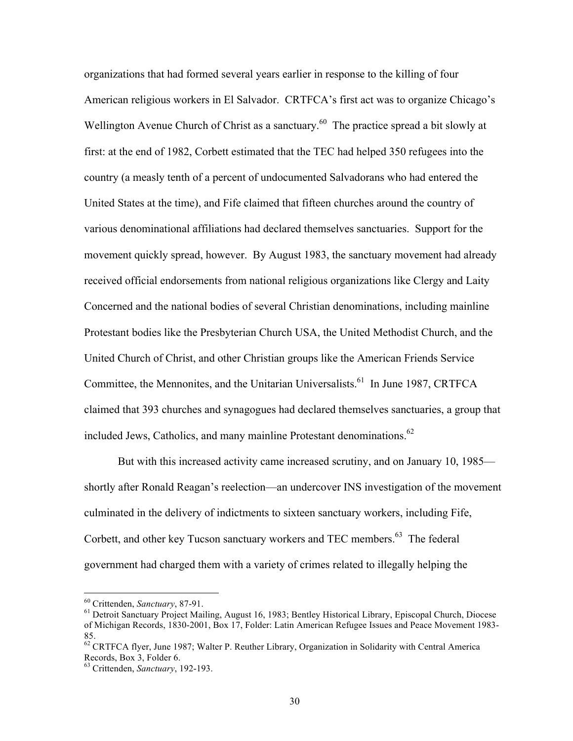organizations that had formed several years earlier in response to the killing of four American religious workers in El Salvador. CRTFCA's first act was to organize Chicago's Wellington Avenue Church of Christ as a sanctuary.[60] The practice spread a bit slowly at first: at the end of 1982, Corbett estimated that the TEC had helped 350 refugees into the country (a measly tenth of a percent of undocumented Salvadorans who had entered the United States at the time), and Fife claimed that fifteen churches around the country of various denominational affiliations had declared themselves sanctuaries. Support for the movement quickly spread, however. By August 1983, the sanctuary movement had already received official endorsements from national religious organizations like Clergy and Laity Concerned and the national bodies of several Christian denominations, including mainline Protestant bodies like the Presbyterian Church USA, the United Methodist Church, and the United Church of Christ, and other Christian groups like the American Friends Service Committee, the Mennonites, and the Unitarian Universalists.[61] In June 1987, CRTFCA claimed that 393 churches and synagogues had declared themselves sanctuaries, a group that included Jews, Catholics, and many mainline Protestant denominations.[62]

But with this increased activity came increased scrutiny, and on January 10, 1985—shortly after Ronald Reagan's reelection—an undercover INS investigation of the movement culminated in the delivery of indictments to sixteen sanctuary workers, including Fife, Corbett, and other key Tucson sanctuary workers and TEC members.[63] The federal government had charged them with a variety of crimes related to illegally helping the

---

[60] Crittenden, *Sanctuary*, 87-91.

[61] Detroit Sanctuary Project Mailing, August 16, 1983; Bentley Historical Library, Episcopal Church, Diocese of Michigan Records, 1830-2001, Box 17, Folder: Latin American Refugee Issues and Peace Movement 1983-85.

[62] CRTFCA flyer, June 1987; Walter P. Reuther Library, Organization in Solidarity with Central America Records, Box 3, Folder 6.

[63] Crittenden, *Sanctuary*, 192-193.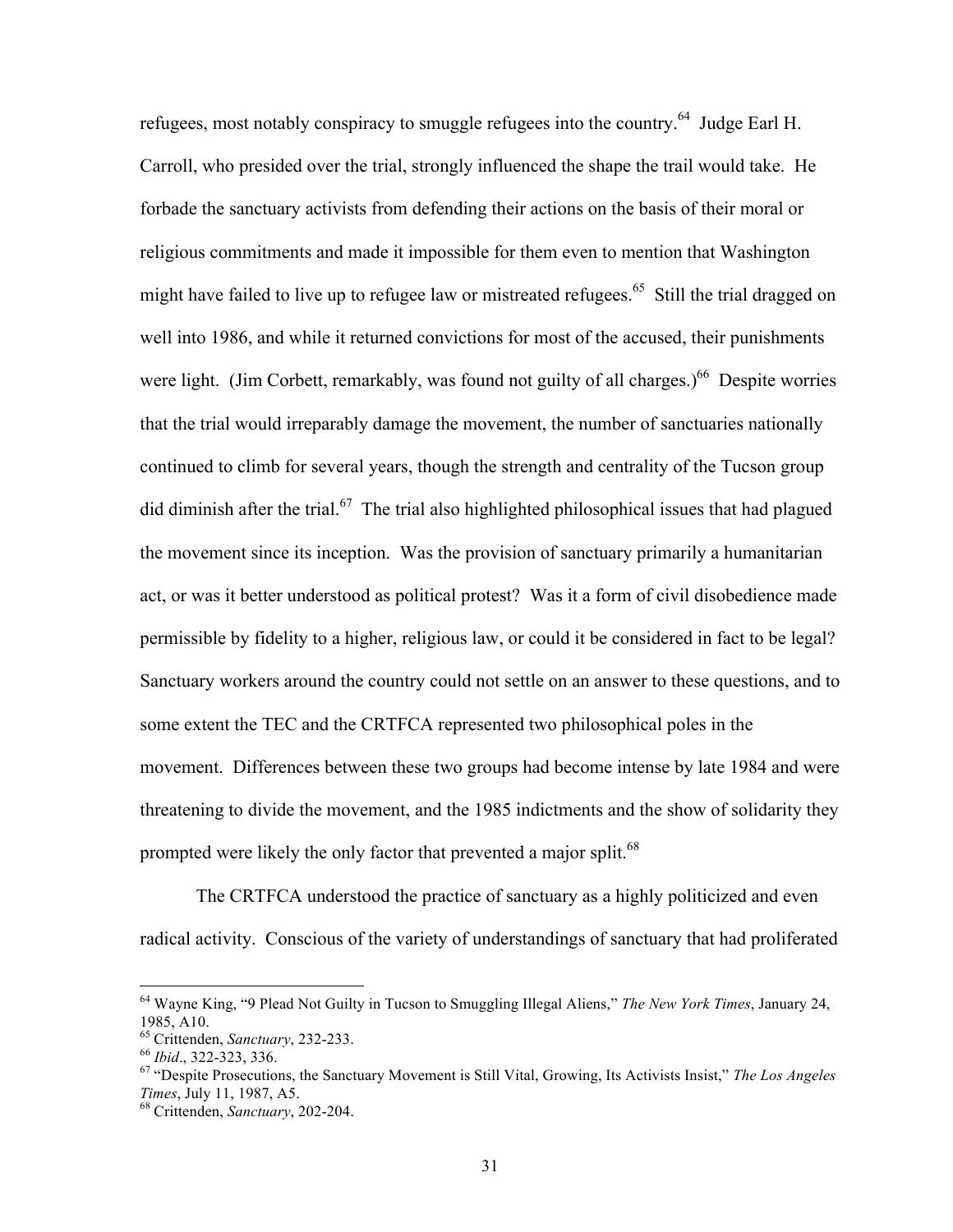refugees, most notably conspiracy to smuggle refugees into the country.[64] Judge Earl H. Carroll, who presided over the trial, strongly influenced the shape the trail would take. He forbade the sanctuary activists from defending their actions on the basis of their moral or religious commitments and made it impossible for them even to mention that Washington might have failed to live up to refugee law or mistreated refugees.[65] Still the trial dragged on well into 1986, and while it returned convictions for most of the accused, their punishments were light. (Jim Corbett, remarkably, was found not guilty of all charges.)[66] Despite worries that the trial would irreparably damage the movement, the number of sanctuaries nationally continued to climb for several years, though the strength and centrality of the Tucson group did diminish after the trial.[67] The trial also highlighted philosophical issues that had plagued the movement since its inception. Was the provision of sanctuary primarily a humanitarian act, or was it better understood as political protest? Was it a form of civil disobedience made permissible by fidelity to a higher, religious law, or could it be considered in fact to be legal? Sanctuary workers around the country could not settle on an answer to these questions, and to some extent the TEC and the CRTFCA represented two philosophical poles in the movement. Differences between these two groups had become intense by late 1984 and were threatening to divide the movement, and the 1985 indictments and the show of solidarity they prompted were likely the only factor that prevented a major split.[68]

The CRTFCA understood the practice of sanctuary as a highly politicized and even radical activity. Conscious of the variety of understandings of sanctuary that had proliferated

[64] Wayne King, "9 Plead Not Guilty in Tucson to Smuggling Illegal Aliens," *The New York Times*, January 24, 1985, A10.
[65] Crittenden, *Sanctuary*, 232-233.
[66] *Ibid*., 322-323, 336.
[67] "Despite Prosecutions, the Sanctuary Movement is Still Vital, Growing, Its Activists Insist," *The Los Angeles Times*, July 11, 1987, A5.
[68] Crittenden, *Sanctuary*, 202-204.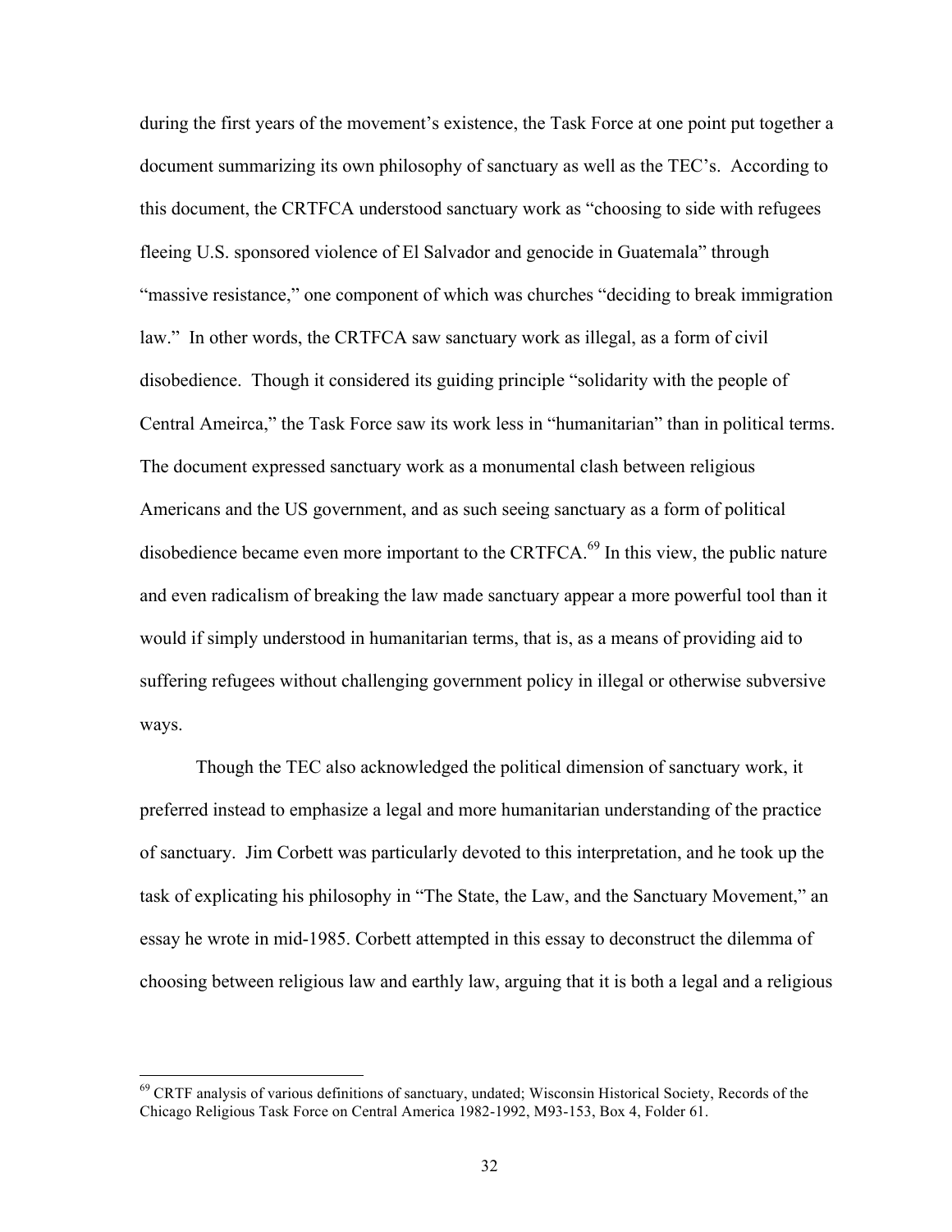during the first years of the movement's existence, the Task Force at one point put together a document summarizing its own philosophy of sanctuary as well as the TEC's. According to this document, the CRTFCA understood sanctuary work as "choosing to side with refugees fleeing U.S. sponsored violence of El Salvador and genocide in Guatemala" through "massive resistance," one component of which was churches "deciding to break immigration law." In other words, the CRTFCA saw sanctuary work as illegal, as a form of civil disobedience. Though it considered its guiding principle "solidarity with the people of Central Ameirca," the Task Force saw its work less in "humanitarian" than in political terms. The document expressed sanctuary work as a monumental clash between religious Americans and the US government, and as such seeing sanctuary as a form of political disobedience became even more important to the CRTFCA.[69] In this view, the public nature and even radicalism of breaking the law made sanctuary appear a more powerful tool than it would if simply understood in humanitarian terms, that is, as a means of providing aid to suffering refugees without challenging government policy in illegal or otherwise subversive ways.

Though the TEC also acknowledged the political dimension of sanctuary work, it preferred instead to emphasize a legal and more humanitarian understanding of the practice of sanctuary. Jim Corbett was particularly devoted to this interpretation, and he took up the task of explicating his philosophy in "The State, the Law, and the Sanctuary Movement," an essay he wrote in mid-1985. Corbett attempted in this essay to deconstruct the dilemma of choosing between religious law and earthly law, arguing that it is both a legal and a religious

[69] CRTF analysis of various definitions of sanctuary, undated; Wisconsin Historical Society, Records of the Chicago Religious Task Force on Central America 1982-1992, M93-153, Box 4, Folder 61.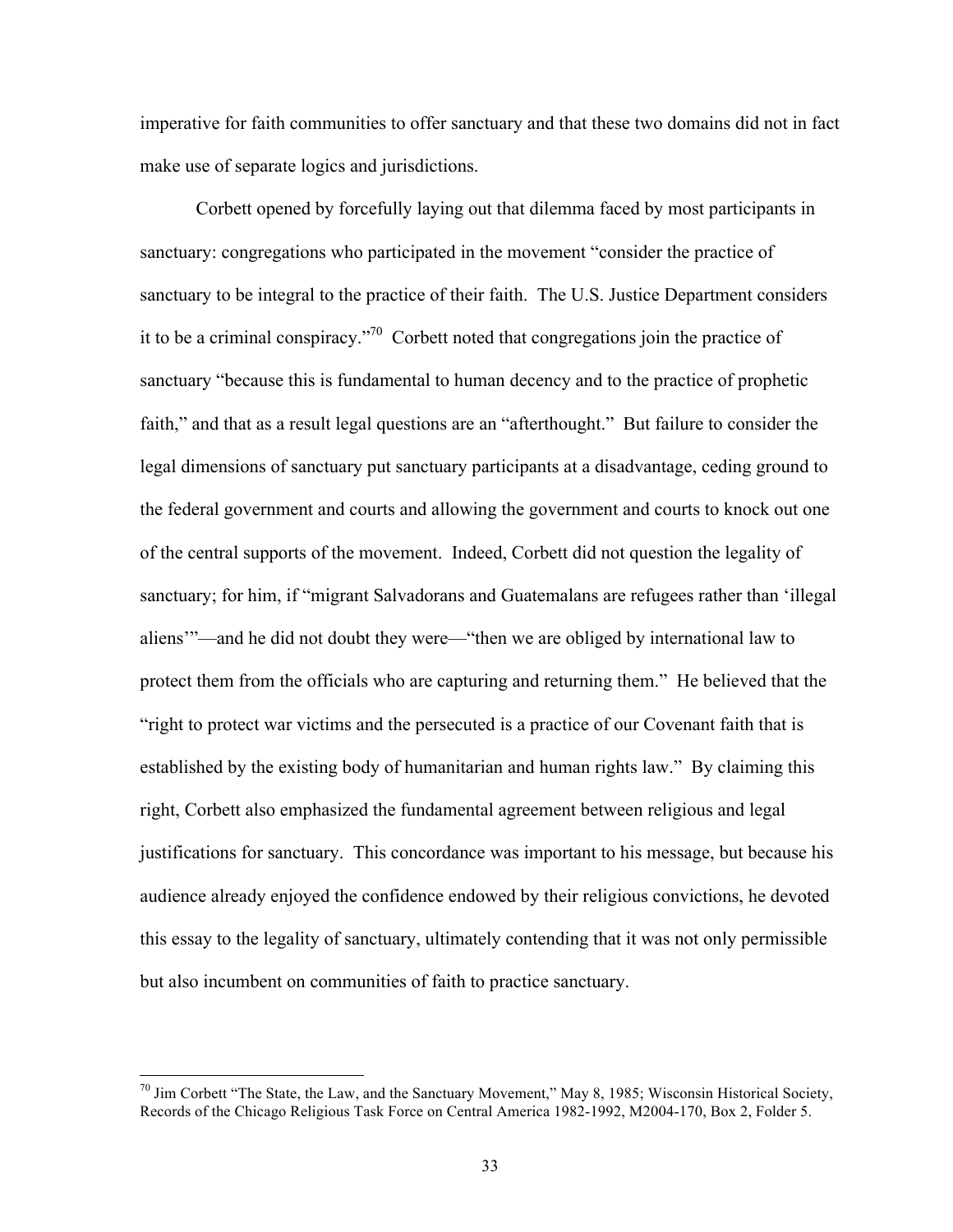imperative for faith communities to offer sanctuary and that these two domains did not in fact make use of separate logics and jurisdictions.

Corbett opened by forcefully laying out that dilemma faced by most participants in sanctuary: congregations who participated in the movement "consider the practice of sanctuary to be integral to the practice of their faith. The U.S. Justice Department considers it to be a criminal conspiracy."[70] Corbett noted that congregations join the practice of sanctuary "because this is fundamental to human decency and to the practice of prophetic faith," and that as a result legal questions are an "afterthought." But failure to consider the legal dimensions of sanctuary put sanctuary participants at a disadvantage, ceding ground to the federal government and courts and allowing the government and courts to knock out one of the central supports of the movement. Indeed, Corbett did not question the legality of sanctuary; for him, if "migrant Salvadorans and Guatemalans are refugees rather than 'illegal aliens'"—and he did not doubt they were—"then we are obliged by international law to protect them from the officials who are capturing and returning them." He believed that the "right to protect war victims and the persecuted is a practice of our Covenant faith that is established by the existing body of humanitarian and human rights law." By claiming this right, Corbett also emphasized the fundamental agreement between religious and legal justifications for sanctuary. This concordance was important to his message, but because his audience already enjoyed the confidence endowed by their religious convictions, he devoted this essay to the legality of sanctuary, ultimately contending that it was not only permissible but also incumbent on communities of faith to practice sanctuary.

---

[70] Jim Corbett "The State, the Law, and the Sanctuary Movement," May 8, 1985; Wisconsin Historical Society, Records of the Chicago Religious Task Force on Central America 1982-1992, M2004-170, Box 2, Folder 5.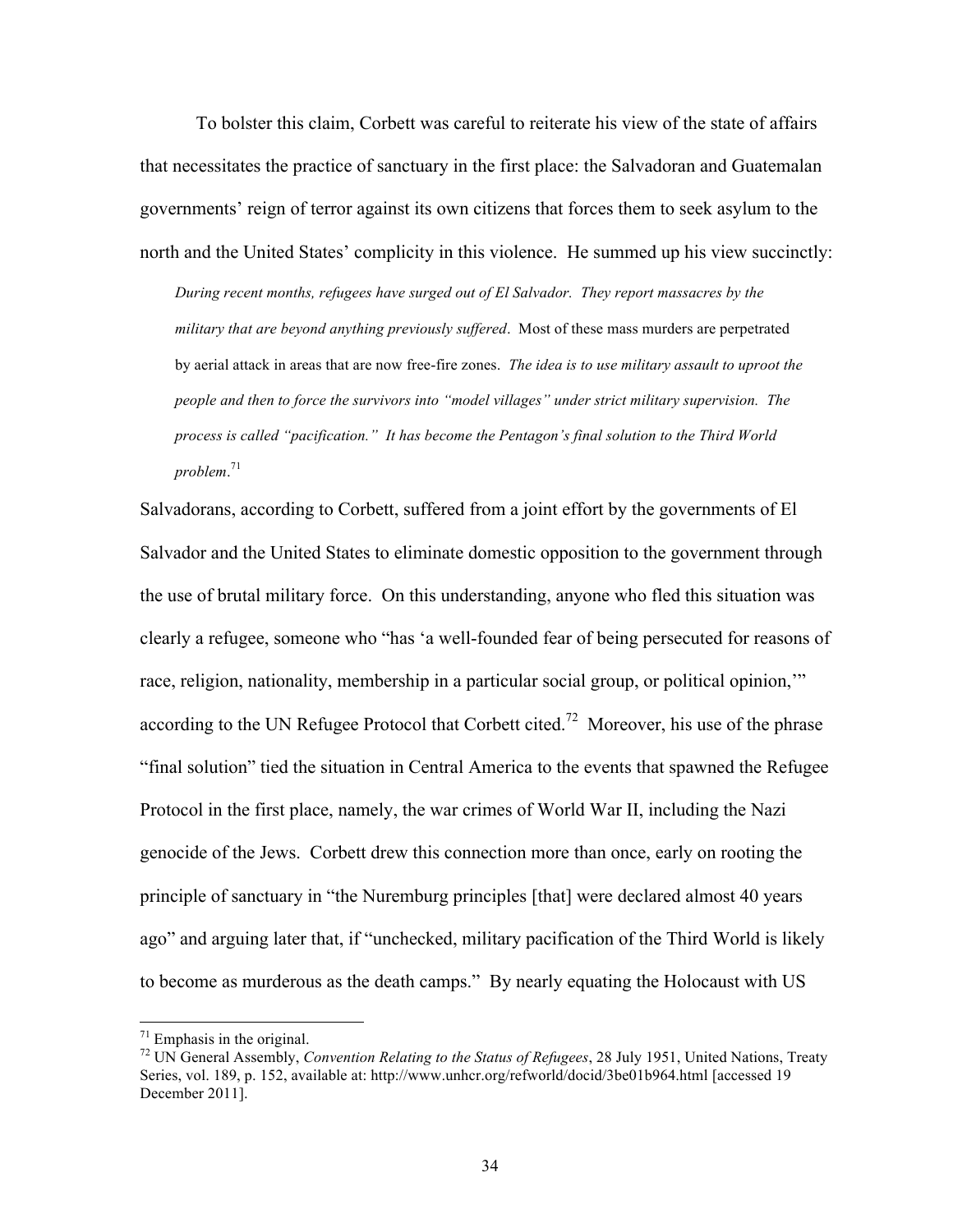To bolster this claim, Corbett was careful to reiterate his view of the state of affairs that necessitates the practice of sanctuary in the first place: the Salvadoran and Guatemalan governments' reign of terror against its own citizens that forces them to seek asylum to the north and the United States' complicity in this violence. He summed up his view succinctly:

> *During recent months, refugees have surged out of El Salvador. They report massacres by the military that are beyond anything previously suffered*. Most of these mass murders are perpetrated by aerial attack in areas that are now free-fire zones. *The idea is to use military assault to uproot the people and then to force the survivors into "model villages" under strict military supervision. The process is called "pacification." It has become the Pentagon's final solution to the Third World problem*.[71]

Salvadorans, according to Corbett, suffered from a joint effort by the governments of El Salvador and the United States to eliminate domestic opposition to the government through the use of brutal military force. On this understanding, anyone who fled this situation was clearly a refugee, someone who "has 'a well-founded fear of being persecuted for reasons of race, religion, nationality, membership in a particular social group, or political opinion,'" according to the UN Refugee Protocol that Corbett cited.[72] Moreover, his use of the phrase "final solution" tied the situation in Central America to the events that spawned the Refugee Protocol in the first place, namely, the war crimes of World War II, including the Nazi genocide of the Jews. Corbett drew this connection more than once, early on rooting the principle of sanctuary in "the Nuremburg principles [that] were declared almost 40 years ago" and arguing later that, if "unchecked, military pacification of the Third World is likely to become as murderous as the death camps." By nearly equating the Holocaust with US

---

[71] Emphasis in the original.

[72] UN General Assembly, *Convention Relating to the Status of Refugees*, 28 July 1951, United Nations, Treaty Series, vol. 189, p. 152, available at: http://www.unhcr.org/refworld/docid/3be01b964.html [accessed 19 December 2011].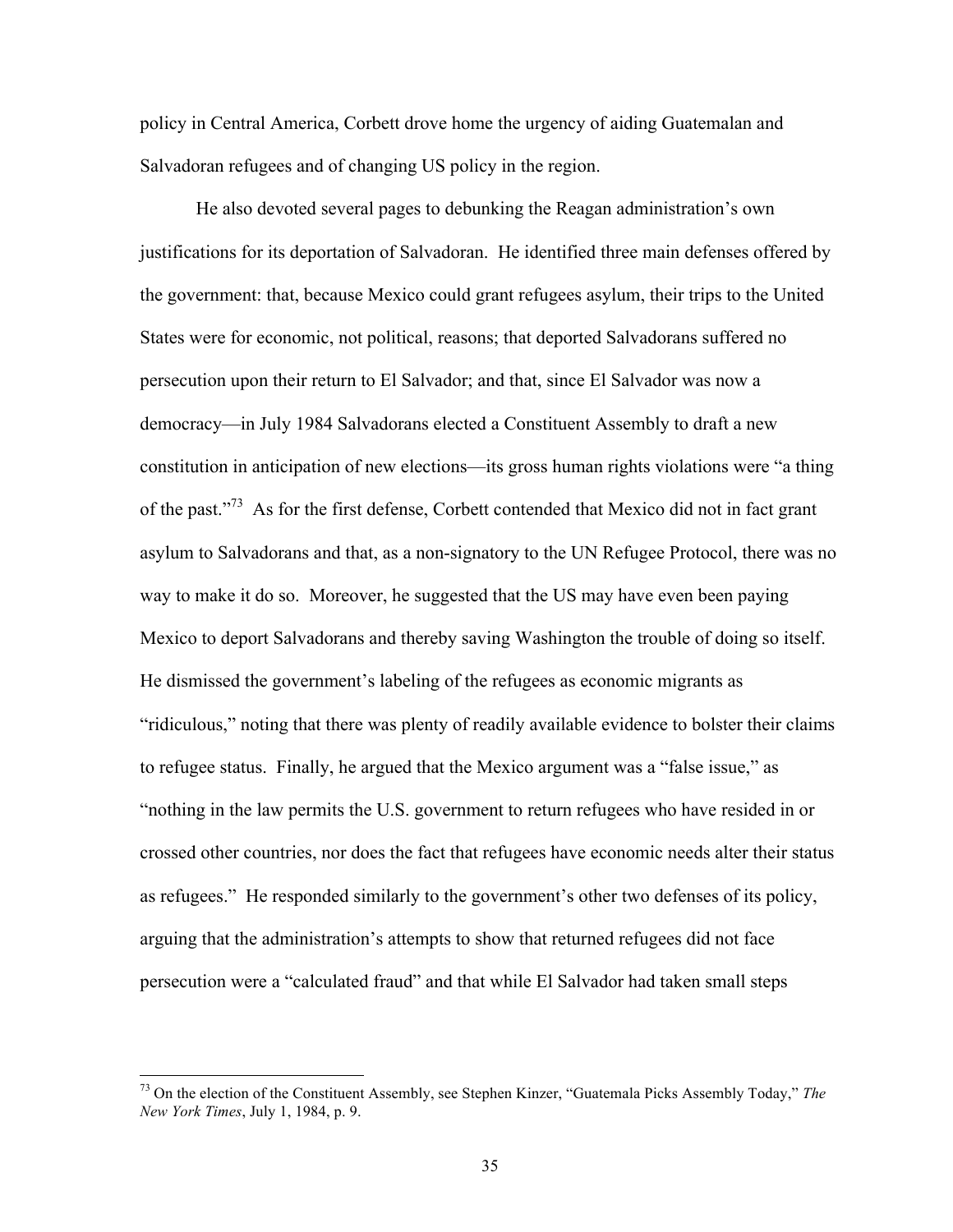policy in Central America, Corbett drove home the urgency of aiding Guatemalan and Salvadoran refugees and of changing US policy in the region.

He also devoted several pages to debunking the Reagan administration's own justifications for its deportation of Salvadoran. He identified three main defenses offered by the government: that, because Mexico could grant refugees asylum, their trips to the United States were for economic, not political, reasons; that deported Salvadorans suffered no persecution upon their return to El Salvador; and that, since El Salvador was now a democracy—in July 1984 Salvadorans elected a Constituent Assembly to draft a new constitution in anticipation of new elections—its gross human rights violations were "a thing of the past."[73] As for the first defense, Corbett contended that Mexico did not in fact grant asylum to Salvadorans and that, as a non-signatory to the UN Refugee Protocol, there was no way to make it do so. Moreover, he suggested that the US may have even been paying Mexico to deport Salvadorans and thereby saving Washington the trouble of doing so itself. He dismissed the government's labeling of the refugees as economic migrants as "ridiculous," noting that there was plenty of readily available evidence to bolster their claims to refugee status. Finally, he argued that the Mexico argument was a "false issue," as "nothing in the law permits the U.S. government to return refugees who have resided in or crossed other countries, nor does the fact that refugees have economic needs alter their status as refugees." He responded similarly to the government's other two defenses of its policy, arguing that the administration's attempts to show that returned refugees did not face persecution were a "calculated fraud" and that while El Salvador had taken small steps

---

[73] On the election of the Constituent Assembly, see Stephen Kinzer, "Guatemala Picks Assembly Today," *The New York Times*, July 1, 1984, p. 9.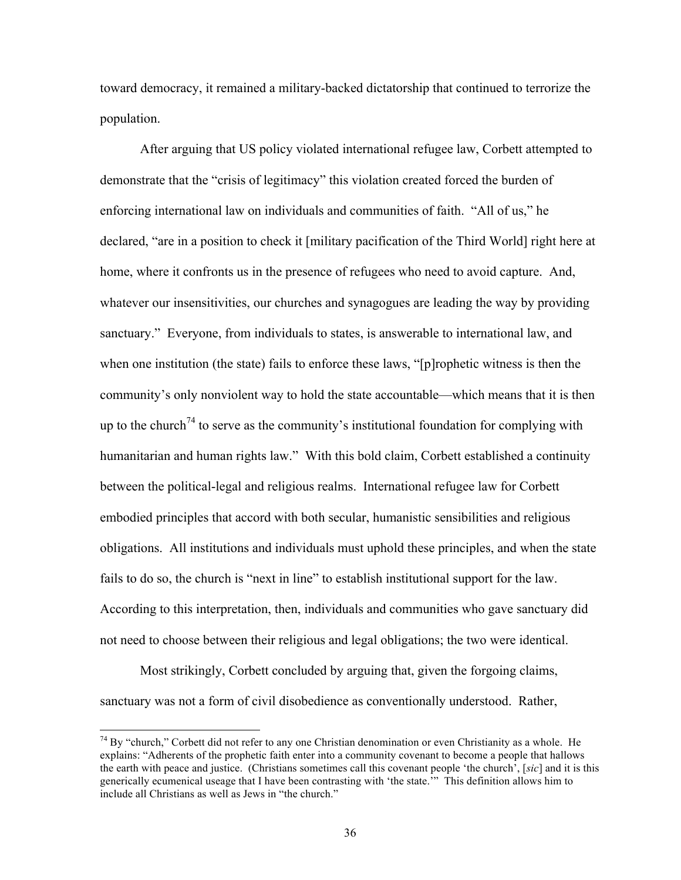toward democracy, it remained a military-backed dictatorship that continued to terrorize the population.

After arguing that US policy violated international refugee law, Corbett attempted to demonstrate that the "crisis of legitimacy" this violation created forced the burden of enforcing international law on individuals and communities of faith. "All of us," he declared, "are in a position to check it [military pacification of the Third World] right here at home, where it confronts us in the presence of refugees who need to avoid capture. And, whatever our insensitivities, our churches and synagogues are leading the way by providing sanctuary." Everyone, from individuals to states, is answerable to international law, and when one institution (the state) fails to enforce these laws, "[p]rophetic witness is then the community's only nonviolent way to hold the state accountable—which means that it is then up to the church[74] to serve as the community's institutional foundation for complying with humanitarian and human rights law." With this bold claim, Corbett established a continuity between the political-legal and religious realms. International refugee law for Corbett embodied principles that accord with both secular, humanistic sensibilities and religious obligations. All institutions and individuals must uphold these principles, and when the state fails to do so, the church is "next in line" to establish institutional support for the law. According to this interpretation, then, individuals and communities who gave sanctuary did not need to choose between their religious and legal obligations; the two were identical.

Most strikingly, Corbett concluded by arguing that, given the forgoing claims, sanctuary was not a form of civil disobedience as conventionally understood. Rather,

[74] By "church," Corbett did not refer to any one Christian denomination or even Christianity as a whole. He explains: "Adherents of the prophetic faith enter into a community covenant to become a people that hallows the earth with peace and justice. (Christians sometimes call this covenant people 'the church', [*sic*] and it is this generically ecumenical useage that I have been contrasting with 'the state.'" This definition allows him to include all Christians as well as Jews in "the church."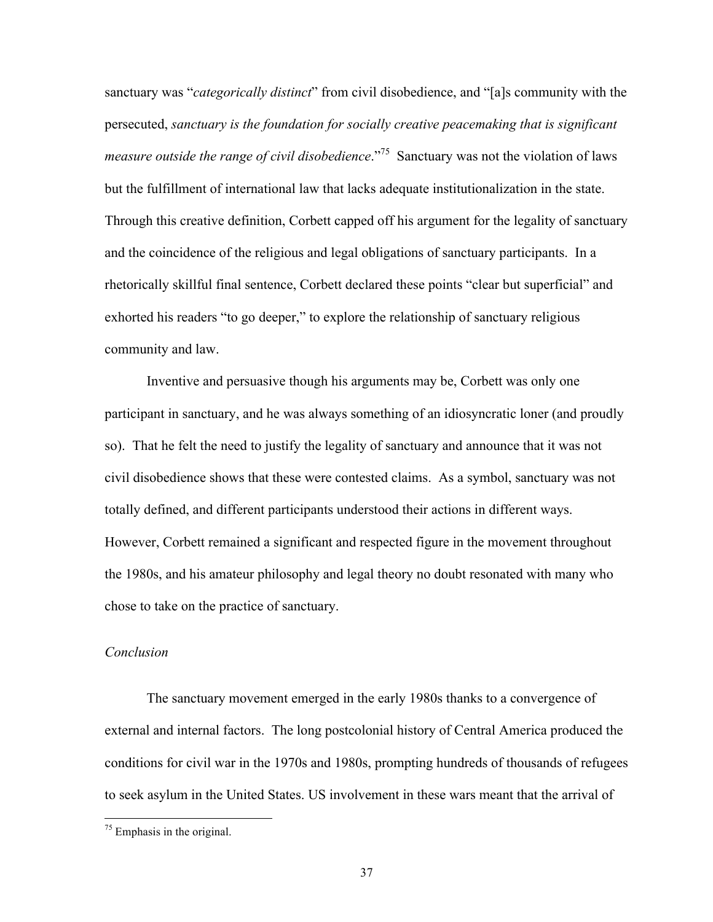sanctuary was "*categorically distinct*" from civil disobedience, and "[a]s community with the persecuted, *sanctuary is the foundation for socially creative peacemaking that is significant measure outside the range of civil disobedience*."[75] Sanctuary was not the violation of laws but the fulfillment of international law that lacks adequate institutionalization in the state. Through this creative definition, Corbett capped off his argument for the legality of sanctuary and the coincidence of the religious and legal obligations of sanctuary participants. In a rhetorically skillful final sentence, Corbett declared these points "clear but superficial" and exhorted his readers "to go deeper," to explore the relationship of sanctuary religious community and law.

Inventive and persuasive though his arguments may be, Corbett was only one participant in sanctuary, and he was always something of an idiosyncratic loner (and proudly so). That he felt the need to justify the legality of sanctuary and announce that it was not civil disobedience shows that these were contested claims. As a symbol, sanctuary was not totally defined, and different participants understood their actions in different ways. However, Corbett remained a significant and respected figure in the movement throughout the 1980s, and his amateur philosophy and legal theory no doubt resonated with many who chose to take on the practice of sanctuary.

### *Conclusion*

The sanctuary movement emerged in the early 1980s thanks to a convergence of external and internal factors. The long postcolonial history of Central America produced the conditions for civil war in the 1970s and 1980s, prompting hundreds of thousands of refugees to seek asylum in the United States. US involvement in these wars meant that the arrival of

[75] Emphasis in the original.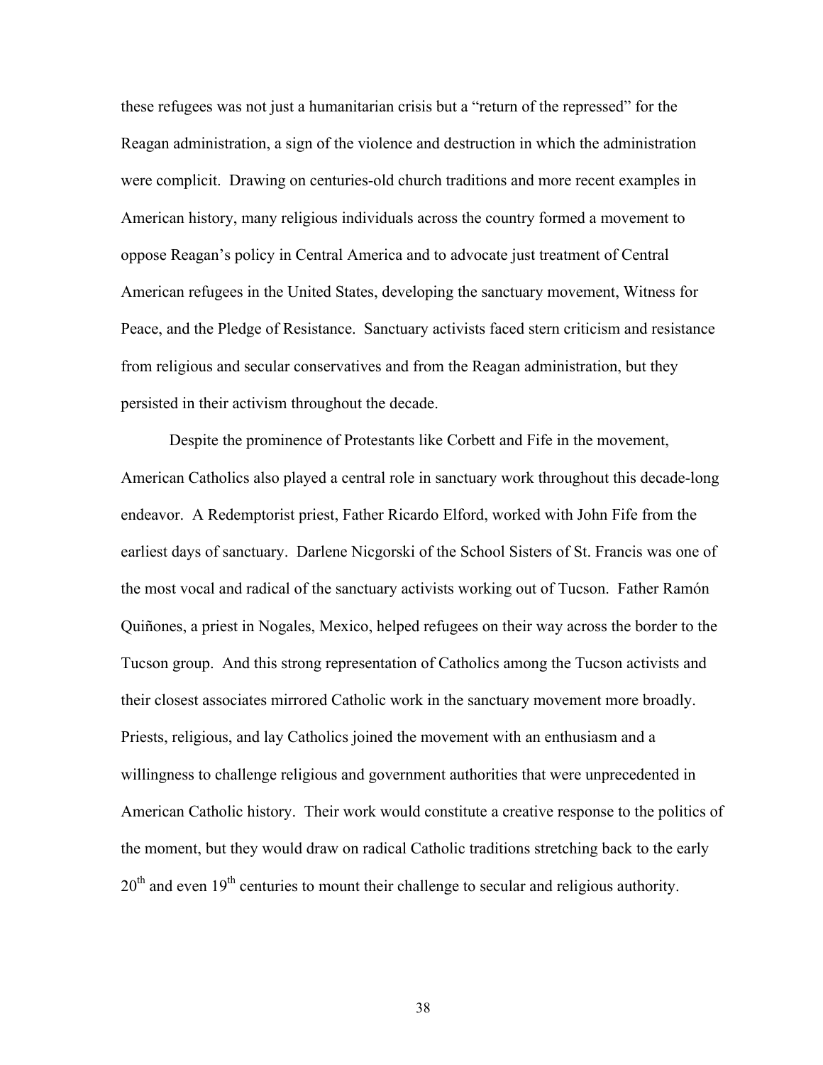these refugees was not just a humanitarian crisis but a "return of the repressed" for the Reagan administration, a sign of the violence and destruction in which the administration were complicit. Drawing on centuries-old church traditions and more recent examples in American history, many religious individuals across the country formed a movement to oppose Reagan's policy in Central America and to advocate just treatment of Central American refugees in the United States, developing the sanctuary movement, Witness for Peace, and the Pledge of Resistance. Sanctuary activists faced stern criticism and resistance from religious and secular conservatives and from the Reagan administration, but they persisted in their activism throughout the decade.

Despite the prominence of Protestants like Corbett and Fife in the movement, American Catholics also played a central role in sanctuary work throughout this decade-long endeavor. A Redemptorist priest, Father Ricardo Elford, worked with John Fife from the earliest days of sanctuary. Darlene Nicgorski of the School Sisters of St. Francis was one of the most vocal and radical of the sanctuary activists working out of Tucson. Father Ramón Quiñones, a priest in Nogales, Mexico, helped refugees on their way across the border to the Tucson group. And this strong representation of Catholics among the Tucson activists and their closest associates mirrored Catholic work in the sanctuary movement more broadly. Priests, religious, and lay Catholics joined the movement with an enthusiasm and a willingness to challenge religious and government authorities that were unprecedented in American Catholic history. Their work would constitute a creative response to the politics of the moment, but they would draw on radical Catholic traditions stretching back to the early 20th and even 19th centuries to mount their challenge to secular and religious authority.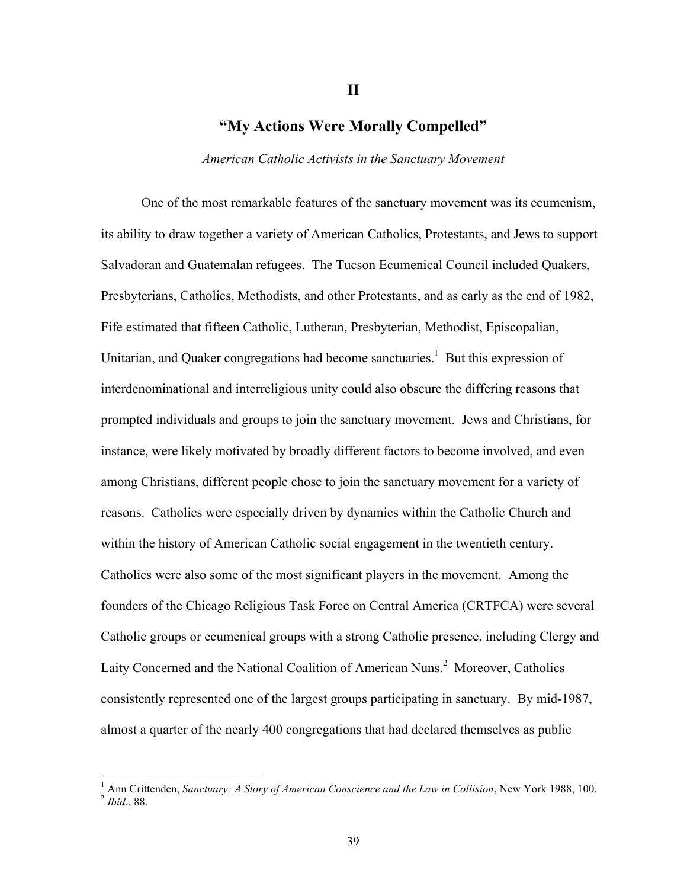# II

## "My Actions Were Morally Compelled"

*American Catholic Activists in the Sanctuary Movement*

One of the most remarkable features of the sanctuary movement was its ecumenism, its ability to draw together a variety of American Catholics, Protestants, and Jews to support Salvadoran and Guatemalan refugees. The Tucson Ecumenical Council included Quakers, Presbyterians, Catholics, Methodists, and other Protestants, and as early as the end of 1982, Fife estimated that fifteen Catholic, Lutheran, Presbyterian, Methodist, Episcopalian, Unitarian, and Quaker congregations had become sanctuaries.[1] But this expression of interdenominational and interreligious unity could also obscure the differing reasons that prompted individuals and groups to join the sanctuary movement. Jews and Christians, for instance, were likely motivated by broadly different factors to become involved, and even among Christians, different people chose to join the sanctuary movement for a variety of reasons. Catholics were especially driven by dynamics within the Catholic Church and within the history of American Catholic social engagement in the twentieth century. Catholics were also some of the most significant players in the movement. Among the founders of the Chicago Religious Task Force on Central America (CRTFCA) were several Catholic groups or ecumenical groups with a strong Catholic presence, including Clergy and Laity Concerned and the National Coalition of American Nuns.[2] Moreover, Catholics consistently represented one of the largest groups participating in sanctuary. By mid-1987, almost a quarter of the nearly 400 congregations that had declared themselves as public

---

[1] Ann Crittenden, *Sanctuary: A Story of American Conscience and the Law in Collision*, New York 1988, 100.
[2] *Ibid.*, 88.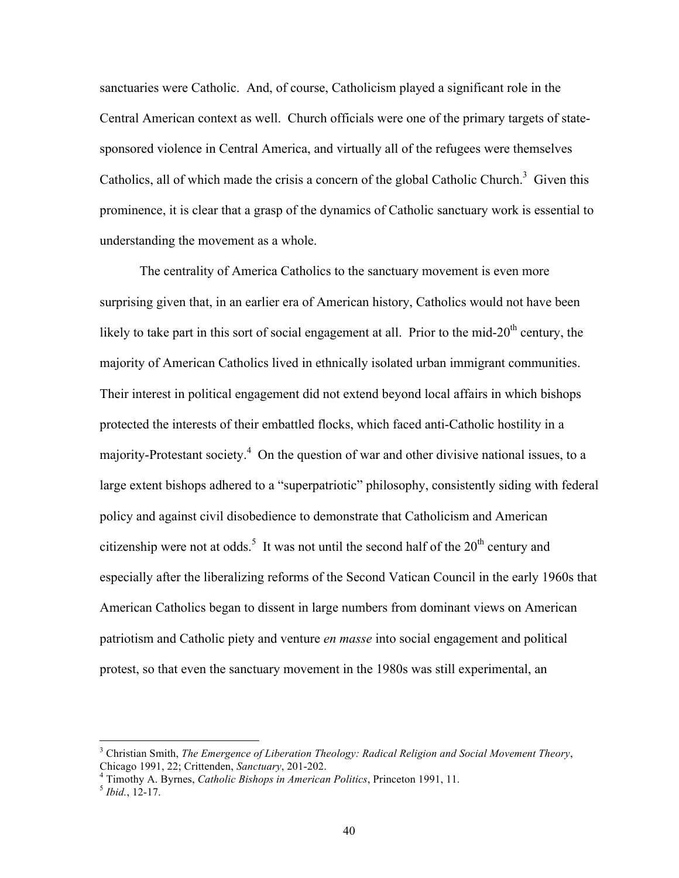sanctuaries were Catholic. And, of course, Catholicism played a significant role in the Central American context as well. Church officials were one of the primary targets of state-sponsored violence in Central America, and virtually all of the refugees were themselves Catholics, all of which made the crisis a concern of the global Catholic Church.[3] Given this prominence, it is clear that a grasp of the dynamics of Catholic sanctuary work is essential to understanding the movement as a whole.

The centrality of America Catholics to the sanctuary movement is even more surprising given that, in an earlier era of American history, Catholics would not have been likely to take part in this sort of social engagement at all. Prior to the mid-20th century, the majority of American Catholics lived in ethnically isolated urban immigrant communities. Their interest in political engagement did not extend beyond local affairs in which bishops protected the interests of their embattled flocks, which faced anti-Catholic hostility in a majority-Protestant society.[4] On the question of war and other divisive national issues, to a large extent bishops adhered to a "superpatriotic" philosophy, consistently siding with federal policy and against civil disobedience to demonstrate that Catholicism and American citizenship were not at odds.[5] It was not until the second half of the 20th century and especially after the liberalizing reforms of the Second Vatican Council in the early 1960s that American Catholics began to dissent in large numbers from dominant views on American patriotism and Catholic piety and venture *en masse* into social engagement and political protest, so that even the sanctuary movement in the 1980s was still experimental, an

---

[3] Christian Smith, *The Emergence of Liberation Theology: Radical Religion and Social Movement Theory*, Chicago 1991, 22; Crittenden, *Sanctuary*, 201-202.

[4] Timothy A. Byrnes, *Catholic Bishops in American Politics*, Princeton 1991, 11.

[5] *Ibid.*, 12-17.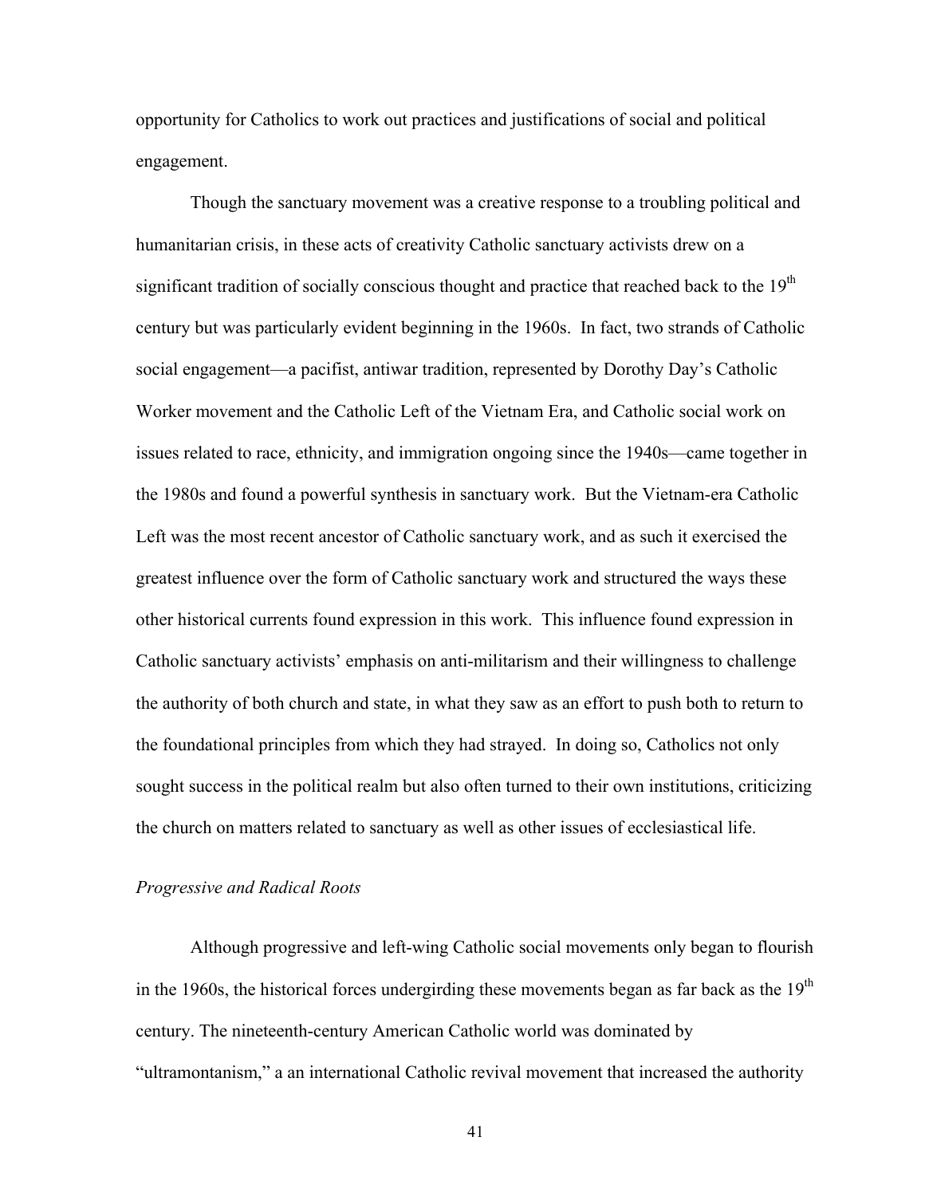opportunity for Catholics to work out practices and justifications of social and political engagement.

Though the sanctuary movement was a creative response to a troubling political and humanitarian crisis, in these acts of creativity Catholic sanctuary activists drew on a significant tradition of socially conscious thought and practice that reached back to the 19th century but was particularly evident beginning in the 1960s. In fact, two strands of Catholic social engagement—a pacifist, antiwar tradition, represented by Dorothy Day's Catholic Worker movement and the Catholic Left of the Vietnam Era, and Catholic social work on issues related to race, ethnicity, and immigration ongoing since the 1940s—came together in the 1980s and found a powerful synthesis in sanctuary work. But the Vietnam-era Catholic Left was the most recent ancestor of Catholic sanctuary work, and as such it exercised the greatest influence over the form of Catholic sanctuary work and structured the ways these other historical currents found expression in this work. This influence found expression in Catholic sanctuary activists' emphasis on anti-militarism and their willingness to challenge the authority of both church and state, in what they saw as an effort to push both to return to the foundational principles from which they had strayed. In doing so, Catholics not only sought success in the political realm but also often turned to their own institutions, criticizing the church on matters related to sanctuary as well as other issues of ecclesiastical life.

*Progressive and Radical Roots*

Although progressive and left-wing Catholic social movements only began to flourish in the 1960s, the historical forces undergirding these movements began as far back as the 19th century. The nineteenth-century American Catholic world was dominated by "ultramontanism," a an international Catholic revival movement that increased the authority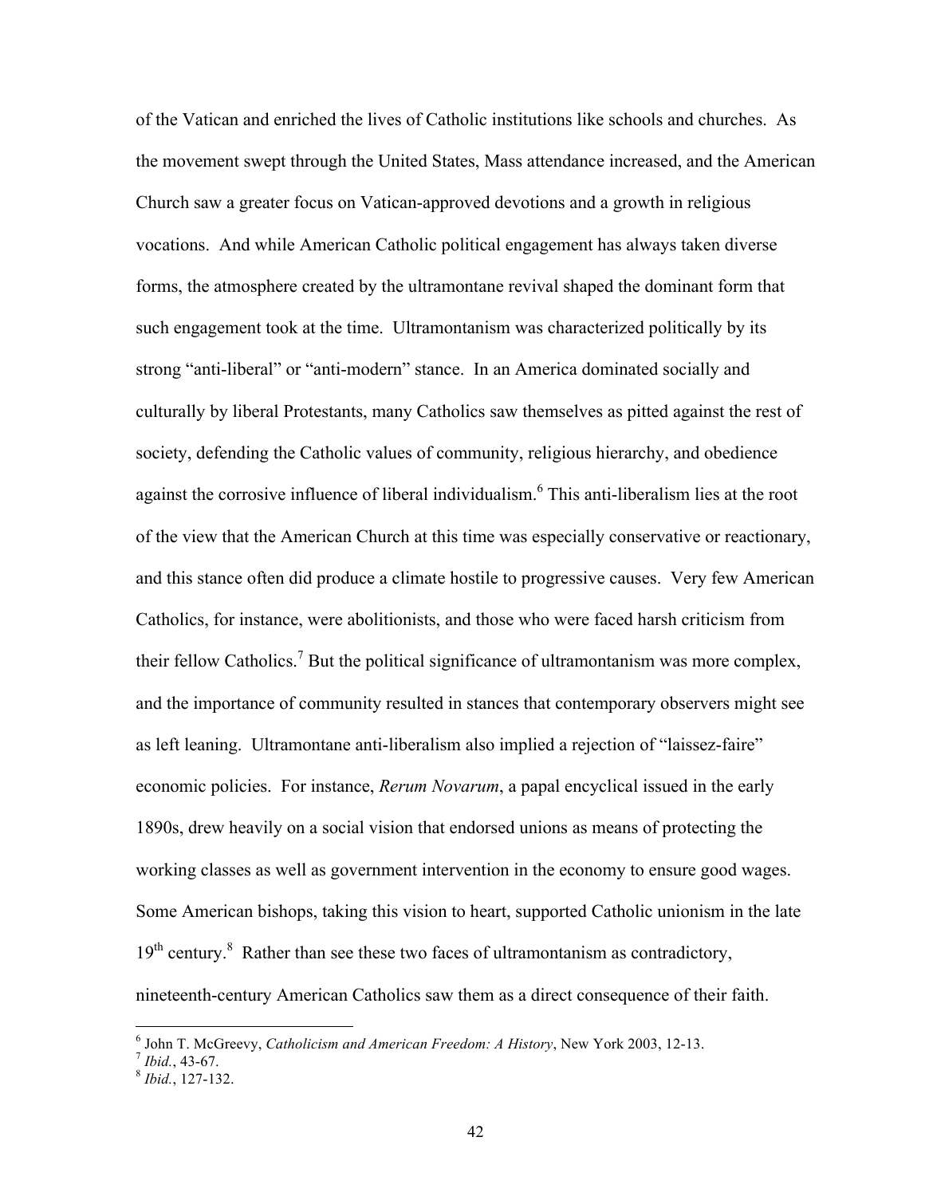of the Vatican and enriched the lives of Catholic institutions like schools and churches. As the movement swept through the United States, Mass attendance increased, and the American Church saw a greater focus on Vatican-approved devotions and a growth in religious vocations. And while American Catholic political engagement has always taken diverse forms, the atmosphere created by the ultramontane revival shaped the dominant form that such engagement took at the time. Ultramontanism was characterized politically by its strong "anti-liberal" or "anti-modern" stance. In an America dominated socially and culturally by liberal Protestants, many Catholics saw themselves as pitted against the rest of society, defending the Catholic values of community, religious hierarchy, and obedience against the corrosive influence of liberal individualism.[6] This anti-liberalism lies at the root of the view that the American Church at this time was especially conservative or reactionary, and this stance often did produce a climate hostile to progressive causes. Very few American Catholics, for instance, were abolitionists, and those who were faced harsh criticism from their fellow Catholics.[7] But the political significance of ultramontanism was more complex, and the importance of community resulted in stances that contemporary observers might see as left leaning. Ultramontane anti-liberalism also implied a rejection of "laissez-faire" economic policies. For instance, *Rerum Novarum*, a papal encyclical issued in the early 1890s, drew heavily on a social vision that endorsed unions as means of protecting the working classes as well as government intervention in the economy to ensure good wages. Some American bishops, taking this vision to heart, supported Catholic unionism in the late 19th century.[8] Rather than see these two faces of ultramontanism as contradictory, nineteenth-century American Catholics saw them as a direct consequence of their faith.

---

[6] John T. McGreevy, *Catholicism and American Freedom: A History*, New York 2003, 12-13.
[7] *Ibid.*, 43-67.
[8] *Ibid.*, 127-132.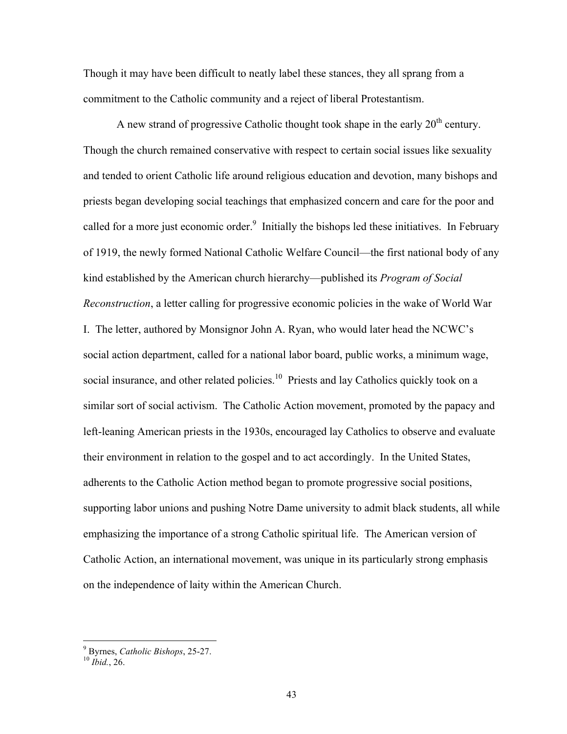Though it may have been difficult to neatly label these stances, they all sprang from a commitment to the Catholic community and a reject of liberal Protestantism.

A new strand of progressive Catholic thought took shape in the early 20th century. Though the church remained conservative with respect to certain social issues like sexuality and tended to orient Catholic life around religious education and devotion, many bishops and priests began developing social teachings that emphasized concern and care for the poor and called for a more just economic order.[9] Initially the bishops led these initiatives. In February of 1919, the newly formed National Catholic Welfare Council—the first national body of any kind established by the American church hierarchy—published its *Program of Social Reconstruction*, a letter calling for progressive economic policies in the wake of World War I. The letter, authored by Monsignor John A. Ryan, who would later head the NCWC's social action department, called for a national labor board, public works, a minimum wage, social insurance, and other related policies.[10] Priests and lay Catholics quickly took on a similar sort of social activism. The Catholic Action movement, promoted by the papacy and left-leaning American priests in the 1930s, encouraged lay Catholics to observe and evaluate their environment in relation to the gospel and to act accordingly. In the United States, adherents to the Catholic Action method began to promote progressive social positions, supporting labor unions and pushing Notre Dame university to admit black students, all while emphasizing the importance of a strong Catholic spiritual life. The American version of Catholic Action, an international movement, was unique in its particularly strong emphasis on the independence of laity within the American Church.

---

[9] Byrnes, *Catholic Bishops*, 25-27.
[10] *Ibid.*, 26.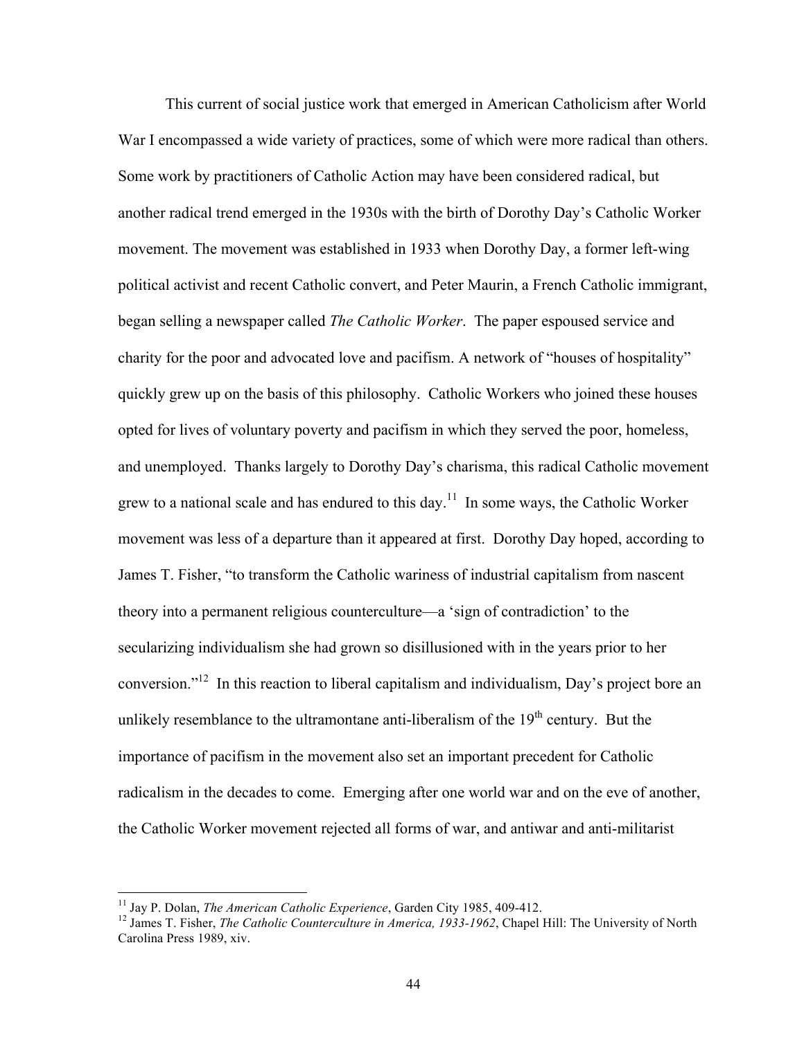This current of social justice work that emerged in American Catholicism after World War I encompassed a wide variety of practices, some of which were more radical than others. Some work by practitioners of Catholic Action may have been considered radical, but another radical trend emerged in the 1930s with the birth of Dorothy Day's Catholic Worker movement. The movement was established in 1933 when Dorothy Day, a former left-wing political activist and recent Catholic convert, and Peter Maurin, a French Catholic immigrant, began selling a newspaper called *The Catholic Worker*. The paper espoused service and charity for the poor and advocated love and pacifism. A network of "houses of hospitality" quickly grew up on the basis of this philosophy. Catholic Workers who joined these houses opted for lives of voluntary poverty and pacifism in which they served the poor, homeless, and unemployed. Thanks largely to Dorothy Day's charisma, this radical Catholic movement grew to a national scale and has endured to this day.[11] In some ways, the Catholic Worker movement was less of a departure than it appeared at first. Dorothy Day hoped, according to James T. Fisher, "to transform the Catholic wariness of industrial capitalism from nascent theory into a permanent religious counterculture—a 'sign of contradiction' to the secularizing individualism she had grown so disillusioned with in the years prior to her conversion."[12] In this reaction to liberal capitalism and individualism, Day's project bore an unlikely resemblance to the ultramontane anti-liberalism of the 19th century. But the importance of pacifism in the movement also set an important precedent for Catholic radicalism in the decades to come. Emerging after one world war and on the eve of another, the Catholic Worker movement rejected all forms of war, and antiwar and anti-militarist

---

[11] Jay P. Dolan, *The American Catholic Experience*, Garden City 1985, 409-412.

[12] James T. Fisher, *The Catholic Counterculture in America, 1933-1962*, Chapel Hill: The University of North Carolina Press 1989, xiv.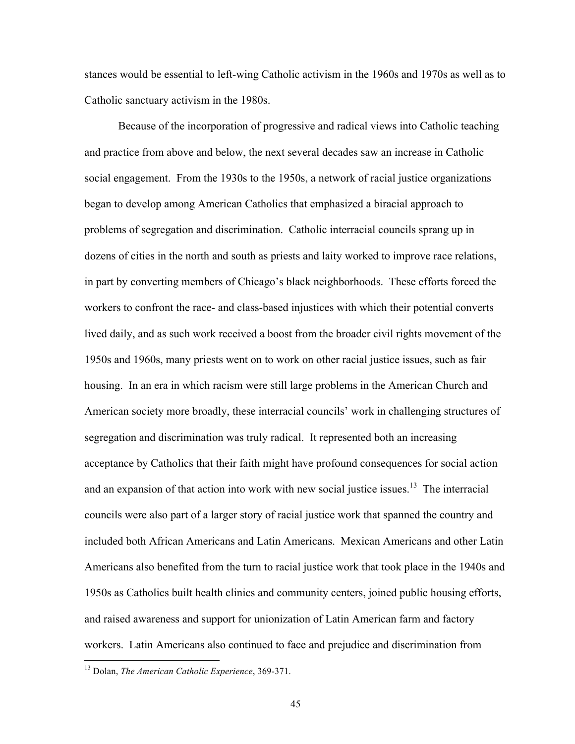stances would be essential to left-wing Catholic activism in the 1960s and 1970s as well as to Catholic sanctuary activism in the 1980s.

Because of the incorporation of progressive and radical views into Catholic teaching and practice from above and below, the next several decades saw an increase in Catholic social engagement. From the 1930s to the 1950s, a network of racial justice organizations began to develop among American Catholics that emphasized a biracial approach to problems of segregation and discrimination. Catholic interracial councils sprang up in dozens of cities in the north and south as priests and laity worked to improve race relations, in part by converting members of Chicago's black neighborhoods. These efforts forced the workers to confront the race- and class-based injustices with which their potential converts lived daily, and as such work received a boost from the broader civil rights movement of the 1950s and 1960s, many priests went on to work on other racial justice issues, such as fair housing. In an era in which racism were still large problems in the American Church and American society more broadly, these interracial councils' work in challenging structures of segregation and discrimination was truly radical. It represented both an increasing acceptance by Catholics that their faith might have profound consequences for social action and an expansion of that action into work with new social justice issues.[13] The interracial councils were also part of a larger story of racial justice work that spanned the country and included both African Americans and Latin Americans. Mexican Americans and other Latin Americans also benefited from the turn to racial justice work that took place in the 1940s and 1950s as Catholics built health clinics and community centers, joined public housing efforts, and raised awareness and support for unionization of Latin American farm and factory workers. Latin Americans also continued to face and prejudice and discrimination from

[13] Dolan, *The American Catholic Experience*, 369-371.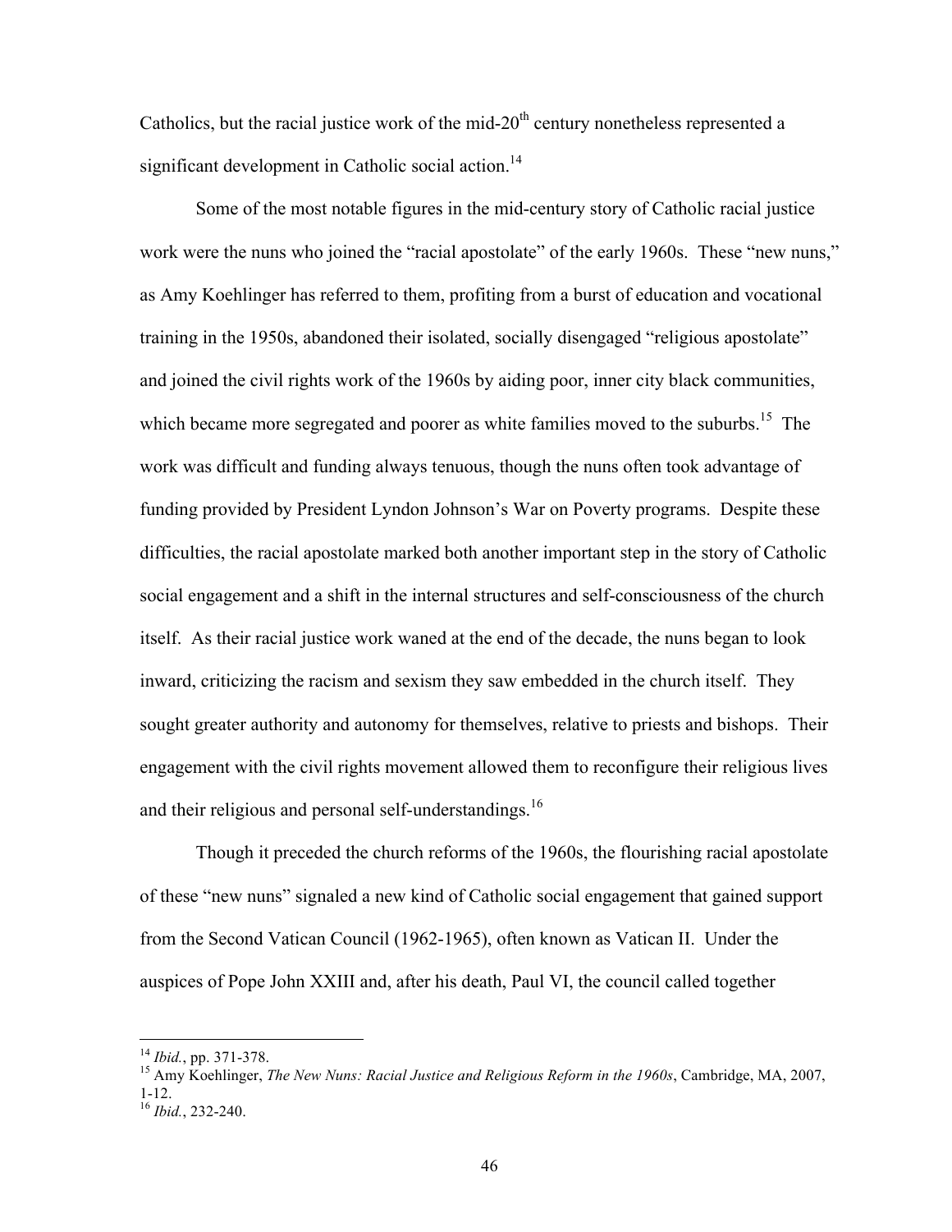Catholics, but the racial justice work of the mid-20th century nonetheless represented a significant development in Catholic social action.[14]

Some of the most notable figures in the mid-century story of Catholic racial justice work were the nuns who joined the "racial apostolate" of the early 1960s. These "new nuns," as Amy Koehlinger has referred to them, profiting from a burst of education and vocational training in the 1950s, abandoned their isolated, socially disengaged "religious apostolate" and joined the civil rights work of the 1960s by aiding poor, inner city black communities, which became more segregated and poorer as white families moved to the suburbs.[15] The work was difficult and funding always tenuous, though the nuns often took advantage of funding provided by President Lyndon Johnson's War on Poverty programs. Despite these difficulties, the racial apostolate marked both another important step in the story of Catholic social engagement and a shift in the internal structures and self-consciousness of the church itself. As their racial justice work waned at the end of the decade, the nuns began to look inward, criticizing the racism and sexism they saw embedded in the church itself. They sought greater authority and autonomy for themselves, relative to priests and bishops. Their engagement with the civil rights movement allowed them to reconfigure their religious lives and their religious and personal self-understandings.[16]

Though it preceded the church reforms of the 1960s, the flourishing racial apostolate of these "new nuns" signaled a new kind of Catholic social engagement that gained support from the Second Vatican Council (1962-1965), often known as Vatican II. Under the auspices of Pope John XXIII and, after his death, Paul VI, the council called together

---

[14] *Ibid.*, pp. 371-378.

[15] Amy Koehlinger, *The New Nuns: Racial Justice and Religious Reform in the 1960s*, Cambridge, MA, 2007, 1-12.

[16] *Ibid.*, 232-240.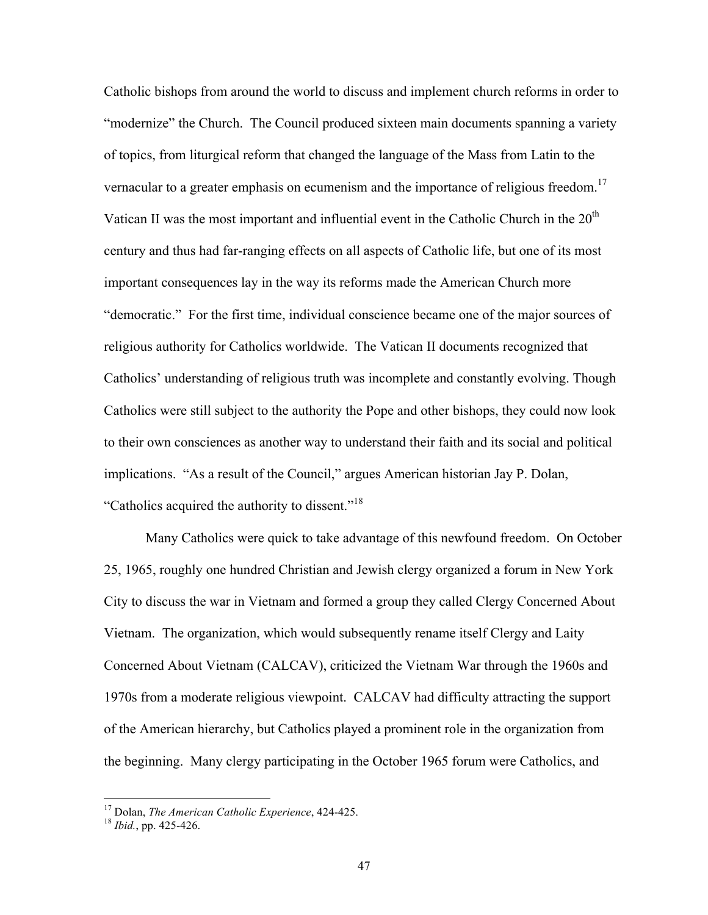Catholic bishops from around the world to discuss and implement church reforms in order to "modernize" the Church. The Council produced sixteen main documents spanning a variety of topics, from liturgical reform that changed the language of the Mass from Latin to the vernacular to a greater emphasis on ecumenism and the importance of religious freedom.[17] Vatican II was the most important and influential event in the Catholic Church in the 20th century and thus had far-ranging effects on all aspects of Catholic life, but one of its most important consequences lay in the way its reforms made the American Church more "democratic." For the first time, individual conscience became one of the major sources of religious authority for Catholics worldwide. The Vatican II documents recognized that Catholics' understanding of religious truth was incomplete and constantly evolving. Though Catholics were still subject to the authority the Pope and other bishops, they could now look to their own consciences as another way to understand their faith and its social and political implications. "As a result of the Council," argues American historian Jay P. Dolan, "Catholics acquired the authority to dissent."[18]

Many Catholics were quick to take advantage of this newfound freedom. On October 25, 1965, roughly one hundred Christian and Jewish clergy organized a forum in New York City to discuss the war in Vietnam and formed a group they called Clergy Concerned About Vietnam. The organization, which would subsequently rename itself Clergy and Laity Concerned About Vietnam (CALCAV), criticized the Vietnam War through the 1960s and 1970s from a moderate religious viewpoint. CALCAV had difficulty attracting the support of the American hierarchy, but Catholics played a prominent role in the organization from the beginning. Many clergy participating in the October 1965 forum were Catholics, and

---

[17] Dolan, *The American Catholic Experience*, 424-425.

[18] *Ibid.*, pp. 425-426.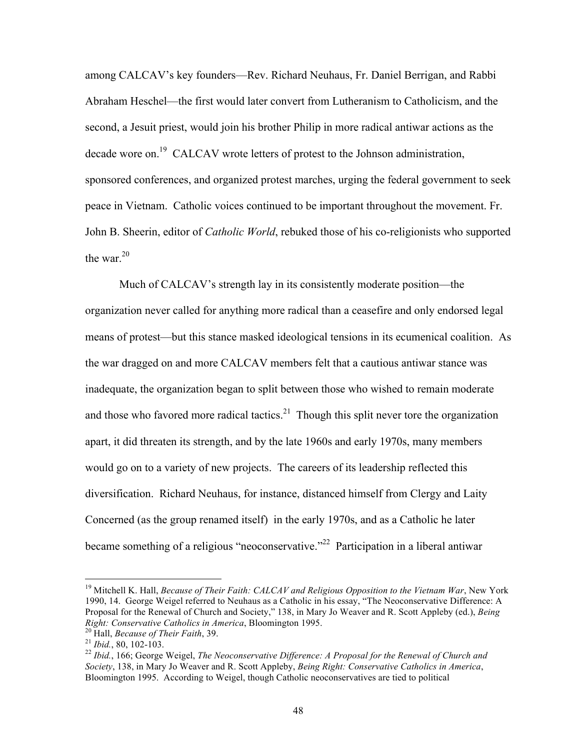among CALCAV's key founders—Rev. Richard Neuhaus, Fr. Daniel Berrigan, and Rabbi Abraham Heschel—the first would later convert from Lutheranism to Catholicism, and the second, a Jesuit priest, would join his brother Philip in more radical antiwar actions as the decade wore on.[19] CALCAV wrote letters of protest to the Johnson administration, sponsored conferences, and organized protest marches, urging the federal government to seek peace in Vietnam. Catholic voices continued to be important throughout the movement. Fr. John B. Sheerin, editor of *Catholic World*, rebuked those of his co-religionists who supported the war.[20]

Much of CALCAV's strength lay in its consistently moderate position—the organization never called for anything more radical than a ceasefire and only endorsed legal means of protest—but this stance masked ideological tensions in its ecumenical coalition. As the war dragged on and more CALCAV members felt that a cautious antiwar stance was inadequate, the organization began to split between those who wished to remain moderate and those who favored more radical tactics.[21] Though this split never tore the organization apart, it did threaten its strength, and by the late 1960s and early 1970s, many members would go on to a variety of new projects. The careers of its leadership reflected this diversification. Richard Neuhaus, for instance, distanced himself from Clergy and Laity Concerned (as the group renamed itself) in the early 1970s, and as a Catholic he later became something of a religious "neoconservative."[22] Participation in a liberal antiwar

---

[19] Mitchell K. Hall, *Because of Their Faith: CALCAV and Religious Opposition to the Vietnam War*, New York 1990, 14. George Weigel referred to Neuhaus as a Catholic in his essay, "The Neoconservative Difference: A Proposal for the Renewal of Church and Society," 138, in Mary Jo Weaver and R. Scott Appleby (ed.), *Being Right: Conservative Catholics in America*, Bloomington 1995.

[20] Hall, *Because of Their Faith*, 39.

[21] *Ibid.*, 80, 102-103.

[22] *Ibid.*, 166; George Weigel, *The Neoconservative Difference: A Proposal for the Renewal of Church and Society*, 138, in Mary Jo Weaver and R. Scott Appleby, *Being Right: Conservative Catholics in America*, Bloomington 1995. According to Weigel, though Catholic neoconservatives are tied to political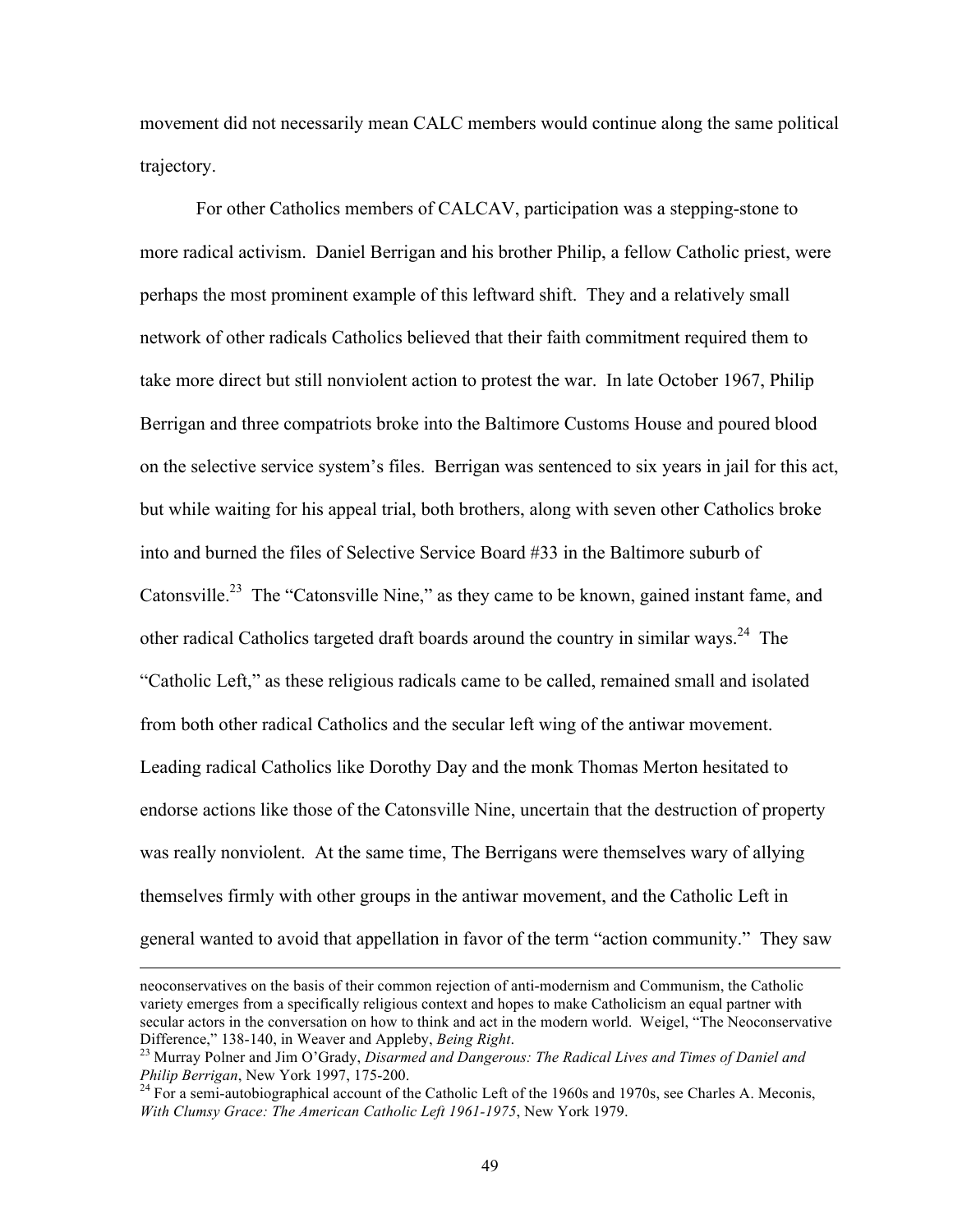movement did not necessarily mean CALC members would continue along the same political trajectory.

For other Catholics members of CALCAV, participation was a stepping-stone to more radical activism. Daniel Berrigan and his brother Philip, a fellow Catholic priest, were perhaps the most prominent example of this leftward shift. They and a relatively small network of other radicals Catholics believed that their faith commitment required them to take more direct but still nonviolent action to protest the war. In late October 1967, Philip Berrigan and three compatriots broke into the Baltimore Customs House and poured blood on the selective service system's files. Berrigan was sentenced to six years in jail for this act, but while waiting for his appeal trial, both brothers, along with seven other Catholics broke into and burned the files of Selective Service Board #33 in the Baltimore suburb of Catonsville.[23] The "Catonsville Nine," as they came to be known, gained instant fame, and other radical Catholics targeted draft boards around the country in similar ways.[24] The "Catholic Left," as these religious radicals came to be called, remained small and isolated from both other radical Catholics and the secular left wing of the antiwar movement. Leading radical Catholics like Dorothy Day and the monk Thomas Merton hesitated to endorse actions like those of the Catonsville Nine, uncertain that the destruction of property was really nonviolent. At the same time, The Berrigans were themselves wary of allying themselves firmly with other groups in the antiwar movement, and the Catholic Left in general wanted to avoid that appellation in favor of the term "action community." They saw

---

neoconservatives on the basis of their common rejection of anti-modernism and Communism, the Catholic variety emerges from a specifically religious context and hopes to make Catholicism an equal partner with secular actors in the conversation on how to think and act in the modern world. Weigel, "The Neoconservative Difference," 138-140, in Weaver and Appleby, *Being Right*.

[23] Murray Polner and Jim O'Grady, *Disarmed and Dangerous: The Radical Lives and Times of Daniel and Philip Berrigan*, New York 1997, 175-200.

[24] For a semi-autobiographical account of the Catholic Left of the 1960s and 1970s, see Charles A. Meconis, *With Clumsy Grace: The American Catholic Left 1961-1975*, New York 1979.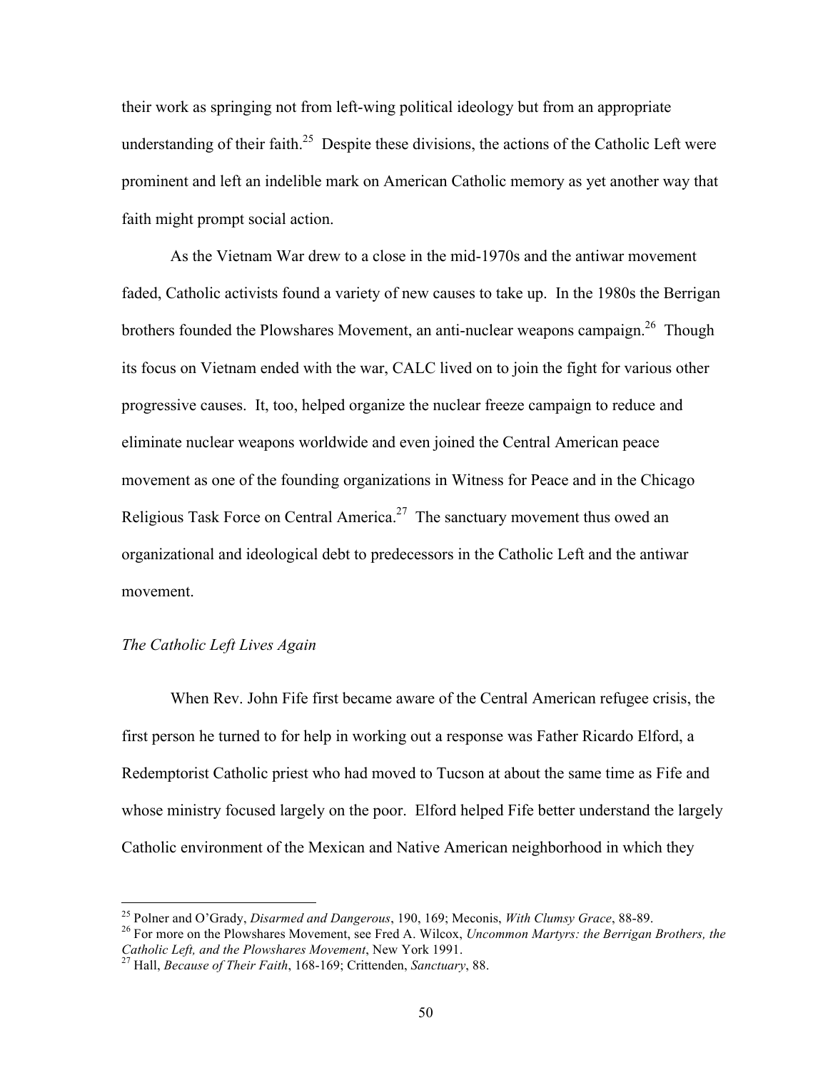their work as springing not from left-wing political ideology but from an appropriate understanding of their faith.[25] Despite these divisions, the actions of the Catholic Left were prominent and left an indelible mark on American Catholic memory as yet another way that faith might prompt social action.

As the Vietnam War drew to a close in the mid-1970s and the antiwar movement faded, Catholic activists found a variety of new causes to take up. In the 1980s the Berrigan brothers founded the Plowshares Movement, an anti-nuclear weapons campaign.[26] Though its focus on Vietnam ended with the war, CALC lived on to join the fight for various other progressive causes. It, too, helped organize the nuclear freeze campaign to reduce and eliminate nuclear weapons worldwide and even joined the Central American peace movement as one of the founding organizations in Witness for Peace and in the Chicago Religious Task Force on Central America.[27] The sanctuary movement thus owed an organizational and ideological debt to predecessors in the Catholic Left and the antiwar movement.

### *The Catholic Left Lives Again*

When Rev. John Fife first became aware of the Central American refugee crisis, the first person he turned to for help in working out a response was Father Ricardo Elford, a Redemptorist Catholic priest who had moved to Tucson at about the same time as Fife and whose ministry focused largely on the poor. Elford helped Fife better understand the largely Catholic environment of the Mexican and Native American neighborhood in which they

---

[25] Polner and O'Grady, *Disarmed and Dangerous*, 190, 169; Meconis, *With Clumsy Grace*, 88-89.

[26] For more on the Plowshares Movement, see Fred A. Wilcox, *Uncommon Martyrs: the Berrigan Brothers, the Catholic Left, and the Plowshares Movement*, New York 1991.

[27] Hall, *Because of Their Faith*, 168-169; Crittenden, *Sanctuary*, 88.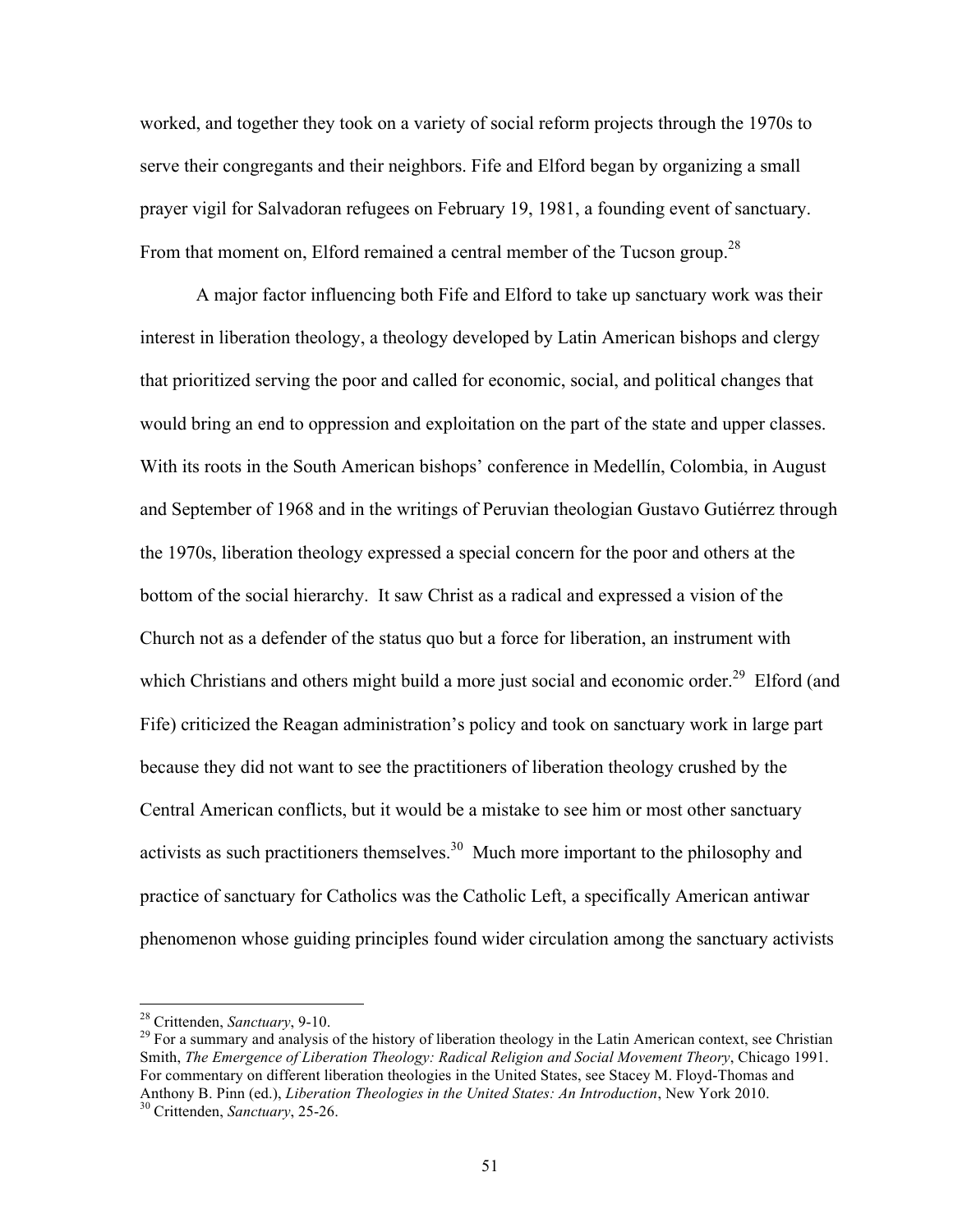worked, and together they took on a variety of social reform projects through the 1970s to serve their congregants and their neighbors. Fife and Elford began by organizing a small prayer vigil for Salvadoran refugees on February 19, 1981, a founding event of sanctuary. From that moment on, Elford remained a central member of the Tucson group.[28]

A major factor influencing both Fife and Elford to take up sanctuary work was their interest in liberation theology, a theology developed by Latin American bishops and clergy that prioritized serving the poor and called for economic, social, and political changes that would bring an end to oppression and exploitation on the part of the state and upper classes. With its roots in the South American bishops' conference in Medellín, Colombia, in August and September of 1968 and in the writings of Peruvian theologian Gustavo Gutiérrez through the 1970s, liberation theology expressed a special concern for the poor and others at the bottom of the social hierarchy. It saw Christ as a radical and expressed a vision of the Church not as a defender of the status quo but a force for liberation, an instrument with which Christians and others might build a more just social and economic order.[29] Elford (and Fife) criticized the Reagan administration's policy and took on sanctuary work in large part because they did not want to see the practitioners of liberation theology crushed by the Central American conflicts, but it would be a mistake to see him or most other sanctuary activists as such practitioners themselves.[30] Much more important to the philosophy and practice of sanctuary for Catholics was the Catholic Left, a specifically American antiwar phenomenon whose guiding principles found wider circulation among the sanctuary activists

---

[28] Crittenden, *Sanctuary*, 9-10.

[29] For a summary and analysis of the history of liberation theology in the Latin American context, see Christian Smith, *The Emergence of Liberation Theology: Radical Religion and Social Movement Theory*, Chicago 1991. For commentary on different liberation theologies in the United States, see Stacey M. Floyd-Thomas and Anthony B. Pinn (ed.), *Liberation Theologies in the United States: An Introduction*, New York 2010.

[30] Crittenden, *Sanctuary*, 25-26.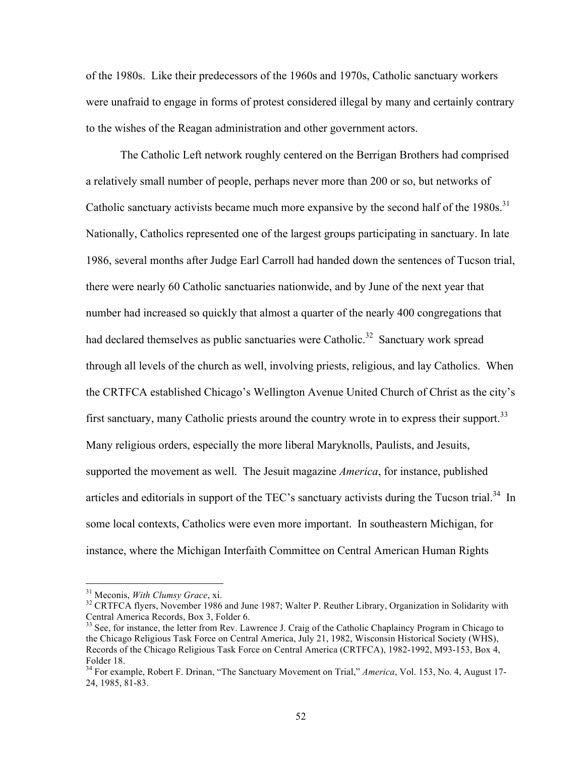of the 1980s. Like their predecessors of the 1960s and 1970s, Catholic sanctuary workers were unafraid to engage in forms of protest considered illegal by many and certainly contrary to the wishes of the Reagan administration and other government actors.

The Catholic Left network roughly centered on the Berrigan Brothers had comprised a relatively small number of people, perhaps never more than 200 or so, but networks of Catholic sanctuary activists became much more expansive by the second half of the 1980s.[31] Nationally, Catholics represented one of the largest groups participating in sanctuary. In late 1986, several months after Judge Earl Carroll had handed down the sentences of Tucson trial, there were nearly 60 Catholic sanctuaries nationwide, and by June of the next year that number had increased so quickly that almost a quarter of the nearly 400 congregations that had declared themselves as public sanctuaries were Catholic.[32] Sanctuary work spread through all levels of the church as well, involving priests, religious, and lay Catholics. When the CRTFCA established Chicago's Wellington Avenue United Church of Christ as the city's first sanctuary, many Catholic priests around the country wrote in to express their support.[33] Many religious orders, especially the more liberal Maryknolls, Paulists, and Jesuits, supported the movement as well. The Jesuit magazine *America*, for instance, published articles and editorials in support of the TEC's sanctuary activists during the Tucson trial.[34] In some local contexts, Catholics were even more important. In southeastern Michigan, for instance, where the Michigan Interfaith Committee on Central American Human Rights

---

[31] Meconis, *With Clumsy Grace*, xi.

[32] CRTFCA flyers, November 1986 and June 1987; Walter P. Reuther Library, Organization in Solidarity with Central America Records, Box 3, Folder 6.

[33] See, for instance, the letter from Rev. Lawrence J. Craig of the Catholic Chaplaincy Program in Chicago to the Chicago Religious Task Force on Central America, July 21, 1982, Wisconsin Historical Society (WHS), Records of the Chicago Religious Task Force on Central America (CRTFCA), 1982-1992, M93-153, Box 4, Folder 18.

[34] For example, Robert F. Drinan, "The Sanctuary Movement on Trial," *America*, Vol. 153, No. 4, August 17-24, 1985, 81-83.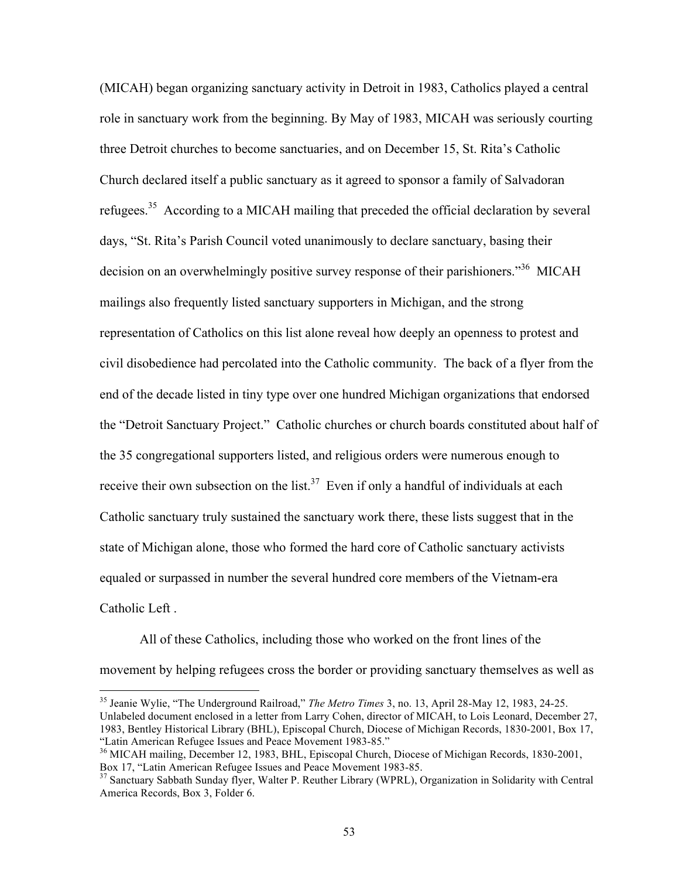(MICAH) began organizing sanctuary activity in Detroit in 1983, Catholics played a central role in sanctuary work from the beginning. By May of 1983, MICAH was seriously courting three Detroit churches to become sanctuaries, and on December 15, St. Rita's Catholic Church declared itself a public sanctuary as it agreed to sponsor a family of Salvadoran refugees.[35] According to a MICAH mailing that preceded the official declaration by several days, "St. Rita's Parish Council voted unanimously to declare sanctuary, basing their decision on an overwhelmingly positive survey response of their parishioners."[36] MICAH mailings also frequently listed sanctuary supporters in Michigan, and the strong representation of Catholics on this list alone reveal how deeply an openness to protest and civil disobedience had percolated into the Catholic community. The back of a flyer from the end of the decade listed in tiny type over one hundred Michigan organizations that endorsed the "Detroit Sanctuary Project." Catholic churches or church boards constituted about half of the 35 congregational supporters listed, and religious orders were numerous enough to receive their own subsection on the list.[37] Even if only a handful of individuals at each Catholic sanctuary truly sustained the sanctuary work there, these lists suggest that in the state of Michigan alone, those who formed the hard core of Catholic sanctuary activists equaled or surpassed in number the several hundred core members of the Vietnam-era Catholic Left .

All of these Catholics, including those who worked on the front lines of the movement by helping refugees cross the border or providing sanctuary themselves as well as

---

[35] Jeanie Wylie, "The Underground Railroad," *The Metro Times* 3, no. 13, April 28-May 12, 1983, 24-25. Unlabeled document enclosed in a letter from Larry Cohen, director of MICAH, to Lois Leonard, December 27, 1983, Bentley Historical Library (BHL), Episcopal Church, Diocese of Michigan Records, 1830-2001, Box 17, "Latin American Refugee Issues and Peace Movement 1983-85."

[36] MICAH mailing, December 12, 1983, BHL, Episcopal Church, Diocese of Michigan Records, 1830-2001, Box 17, "Latin American Refugee Issues and Peace Movement 1983-85.

[37] Sanctuary Sabbath Sunday flyer, Walter P. Reuther Library (WPRL), Organization in Solidarity with Central America Records, Box 3, Folder 6.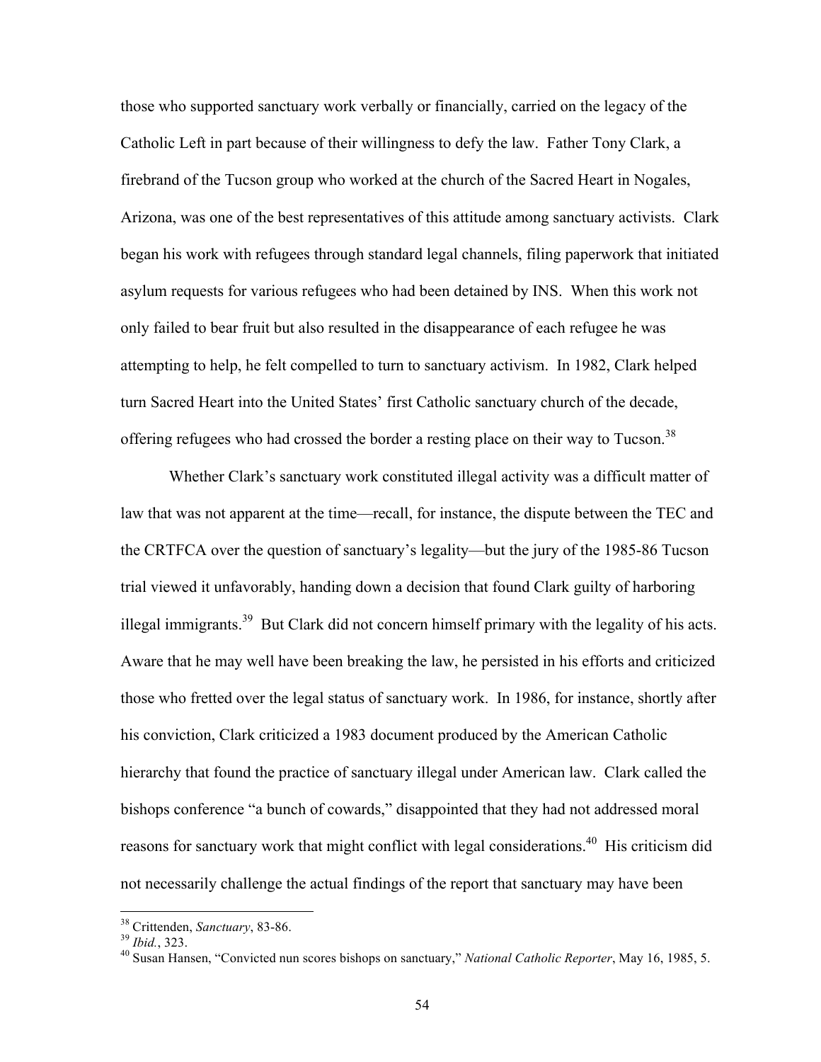those who supported sanctuary work verbally or financially, carried on the legacy of the Catholic Left in part because of their willingness to defy the law. Father Tony Clark, a firebrand of the Tucson group who worked at the church of the Sacred Heart in Nogales, Arizona, was one of the best representatives of this attitude among sanctuary activists. Clark began his work with refugees through standard legal channels, filing paperwork that initiated asylum requests for various refugees who had been detained by INS. When this work not only failed to bear fruit but also resulted in the disappearance of each refugee he was attempting to help, he felt compelled to turn to sanctuary activism. In 1982, Clark helped turn Sacred Heart into the United States' first Catholic sanctuary church of the decade, offering refugees who had crossed the border a resting place on their way to Tucson.[38]

Whether Clark's sanctuary work constituted illegal activity was a difficult matter of law that was not apparent at the time—recall, for instance, the dispute between the TEC and the CRTFCA over the question of sanctuary's legality—but the jury of the 1985-86 Tucson trial viewed it unfavorably, handing down a decision that found Clark guilty of harboring illegal immigrants.[39] But Clark did not concern himself primary with the legality of his acts. Aware that he may well have been breaking the law, he persisted in his efforts and criticized those who fretted over the legal status of sanctuary work. In 1986, for instance, shortly after his conviction, Clark criticized a 1983 document produced by the American Catholic hierarchy that found the practice of sanctuary illegal under American law. Clark called the bishops conference "a bunch of cowards," disappointed that they had not addressed moral reasons for sanctuary work that might conflict with legal considerations.[40] His criticism did not necessarily challenge the actual findings of the report that sanctuary may have been

---

[38] Crittenden, *Sanctuary*, 83-86.

[39] *Ibid.*, 323.

[40] Susan Hansen, "Convicted nun scores bishops on sanctuary," *National Catholic Reporter*, May 16, 1985, 5.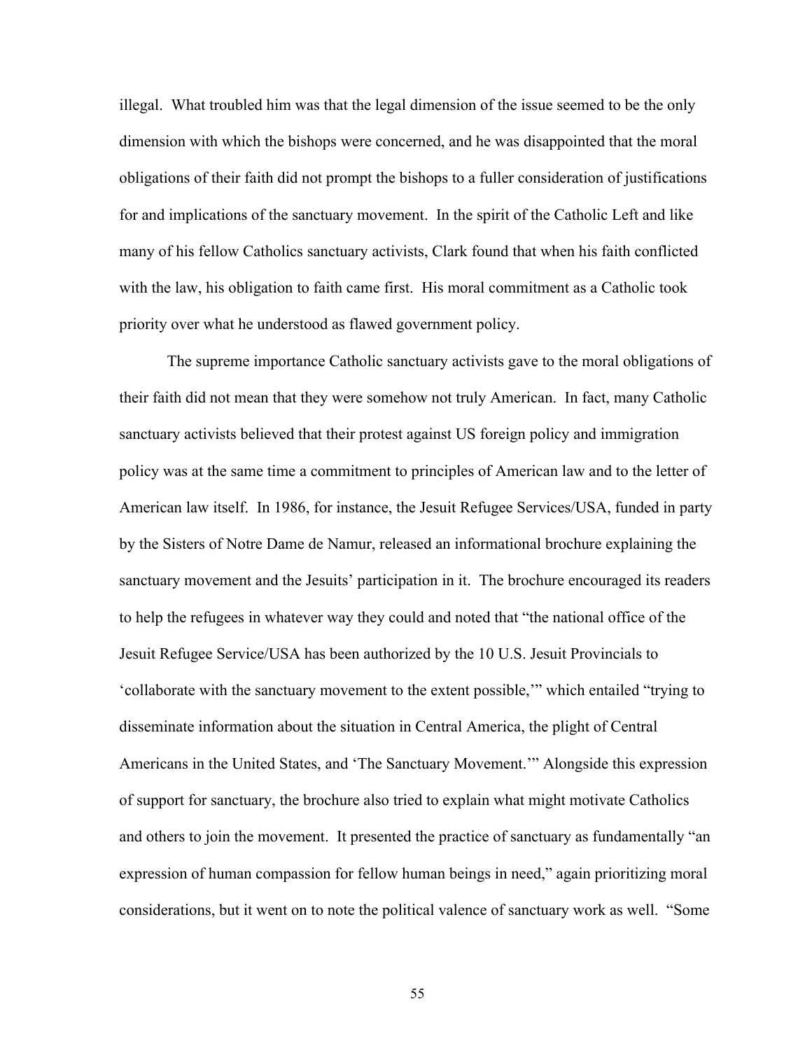illegal. What troubled him was that the legal dimension of the issue seemed to be the only dimension with which the bishops were concerned, and he was disappointed that the moral obligations of their faith did not prompt the bishops to a fuller consideration of justifications for and implications of the sanctuary movement. In the spirit of the Catholic Left and like many of his fellow Catholics sanctuary activists, Clark found that when his faith conflicted with the law, his obligation to faith came first. His moral commitment as a Catholic took priority over what he understood as flawed government policy.

The supreme importance Catholic sanctuary activists gave to the moral obligations of their faith did not mean that they were somehow not truly American. In fact, many Catholic sanctuary activists believed that their protest against US foreign policy and immigration policy was at the same time a commitment to principles of American law and to the letter of American law itself. In 1986, for instance, the Jesuit Refugee Services/USA, funded in party by the Sisters of Notre Dame de Namur, released an informational brochure explaining the sanctuary movement and the Jesuits' participation in it. The brochure encouraged its readers to help the refugees in whatever way they could and noted that "the national office of the Jesuit Refugee Service/USA has been authorized by the 10 U.S. Jesuit Provincials to 'collaborate with the sanctuary movement to the extent possible,'" which entailed "trying to disseminate information about the situation in Central America, the plight of Central Americans in the United States, and 'The Sanctuary Movement.'" Alongside this expression of support for sanctuary, the brochure also tried to explain what might motivate Catholics and others to join the movement. It presented the practice of sanctuary as fundamentally "an expression of human compassion for fellow human beings in need," again prioritizing moral considerations, but it went on to note the political valence of sanctuary work as well. "Some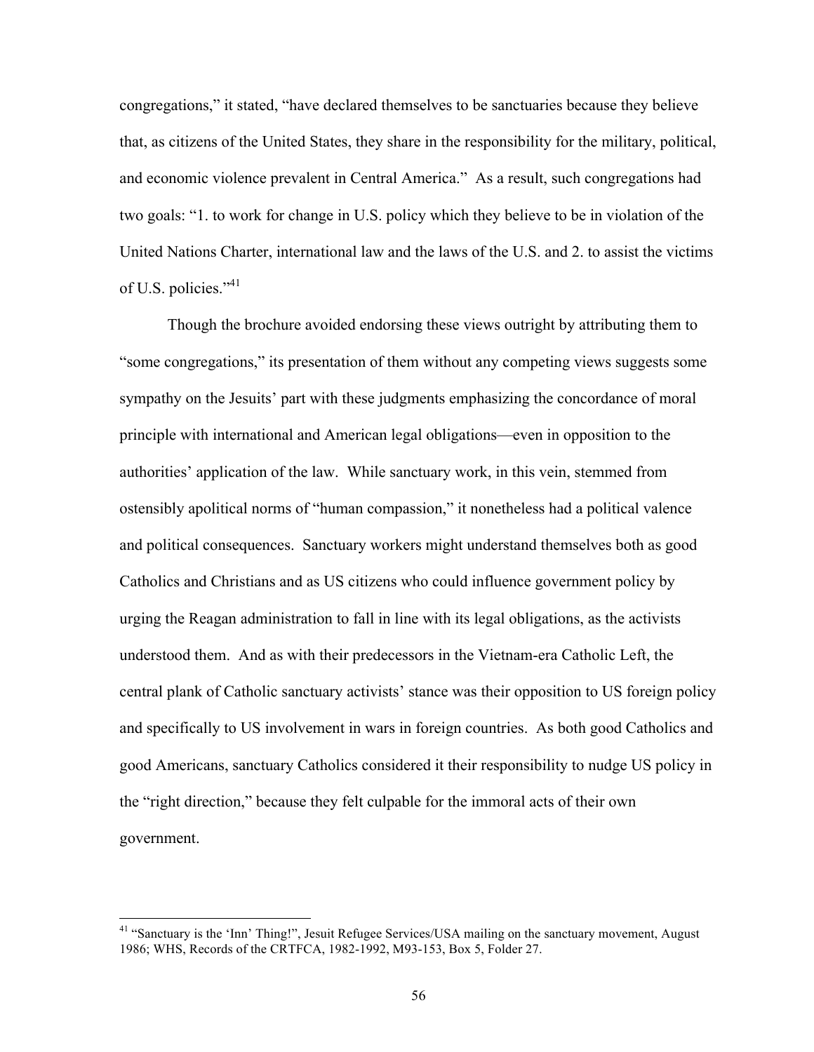congregations," it stated, "have declared themselves to be sanctuaries because they believe that, as citizens of the United States, they share in the responsibility for the military, political, and economic violence prevalent in Central America." As a result, such congregations had two goals: "1. to work for change in U.S. policy which they believe to be in violation of the United Nations Charter, international law and the laws of the U.S. and 2. to assist the victims of U.S. policies."[41]

Though the brochure avoided endorsing these views outright by attributing them to "some congregations," its presentation of them without any competing views suggests some sympathy on the Jesuits' part with these judgments emphasizing the concordance of moral principle with international and American legal obligations—even in opposition to the authorities' application of the law. While sanctuary work, in this vein, stemmed from ostensibly apolitical norms of "human compassion," it nonetheless had a political valence and political consequences. Sanctuary workers might understand themselves both as good Catholics and Christians and as US citizens who could influence government policy by urging the Reagan administration to fall in line with its legal obligations, as the activists understood them. And as with their predecessors in the Vietnam-era Catholic Left, the central plank of Catholic sanctuary activists' stance was their opposition to US foreign policy and specifically to US involvement in wars in foreign countries. As both good Catholics and good Americans, sanctuary Catholics considered it their responsibility to nudge US policy in the "right direction," because they felt culpable for the immoral acts of their own government.

---

[41] "Sanctuary is the 'Inn' Thing!", Jesuit Refugee Services/USA mailing on the sanctuary movement, August 1986; WHS, Records of the CRTFCA, 1982-1992, M93-153, Box 5, Folder 27.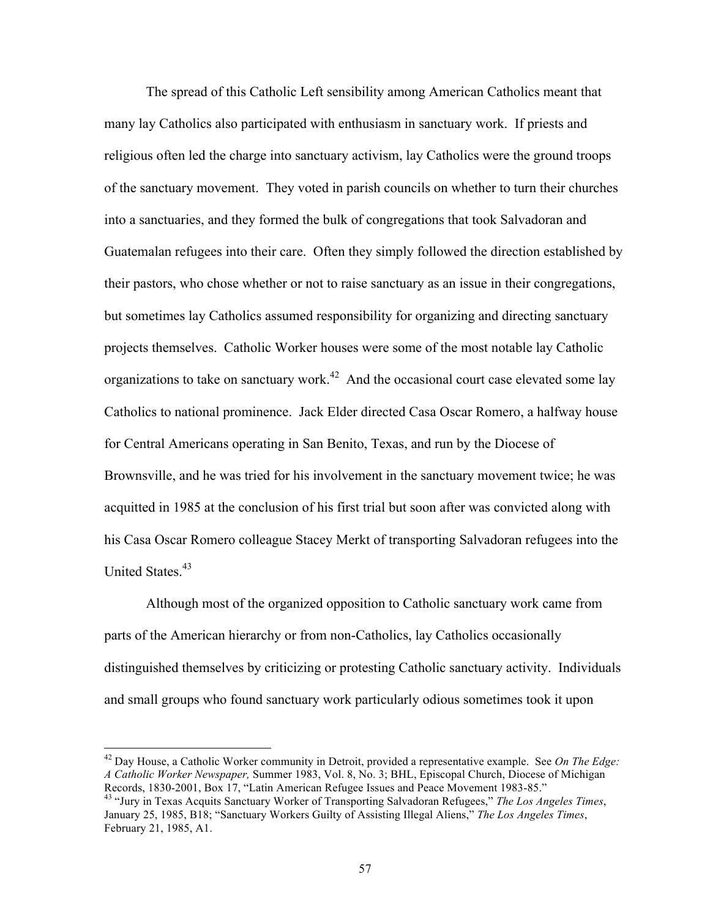The spread of this Catholic Left sensibility among American Catholics meant that many lay Catholics also participated with enthusiasm in sanctuary work. If priests and religious often led the charge into sanctuary activism, lay Catholics were the ground troops of the sanctuary movement. They voted in parish councils on whether to turn their churches into a sanctuaries, and they formed the bulk of congregations that took Salvadoran and Guatemalan refugees into their care. Often they simply followed the direction established by their pastors, who chose whether or not to raise sanctuary as an issue in their congregations, but sometimes lay Catholics assumed responsibility for organizing and directing sanctuary projects themselves. Catholic Worker houses were some of the most notable lay Catholic organizations to take on sanctuary work.[42] And the occasional court case elevated some lay Catholics to national prominence. Jack Elder directed Casa Oscar Romero, a halfway house for Central Americans operating in San Benito, Texas, and run by the Diocese of Brownsville, and he was tried for his involvement in the sanctuary movement twice; he was acquitted in 1985 at the conclusion of his first trial but soon after was convicted along with his Casa Oscar Romero colleague Stacey Merkt of transporting Salvadoran refugees into the United States.[43]

Although most of the organized opposition to Catholic sanctuary work came from parts of the American hierarchy or from non-Catholics, lay Catholics occasionally distinguished themselves by criticizing or protesting Catholic sanctuary activity. Individuals and small groups who found sanctuary work particularly odious sometimes took it upon

---

[42] Day House, a Catholic Worker community in Detroit, provided a representative example. See *On The Edge: A Catholic Worker Newspaper,* Summer 1983, Vol. 8, No. 3; BHL, Episcopal Church, Diocese of Michigan Records, 1830-2001, Box 17, "Latin American Refugee Issues and Peace Movement 1983-85."

[43] "Jury in Texas Acquits Sanctuary Worker of Transporting Salvadoran Refugees," *The Los Angeles Times*, January 25, 1985, B18; "Sanctuary Workers Guilty of Assisting Illegal Aliens," *The Los Angeles Times*, February 21, 1985, A1.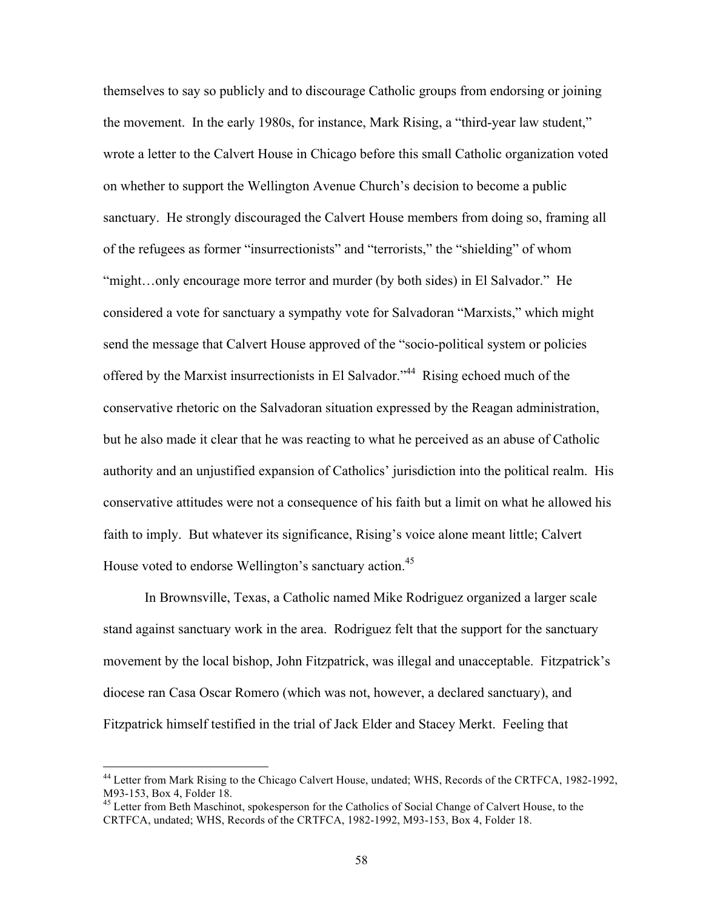themselves to say so publicly and to discourage Catholic groups from endorsing or joining the movement. In the early 1980s, for instance, Mark Rising, a "third-year law student," wrote a letter to the Calvert House in Chicago before this small Catholic organization voted on whether to support the Wellington Avenue Church's decision to become a public sanctuary. He strongly discouraged the Calvert House members from doing so, framing all of the refugees as former "insurrectionists" and "terrorists," the "shielding" of whom "might…only encourage more terror and murder (by both sides) in El Salvador." He considered a vote for sanctuary a sympathy vote for Salvadoran "Marxists," which might send the message that Calvert House approved of the "socio-political system or policies offered by the Marxist insurrectionists in El Salvador."[44] Rising echoed much of the conservative rhetoric on the Salvadoran situation expressed by the Reagan administration, but he also made it clear that he was reacting to what he perceived as an abuse of Catholic authority and an unjustified expansion of Catholics' jurisdiction into the political realm. His conservative attitudes were not a consequence of his faith but a limit on what he allowed his faith to imply. But whatever its significance, Rising's voice alone meant little; Calvert House voted to endorse Wellington's sanctuary action.[45]

In Brownsville, Texas, a Catholic named Mike Rodriguez organized a larger scale stand against sanctuary work in the area. Rodriguez felt that the support for the sanctuary movement by the local bishop, John Fitzpatrick, was illegal and unacceptable. Fitzpatrick's diocese ran Casa Oscar Romero (which was not, however, a declared sanctuary), and Fitzpatrick himself testified in the trial of Jack Elder and Stacey Merkt. Feeling that

[44] Letter from Mark Rising to the Chicago Calvert House, undated; WHS, Records of the CRTFCA, 1982-1992, M93-153, Box 4, Folder 18.

[45] Letter from Beth Maschinot, spokesperson for the Catholics of Social Change of Calvert House, to the CRTFCA, undated; WHS, Records of the CRTFCA, 1982-1992, M93-153, Box 4, Folder 18.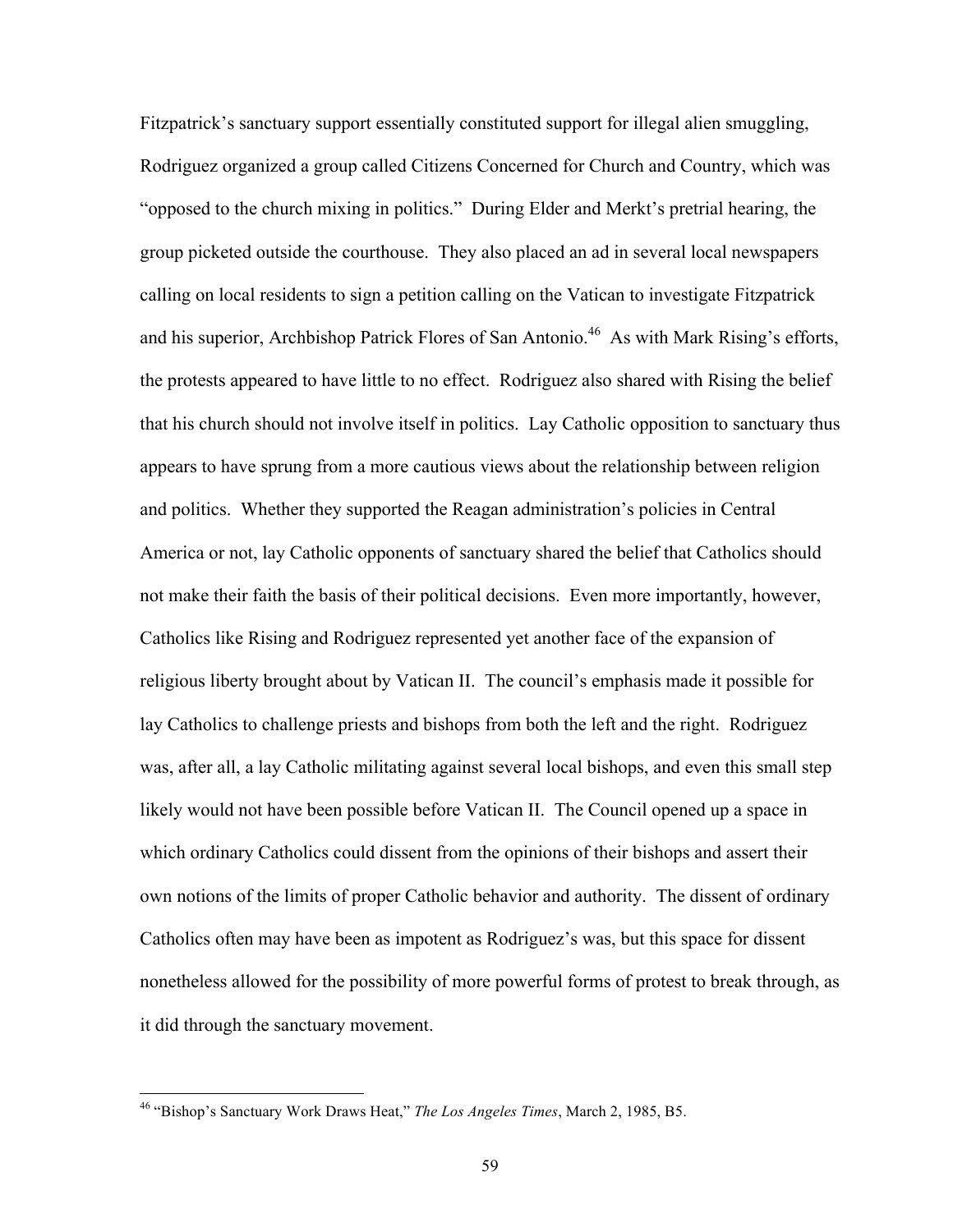Fitzpatrick's sanctuary support essentially constituted support for illegal alien smuggling, Rodriguez organized a group called Citizens Concerned for Church and Country, which was "opposed to the church mixing in politics." During Elder and Merkt's pretrial hearing, the group picketed outside the courthouse. They also placed an ad in several local newspapers calling on local residents to sign a petition calling on the Vatican to investigate Fitzpatrick and his superior, Archbishop Patrick Flores of San Antonio.[46] As with Mark Rising's efforts, the protests appeared to have little to no effect. Rodriguez also shared with Rising the belief that his church should not involve itself in politics. Lay Catholic opposition to sanctuary thus appears to have sprung from a more cautious views about the relationship between religion and politics. Whether they supported the Reagan administration's policies in Central America or not, lay Catholic opponents of sanctuary shared the belief that Catholics should not make their faith the basis of their political decisions. Even more importantly, however, Catholics like Rising and Rodriguez represented yet another face of the expansion of religious liberty brought about by Vatican II. The council's emphasis made it possible for lay Catholics to challenge priests and bishops from both the left and the right. Rodriguez was, after all, a lay Catholic militating against several local bishops, and even this small step likely would not have been possible before Vatican II. The Council opened up a space in which ordinary Catholics could dissent from the opinions of their bishops and assert their own notions of the limits of proper Catholic behavior and authority. The dissent of ordinary Catholics often may have been as impotent as Rodriguez's was, but this space for dissent nonetheless allowed for the possibility of more powerful forms of protest to break through, as it did through the sanctuary movement.

[46] "Bishop's Sanctuary Work Draws Heat," *The Los Angeles Times*, March 2, 1985, B5.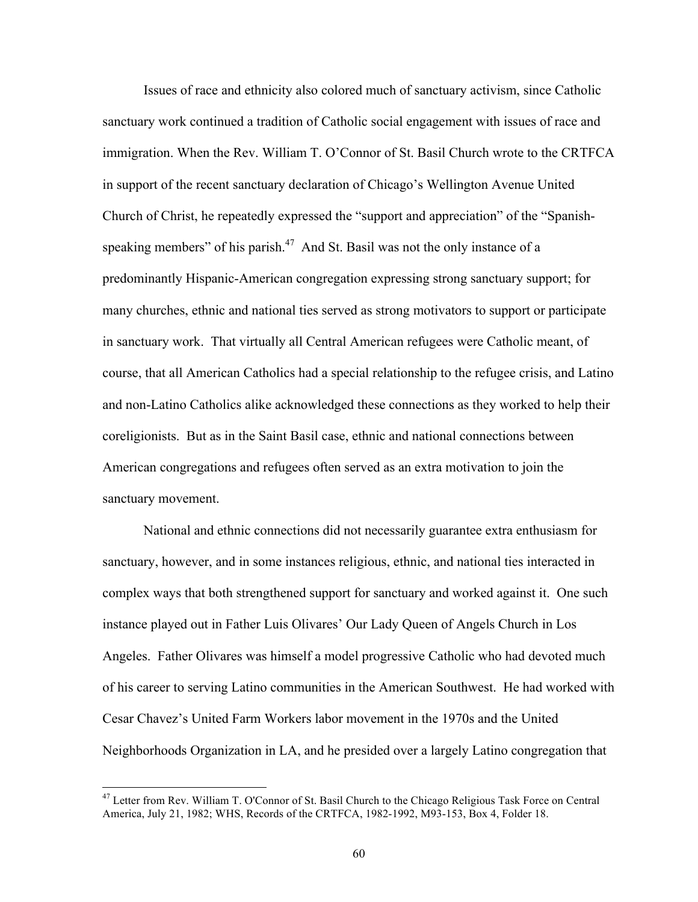Issues of race and ethnicity also colored much of sanctuary activism, since Catholic sanctuary work continued a tradition of Catholic social engagement with issues of race and immigration. When the Rev. William T. O'Connor of St. Basil Church wrote to the CRTFCA in support of the recent sanctuary declaration of Chicago's Wellington Avenue United Church of Christ, he repeatedly expressed the "support and appreciation" of the "Spanish-speaking members" of his parish.[47] And St. Basil was not the only instance of a predominantly Hispanic-American congregation expressing strong sanctuary support; for many churches, ethnic and national ties served as strong motivators to support or participate in sanctuary work. That virtually all Central American refugees were Catholic meant, of course, that all American Catholics had a special relationship to the refugee crisis, and Latino and non-Latino Catholics alike acknowledged these connections as they worked to help their coreligionists. But as in the Saint Basil case, ethnic and national connections between American congregations and refugees often served as an extra motivation to join the sanctuary movement.

National and ethnic connections did not necessarily guarantee extra enthusiasm for sanctuary, however, and in some instances religious, ethnic, and national ties interacted in complex ways that both strengthened support for sanctuary and worked against it. One such instance played out in Father Luis Olivares' Our Lady Queen of Angels Church in Los Angeles. Father Olivares was himself a model progressive Catholic who had devoted much of his career to serving Latino communities in the American Southwest. He had worked with Cesar Chavez's United Farm Workers labor movement in the 1970s and the United Neighborhoods Organization in LA, and he presided over a largely Latino congregation that

[47] Letter from Rev. William T. O'Connor of St. Basil Church to the Chicago Religious Task Force on Central America, July 21, 1982; WHS, Records of the CRTFCA, 1982-1992, M93-153, Box 4, Folder 18.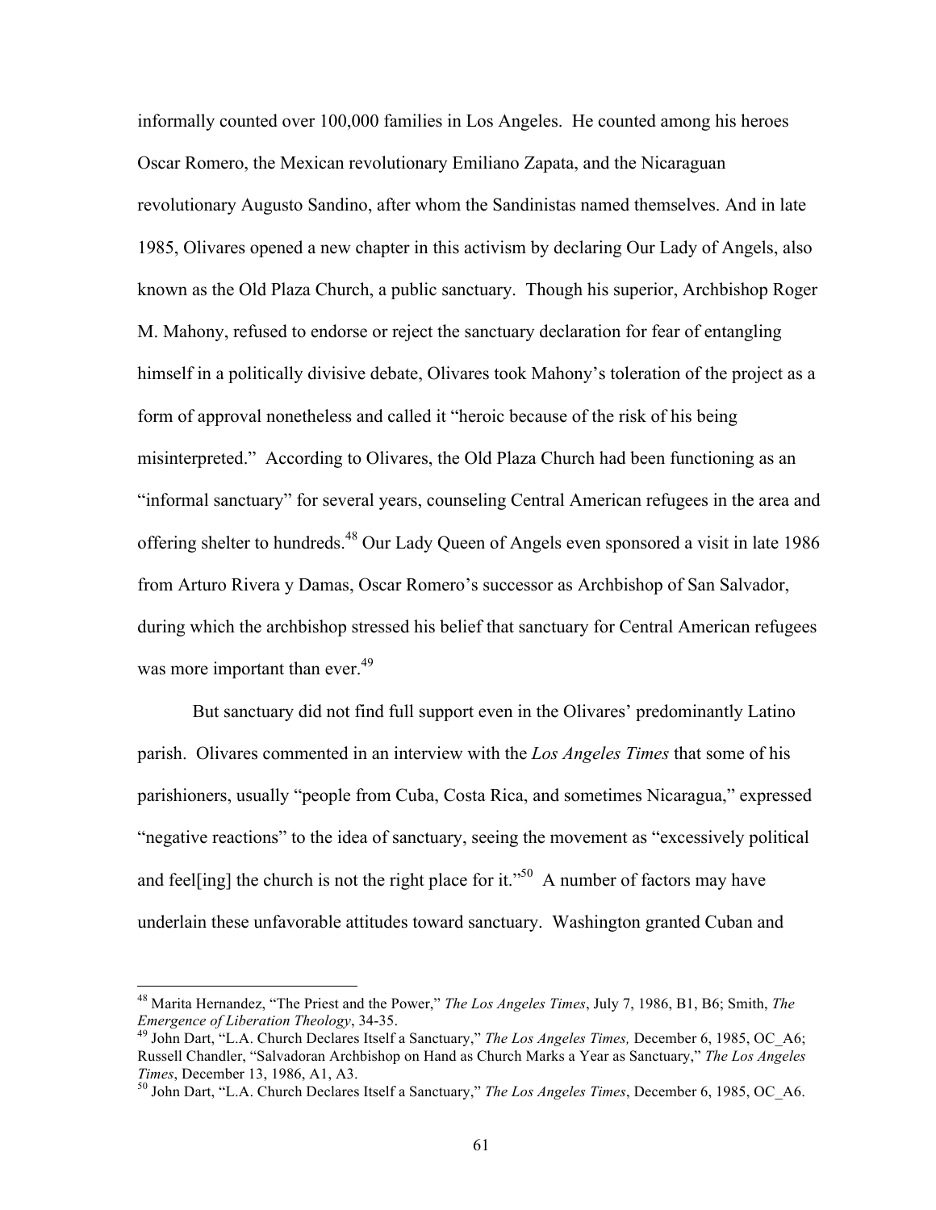informally counted over 100,000 families in Los Angeles. He counted among his heroes Oscar Romero, the Mexican revolutionary Emiliano Zapata, and the Nicaraguan revolutionary Augusto Sandino, after whom the Sandinistas named themselves. And in late 1985, Olivares opened a new chapter in this activism by declaring Our Lady of Angels, also known as the Old Plaza Church, a public sanctuary. Though his superior, Archbishop Roger M. Mahony, refused to endorse or reject the sanctuary declaration for fear of entangling himself in a politically divisive debate, Olivares took Mahony's toleration of the project as a form of approval nonetheless and called it "heroic because of the risk of his being misinterpreted." According to Olivares, the Old Plaza Church had been functioning as an "informal sanctuary" for several years, counseling Central American refugees in the area and offering shelter to hundreds.[48] Our Lady Queen of Angels even sponsored a visit in late 1986 from Arturo Rivera y Damas, Oscar Romero's successor as Archbishop of San Salvador, during which the archbishop stressed his belief that sanctuary for Central American refugees was more important than ever.[49]

But sanctuary did not find full support even in the Olivares' predominantly Latino parish. Olivares commented in an interview with the *Los Angeles Times* that some of his parishioners, usually "people from Cuba, Costa Rica, and sometimes Nicaragua," expressed "negative reactions" to the idea of sanctuary, seeing the movement as "excessively political and feel[ing] the church is not the right place for it."[50] A number of factors may have underlain these unfavorable attitudes toward sanctuary. Washington granted Cuban and

---

[48] Marita Hernandez, "The Priest and the Power," *The Los Angeles Times*, July 7, 1986, B1, B6; Smith, *The Emergence of Liberation Theology*, 34-35.

[49] John Dart, "L.A. Church Declares Itself a Sanctuary," *The Los Angeles Times,* December 6, 1985, OC_A6; Russell Chandler, "Salvadoran Archbishop on Hand as Church Marks a Year as Sanctuary," *The Los Angeles Times*, December 13, 1986, A1, A3.

[50] John Dart, "L.A. Church Declares Itself a Sanctuary," *The Los Angeles Times*, December 6, 1985, OC_A6.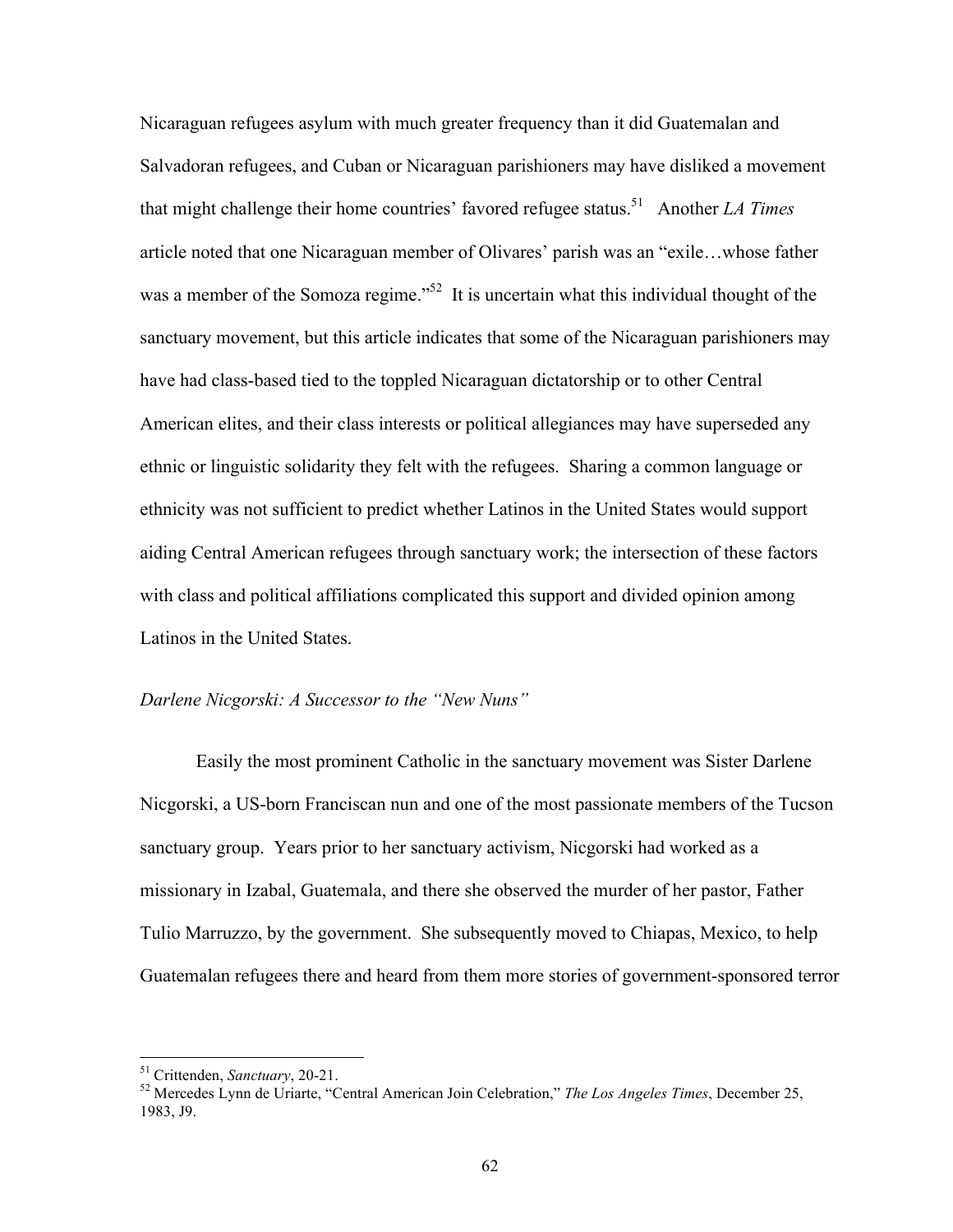Nicaraguan refugees asylum with much greater frequency than it did Guatemalan and Salvadoran refugees, and Cuban or Nicaraguan parishioners may have disliked a movement that might challenge their home countries' favored refugee status.[51] Another *LA Times* article noted that one Nicaraguan member of Olivares' parish was an "exile…whose father was a member of the Somoza regime."[52] It is uncertain what this individual thought of the sanctuary movement, but this article indicates that some of the Nicaraguan parishioners may have had class-based tied to the toppled Nicaraguan dictatorship or to other Central American elites, and their class interests or political allegiances may have superseded any ethnic or linguistic solidarity they felt with the refugees. Sharing a common language or ethnicity was not sufficient to predict whether Latinos in the United States would support aiding Central American refugees through sanctuary work; the intersection of these factors with class and political affiliations complicated this support and divided opinion among Latinos in the United States.

### *Darlene Nicgorski: A Successor to the "New Nuns"*

Easily the most prominent Catholic in the sanctuary movement was Sister Darlene Nicgorski, a US-born Franciscan nun and one of the most passionate members of the Tucson sanctuary group. Years prior to her sanctuary activism, Nicgorski had worked as a missionary in Izabal, Guatemala, and there she observed the murder of her pastor, Father Tulio Marruzzo, by the government. She subsequently moved to Chiapas, Mexico, to help Guatemalan refugees there and heard from them more stories of government-sponsored terror

---

[51] Crittenden, *Sanctuary*, 20-21.

[52] Mercedes Lynn de Uriarte, "Central American Join Celebration," *The Los Angeles Times*, December 25, 1983, J9.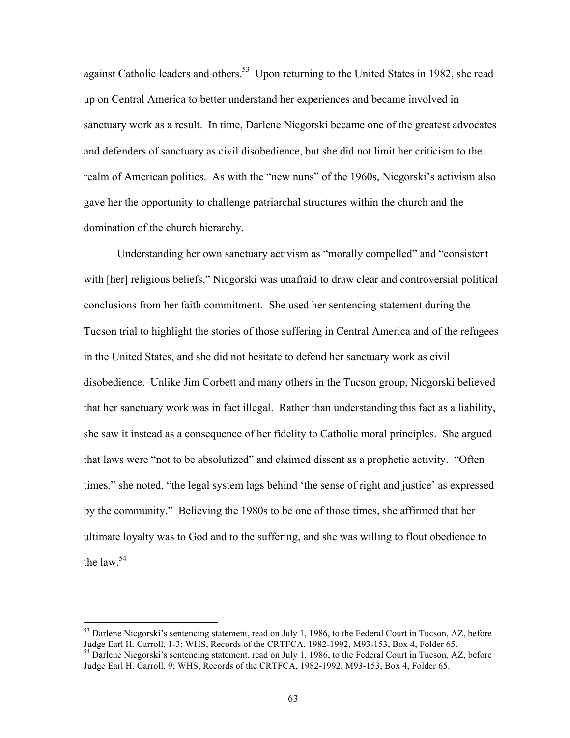against Catholic leaders and others.[53] Upon returning to the United States in 1982, she read up on Central America to better understand her experiences and became involved in sanctuary work as a result. In time, Darlene Nicgorski became one of the greatest advocates and defenders of sanctuary as civil disobedience, but she did not limit her criticism to the realm of American politics. As with the "new nuns" of the 1960s, Nicgorski's activism also gave her the opportunity to challenge patriarchal structures within the church and the domination of the church hierarchy.

Understanding her own sanctuary activism as "morally compelled" and "consistent with [her] religious beliefs," Nicgorski was unafraid to draw clear and controversial political conclusions from her faith commitment. She used her sentencing statement during the Tucson trial to highlight the stories of those suffering in Central America and of the refugees in the United States, and she did not hesitate to defend her sanctuary work as civil disobedience. Unlike Jim Corbett and many others in the Tucson group, Nicgorski believed that her sanctuary work was in fact illegal. Rather than understanding this fact as a liability, she saw it instead as a consequence of her fidelity to Catholic moral principles. She argued that laws were "not to be absolutized" and claimed dissent as a prophetic activity. "Often times," she noted, "the legal system lags behind 'the sense of right and justice' as expressed by the community." Believing the 1980s to be one of those times, she affirmed that her ultimate loyalty was to God and to the suffering, and she was willing to flout obedience to the law.[54]

---

[53] Darlene Nicgorski's sentencing statement, read on July 1, 1986, to the Federal Court in Tucson, AZ, before Judge Earl H. Carroll, 1-3; WHS, Records of the CRTFCA, 1982-1992, M93-153, Box 4, Folder 65.

[54] Darlene Nicgorski's sentencing statement, read on July 1, 1986, to the Federal Court in Tucson, AZ, before Judge Earl H. Carroll, 9; WHS, Records of the CRTFCA, 1982-1992, M93-153, Box 4, Folder 65.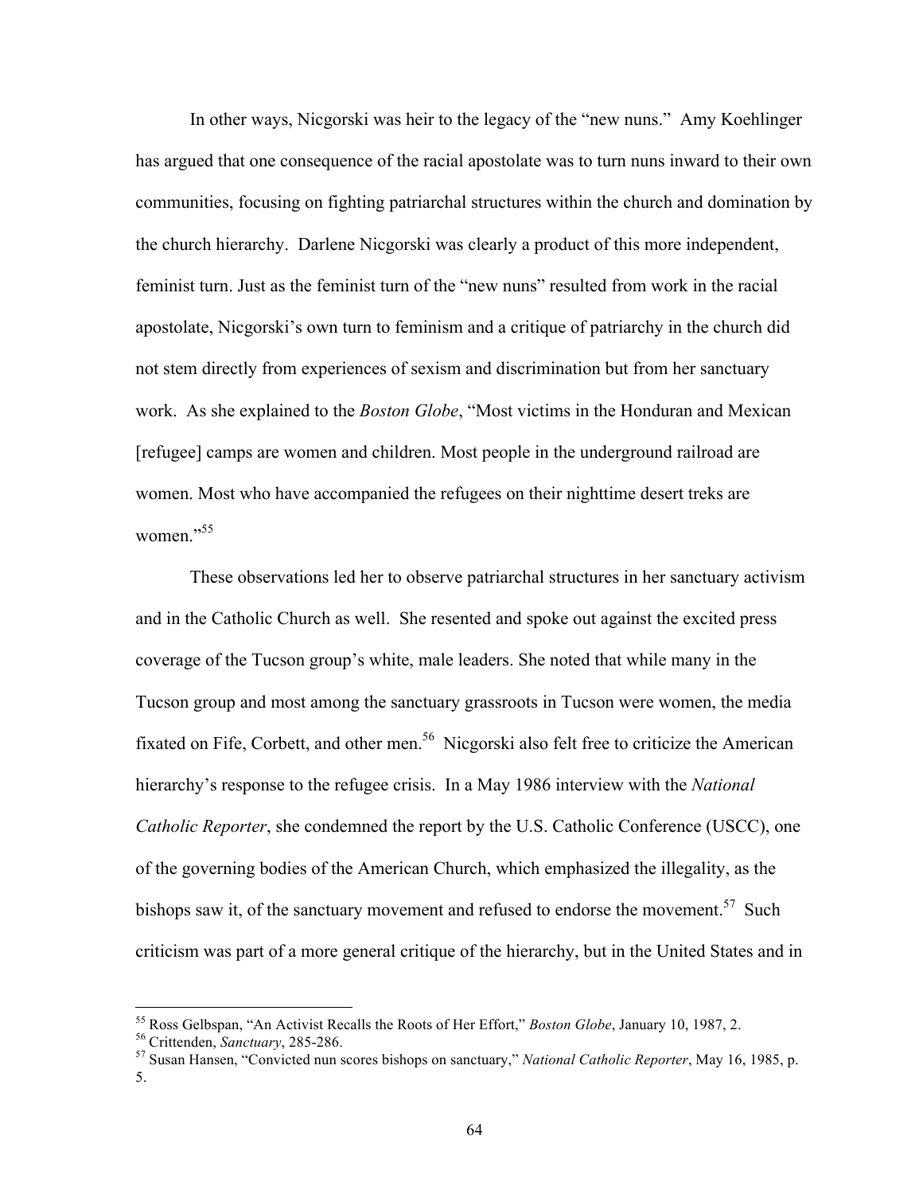In other ways, Nicgorski was heir to the legacy of the "new nuns." Amy Koehlinger has argued that one consequence of the racial apostolate was to turn nuns inward to their own communities, focusing on fighting patriarchal structures within the church and domination by the church hierarchy. Darlene Nicgorski was clearly a product of this more independent, feminist turn. Just as the feminist turn of the "new nuns" resulted from work in the racial apostolate, Nicgorski's own turn to feminism and a critique of patriarchy in the church did not stem directly from experiences of sexism and discrimination but from her sanctuary work. As she explained to the *Boston Globe*, "Most victims in the Honduran and Mexican [refugee] camps are women and children. Most people in the underground railroad are women. Most who have accompanied the refugees on their nighttime desert treks are women."[55]

These observations led her to observe patriarchal structures in her sanctuary activism and in the Catholic Church as well. She resented and spoke out against the excited press coverage of the Tucson group's white, male leaders. She noted that while many in the Tucson group and most among the sanctuary grassroots in Tucson were women, the media fixated on Fife, Corbett, and other men.[56] Nicgorski also felt free to criticize the American hierarchy's response to the refugee crisis. In a May 1986 interview with the *National Catholic Reporter*, she condemned the report by the U.S. Catholic Conference (USCC), one of the governing bodies of the American Church, which emphasized the illegality, as the bishops saw it, of the sanctuary movement and refused to endorse the movement.[57] Such criticism was part of a more general critique of the hierarchy, but in the United States and in

---

[55] Ross Gelbspan, "An Activist Recalls the Roots of Her Effort," *Boston Globe*, January 10, 1987, 2.

[56] Crittenden, *Sanctuary*, 285-286.

[57] Susan Hansen, "Convicted nun scores bishops on sanctuary," *National Catholic Reporter*, May 16, 1985, p. 5.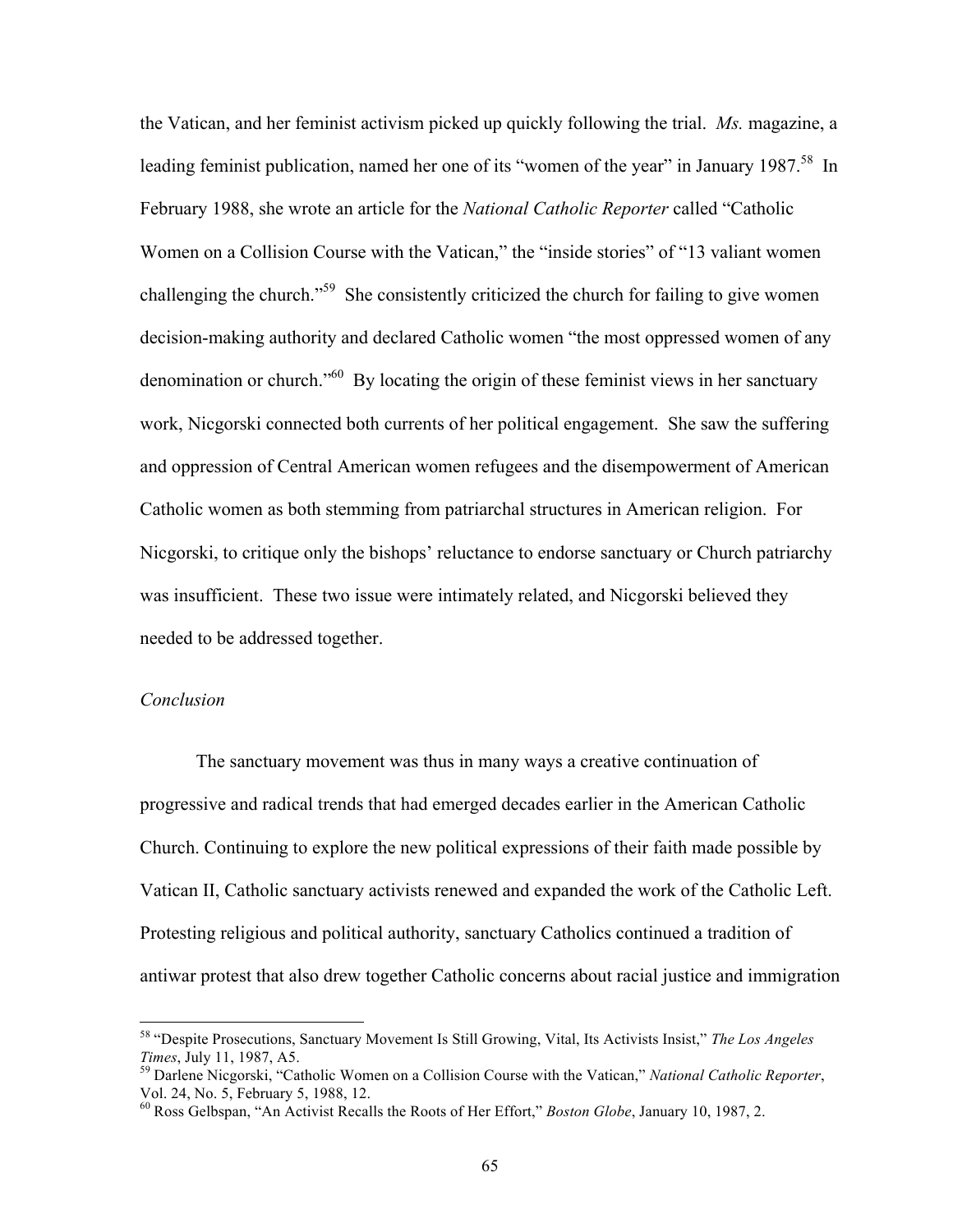the Vatican, and her feminist activism picked up quickly following the trial. *Ms.* magazine, a leading feminist publication, named her one of its "women of the year" in January 1987.[58] In February 1988, she wrote an article for the *National Catholic Reporter* called "Catholic Women on a Collision Course with the Vatican," the "inside stories" of "13 valiant women challenging the church."[59] She consistently criticized the church for failing to give women decision-making authority and declared Catholic women "the most oppressed women of any denomination or church."[60] By locating the origin of these feminist views in her sanctuary work, Nicgorski connected both currents of her political engagement. She saw the suffering and oppression of Central American women refugees and the disempowerment of American Catholic women as both stemming from patriarchal structures in American religion. For Nicgorski, to critique only the bishops' reluctance to endorse sanctuary or Church patriarchy was insufficient. These two issue were intimately related, and Nicgorski believed they needed to be addressed together.

### *Conclusion*

The sanctuary movement was thus in many ways a creative continuation of progressive and radical trends that had emerged decades earlier in the American Catholic Church. Continuing to explore the new political expressions of their faith made possible by Vatican II, Catholic sanctuary activists renewed and expanded the work of the Catholic Left. Protesting religious and political authority, sanctuary Catholics continued a tradition of antiwar protest that also drew together Catholic concerns about racial justice and immigration

---

[58] "Despite Prosecutions, Sanctuary Movement Is Still Growing, Vital, Its Activists Insist," *The Los Angeles Times*, July 11, 1987, A5.

[59] Darlene Nicgorski, "Catholic Women on a Collision Course with the Vatican," *National Catholic Reporter*, Vol. 24, No. 5, February 5, 1988, 12.

[60] Ross Gelbspan, "An Activist Recalls the Roots of Her Effort," *Boston Globe*, January 10, 1987, 2.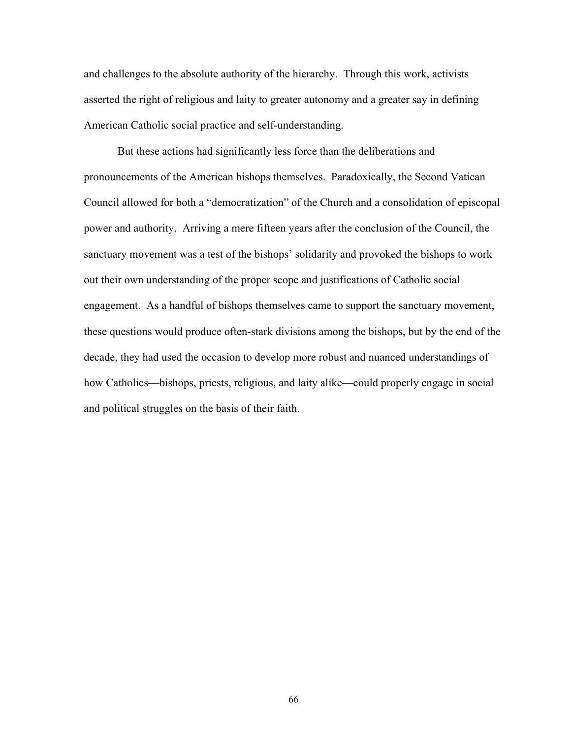and challenges to the absolute authority of the hierarchy. Through this work, activists asserted the right of religious and laity to greater autonomy and a greater say in defining American Catholic social practice and self-understanding.

But these actions had significantly less force than the deliberations and pronouncements of the American bishops themselves. Paradoxically, the Second Vatican Council allowed for both a "democratization" of the Church and a consolidation of episcopal power and authority. Arriving a mere fifteen years after the conclusion of the Council, the sanctuary movement was a test of the bishops' solidarity and provoked the bishops to work out their own understanding of the proper scope and justifications of Catholic social engagement. As a handful of bishops themselves came to support the sanctuary movement, these questions would produce often-stark divisions among the bishops, but by the end of the decade, they had used the occasion to develop more robust and nuanced understandings of how Catholics—bishops, priests, religious, and laity alike—could properly engage in social and political struggles on the basis of their faith.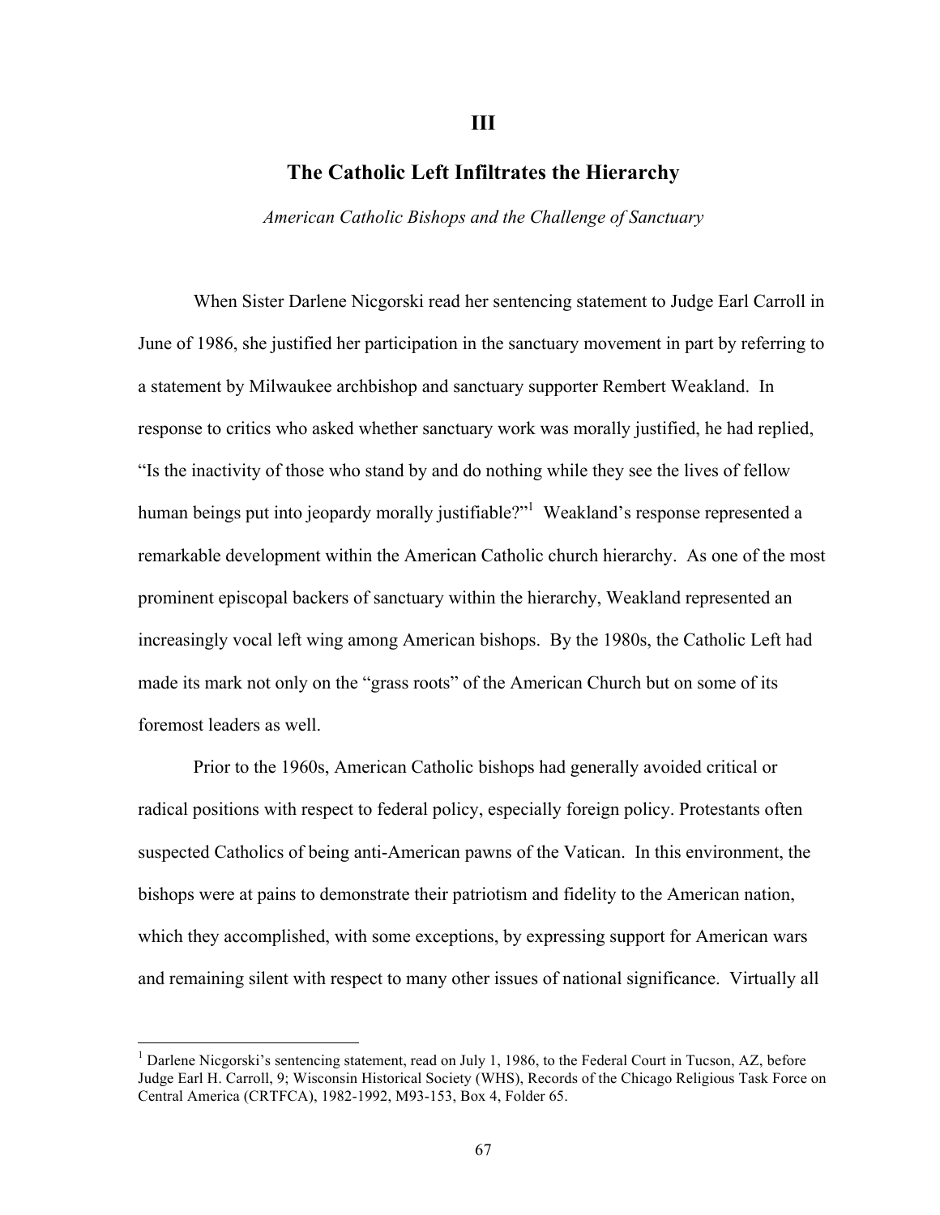# III

## The Catholic Left Infiltrates the Hierarchy

*American Catholic Bishops and the Challenge of Sanctuary*

When Sister Darlene Nicgorski read her sentencing statement to Judge Earl Carroll in June of 1986, she justified her participation in the sanctuary movement in part by referring to a statement by Milwaukee archbishop and sanctuary supporter Rembert Weakland. In response to critics who asked whether sanctuary work was morally justified, he had replied, "Is the inactivity of those who stand by and do nothing while they see the lives of fellow human beings put into jeopardy morally justifiable?"[1] Weakland's response represented a remarkable development within the American Catholic church hierarchy. As one of the most prominent episcopal backers of sanctuary within the hierarchy, Weakland represented an increasingly vocal left wing among American bishops. By the 1980s, the Catholic Left had made its mark not only on the "grass roots" of the American Church but on some of its foremost leaders as well.

Prior to the 1960s, American Catholic bishops had generally avoided critical or radical positions with respect to federal policy, especially foreign policy. Protestants often suspected Catholics of being anti-American pawns of the Vatican. In this environment, the bishops were at pains to demonstrate their patriotism and fidelity to the American nation, which they accomplished, with some exceptions, by expressing support for American wars and remaining silent with respect to many other issues of national significance. Virtually all

[1] Darlene Nicgorski's sentencing statement, read on July 1, 1986, to the Federal Court in Tucson, AZ, before Judge Earl H. Carroll, 9; Wisconsin Historical Society (WHS), Records of the Chicago Religious Task Force on Central America (CRTFCA), 1982-1992, M93-153, Box 4, Folder 65.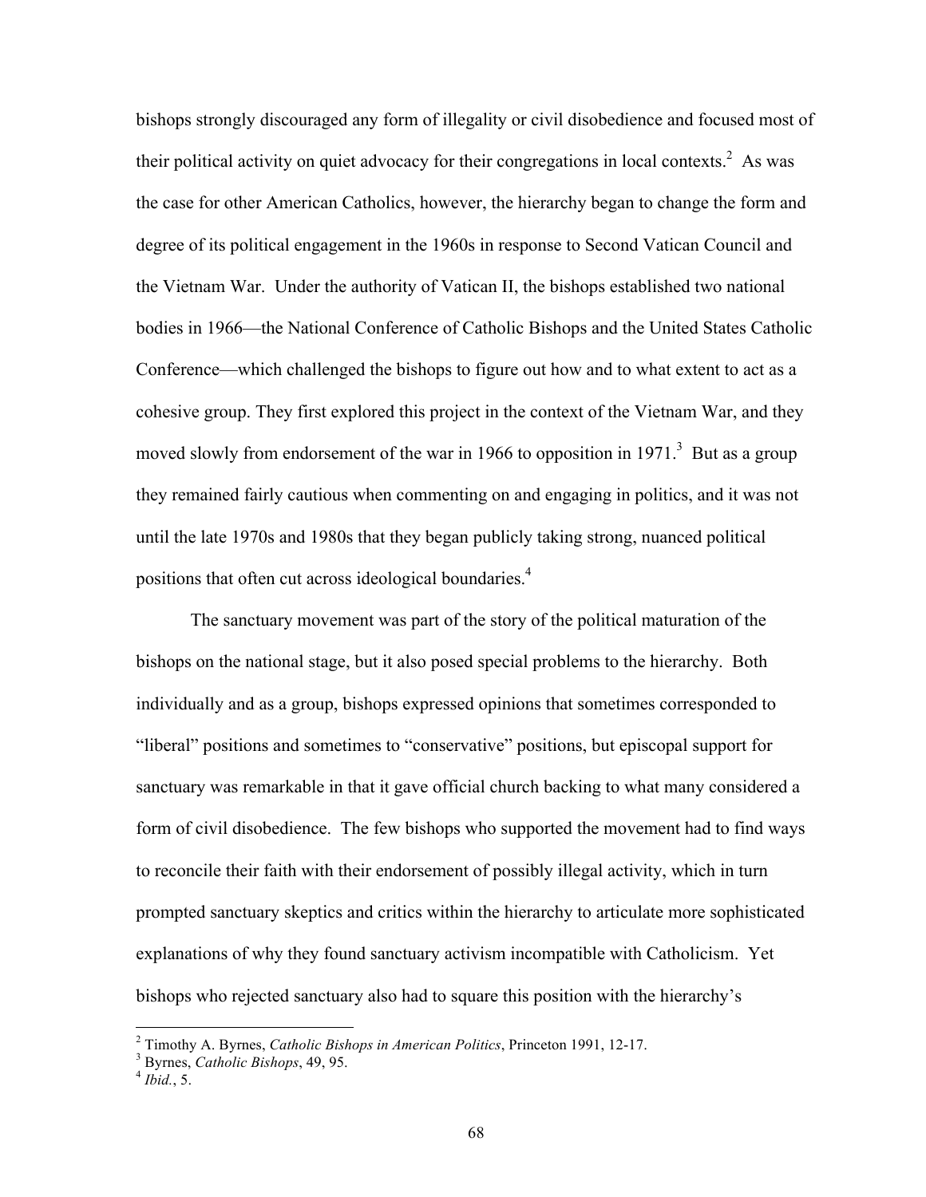bishops strongly discouraged any form of illegality or civil disobedience and focused most of their political activity on quiet advocacy for their congregations in local contexts.[2] As was the case for other American Catholics, however, the hierarchy began to change the form and degree of its political engagement in the 1960s in response to Second Vatican Council and the Vietnam War. Under the authority of Vatican II, the bishops established two national bodies in 1966—the National Conference of Catholic Bishops and the United States Catholic Conference—which challenged the bishops to figure out how and to what extent to act as a cohesive group. They first explored this project in the context of the Vietnam War, and they moved slowly from endorsement of the war in 1966 to opposition in 1971.[3] But as a group they remained fairly cautious when commenting on and engaging in politics, and it was not until the late 1970s and 1980s that they began publicly taking strong, nuanced political positions that often cut across ideological boundaries.[4]

The sanctuary movement was part of the story of the political maturation of the bishops on the national stage, but it also posed special problems to the hierarchy. Both individually and as a group, bishops expressed opinions that sometimes corresponded to "liberal" positions and sometimes to "conservative" positions, but episcopal support for sanctuary was remarkable in that it gave official church backing to what many considered a form of civil disobedience. The few bishops who supported the movement had to find ways to reconcile their faith with their endorsement of possibly illegal activity, which in turn prompted sanctuary skeptics and critics within the hierarchy to articulate more sophisticated explanations of why they found sanctuary activism incompatible with Catholicism. Yet bishops who rejected sanctuary also had to square this position with the hierarchy's

[2] Timothy A. Byrnes, *Catholic Bishops in American Politics*, Princeton 1991, 12-17.

[3] Byrnes, *Catholic Bishops*, 49, 95.

[4] *Ibid.*, 5.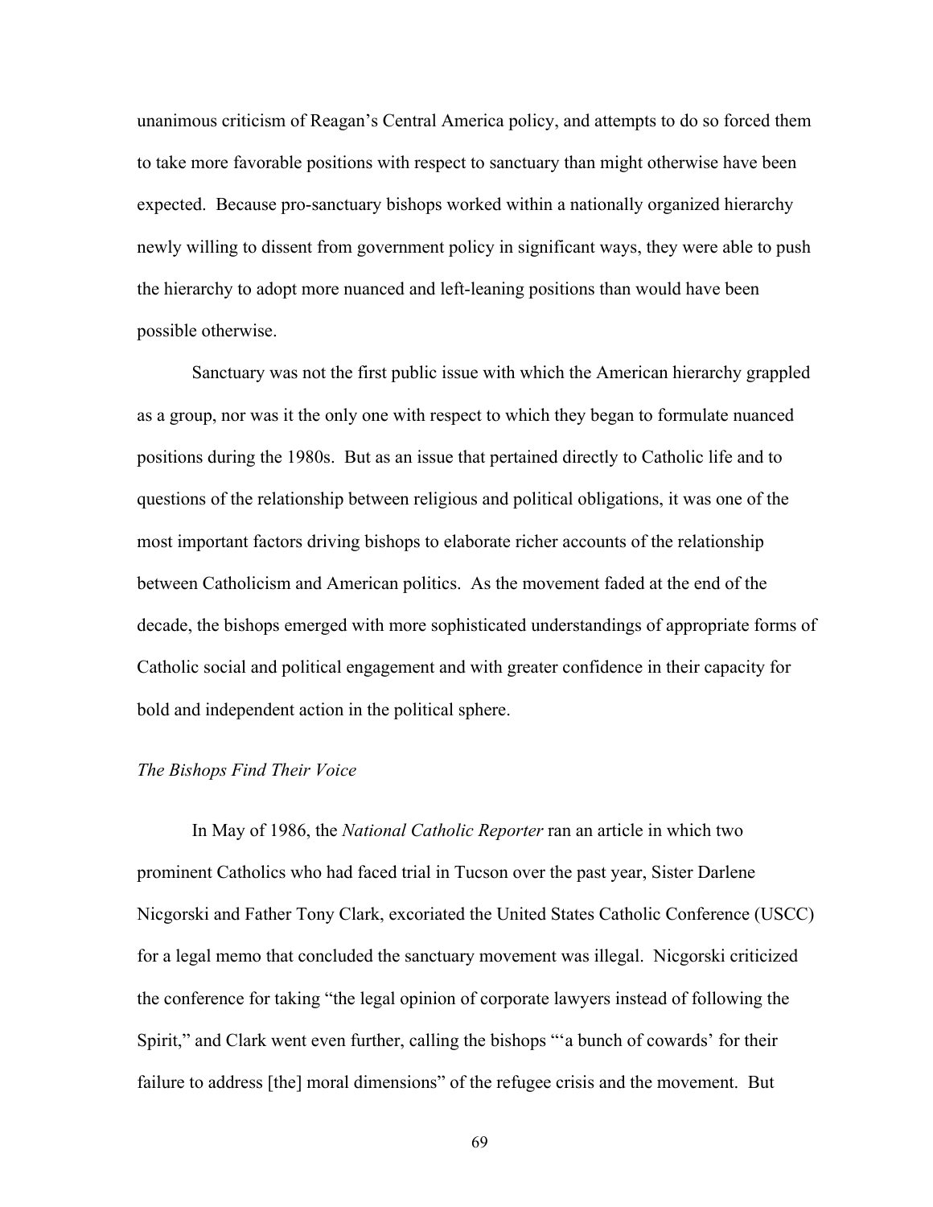unanimous criticism of Reagan's Central America policy, and attempts to do so forced them to take more favorable positions with respect to sanctuary than might otherwise have been expected. Because pro-sanctuary bishops worked within a nationally organized hierarchy newly willing to dissent from government policy in significant ways, they were able to push the hierarchy to adopt more nuanced and left-leaning positions than would have been possible otherwise.

Sanctuary was not the first public issue with which the American hierarchy grappled as a group, nor was it the only one with respect to which they began to formulate nuanced positions during the 1980s. But as an issue that pertained directly to Catholic life and to questions of the relationship between religious and political obligations, it was one of the most important factors driving bishops to elaborate richer accounts of the relationship between Catholicism and American politics. As the movement faded at the end of the decade, the bishops emerged with more sophisticated understandings of appropriate forms of Catholic social and political engagement and with greater confidence in their capacity for bold and independent action in the political sphere.

### *The Bishops Find Their Voice*

In May of 1986, the *National Catholic Reporter* ran an article in which two prominent Catholics who had faced trial in Tucson over the past year, Sister Darlene Nicgorski and Father Tony Clark, excoriated the United States Catholic Conference (USCC) for a legal memo that concluded the sanctuary movement was illegal. Nicgorski criticized the conference for taking "the legal opinion of corporate lawyers instead of following the Spirit," and Clark went even further, calling the bishops "'a bunch of cowards' for their failure to address [the] moral dimensions" of the refugee crisis and the movement. But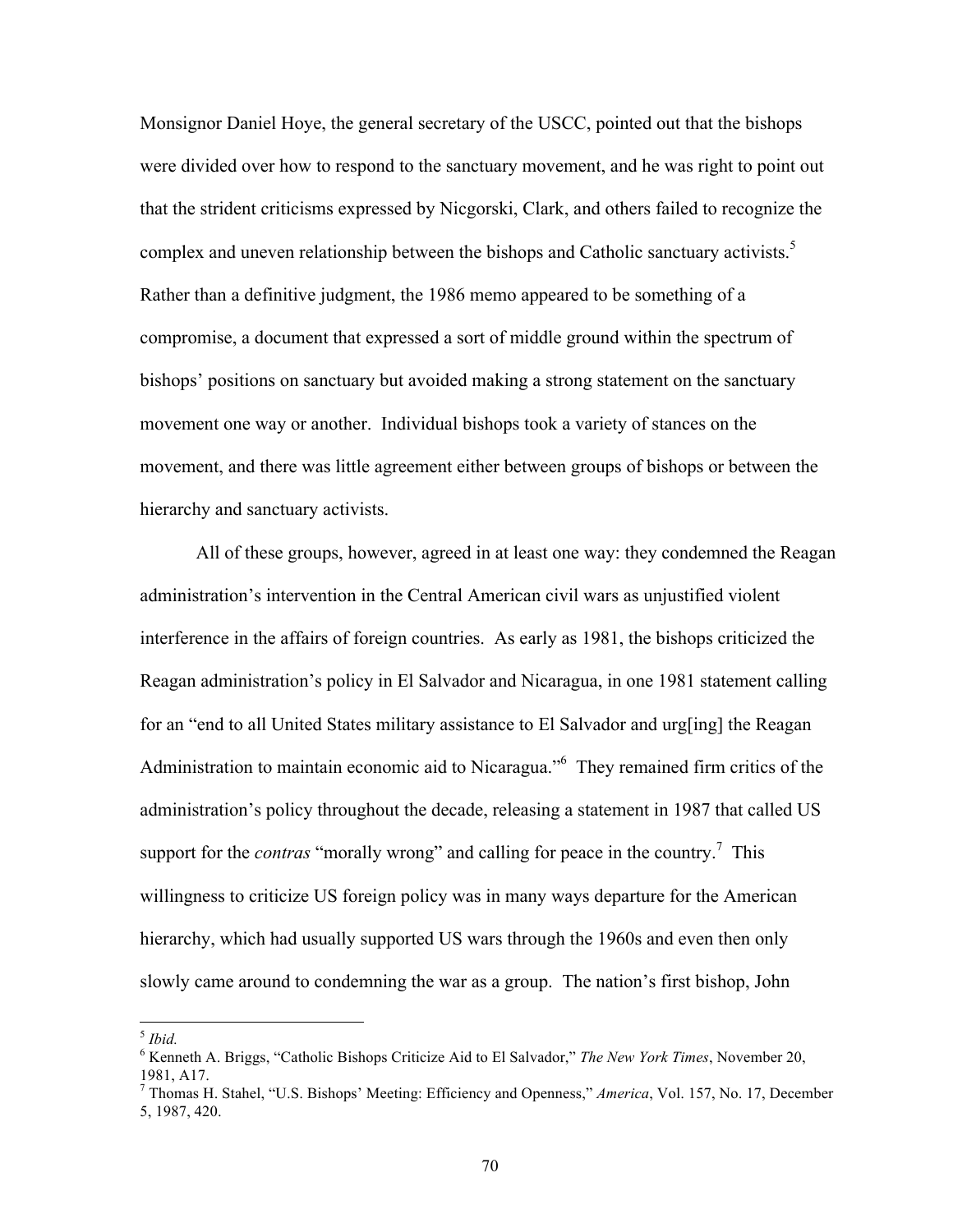Monsignor Daniel Hoye, the general secretary of the USCC, pointed out that the bishops were divided over how to respond to the sanctuary movement, and he was right to point out that the strident criticisms expressed by Nicgorski, Clark, and others failed to recognize the complex and uneven relationship between the bishops and Catholic sanctuary activists.[5] Rather than a definitive judgment, the 1986 memo appeared to be something of a compromise, a document that expressed a sort of middle ground within the spectrum of bishops' positions on sanctuary but avoided making a strong statement on the sanctuary movement one way or another. Individual bishops took a variety of stances on the movement, and there was little agreement either between groups of bishops or between the hierarchy and sanctuary activists.

All of these groups, however, agreed in at least one way: they condemned the Reagan administration's intervention in the Central American civil wars as unjustified violent interference in the affairs of foreign countries. As early as 1981, the bishops criticized the Reagan administration's policy in El Salvador and Nicaragua, in one 1981 statement calling for an "end to all United States military assistance to El Salvador and urg[ing] the Reagan Administration to maintain economic aid to Nicaragua."[6] They remained firm critics of the administration's policy throughout the decade, releasing a statement in 1987 that called US support for the *contras* "morally wrong" and calling for peace in the country.[7] This willingness to criticize US foreign policy was in many ways departure for the American hierarchy, which had usually supported US wars through the 1960s and even then only slowly came around to condemning the war as a group. The nation's first bishop, John

---

[5] *Ibid.*

[6] Kenneth A. Briggs, "Catholic Bishops Criticize Aid to El Salvador," *The New York Times*, November 20, 1981, A17.

[7] Thomas H. Stahel, "U.S. Bishops' Meeting: Efficiency and Openness," *America*, Vol. 157, No. 17, December 5, 1987, 420.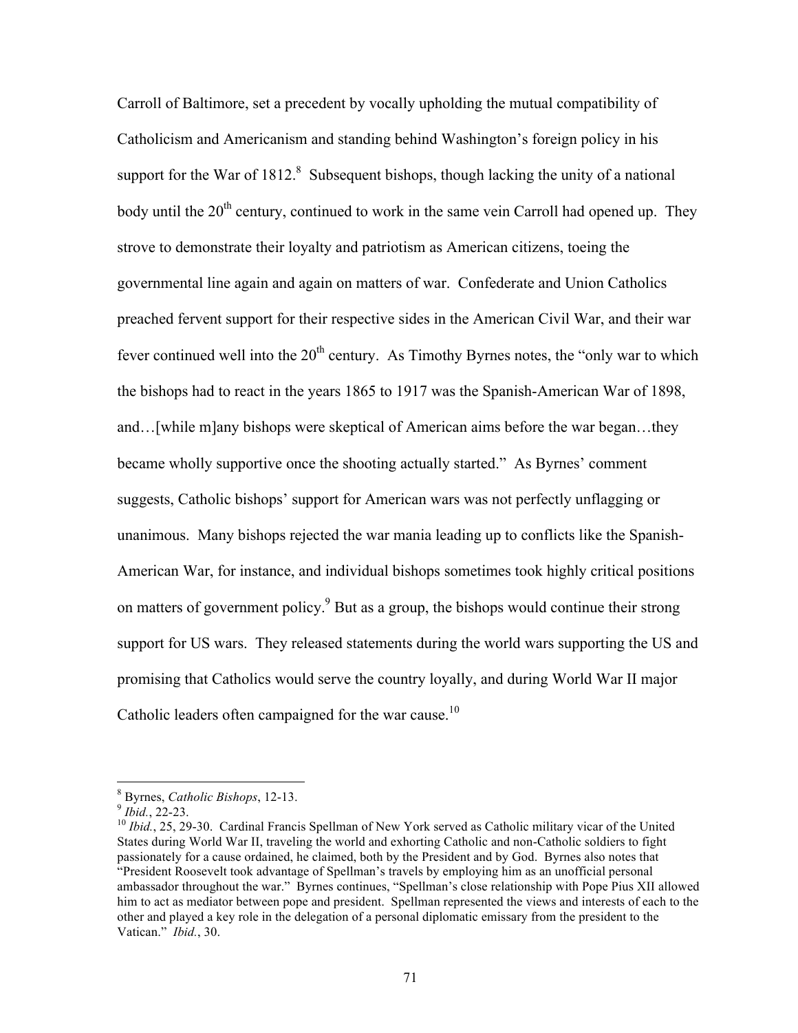Carroll of Baltimore, set a precedent by vocally upholding the mutual compatibility of Catholicism and Americanism and standing behind Washington's foreign policy in his support for the War of 1812.[8] Subsequent bishops, though lacking the unity of a national body until the 20th century, continued to work in the same vein Carroll had opened up. They strove to demonstrate their loyalty and patriotism as American citizens, toeing the governmental line again and again on matters of war. Confederate and Union Catholics preached fervent support for their respective sides in the American Civil War, and their war fever continued well into the 20th century. As Timothy Byrnes notes, the "only war to which the bishops had to react in the years 1865 to 1917 was the Spanish-American War of 1898, and…[while m]any bishops were skeptical of American aims before the war began…they became wholly supportive once the shooting actually started." As Byrnes' comment suggests, Catholic bishops' support for American wars was not perfectly unflagging or unanimous. Many bishops rejected the war mania leading up to conflicts like the Spanish-American War, for instance, and individual bishops sometimes took highly critical positions on matters of government policy.[9] But as a group, the bishops would continue their strong support for US wars. They released statements during the world wars supporting the US and promising that Catholics would serve the country loyally, and during World War II major Catholic leaders often campaigned for the war cause.[10]

---

[8] Byrnes, *Catholic Bishops*, 12-13.

[9] *Ibid.*, 22-23.

[10] *Ibid.*, 25, 29-30. Cardinal Francis Spellman of New York served as Catholic military vicar of the United States during World War II, traveling the world and exhorting Catholic and non-Catholic soldiers to fight passionately for a cause ordained, he claimed, both by the President and by God. Byrnes also notes that "President Roosevelt took advantage of Spellman's travels by employing him as an unofficial personal ambassador throughout the war." Byrnes continues, "Spellman's close relationship with Pope Pius XII allowed him to act as mediator between pope and president. Spellman represented the views and interests of each to the other and played a key role in the delegation of a personal diplomatic emissary from the president to the Vatican." *Ibid.*, 30.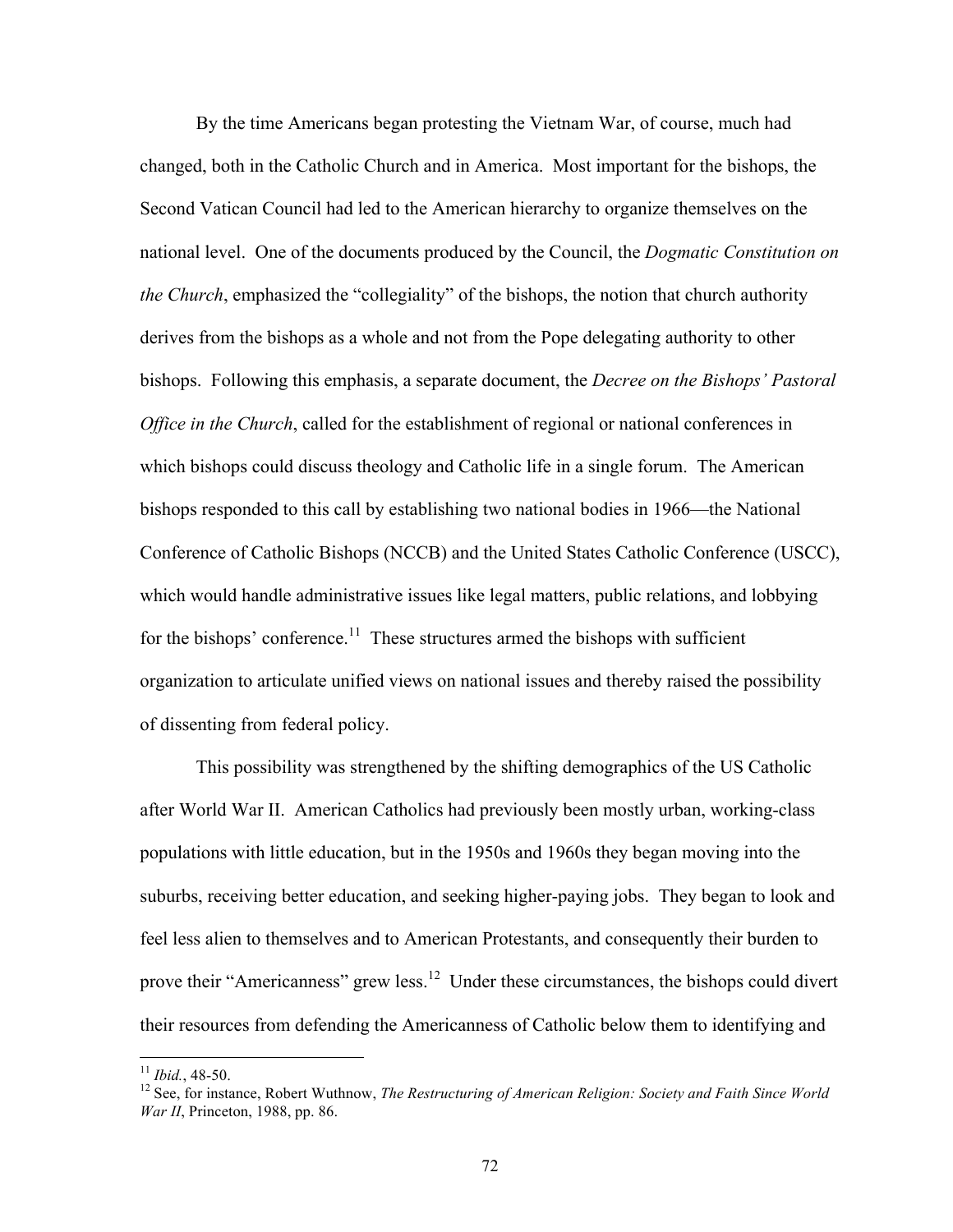By the time Americans began protesting the Vietnam War, of course, much had changed, both in the Catholic Church and in America. Most important for the bishops, the Second Vatican Council had led to the American hierarchy to organize themselves on the national level. One of the documents produced by the Council, the *Dogmatic Constitution on the Church*, emphasized the "collegiality" of the bishops, the notion that church authority derives from the bishops as a whole and not from the Pope delegating authority to other bishops. Following this emphasis, a separate document, the *Decree on the Bishops' Pastoral Office in the Church*, called for the establishment of regional or national conferences in which bishops could discuss theology and Catholic life in a single forum. The American bishops responded to this call by establishing two national bodies in 1966—the National Conference of Catholic Bishops (NCCB) and the United States Catholic Conference (USCC), which would handle administrative issues like legal matters, public relations, and lobbying for the bishops' conference.[11] These structures armed the bishops with sufficient organization to articulate unified views on national issues and thereby raised the possibility of dissenting from federal policy.

This possibility was strengthened by the shifting demographics of the US Catholic after World War II. American Catholics had previously been mostly urban, working-class populations with little education, but in the 1950s and 1960s they began moving into the suburbs, receiving better education, and seeking higher-paying jobs. They began to look and feel less alien to themselves and to American Protestants, and consequently their burden to prove their "Americanness" grew less.[12] Under these circumstances, the bishops could divert their resources from defending the Americanness of Catholic below them to identifying and

---

[11] *Ibid.*, 48-50.

[12] See, for instance, Robert Wuthnow, *The Restructuring of American Religion: Society and Faith Since World War II*, Princeton, 1988, pp. 86.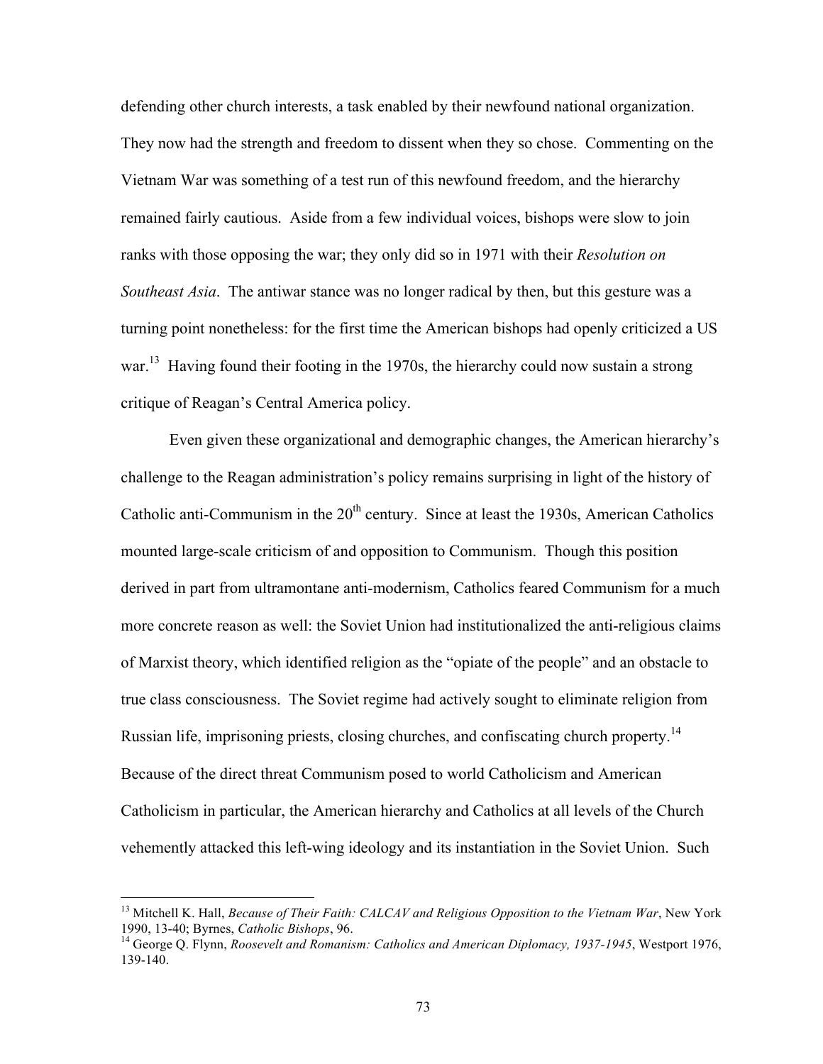defending other church interests, a task enabled by their newfound national organization. They now had the strength and freedom to dissent when they so chose. Commenting on the Vietnam War was something of a test run of this newfound freedom, and the hierarchy remained fairly cautious. Aside from a few individual voices, bishops were slow to join ranks with those opposing the war; they only did so in 1971 with their *Resolution on Southeast Asia*. The antiwar stance was no longer radical by then, but this gesture was a turning point nonetheless: for the first time the American bishops had openly criticized a US war.[13] Having found their footing in the 1970s, the hierarchy could now sustain a strong critique of Reagan's Central America policy.

Even given these organizational and demographic changes, the American hierarchy's challenge to the Reagan administration's policy remains surprising in light of the history of Catholic anti-Communism in the 20th century. Since at least the 1930s, American Catholics mounted large-scale criticism of and opposition to Communism. Though this position derived in part from ultramontane anti-modernism, Catholics feared Communism for a much more concrete reason as well: the Soviet Union had institutionalized the anti-religious claims of Marxist theory, which identified religion as the "opiate of the people" and an obstacle to true class consciousness. The Soviet regime had actively sought to eliminate religion from Russian life, imprisoning priests, closing churches, and confiscating church property.[14] Because of the direct threat Communism posed to world Catholicism and American Catholicism in particular, the American hierarchy and Catholics at all levels of the Church vehemently attacked this left-wing ideology and its instantiation in the Soviet Union. Such

---

[13] Mitchell K. Hall, *Because of Their Faith: CALCAV and Religious Opposition to the Vietnam War*, New York 1990, 13-40; Byrnes, *Catholic Bishops*, 96.

[14] George Q. Flynn, *Roosevelt and Romanism: Catholics and American Diplomacy, 1937-1945*, Westport 1976, 139-140.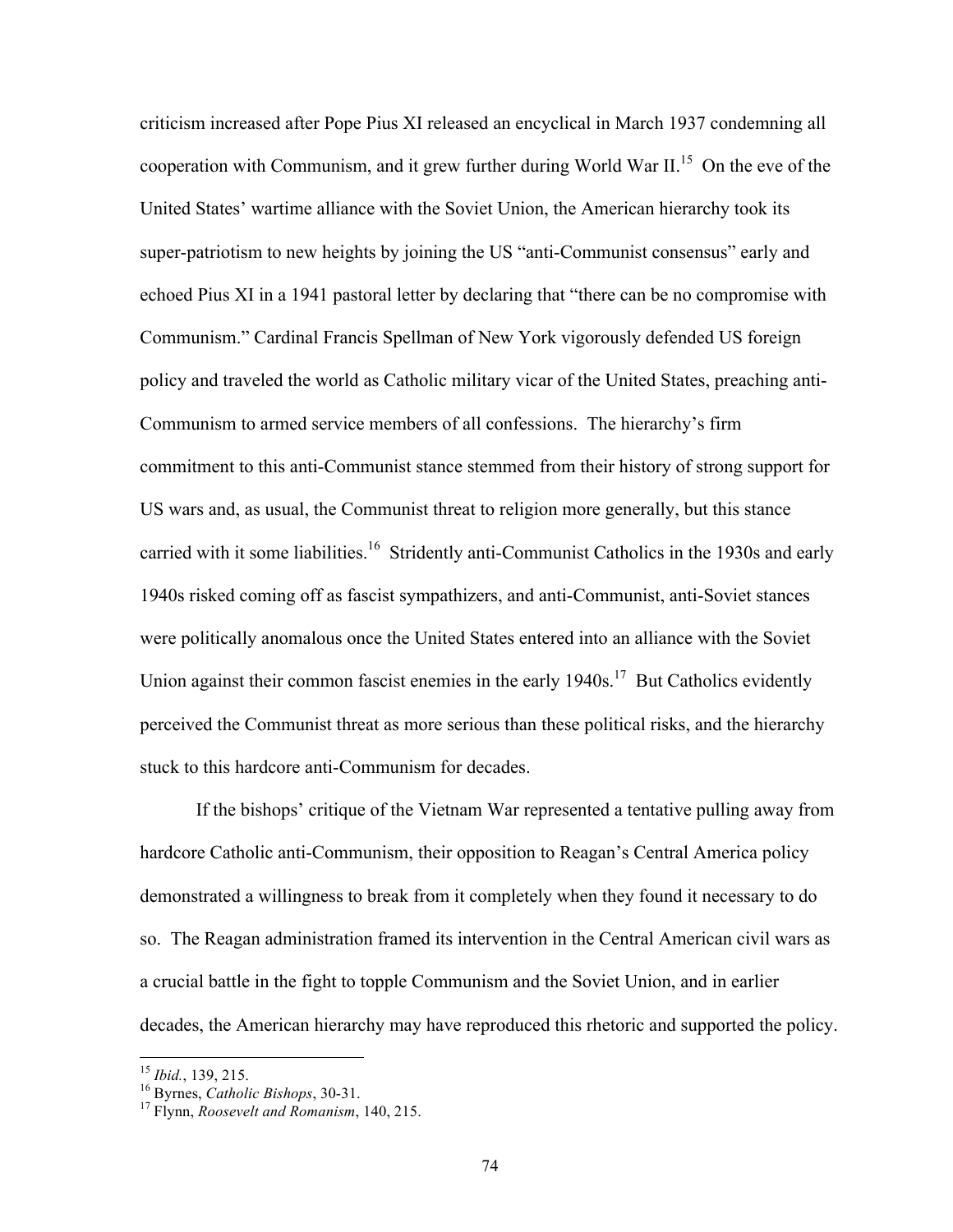criticism increased after Pope Pius XI released an encyclical in March 1937 condemning all cooperation with Communism, and it grew further during World War II.[15] On the eve of the United States' wartime alliance with the Soviet Union, the American hierarchy took its super-patriotism to new heights by joining the US "anti-Communist consensus" early and echoed Pius XI in a 1941 pastoral letter by declaring that "there can be no compromise with Communism." Cardinal Francis Spellman of New York vigorously defended US foreign policy and traveled the world as Catholic military vicar of the United States, preaching anti-Communism to armed service members of all confessions. The hierarchy's firm commitment to this anti-Communist stance stemmed from their history of strong support for US wars and, as usual, the Communist threat to religion more generally, but this stance carried with it some liabilities.[16] Stridently anti-Communist Catholics in the 1930s and early 1940s risked coming off as fascist sympathizers, and anti-Communist, anti-Soviet stances were politically anomalous once the United States entered into an alliance with the Soviet Union against their common fascist enemies in the early 1940s.[17] But Catholics evidently perceived the Communist threat as more serious than these political risks, and the hierarchy stuck to this hardcore anti-Communism for decades.

If the bishops' critique of the Vietnam War represented a tentative pulling away from hardcore Catholic anti-Communism, their opposition to Reagan's Central America policy demonstrated a willingness to break from it completely when they found it necessary to do so. The Reagan administration framed its intervention in the Central American civil wars as a crucial battle in the fight to topple Communism and the Soviet Union, and in earlier decades, the American hierarchy may have reproduced this rhetoric and supported the policy.

---

[15] *Ibid.*, 139, 215.

[16] Byrnes, *Catholic Bishops*, 30-31.

[17] Flynn, *Roosevelt and Romanism*, 140, 215.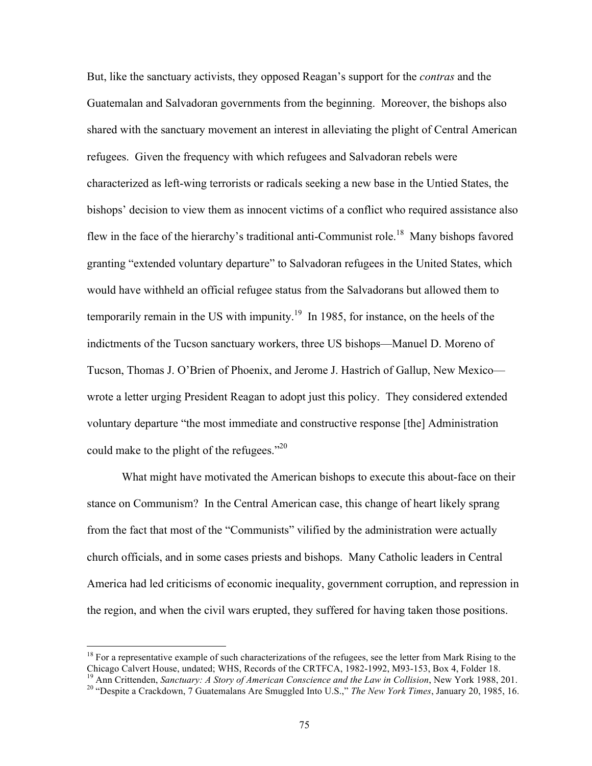But, like the sanctuary activists, they opposed Reagan's support for the *contras* and the Guatemalan and Salvadoran governments from the beginning. Moreover, the bishops also shared with the sanctuary movement an interest in alleviating the plight of Central American refugees. Given the frequency with which refugees and Salvadoran rebels were characterized as left-wing terrorists or radicals seeking a new base in the Untied States, the bishops' decision to view them as innocent victims of a conflict who required assistance also flew in the face of the hierarchy's traditional anti-Communist role.[18] Many bishops favored granting "extended voluntary departure" to Salvadoran refugees in the United States, which would have withheld an official refugee status from the Salvadorans but allowed them to temporarily remain in the US with impunity.[19] In 1985, for instance, on the heels of the indictments of the Tucson sanctuary workers, three US bishops—Manuel D. Moreno of Tucson, Thomas J. O'Brien of Phoenix, and Jerome J. Hastrich of Gallup, New Mexico—wrote a letter urging President Reagan to adopt just this policy. They considered extended voluntary departure "the most immediate and constructive response [the] Administration could make to the plight of the refugees."[20]

What might have motivated the American bishops to execute this about-face on their stance on Communism? In the Central American case, this change of heart likely sprang from the fact that most of the "Communists" vilified by the administration were actually church officials, and in some cases priests and bishops. Many Catholic leaders in Central America had led criticisms of economic inequality, government corruption, and repression in the region, and when the civil wars erupted, they suffered for having taken those positions.

---

[18] For a representative example of such characterizations of the refugees, see the letter from Mark Rising to the Chicago Calvert House, undated; WHS, Records of the CRTFCA, 1982-1992, M93-153, Box 4, Folder 18.

[19] Ann Crittenden, *Sanctuary: A Story of American Conscience and the Law in Collision*, New York 1988, 201.

[20] "Despite a Crackdown, 7 Guatemalans Are Smuggled Into U.S.," *The New York Times*, January 20, 1985, 16.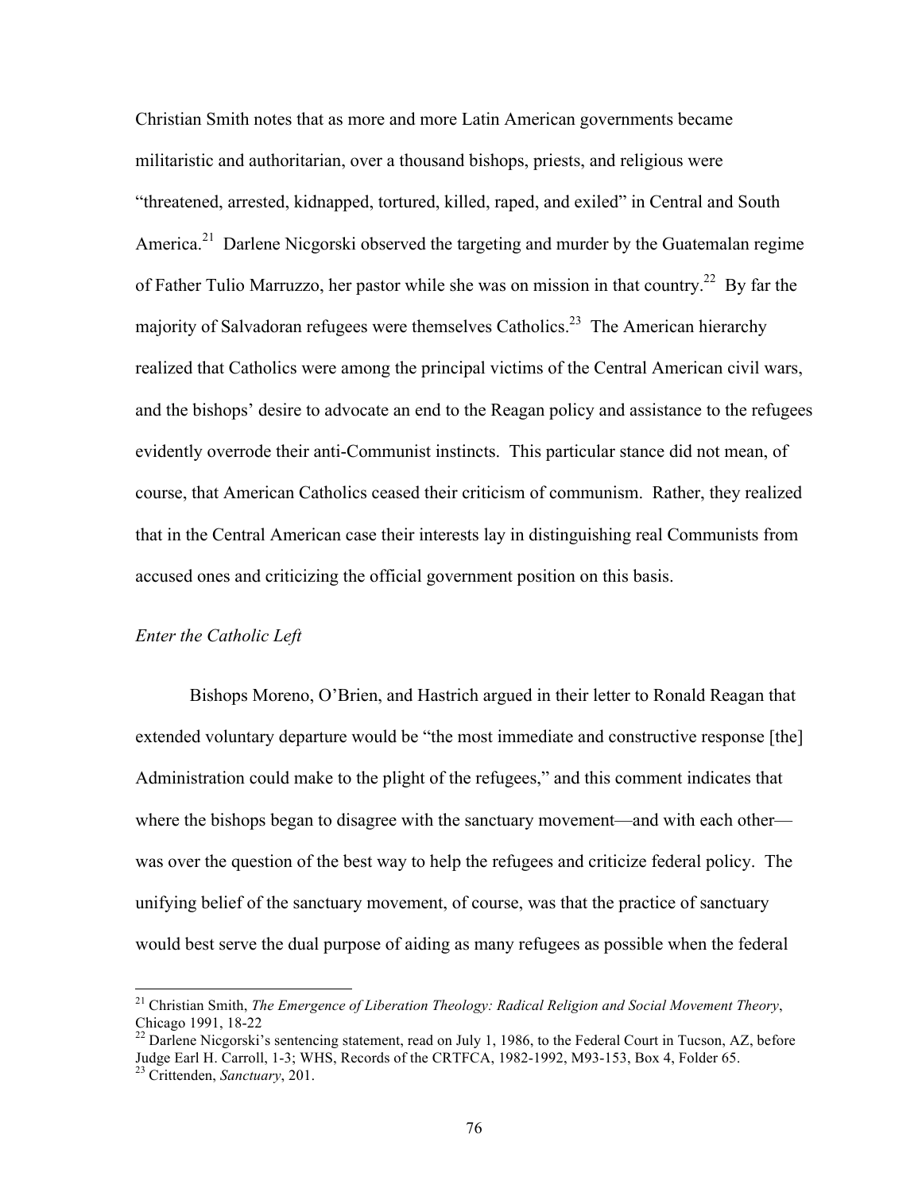Christian Smith notes that as more and more Latin American governments became militaristic and authoritarian, over a thousand bishops, priests, and religious were "threatened, arrested, kidnapped, tortured, killed, raped, and exiled" in Central and South America.[21] Darlene Nicgorski observed the targeting and murder by the Guatemalan regime of Father Tulio Marruzzo, her pastor while she was on mission in that country.[22] By far the majority of Salvadoran refugees were themselves Catholics.[23] The American hierarchy realized that Catholics were among the principal victims of the Central American civil wars, and the bishops' desire to advocate an end to the Reagan policy and assistance to the refugees evidently overrode their anti-Communist instincts. This particular stance did not mean, of course, that American Catholics ceased their criticism of communism. Rather, they realized that in the Central American case their interests lay in distinguishing real Communists from accused ones and criticizing the official government position on this basis.

*Enter the Catholic Left*

Bishops Moreno, O'Brien, and Hastrich argued in their letter to Ronald Reagan that extended voluntary departure would be "the most immediate and constructive response [the] Administration could make to the plight of the refugees," and this comment indicates that where the bishops began to disagree with the sanctuary movement—and with each other—was over the question of the best way to help the refugees and criticize federal policy. The unifying belief of the sanctuary movement, of course, was that the practice of sanctuary would best serve the dual purpose of aiding as many refugees as possible when the federal

---

[21] Christian Smith, *The Emergence of Liberation Theology: Radical Religion and Social Movement Theory*, Chicago 1991, 18-22

[22] Darlene Nicgorski's sentencing statement, read on July 1, 1986, to the Federal Court in Tucson, AZ, before Judge Earl H. Carroll, 1-3; WHS, Records of the CRTFCA, 1982-1992, M93-153, Box 4, Folder 65.

[23] Crittenden, *Sanctuary*, 201.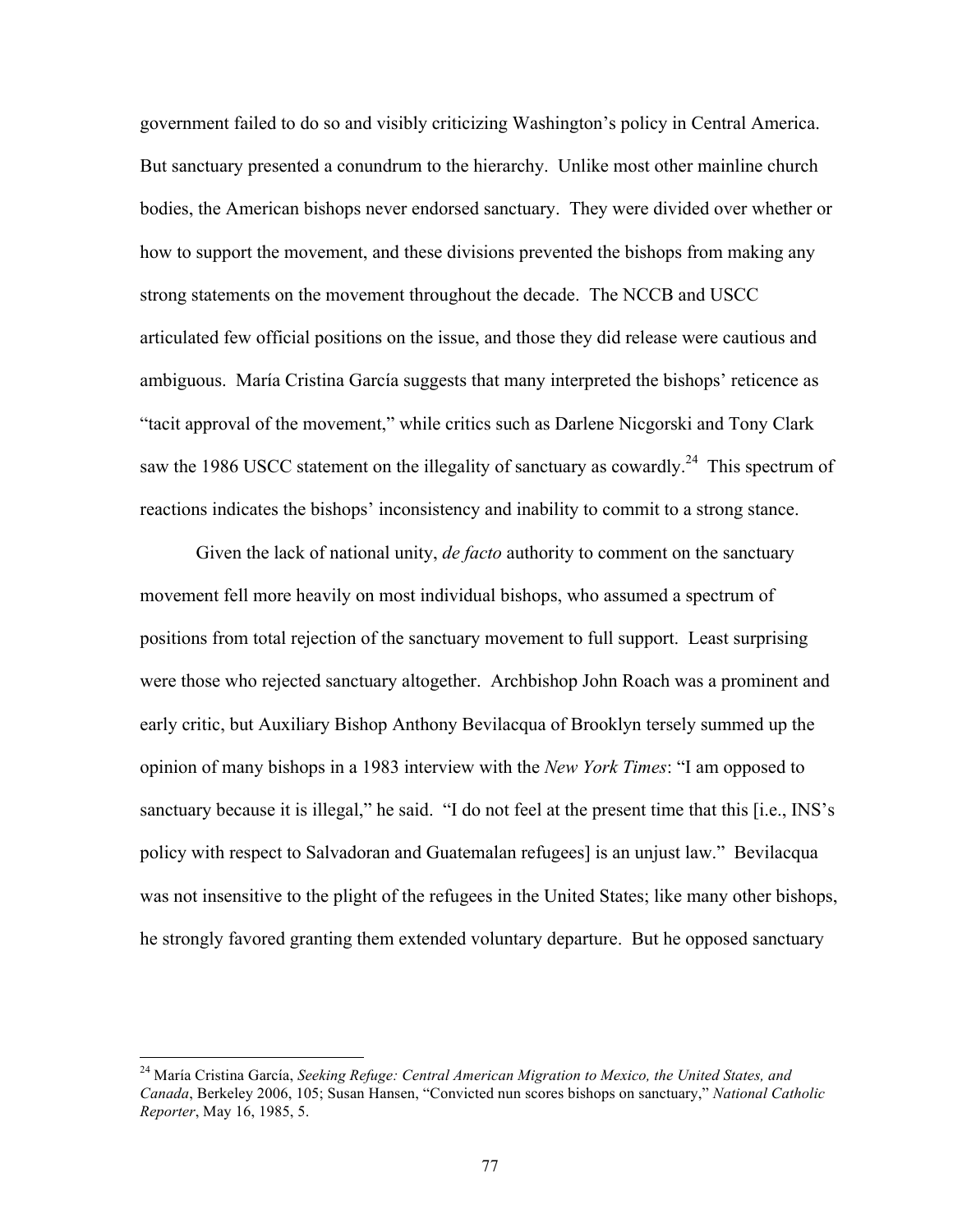government failed to do so and visibly criticizing Washington's policy in Central America. But sanctuary presented a conundrum to the hierarchy. Unlike most other mainline church bodies, the American bishops never endorsed sanctuary. They were divided over whether or how to support the movement, and these divisions prevented the bishops from making any strong statements on the movement throughout the decade. The NCCB and USCC articulated few official positions on the issue, and those they did release were cautious and ambiguous. María Cristina García suggests that many interpreted the bishops' reticence as "tacit approval of the movement," while critics such as Darlene Nicgorski and Tony Clark saw the 1986 USCC statement on the illegality of sanctuary as cowardly.[24] This spectrum of reactions indicates the bishops' inconsistency and inability to commit to a strong stance.

Given the lack of national unity, *de facto* authority to comment on the sanctuary movement fell more heavily on most individual bishops, who assumed a spectrum of positions from total rejection of the sanctuary movement to full support. Least surprising were those who rejected sanctuary altogether. Archbishop John Roach was a prominent and early critic, but Auxiliary Bishop Anthony Bevilacqua of Brooklyn tersely summed up the opinion of many bishops in a 1983 interview with the *New York Times*: "I am opposed to sanctuary because it is illegal," he said. "I do not feel at the present time that this [i.e., INS's policy with respect to Salvadoran and Guatemalan refugees] is an unjust law." Bevilacqua was not insensitive to the plight of the refugees in the United States; like many other bishops, he strongly favored granting them extended voluntary departure. But he opposed sanctuary

---

[24] María Cristina García, *Seeking Refuge: Central American Migration to Mexico, the United States, and Canada*, Berkeley 2006, 105; Susan Hansen, "Convicted nun scores bishops on sanctuary," *National Catholic Reporter*, May 16, 1985, 5.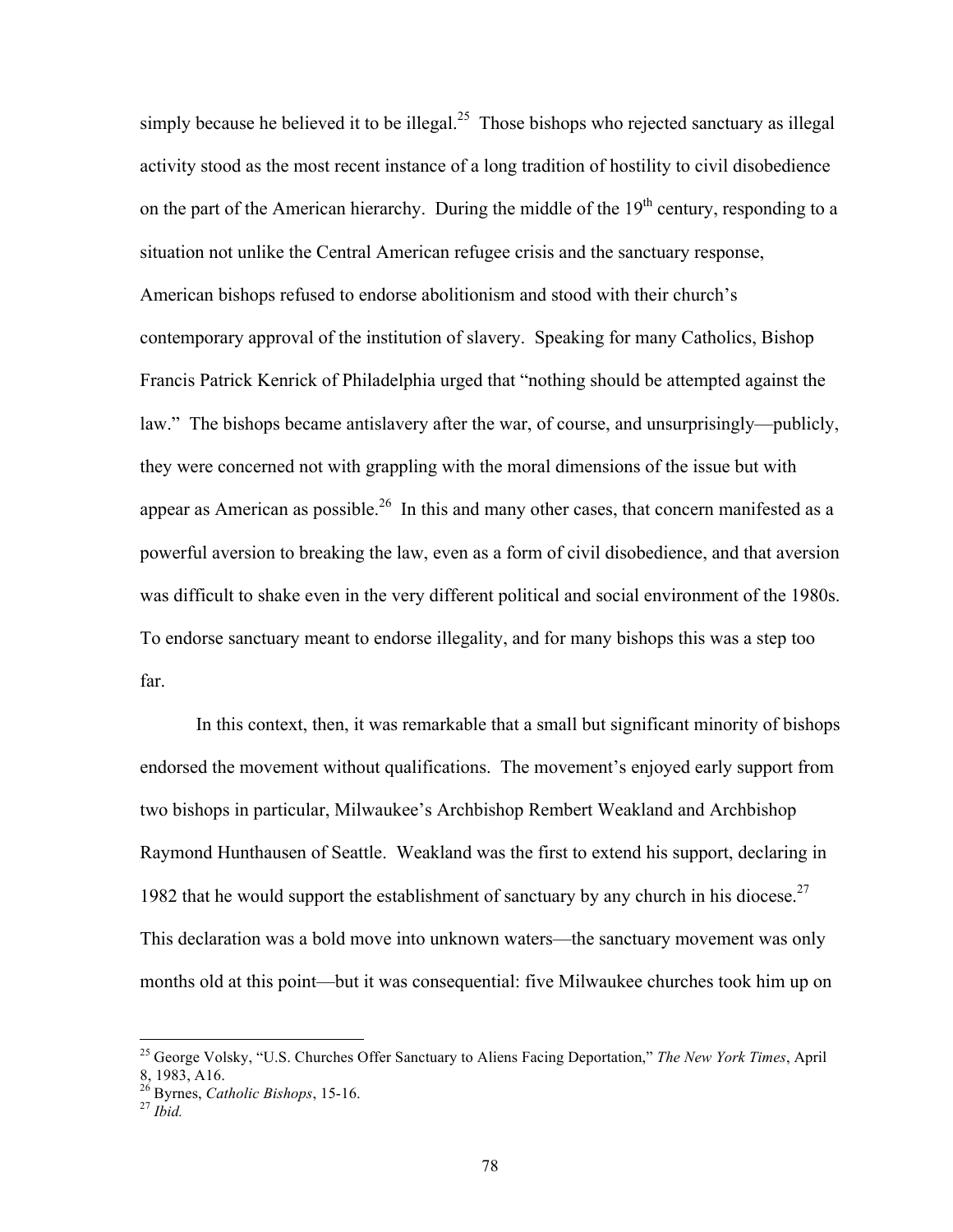simply because he believed it to be illegal.[25] Those bishops who rejected sanctuary as illegal activity stood as the most recent instance of a long tradition of hostility to civil disobedience on the part of the American hierarchy. During the middle of the 19th century, responding to a situation not unlike the Central American refugee crisis and the sanctuary response, American bishops refused to endorse abolitionism and stood with their church's contemporary approval of the institution of slavery. Speaking for many Catholics, Bishop Francis Patrick Kenrick of Philadelphia urged that "nothing should be attempted against the law." The bishops became antislavery after the war, of course, and unsurprisingly—publicly, they were concerned not with grappling with the moral dimensions of the issue but with appear as American as possible.[26] In this and many other cases, that concern manifested as a powerful aversion to breaking the law, even as a form of civil disobedience, and that aversion was difficult to shake even in the very different political and social environment of the 1980s. To endorse sanctuary meant to endorse illegality, and for many bishops this was a step too far.

In this context, then, it was remarkable that a small but significant minority of bishops endorsed the movement without qualifications. The movement's enjoyed early support from two bishops in particular, Milwaukee's Archbishop Rembert Weakland and Archbishop Raymond Hunthausen of Seattle. Weakland was the first to extend his support, declaring in 1982 that he would support the establishment of sanctuary by any church in his diocese.[27] This declaration was a bold move into unknown waters—the sanctuary movement was only months old at this point—but it was consequential: five Milwaukee churches took him up on

---

[25] George Volsky, "U.S. Churches Offer Sanctuary to Aliens Facing Deportation," *The New York Times*, April 8, 1983, A16.

[26] Byrnes, *Catholic Bishops*, 15-16.

[27] *Ibid.*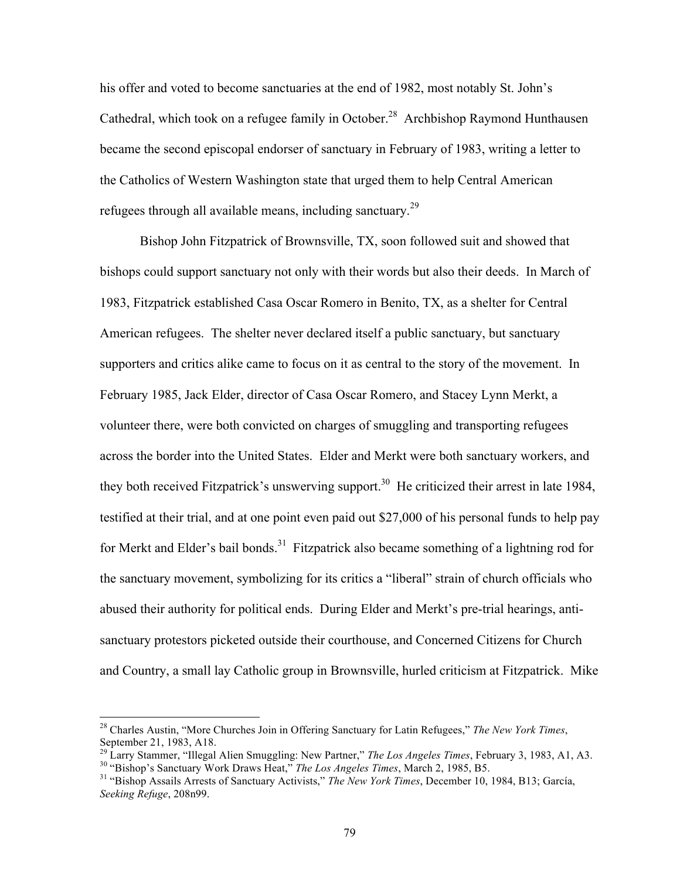his offer and voted to become sanctuaries at the end of 1982, most notably St. John's Cathedral, which took on a refugee family in October.[28] Archbishop Raymond Hunthausen became the second episcopal endorser of sanctuary in February of 1983, writing a letter to the Catholics of Western Washington state that urged them to help Central American refugees through all available means, including sanctuary.[29]

Bishop John Fitzpatrick of Brownsville, TX, soon followed suit and showed that bishops could support sanctuary not only with their words but also their deeds. In March of 1983, Fitzpatrick established Casa Oscar Romero in Benito, TX, as a shelter for Central American refugees. The shelter never declared itself a public sanctuary, but sanctuary supporters and critics alike came to focus on it as central to the story of the movement. In February 1985, Jack Elder, director of Casa Oscar Romero, and Stacey Lynn Merkt, a volunteer there, were both convicted on charges of smuggling and transporting refugees across the border into the United States. Elder and Merkt were both sanctuary workers, and they both received Fitzpatrick's unswerving support.[30] He criticized their arrest in late 1984, testified at their trial, and at one point even paid out $27,000 of his personal funds to help pay for Merkt and Elder's bail bonds.[31] Fitzpatrick also became something of a lightning rod for the sanctuary movement, symbolizing for its critics a "liberal" strain of church officials who abused their authority for political ends. During Elder and Merkt's pre-trial hearings, anti-sanctuary protestors picketed outside their courthouse, and Concerned Citizens for Church and Country, a small lay Catholic group in Brownsville, hurled criticism at Fitzpatrick. Mike

---

[28] Charles Austin, "More Churches Join in Offering Sanctuary for Latin Refugees," *The New York Times*, September 21, 1983, A18.

[29] Larry Stammer, "Illegal Alien Smuggling: New Partner," *The Los Angeles Times*, February 3, 1983, A1, A3.

[30] "Bishop's Sanctuary Work Draws Heat," *The Los Angeles Times*, March 2, 1985, B5.

[31] "Bishop Assails Arrests of Sanctuary Activists," *The New York Times*, December 10, 1984, B13; García, *Seeking Refuge*, 208n99.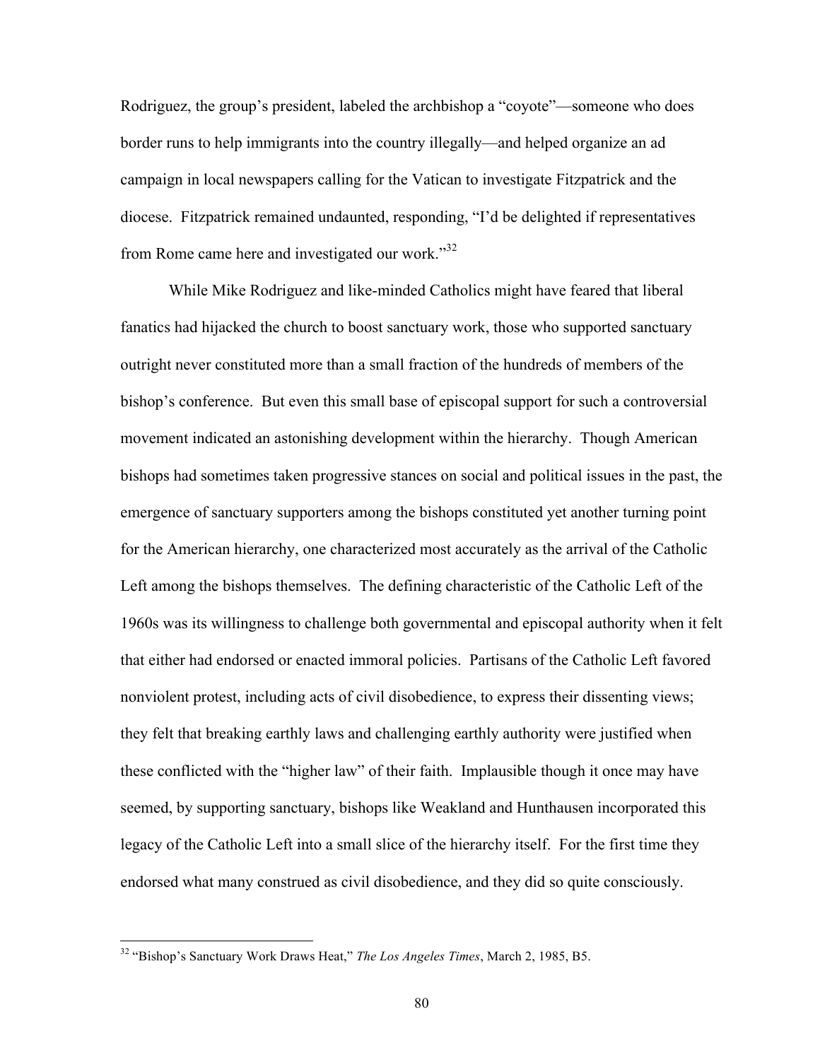Rodriguez, the group's president, labeled the archbishop a "coyote"—someone who does border runs to help immigrants into the country illegally—and helped organize an ad campaign in local newspapers calling for the Vatican to investigate Fitzpatrick and the diocese. Fitzpatrick remained undaunted, responding, "I'd be delighted if representatives from Rome came here and investigated our work."[32]

While Mike Rodriguez and like-minded Catholics might have feared that liberal fanatics had hijacked the church to boost sanctuary work, those who supported sanctuary outright never constituted more than a small fraction of the hundreds of members of the bishop's conference. But even this small base of episcopal support for such a controversial movement indicated an astonishing development within the hierarchy. Though American bishops had sometimes taken progressive stances on social and political issues in the past, the emergence of sanctuary supporters among the bishops constituted yet another turning point for the American hierarchy, one characterized most accurately as the arrival of the Catholic Left among the bishops themselves. The defining characteristic of the Catholic Left of the 1960s was its willingness to challenge both governmental and episcopal authority when it felt that either had endorsed or enacted immoral policies. Partisans of the Catholic Left favored nonviolent protest, including acts of civil disobedience, to express their dissenting views; they felt that breaking earthly laws and challenging earthly authority were justified when these conflicted with the "higher law" of their faith. Implausible though it once may have seemed, by supporting sanctuary, bishops like Weakland and Hunthausen incorporated this legacy of the Catholic Left into a small slice of the hierarchy itself. For the first time they endorsed what many construed as civil disobedience, and they did so quite consciously.

---

[32] "Bishop's Sanctuary Work Draws Heat," *The Los Angeles Times*, March 2, 1985, B5.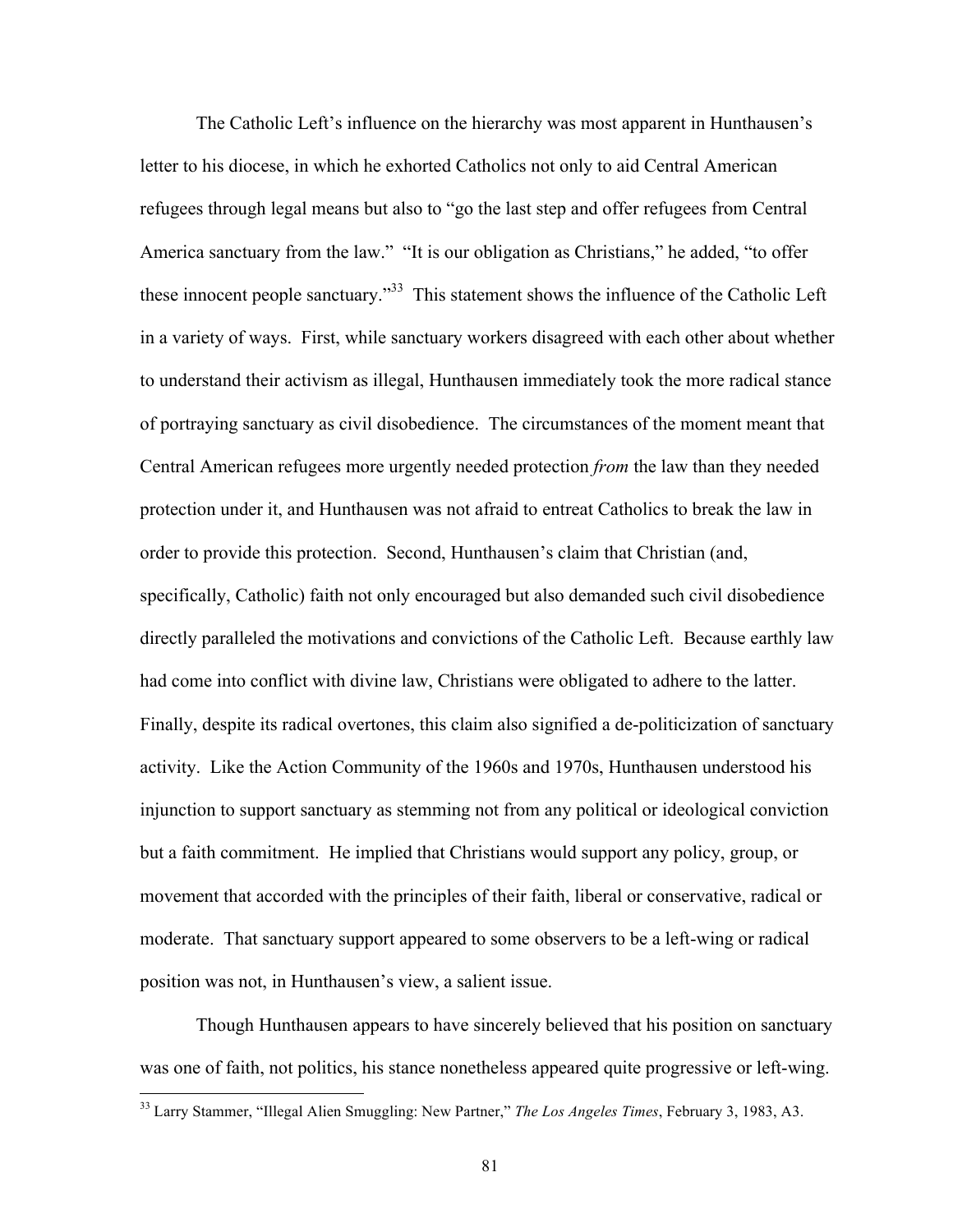The Catholic Left's influence on the hierarchy was most apparent in Hunthausen's letter to his diocese, in which he exhorted Catholics not only to aid Central American refugees through legal means but also to "go the last step and offer refugees from Central America sanctuary from the law." "It is our obligation as Christians," he added, "to offer these innocent people sanctuary."[33] This statement shows the influence of the Catholic Left in a variety of ways. First, while sanctuary workers disagreed with each other about whether to understand their activism as illegal, Hunthausen immediately took the more radical stance of portraying sanctuary as civil disobedience. The circumstances of the moment meant that Central American refugees more urgently needed protection *from* the law than they needed protection under it, and Hunthausen was not afraid to entreat Catholics to break the law in order to provide this protection. Second, Hunthausen's claim that Christian (and, specifically, Catholic) faith not only encouraged but also demanded such civil disobedience directly paralleled the motivations and convictions of the Catholic Left. Because earthly law had come into conflict with divine law, Christians were obligated to adhere to the latter. Finally, despite its radical overtones, this claim also signified a de-politicizization of sanctuary activity. Like the Action Community of the 1960s and 1970s, Hunthausen understood his injunction to support sanctuary as stemming not from any political or ideological conviction but a faith commitment. He implied that Christians would support any policy, group, or movement that accorded with the principles of their faith, liberal or conservative, radical or moderate. That sanctuary support appeared to some observers to be a left-wing or radical position was not, in Hunthausen's view, a salient issue.

Though Hunthausen appears to have sincerely believed that his position on sanctuary was one of faith, not politics, his stance nonetheless appeared quite progressive or left-wing.

[33] Larry Stammer, "Illegal Alien Smuggling: New Partner," *The Los Angeles Times*, February 3, 1983, A3.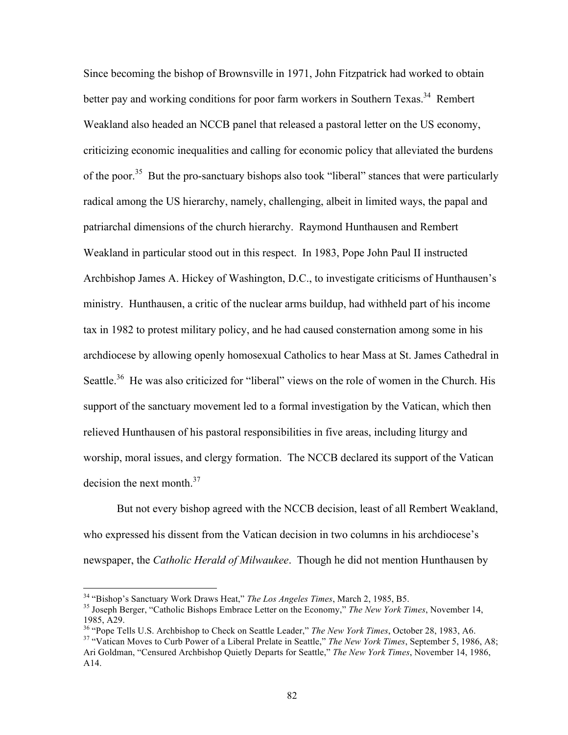Since becoming the bishop of Brownsville in 1971, John Fitzpatrick had worked to obtain better pay and working conditions for poor farm workers in Southern Texas.[34] Rembert Weakland also headed an NCCB panel that released a pastoral letter on the US economy, criticizing economic inequalities and calling for economic policy that alleviated the burdens of the poor.[35] But the pro-sanctuary bishops also took "liberal" stances that were particularly radical among the US hierarchy, namely, challenging, albeit in limited ways, the papal and patriarchal dimensions of the church hierarchy. Raymond Hunthausen and Rembert Weakland in particular stood out in this respect. In 1983, Pope John Paul II instructed Archbishop James A. Hickey of Washington, D.C., to investigate criticisms of Hunthausen's ministry. Hunthausen, a critic of the nuclear arms buildup, had withheld part of his income tax in 1982 to protest military policy, and he had caused consternation among some in his archdiocese by allowing openly homosexual Catholics to hear Mass at St. James Cathedral in Seattle.[36] He was also criticized for "liberal" views on the role of women in the Church. His support of the sanctuary movement led to a formal investigation by the Vatican, which then relieved Hunthausen of his pastoral responsibilities in five areas, including liturgy and worship, moral issues, and clergy formation. The NCCB declared its support of the Vatican decision the next month.[37]

But not every bishop agreed with the NCCB decision, least of all Rembert Weakland, who expressed his dissent from the Vatican decision in two columns in his archdiocese's newspaper, the *Catholic Herald of Milwaukee*. Though he did not mention Hunthausen by

---

[34] "Bishop's Sanctuary Work Draws Heat," *The Los Angeles Times*, March 2, 1985, B5.

[35] Joseph Berger, "Catholic Bishops Embrace Letter on the Economy," *The New York Times*, November 14, 1985, A29.

[36] "Pope Tells U.S. Archbishop to Check on Seattle Leader," *The New York Times*, October 28, 1983, A6.

[37] "Vatican Moves to Curb Power of a Liberal Prelate in Seattle," *The New York Times*, September 5, 1986, A8; Ari Goldman, "Censured Archbishop Quietly Departs for Seattle," *The New York Times*, November 14, 1986, A14.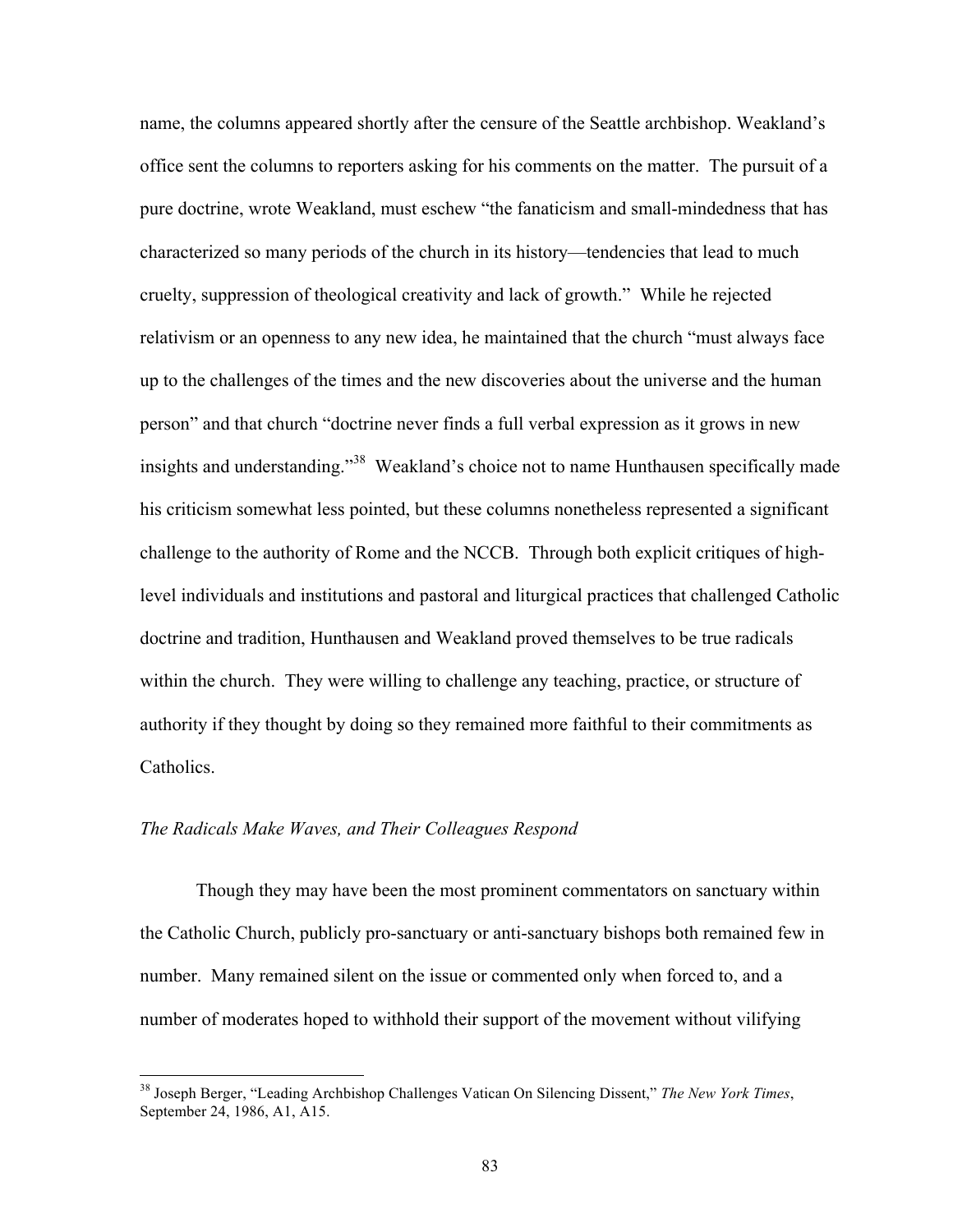name, the columns appeared shortly after the censure of the Seattle archbishop. Weakland's office sent the columns to reporters asking for his comments on the matter. The pursuit of a pure doctrine, wrote Weakland, must eschew "the fanaticism and small-mindedness that has characterized so many periods of the church in its history—tendencies that lead to much cruelty, suppression of theological creativity and lack of growth." While he rejected relativism or an openness to any new idea, he maintained that the church "must always face up to the challenges of the times and the new discoveries about the universe and the human person" and that church "doctrine never finds a full verbal expression as it grows in new insights and understanding."[38] Weakland's choice not to name Hunthausen specifically made his criticism somewhat less pointed, but these columns nonetheless represented a significant challenge to the authority of Rome and the NCCB. Through both explicit critiques of high-level individuals and institutions and pastoral and liturgical practices that challenged Catholic doctrine and tradition, Hunthausen and Weakland proved themselves to be true radicals within the church. They were willing to challenge any teaching, practice, or structure of authority if they thought by doing so they remained more faithful to their commitments as Catholics.

*The Radicals Make Waves, and Their Colleagues Respond*

Though they may have been the most prominent commentators on sanctuary within the Catholic Church, publicly pro-sanctuary or anti-sanctuary bishops both remained few in number. Many remained silent on the issue or commented only when forced to, and a number of moderates hoped to withhold their support of the movement without vilifying

---

[38] Joseph Berger, "Leading Archbishop Challenges Vatican On Silencing Dissent," *The New York Times*, September 24, 1986, A1, A15.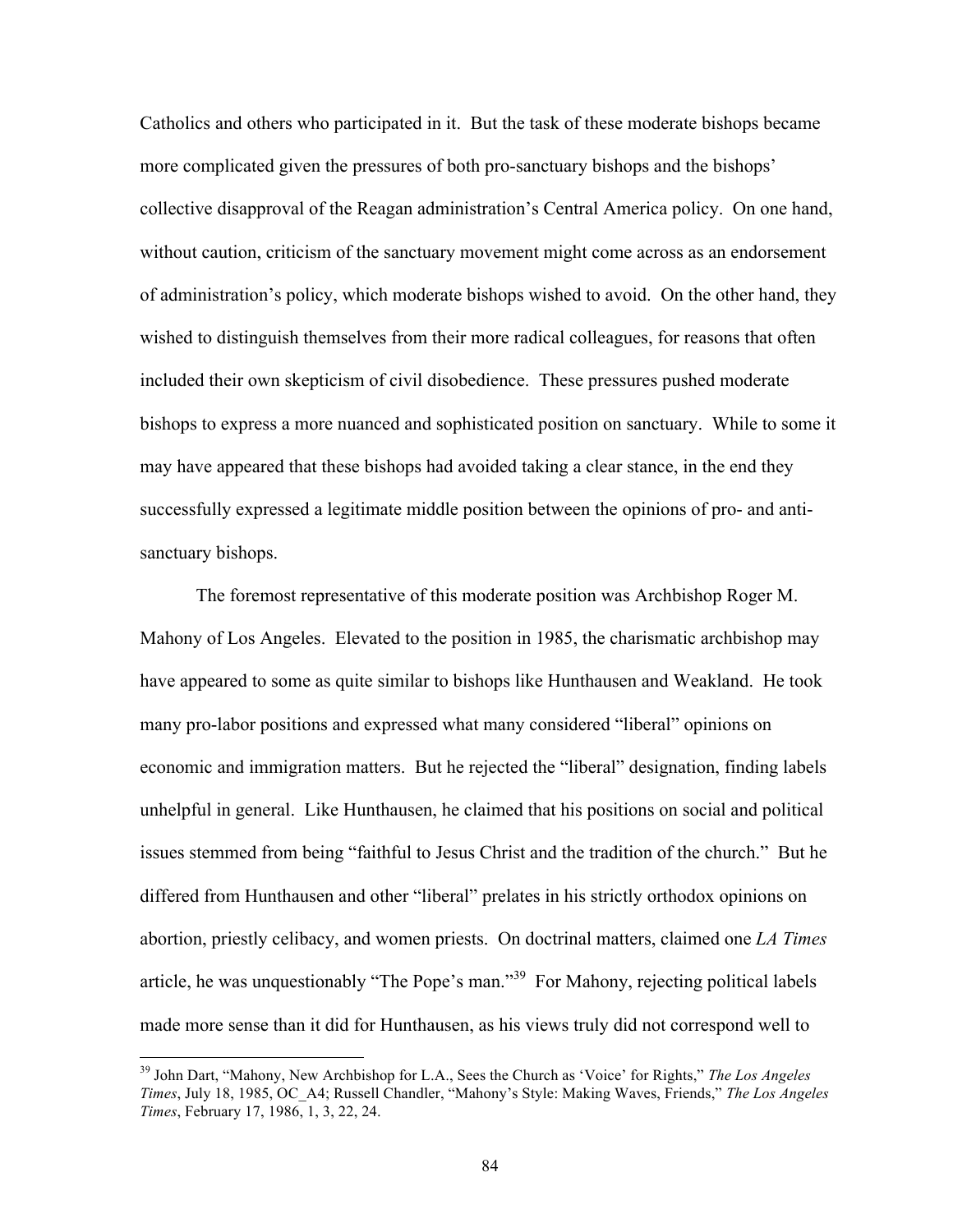Catholics and others who participated in it. But the task of these moderate bishops became more complicated given the pressures of both pro-sanctuary bishops and the bishops' collective disapproval of the Reagan administration's Central America policy. On one hand, without caution, criticism of the sanctuary movement might come across as an endorsement of administration's policy, which moderate bishops wished to avoid. On the other hand, they wished to distinguish themselves from their more radical colleagues, for reasons that often included their own skepticism of civil disobedience. These pressures pushed moderate bishops to express a more nuanced and sophisticated position on sanctuary. While to some it may have appeared that these bishops had avoided taking a clear stance, in the end they successfully expressed a legitimate middle position between the opinions of pro- and anti-sanctuary bishops.

The foremost representative of this moderate position was Archbishop Roger M. Mahony of Los Angeles. Elevated to the position in 1985, the charismatic archbishop may have appeared to some as quite similar to bishops like Hunthausen and Weakland. He took many pro-labor positions and expressed what many considered "liberal" opinions on economic and immigration matters. But he rejected the "liberal" designation, finding labels unhelpful in general. Like Hunthausen, he claimed that his positions on social and political issues stemmed from being "faithful to Jesus Christ and the tradition of the church." But he differed from Hunthausen and other "liberal" prelates in his strictly orthodox opinions on abortion, priestly celibacy, and women priests. On doctrinal matters, claimed one *LA Times* article, he was unquestionably "The Pope's man."[39] For Mahony, rejecting political labels made more sense than it did for Hunthausen, as his views truly did not correspond well to

---

[39] John Dart, "Mahony, New Archbishop for L.A., Sees the Church as 'Voice' for Rights," *The Los Angeles Times*, July 18, 1985, OC_A4; Russell Chandler, "Mahony's Style: Making Waves, Friends," *The Los Angeles Times*, February 17, 1986, 1, 3, 22, 24.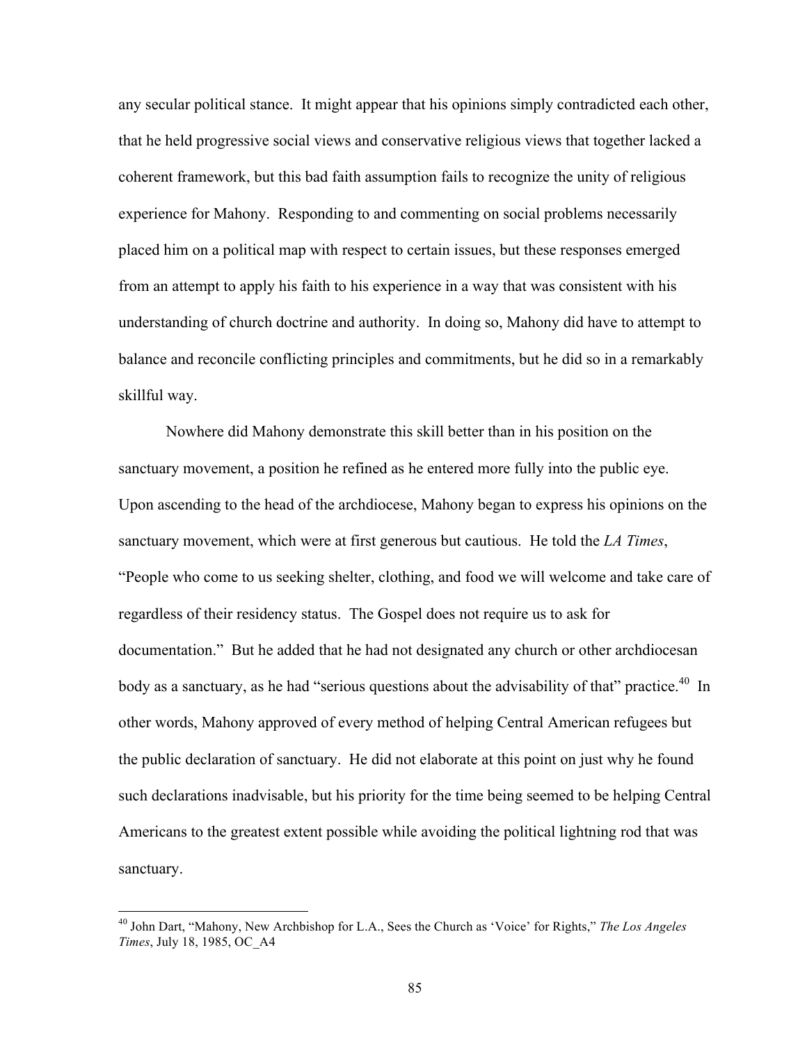any secular political stance. It might appear that his opinions simply contradicted each other, that he held progressive social views and conservative religious views that together lacked a coherent framework, but this bad faith assumption fails to recognize the unity of religious experience for Mahony. Responding to and commenting on social problems necessarily placed him on a political map with respect to certain issues, but these responses emerged from an attempt to apply his faith to his experience in a way that was consistent with his understanding of church doctrine and authority. In doing so, Mahony did have to attempt to balance and reconcile conflicting principles and commitments, but he did so in a remarkably skillful way.

Nowhere did Mahony demonstrate this skill better than in his position on the sanctuary movement, a position he refined as he entered more fully into the public eye. Upon ascending to the head of the archdiocese, Mahony began to express his opinions on the sanctuary movement, which were at first generous but cautious. He told the *LA Times*, "People who come to us seeking shelter, clothing, and food we will welcome and take care of regardless of their residency status. The Gospel does not require us to ask for documentation." But he added that he had not designated any church or other archdiocesan body as a sanctuary, as he had "serious questions about the advisability of that" practice.[40] In other words, Mahony approved of every method of helping Central American refugees but the public declaration of sanctuary. He did not elaborate at this point on just why he found such declarations inadvisable, but his priority for the time being seemed to be helping Central Americans to the greatest extent possible while avoiding the political lightning rod that was sanctuary.

---

[40] John Dart, "Mahony, New Archbishop for L.A., Sees the Church as 'Voice' for Rights," *The Los Angeles Times*, July 18, 1985, OC_A4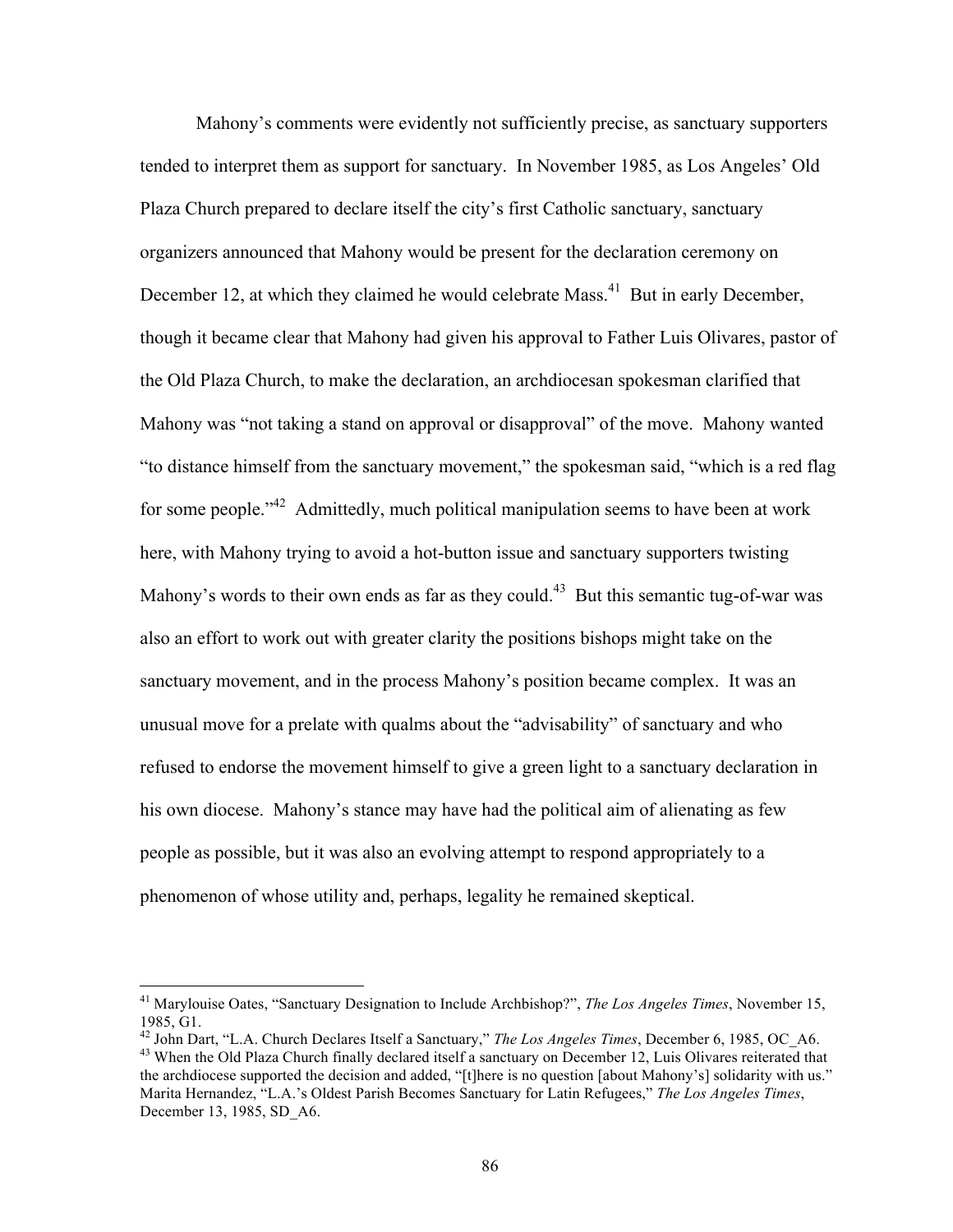Mahony's comments were evidently not sufficiently precise, as sanctuary supporters tended to interpret them as support for sanctuary. In November 1985, as Los Angeles' Old Plaza Church prepared to declare itself the city's first Catholic sanctuary, sanctuary organizers announced that Mahony would be present for the declaration ceremony on December 12, at which they claimed he would celebrate Mass.[41] But in early December, though it became clear that Mahony had given his approval to Father Luis Olivares, pastor of the Old Plaza Church, to make the declaration, an archdiocesan spokesman clarified that Mahony was "not taking a stand on approval or disapproval" of the move. Mahony wanted "to distance himself from the sanctuary movement," the spokesman said, "which is a red flag for some people."[42] Admittedly, much political manipulation seems to have been at work here, with Mahony trying to avoid a hot-button issue and sanctuary supporters twisting Mahony's words to their own ends as far as they could.[43] But this semantic tug-of-war was also an effort to work out with greater clarity the positions bishops might take on the sanctuary movement, and in the process Mahony's position became complex. It was an unusual move for a prelate with qualms about the "advisability" of sanctuary and who refused to endorse the movement himself to give a green light to a sanctuary declaration in his own diocese. Mahony's stance may have had the political aim of alienating as few people as possible, but it was also an evolving attempt to respond appropriately to a phenomenon of whose utility and, perhaps, legality he remained skeptical.

---

[41] Marylouise Oates, "Sanctuary Designation to Include Archbishop?", *The Los Angeles Times*, November 15, 1985, G1.

[42] John Dart, "L.A. Church Declares Itself a Sanctuary," *The Los Angeles Times*, December 6, 1985, OC_A6.

[43] When the Old Plaza Church finally declared itself a sanctuary on December 12, Luis Olivares reiterated that the archdiocese supported the decision and added, "[t]here is no question [about Mahony's] solidarity with us." Marita Hernandez, "L.A.'s Oldest Parish Becomes Sanctuary for Latin Refugees," *The Los Angeles Times*, December 13, 1985, SD_A6.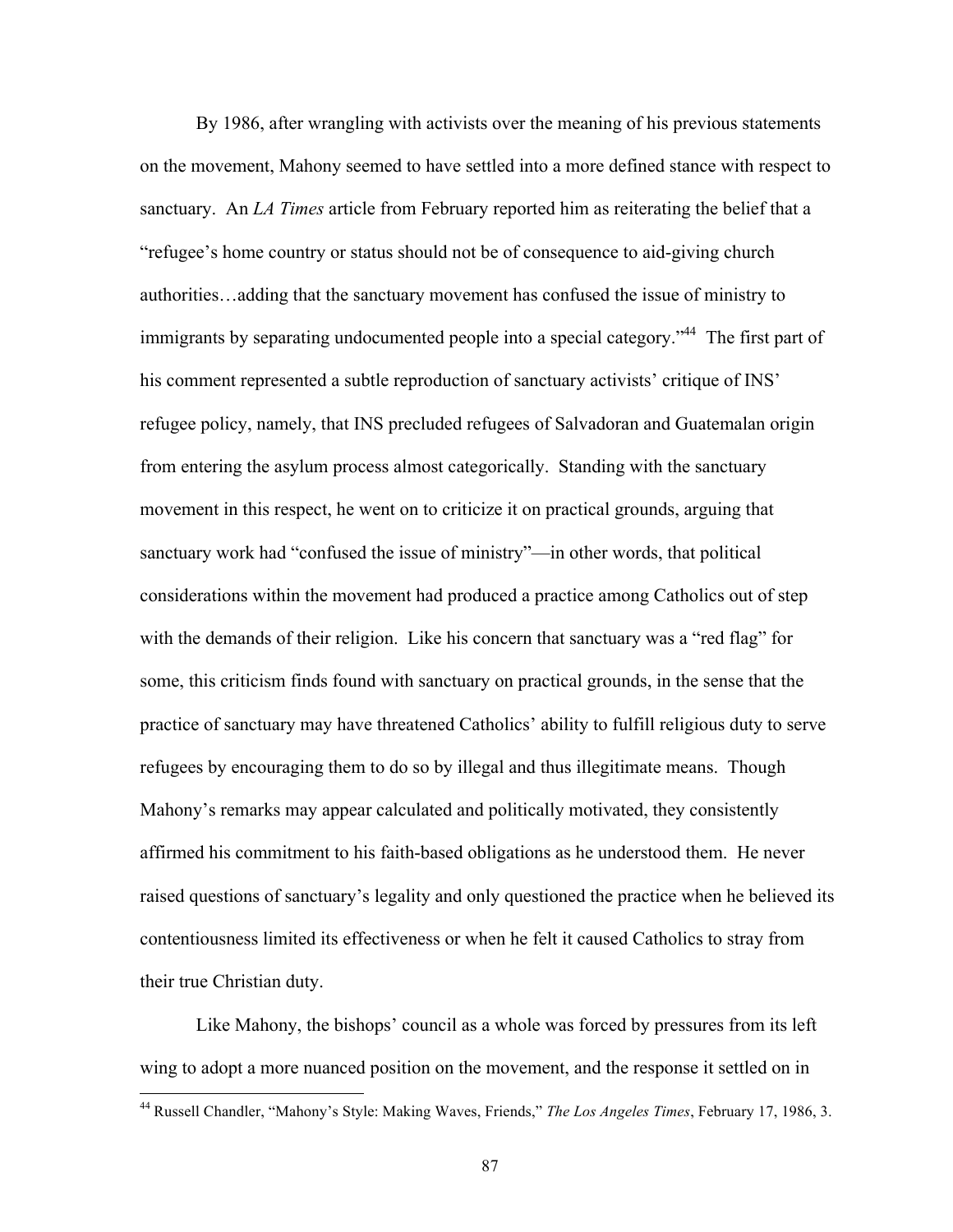By 1986, after wrangling with activists over the meaning of his previous statements on the movement, Mahony seemed to have settled into a more defined stance with respect to sanctuary. An *LA Times* article from February reported him as reiterating the belief that a "refugee's home country or status should not be of consequence to aid-giving church authorities…adding that the sanctuary movement has confused the issue of ministry to immigrants by separating undocumented people into a special category."[44] The first part of his comment represented a subtle reproduction of sanctuary activists' critique of INS' refugee policy, namely, that INS precluded refugees of Salvadoran and Guatemalan origin from entering the asylum process almost categorically. Standing with the sanctuary movement in this respect, he went on to criticize it on practical grounds, arguing that sanctuary work had "confused the issue of ministry"—in other words, that political considerations within the movement had produced a practice among Catholics out of step with the demands of their religion. Like his concern that sanctuary was a "red flag" for some, this criticism finds found with sanctuary on practical grounds, in the sense that the practice of sanctuary may have threatened Catholics' ability to fulfill religious duty to serve refugees by encouraging them to do so by illegal and thus illegitimate means. Though Mahony's remarks may appear calculated and politically motivated, they consistently affirmed his commitment to his faith-based obligations as he understood them. He never raised questions of sanctuary's legality and only questioned the practice when he believed its contentiousness limited its effectiveness or when he felt it caused Catholics to stray from their true Christian duty.

Like Mahony, the bishops' council as a whole was forced by pressures from its left wing to adopt a more nuanced position on the movement, and the response it settled on in

---

[44] Russell Chandler, "Mahony's Style: Making Waves, Friends," *The Los Angeles Times*, February 17, 1986, 3.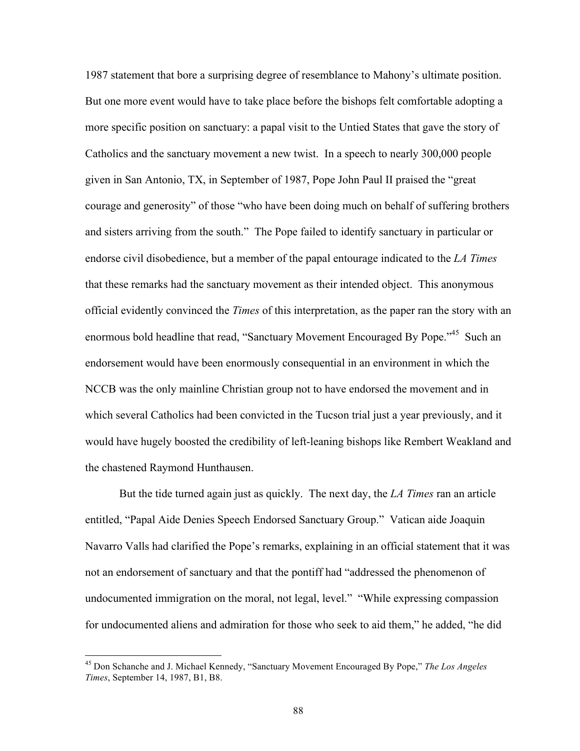1987 statement that bore a surprising degree of resemblance to Mahony's ultimate position. But one more event would have to take place before the bishops felt comfortable adopting a more specific position on sanctuary: a papal visit to the Untied States that gave the story of Catholics and the sanctuary movement a new twist. In a speech to nearly 300,000 people given in San Antonio, TX, in September of 1987, Pope John Paul II praised the "great courage and generosity" of those "who have been doing much on behalf of suffering brothers and sisters arriving from the south." The Pope failed to identify sanctuary in particular or endorse civil disobedience, but a member of the papal entourage indicated to the *LA Times* that these remarks had the sanctuary movement as their intended object. This anonymous official evidently convinced the *Times* of this interpretation, as the paper ran the story with an enormous bold headline that read, "Sanctuary Movement Encouraged By Pope."[45] Such an endorsement would have been enormously consequential in an environment in which the NCCB was the only mainline Christian group not to have endorsed the movement and in which several Catholics had been convicted in the Tucson trial just a year previously, and it would have hugely boosted the credibility of left-leaning bishops like Rembert Weakland and the chastened Raymond Hunthausen.

But the tide turned again just as quickly. The next day, the *LA Times* ran an article entitled, "Papal Aide Denies Speech Endorsed Sanctuary Group." Vatican aide Joaquin Navarro Valls had clarified the Pope's remarks, explaining in an official statement that it was not an endorsement of sanctuary and that the pontiff had "addressed the phenomenon of undocumented immigration on the moral, not legal, level." "While expressing compassion for undocumented aliens and admiration for those who seek to aid them," he added, "he did

[45] Don Schanche and J. Michael Kennedy, "Sanctuary Movement Encouraged By Pope," *The Los Angeles Times*, September 14, 1987, B1, B8.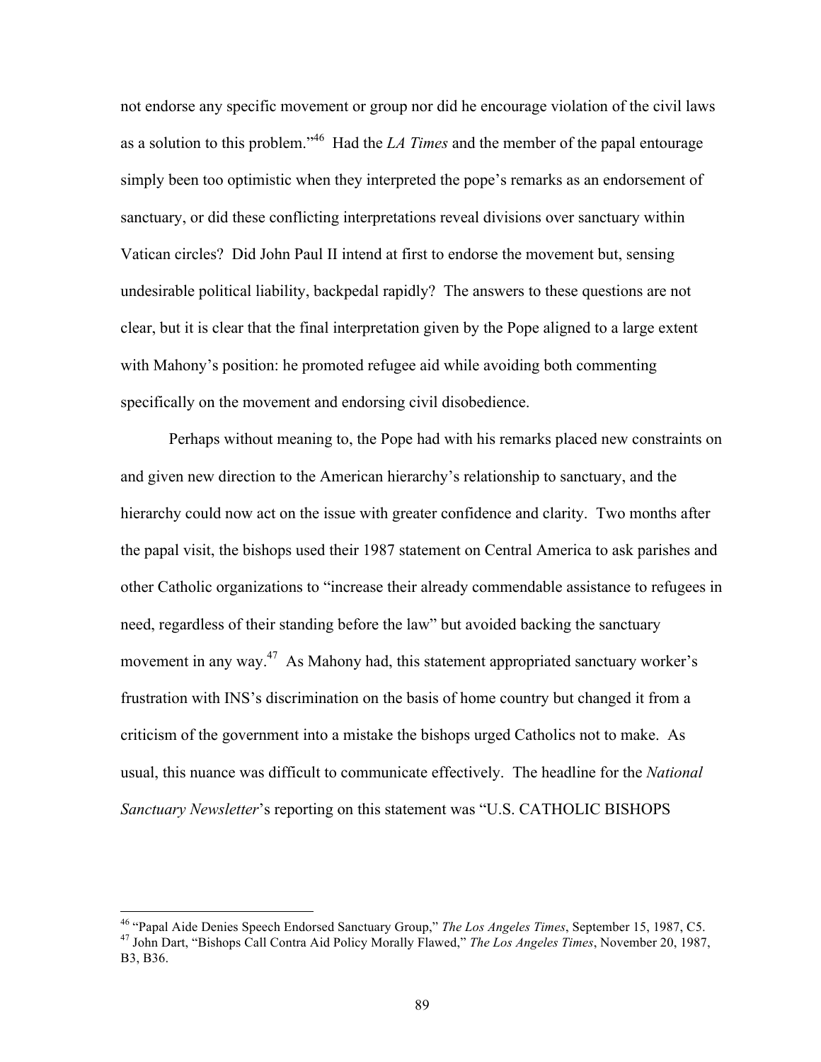not endorse any specific movement or group nor did he encourage violation of the civil laws as a solution to this problem."[46] Had the *LA Times* and the member of the papal entourage simply been too optimistic when they interpreted the pope's remarks as an endorsement of sanctuary, or did these conflicting interpretations reveal divisions over sanctuary within Vatican circles? Did John Paul II intend at first to endorse the movement but, sensing undesirable political liability, backpedal rapidly? The answers to these questions are not clear, but it is clear that the final interpretation given by the Pope aligned to a large extent with Mahony's position: he promoted refugee aid while avoiding both commenting specifically on the movement and endorsing civil disobedience.

Perhaps without meaning to, the Pope had with his remarks placed new constraints on and given new direction to the American hierarchy's relationship to sanctuary, and the hierarchy could now act on the issue with greater confidence and clarity. Two months after the papal visit, the bishops used their 1987 statement on Central America to ask parishes and other Catholic organizations to "increase their already commendable assistance to refugees in need, regardless of their standing before the law" but avoided backing the sanctuary movement in any way.[47] As Mahony had, this statement appropriated sanctuary worker's frustration with INS's discrimination on the basis of home country but changed it from a criticism of the government into a mistake the bishops urged Catholics not to make. As usual, this nuance was difficult to communicate effectively. The headline for the *National Sanctuary Newsletter*'s reporting on this statement was "U.S. CATHOLIC BISHOPS

[46] "Papal Aide Denies Speech Endorsed Sanctuary Group," *The Los Angeles Times*, September 15, 1987, C5.

[47] John Dart, "Bishops Call Contra Aid Policy Morally Flawed," *The Los Angeles Times*, November 20, 1987, B3, B36.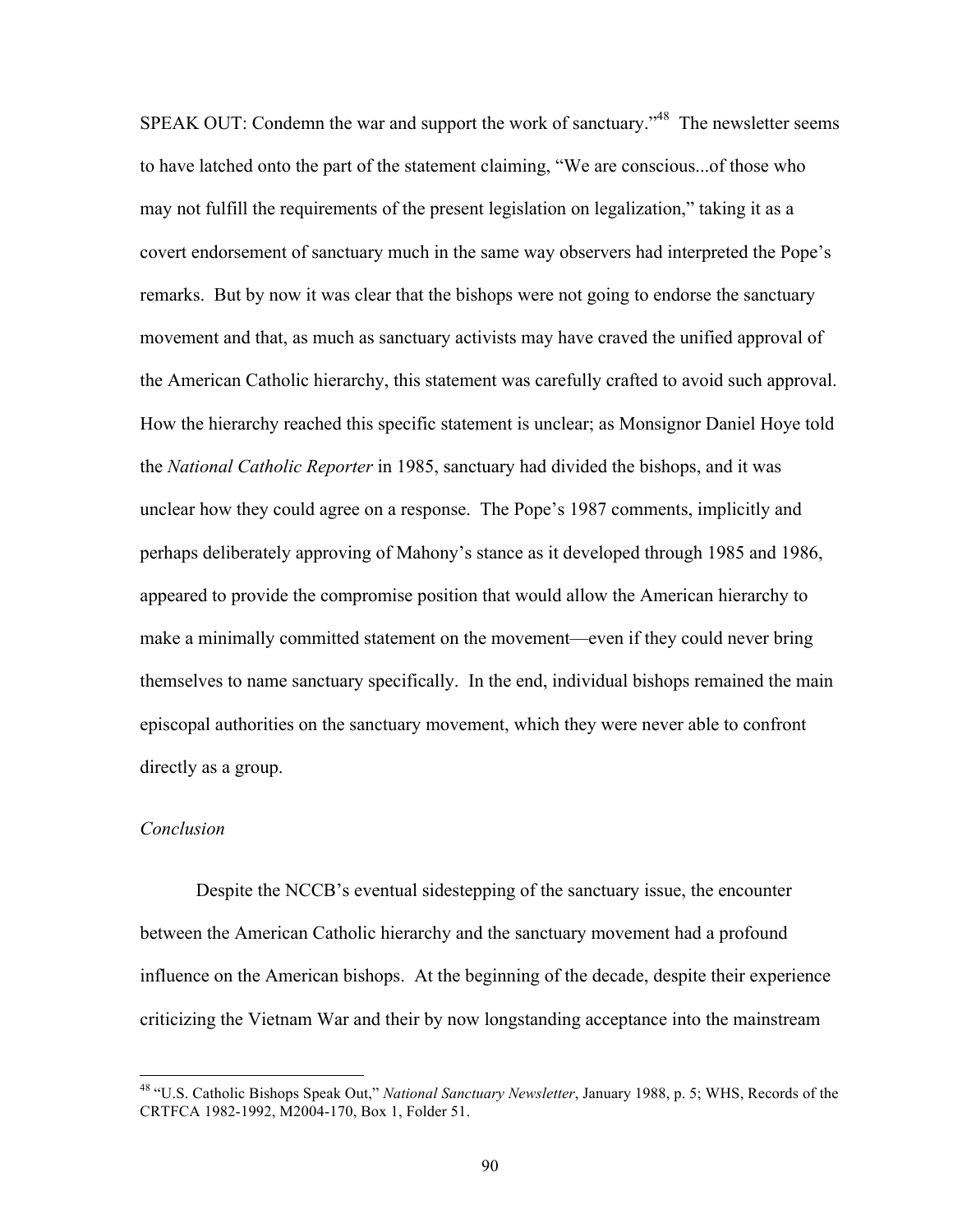SPEAK OUT: Condemn the war and support the work of sanctuary."[48] The newsletter seems to have latched onto the part of the statement claiming, "We are conscious...of those who may not fulfill the requirements of the present legislation on legalization," taking it as a covert endorsement of sanctuary much in the same way observers had interpreted the Pope's remarks. But by now it was clear that the bishops were not going to endorse the sanctuary movement and that, as much as sanctuary activists may have craved the unified approval of the American Catholic hierarchy, this statement was carefully crafted to avoid such approval. How the hierarchy reached this specific statement is unclear; as Monsignor Daniel Hoye told the *National Catholic Reporter* in 1985, sanctuary had divided the bishops, and it was unclear how they could agree on a response. The Pope's 1987 comments, implicitly and perhaps deliberately approving of Mahony's stance as it developed through 1985 and 1986, appeared to provide the compromise position that would allow the American hierarchy to make a minimally committed statement on the movement—even if they could never bring themselves to name sanctuary specifically. In the end, individual bishops remained the main episcopal authorities on the sanctuary movement, which they were never able to confront directly as a group.

### *Conclusion*

Despite the NCCB's eventual sidestepping of the sanctuary issue, the encounter between the American Catholic hierarchy and the sanctuary movement had a profound influence on the American bishops. At the beginning of the decade, despite their experience criticizing the Vietnam War and their by now longstanding acceptance into the mainstream

---

[48] "U.S. Catholic Bishops Speak Out," *National Sanctuary Newsletter*, January 1988, p. 5; WHS, Records of the CRTFCA 1982-1992, M2004-170, Box 1, Folder 51.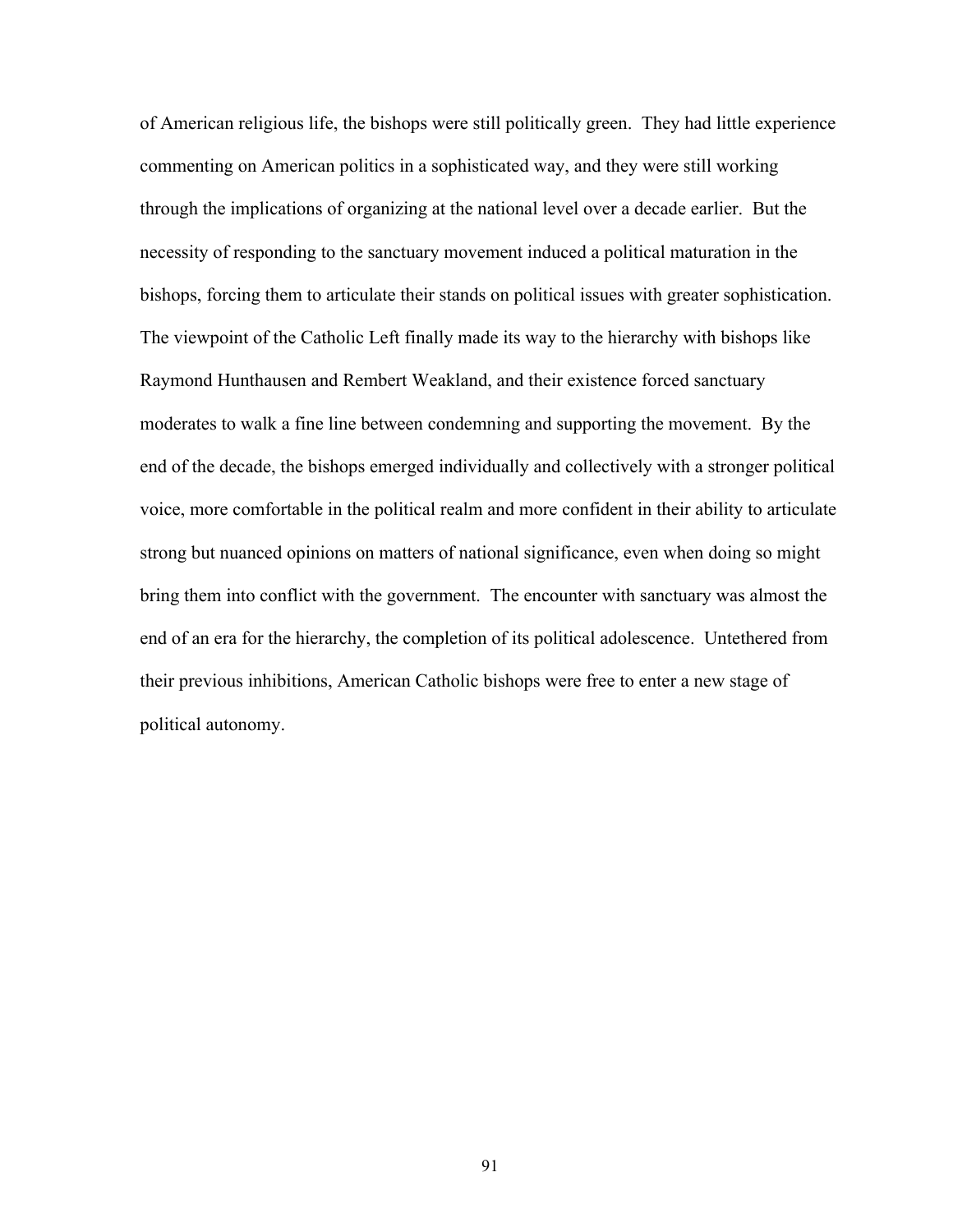of American religious life, the bishops were still politically green. They had little experience commenting on American politics in a sophisticated way, and they were still working through the implications of organizing at the national level over a decade earlier. But the necessity of responding to the sanctuary movement induced a political maturation in the bishops, forcing them to articulate their stands on political issues with greater sophistication. The viewpoint of the Catholic Left finally made its way to the hierarchy with bishops like Raymond Hunthausen and Rembert Weakland, and their existence forced sanctuary moderates to walk a fine line between condemning and supporting the movement. By the end of the decade, the bishops emerged individually and collectively with a stronger political voice, more comfortable in the political realm and more confident in their ability to articulate strong but nuanced opinions on matters of national significance, even when doing so might bring them into conflict with the government. The encounter with sanctuary was almost the end of an era for the hierarchy, the completion of its political adolescence. Untethered from their previous inhibitions, American Catholic bishops were free to enter a new stage of political autonomy.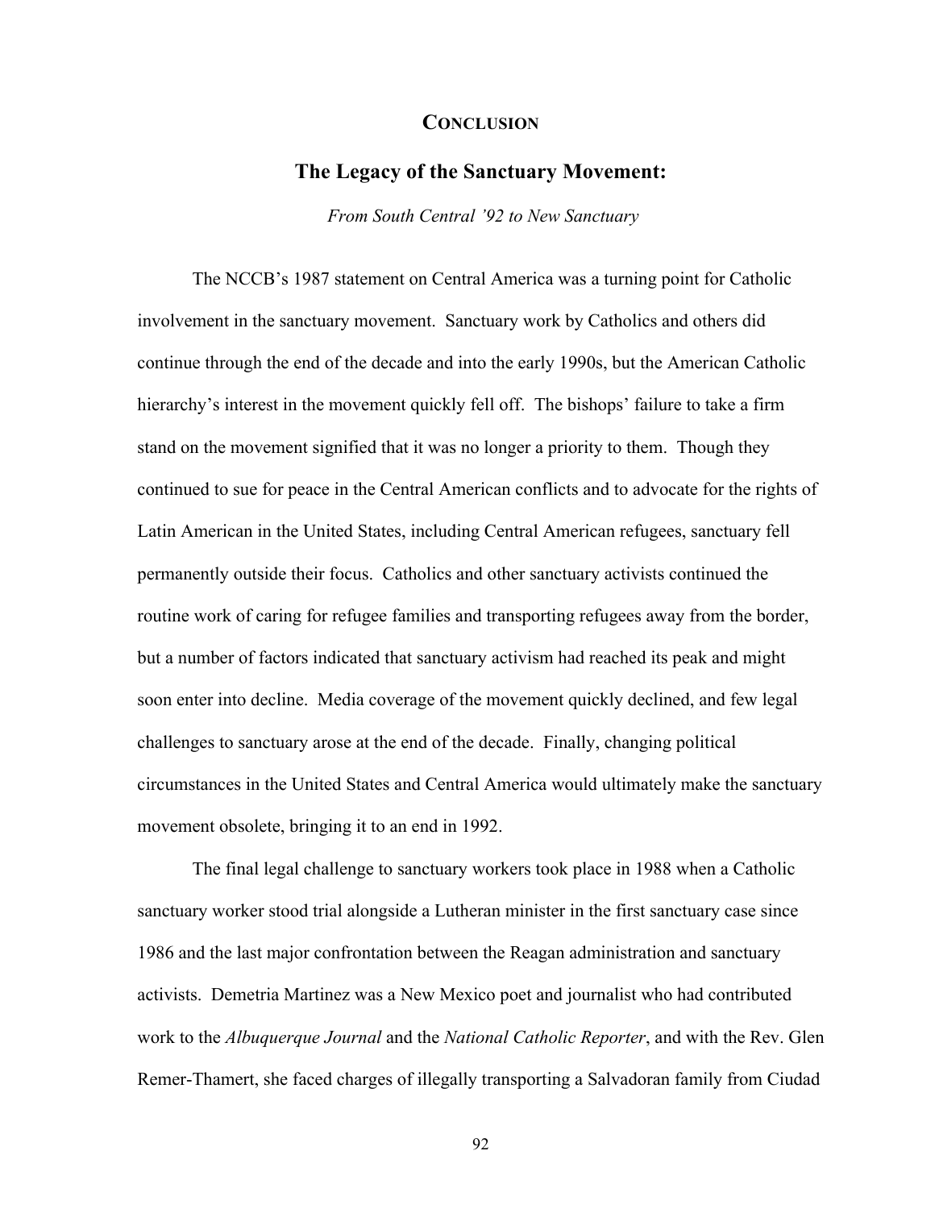# Conclusion

## The Legacy of the Sanctuary Movement:

*From South Central '92 to New Sanctuary*

The NCCB's 1987 statement on Central America was a turning point for Catholic involvement in the sanctuary movement. Sanctuary work by Catholics and others did continue through the end of the decade and into the early 1990s, but the American Catholic hierarchy's interest in the movement quickly fell off. The bishops' failure to take a firm stand on the movement signified that it was no longer a priority to them. Though they continued to sue for peace in the Central American conflicts and to advocate for the rights of Latin American in the United States, including Central American refugees, sanctuary fell permanently outside their focus. Catholics and other sanctuary activists continued the routine work of caring for refugee families and transporting refugees away from the border, but a number of factors indicated that sanctuary activism had reached its peak and might soon enter into decline. Media coverage of the movement quickly declined, and few legal challenges to sanctuary arose at the end of the decade. Finally, changing political circumstances in the United States and Central America would ultimately make the sanctuary movement obsolete, bringing it to an end in 1992.

The final legal challenge to sanctuary workers took place in 1988 when a Catholic sanctuary worker stood trial alongside a Lutheran minister in the first sanctuary case since 1986 and the last major confrontation between the Reagan administration and sanctuary activists. Demetria Martinez was a New Mexico poet and journalist who had contributed work to the *Albuquerque Journal* and the *National Catholic Reporter*, and with the Rev. Glen Remer-Thamert, she faced charges of illegally transporting a Salvadoran family from Ciudad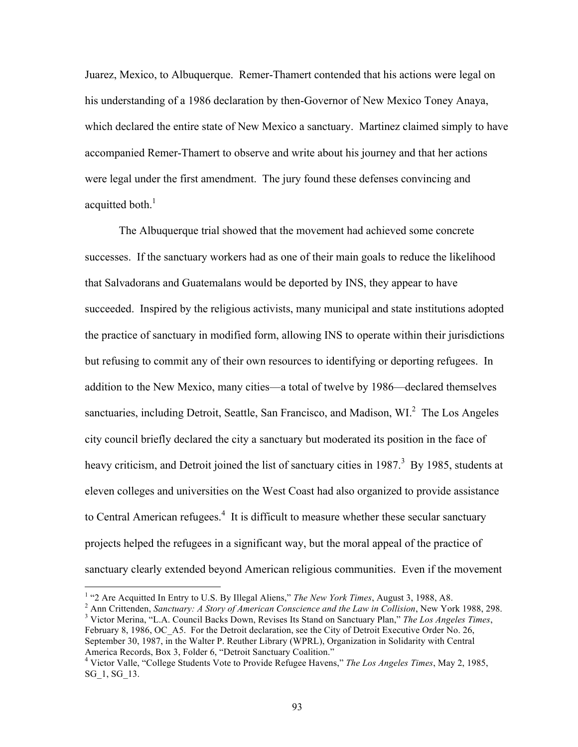Juarez, Mexico, to Albuquerque. Remer-Thamert contended that his actions were legal on his understanding of a 1986 declaration by then-Governor of New Mexico Toney Anaya, which declared the entire state of New Mexico a sanctuary. Martinez claimed simply to have accompanied Remer-Thamert to observe and write about his journey and that her actions were legal under the first amendment. The jury found these defenses convincing and acquitted both.[1]

The Albuquerque trial showed that the movement had achieved some concrete successes. If the sanctuary workers had as one of their main goals to reduce the likelihood that Salvadorans and Guatemalans would be deported by INS, they appear to have succeeded. Inspired by the religious activists, many municipal and state institutions adopted the practice of sanctuary in modified form, allowing INS to operate within their jurisdictions but refusing to commit any of their own resources to identifying or deporting refugees. In addition to the New Mexico, many cities—a total of twelve by 1986—declared themselves sanctuaries, including Detroit, Seattle, San Francisco, and Madison, WI.[2] The Los Angeles city council briefly declared the city a sanctuary but moderated its position in the face of heavy criticism, and Detroit joined the list of sanctuary cities in 1987.[3] By 1985, students at eleven colleges and universities on the West Coast had also organized to provide assistance to Central American refugees.[4] It is difficult to measure whether these secular sanctuary projects helped the refugees in a significant way, but the moral appeal of the practice of sanctuary clearly extended beyond American religious communities. Even if the movement

---

[1] "2 Are Acquitted In Entry to U.S. By Illegal Aliens," *The New York Times*, August 3, 1988, A8.

[2] Ann Crittenden, *Sanctuary: A Story of American Conscience and the Law in Collision*, New York 1988, 298.

[3] Victor Merina, "L.A. Council Backs Down, Revises Its Stand on Sanctuary Plan," *The Los Angeles Times*, February 8, 1986, OC_A5. For the Detroit declaration, see the City of Detroit Executive Order No. 26, September 30, 1987, in the Walter P. Reuther Library (WPRL), Organization in Solidarity with Central America Records, Box 3, Folder 6, "Detroit Sanctuary Coalition."

[4] Victor Valle, "College Students Vote to Provide Refugee Havens," *The Los Angeles Times*, May 2, 1985, SG_1, SG_13.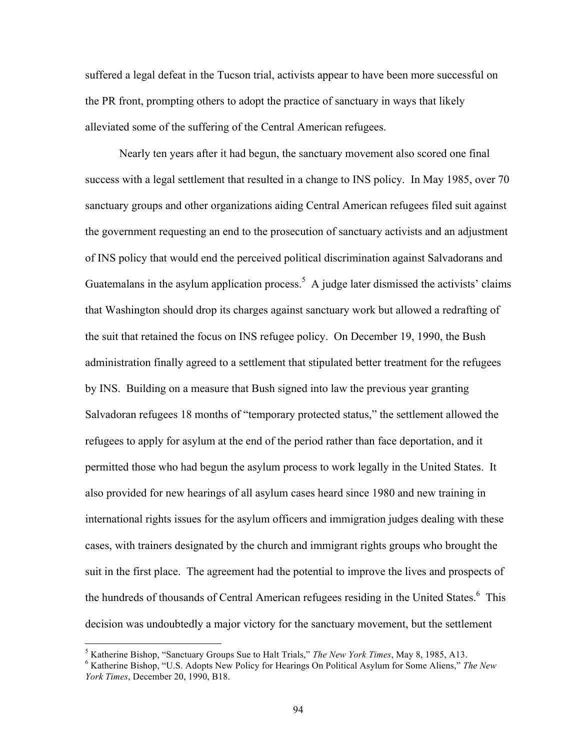suffered a legal defeat in the Tucson trial, activists appear to have been more successful on the PR front, prompting others to adopt the practice of sanctuary in ways that likely alleviated some of the suffering of the Central American refugees.

Nearly ten years after it had begun, the sanctuary movement also scored one final success with a legal settlement that resulted in a change to INS policy. In May 1985, over 70 sanctuary groups and other organizations aiding Central American refugees filed suit against the government requesting an end to the prosecution of sanctuary activists and an adjustment of INS policy that would end the perceived political discrimination against Salvadorans and Guatemalans in the asylum application process.[5] A judge later dismissed the activists' claims that Washington should drop its charges against sanctuary work but allowed a redrafting of the suit that retained the focus on INS refugee policy. On December 19, 1990, the Bush administration finally agreed to a settlement that stipulated better treatment for the refugees by INS. Building on a measure that Bush signed into law the previous year granting Salvadoran refugees 18 months of "temporary protected status," the settlement allowed the refugees to apply for asylum at the end of the period rather than face deportation, and it permitted those who had begun the asylum process to work legally in the United States. It also provided for new hearings of all asylum cases heard since 1980 and new training in international rights issues for the asylum officers and immigration judges dealing with these cases, with trainers designated by the church and immigrant rights groups who brought the suit in the first place. The agreement had the potential to improve the lives and prospects of the hundreds of thousands of Central American refugees residing in the United States.[6] This decision was undoubtedly a major victory for the sanctuary movement, but the settlement

---

[5] Katherine Bishop, "Sanctuary Groups Sue to Halt Trials," *The New York Times*, May 8, 1985, A13.

[6] Katherine Bishop, "U.S. Adopts New Policy for Hearings On Political Asylum for Some Aliens," *The New York Times*, December 20, 1990, B18.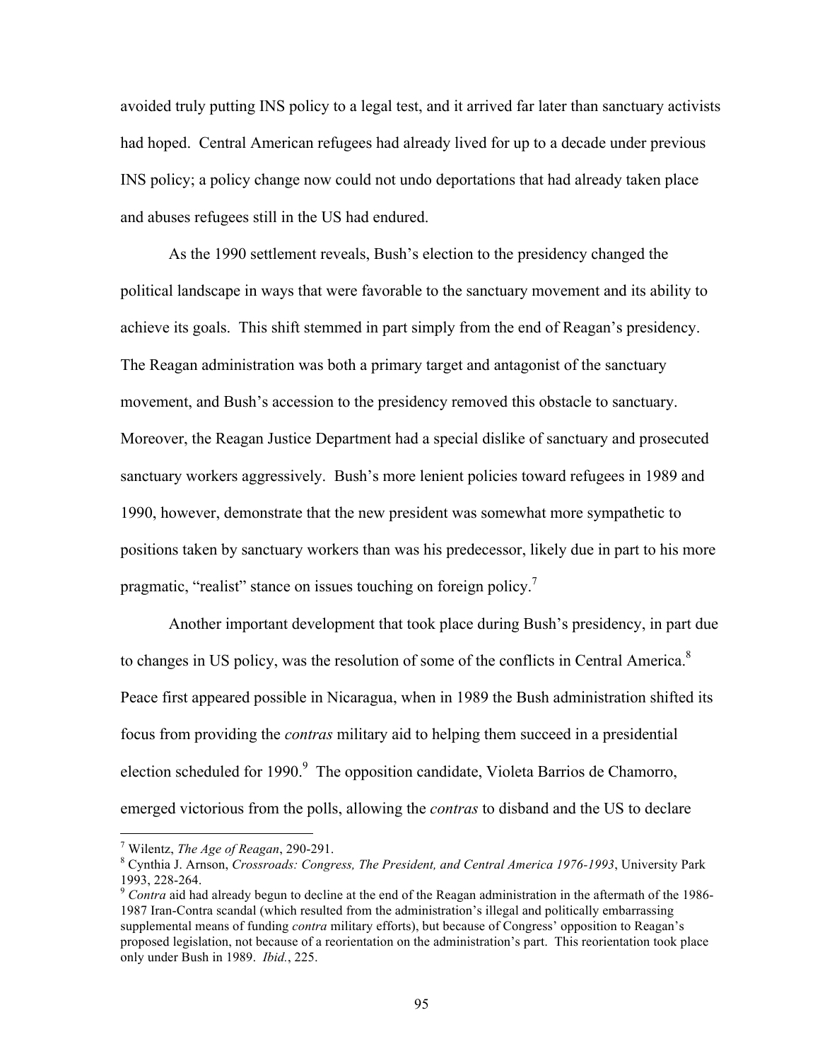avoided truly putting INS policy to a legal test, and it arrived far later than sanctuary activists had hoped. Central American refugees had already lived for up to a decade under previous INS policy; a policy change now could not undo deportations that had already taken place and abuses refugees still in the US had endured.

As the 1990 settlement reveals, Bush's election to the presidency changed the political landscape in ways that were favorable to the sanctuary movement and its ability to achieve its goals. This shift stemmed in part simply from the end of Reagan's presidency. The Reagan administration was both a primary target and antagonist of the sanctuary movement, and Bush's accession to the presidency removed this obstacle to sanctuary. Moreover, the Reagan Justice Department had a special dislike of sanctuary and prosecuted sanctuary workers aggressively. Bush's more lenient policies toward refugees in 1989 and 1990, however, demonstrate that the new president was somewhat more sympathetic to positions taken by sanctuary workers than was his predecessor, likely due in part to his more pragmatic, "realist" stance on issues touching on foreign policy.[7]

Another important development that took place during Bush's presidency, in part due to changes in US policy, was the resolution of some of the conflicts in Central America.[8] Peace first appeared possible in Nicaragua, when in 1989 the Bush administration shifted its focus from providing the *contras* military aid to helping them succeed in a presidential election scheduled for 1990.[9] The opposition candidate, Violeta Barrios de Chamorro, emerged victorious from the polls, allowing the *contras* to disband and the US to declare

---

[7] Wilentz, *The Age of Reagan*, 290-291.

[8] Cynthia J. Arnson, *Crossroads: Congress, The President, and Central America 1976-1993*, University Park 1993, 228-264.

[9] *Contra* aid had already begun to decline at the end of the Reagan administration in the aftermath of the 1986-1987 Iran-Contra scandal (which resulted from the administration's illegal and politically embarrassing supplemental means of funding *contra* military efforts), but because of Congress' opposition to Reagan's proposed legislation, not because of a reorientation on the administration's part. This reorientation took place only under Bush in 1989. *Ibid.*, 225.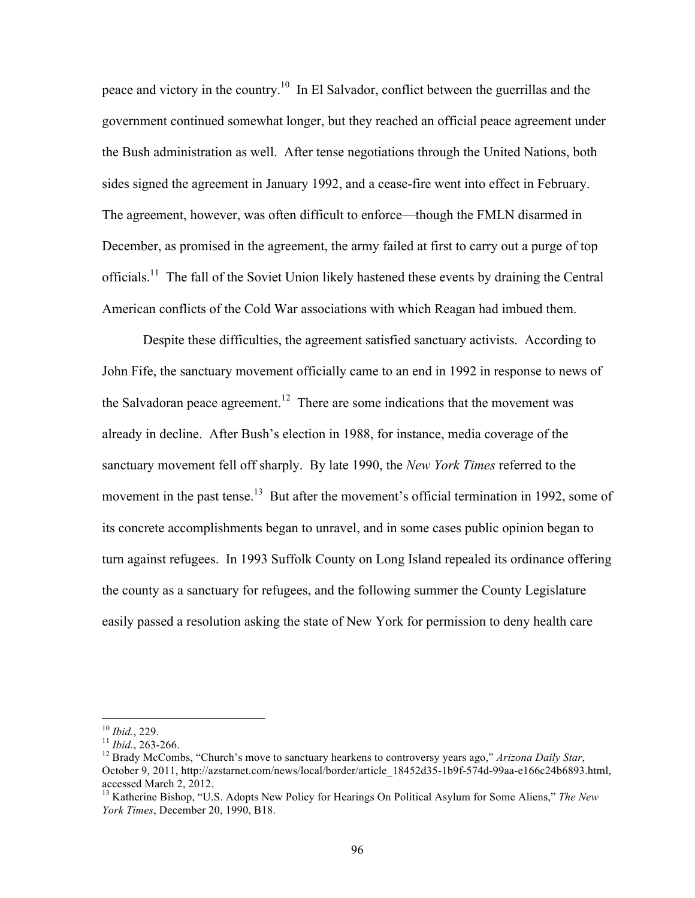peace and victory in the country.[10] In El Salvador, conflict between the guerrillas and the government continued somewhat longer, but they reached an official peace agreement under the Bush administration as well. After tense negotiations through the United Nations, both sides signed the agreement in January 1992, and a cease-fire went into effect in February. The agreement, however, was often difficult to enforce—though the FMLN disarmed in December, as promised in the agreement, the army failed at first to carry out a purge of top officials.[11] The fall of the Soviet Union likely hastened these events by draining the Central American conflicts of the Cold War associations with which Reagan had imbued them.

Despite these difficulties, the agreement satisfied sanctuary activists. According to John Fife, the sanctuary movement officially came to an end in 1992 in response to news of the Salvadoran peace agreement.[12] There are some indications that the movement was already in decline. After Bush's election in 1988, for instance, media coverage of the sanctuary movement fell off sharply. By late 1990, the *New York Times* referred to the movement in the past tense.[13] But after the movement's official termination in 1992, some of its concrete accomplishments began to unravel, and in some cases public opinion began to turn against refugees. In 1993 Suffolk County on Long Island repealed its ordinance offering the county as a sanctuary for refugees, and the following summer the County Legislature easily passed a resolution asking the state of New York for permission to deny health care

---

[10] *Ibid.*, 229.

[11] *Ibid.*, 263-266.

[12] Brady McCombs, "Church's move to sanctuary hearkens to controversy years ago," *Arizona Daily Star*, October 9, 2011, http://azstarnet.com/news/local/border/article_18452d35-1b9f-574d-99aa-e166c24b6893.html, accessed March 2, 2012.

[13] Katherine Bishop, "U.S. Adopts New Policy for Hearings On Political Asylum for Some Aliens," *The New York Times*, December 20, 1990, B18.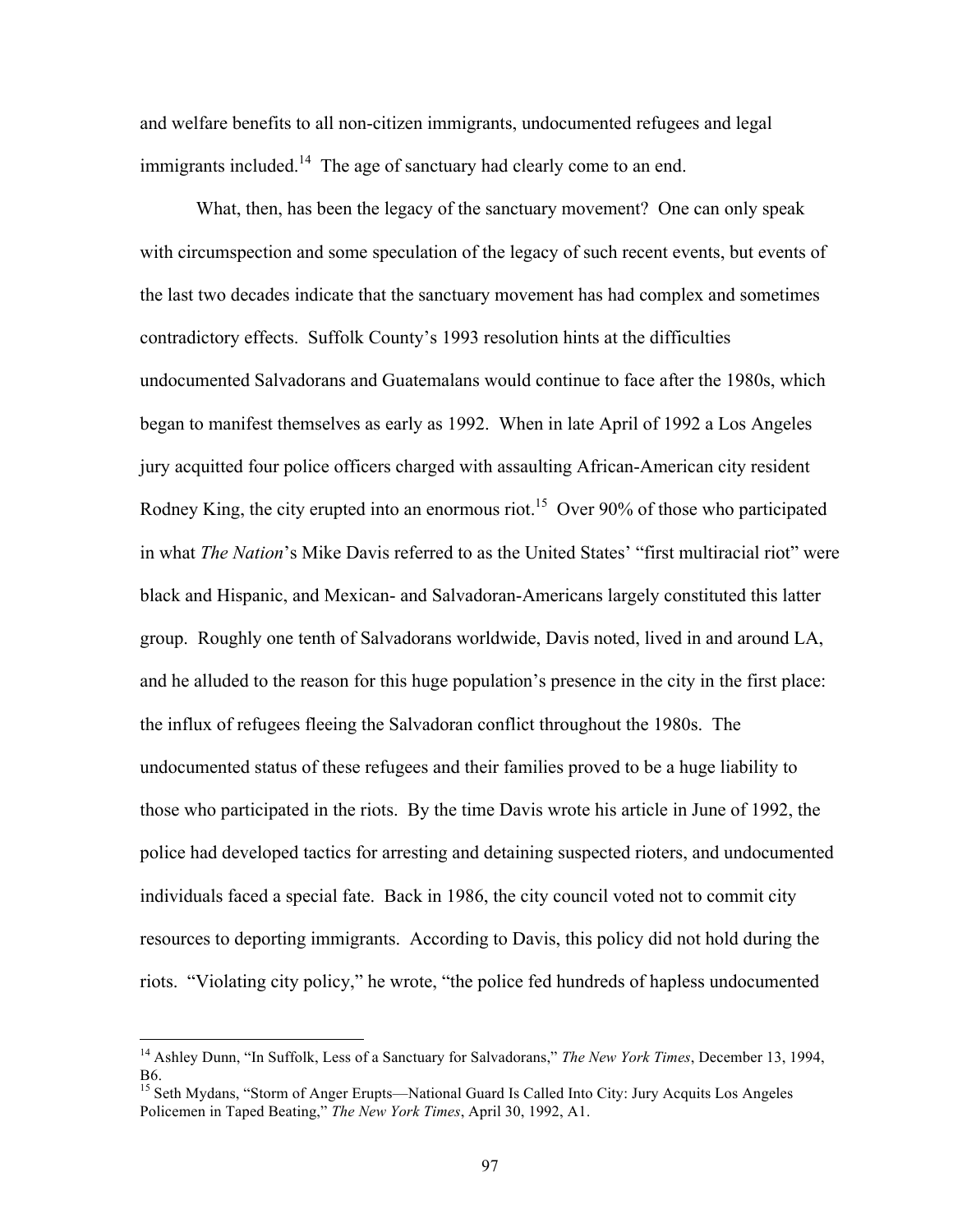and welfare benefits to all non-citizen immigrants, undocumented refugees and legal immigrants included.[14] The age of sanctuary had clearly come to an end.

What, then, has been the legacy of the sanctuary movement? One can only speak with circumspection and some speculation of the legacy of such recent events, but events of the last two decades indicate that the sanctuary movement has had complex and sometimes contradictory effects. Suffolk County's 1993 resolution hints at the difficulties undocumented Salvadorans and Guatemalans would continue to face after the 1980s, which began to manifest themselves as early as 1992. When in late April of 1992 a Los Angeles jury acquitted four police officers charged with assaulting African-American city resident Rodney King, the city erupted into an enormous riot.[15] Over 90% of those who participated in what *The Nation*'s Mike Davis referred to as the United States' "first multiracial riot" were black and Hispanic, and Mexican- and Salvadoran-Americans largely constituted this latter group. Roughly one tenth of Salvadorans worldwide, Davis noted, lived in and around LA, and he alluded to the reason for this huge population's presence in the city in the first place: the influx of refugees fleeing the Salvadoran conflict throughout the 1980s. The undocumented status of these refugees and their families proved to be a huge liability to those who participated in the riots. By the time Davis wrote his article in June of 1992, the police had developed tactics for arresting and detaining suspected rioters, and undocumented individuals faced a special fate. Back in 1986, the city council voted not to commit city resources to deporting immigrants. According to Davis, this policy did not hold during the riots. "Violating city policy," he wrote, "the police fed hundreds of hapless undocumented

---

[14] Ashley Dunn, "In Suffolk, Less of a Sanctuary for Salvadorans," *The New York Times*, December 13, 1994, B6.

[15] Seth Mydans, "Storm of Anger Erupts—National Guard Is Called Into City: Jury Acquits Los Angeles Policemen in Taped Beating," *The New York Times*, April 30, 1992, A1.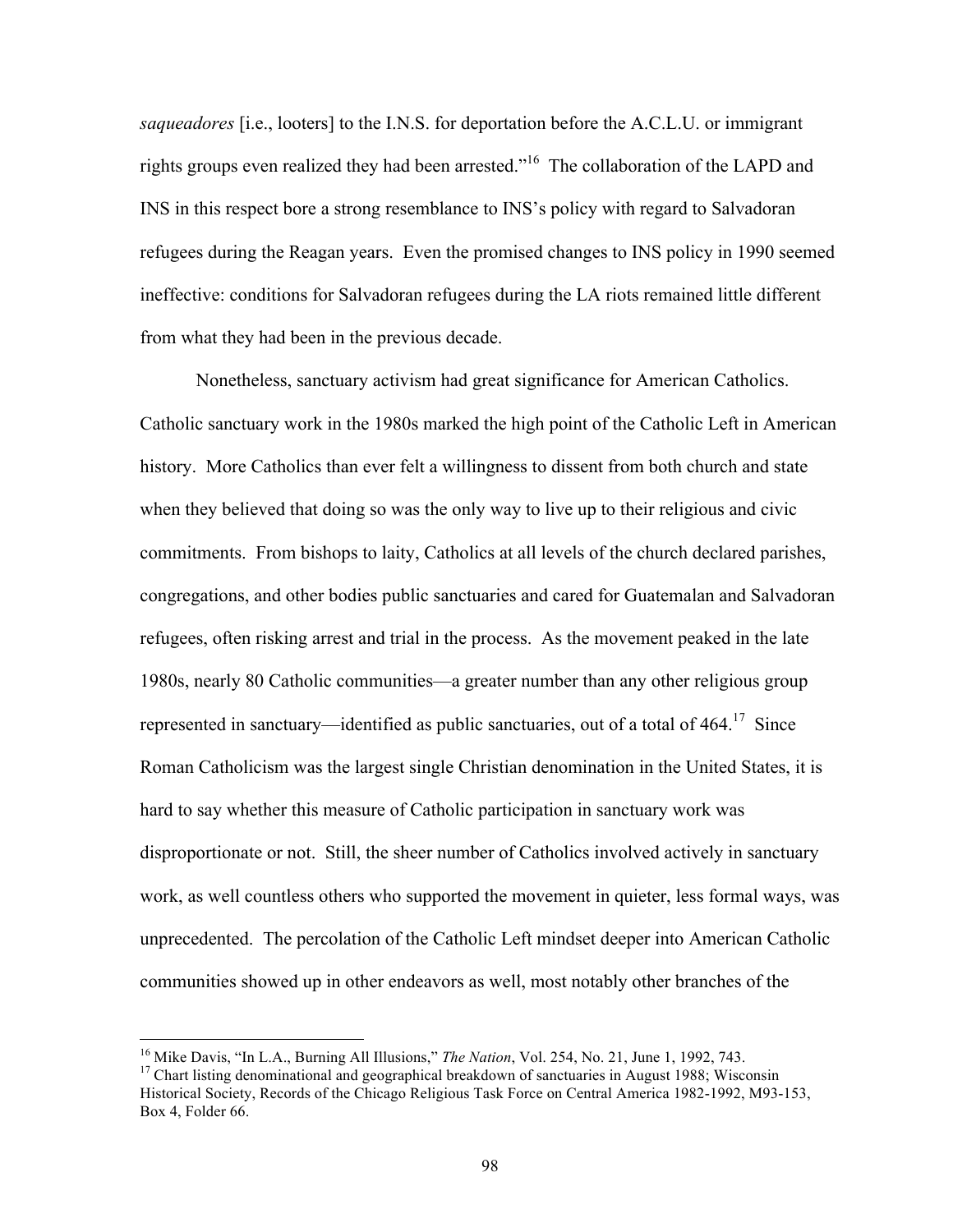*saqueadores* [i.e., looters] to the I.N.S. for deportation before the A.C.L.U. or immigrant rights groups even realized they had been arrested."[16] The collaboration of the LAPD and INS in this respect bore a strong resemblance to INS's policy with regard to Salvadoran refugees during the Reagan years. Even the promised changes to INS policy in 1990 seemed ineffective: conditions for Salvadoran refugees during the LA riots remained little different from what they had been in the previous decade.

Nonetheless, sanctuary activism had great significance for American Catholics. Catholic sanctuary work in the 1980s marked the high point of the Catholic Left in American history. More Catholics than ever felt a willingness to dissent from both church and state when they believed that doing so was the only way to live up to their religious and civic commitments. From bishops to laity, Catholics at all levels of the church declared parishes, congregations, and other bodies public sanctuaries and cared for Guatemalan and Salvadoran refugees, often risking arrest and trial in the process. As the movement peaked in the late 1980s, nearly 80 Catholic communities—a greater number than any other religious group represented in sanctuary—identified as public sanctuaries, out of a total of 464.[17] Since Roman Catholicism was the largest single Christian denomination in the United States, it is hard to say whether this measure of Catholic participation in sanctuary work was disproportionate or not. Still, the sheer number of Catholics involved actively in sanctuary work, as well countless others who supported the movement in quieter, less formal ways, was unprecedented. The percolation of the Catholic Left mindset deeper into American Catholic communities showed up in other endeavors as well, most notably other branches of the

---

[16] Mike Davis, "In L.A., Burning All Illusions," *The Nation*, Vol. 254, No. 21, June 1, 1992, 743.

[17] Chart listing denominational and geographical breakdown of sanctuaries in August 1988; Wisconsin Historical Society, Records of the Chicago Religious Task Force on Central America 1982-1992, M93-153, Box 4, Folder 66.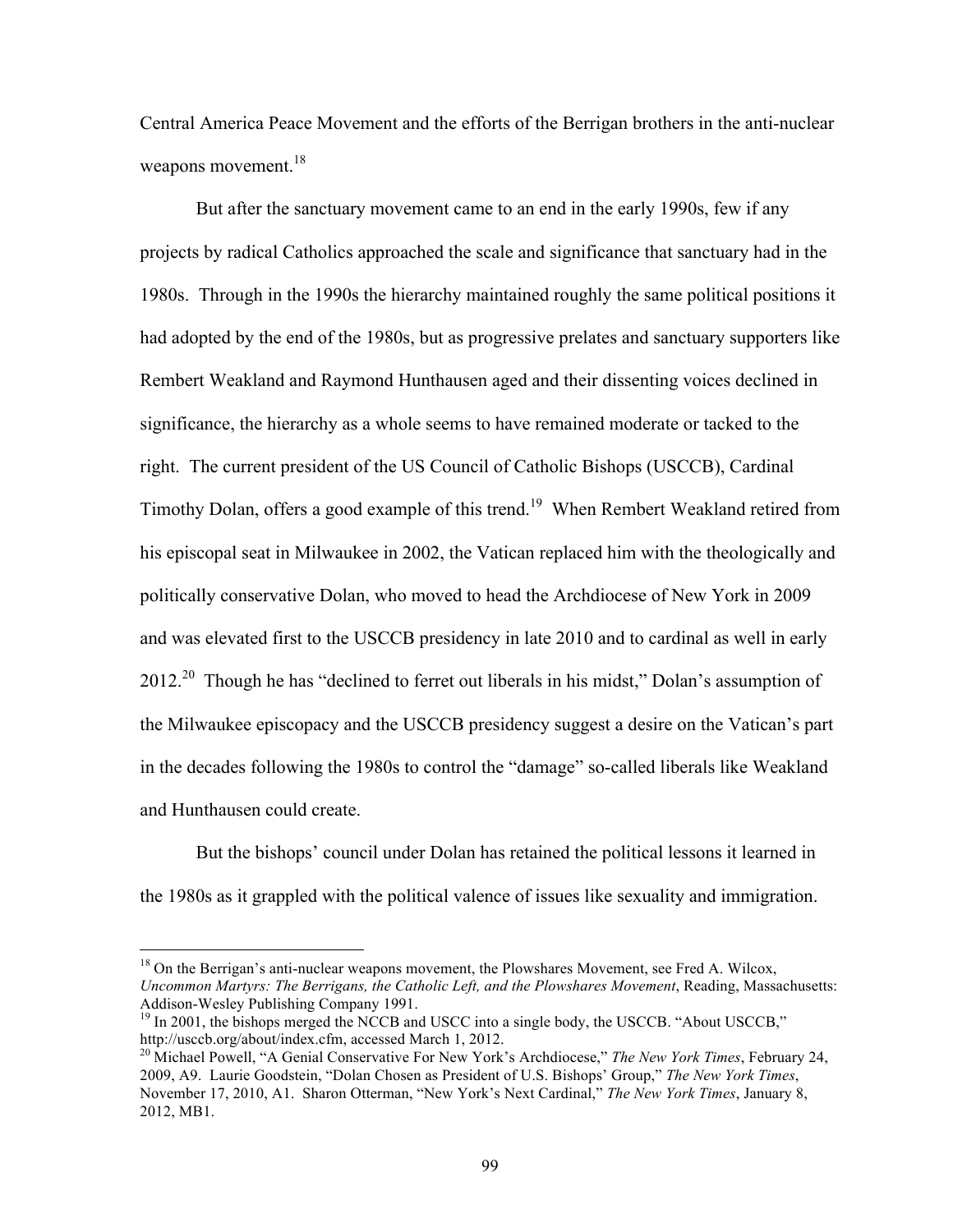Central America Peace Movement and the efforts of the Berrigan brothers in the anti-nuclear weapons movement.[18]

But after the sanctuary movement came to an end in the early 1990s, few if any projects by radical Catholics approached the scale and significance that sanctuary had in the 1980s. Through in the 1990s the hierarchy maintained roughly the same political positions it had adopted by the end of the 1980s, but as progressive prelates and sanctuary supporters like Rembert Weakland and Raymond Hunthausen aged and their dissenting voices declined in significance, the hierarchy as a whole seems to have remained moderate or tacked to the right. The current president of the US Council of Catholic Bishops (USCCB), Cardinal Timothy Dolan, offers a good example of this trend.[19] When Rembert Weakland retired from his episcopal seat in Milwaukee in 2002, the Vatican replaced him with the theologically and politically conservative Dolan, who moved to head the Archdiocese of New York in 2009 and was elevated first to the USCCB presidency in late 2010 and to cardinal as well in early 2012.[20] Though he has "declined to ferret out liberals in his midst," Dolan's assumption of the Milwaukee episcopacy and the USCCB presidency suggest a desire on the Vatican's part in the decades following the 1980s to control the "damage" so-called liberals like Weakland and Hunthausen could create.

But the bishops' council under Dolan has retained the political lessons it learned in the 1980s as it grappled with the political valence of issues like sexuality and immigration.

---

[18] On the Berrigan's anti-nuclear weapons movement, the Plowshares Movement, see Fred A. Wilcox, *Uncommon Martyrs: The Berrigans, the Catholic Left, and the Plowshares Movement*, Reading, Massachusetts: Addison-Wesley Publishing Company 1991.

[19] In 2001, the bishops merged the NCCB and USCC into a single body, the USCCB. "About USCCB," http://usccb.org/about/index.cfm, accessed March 1, 2012.

[20] Michael Powell, "A Genial Conservative For New York's Archdiocese," *The New York Times*, February 24, 2009, A9. Laurie Goodstein, "Dolan Chosen as President of U.S. Bishops' Group," *The New York Times*, November 17, 2010, A1. Sharon Otterman, "New York's Next Cardinal," *The New York Times*, January 8, 2012, MB1.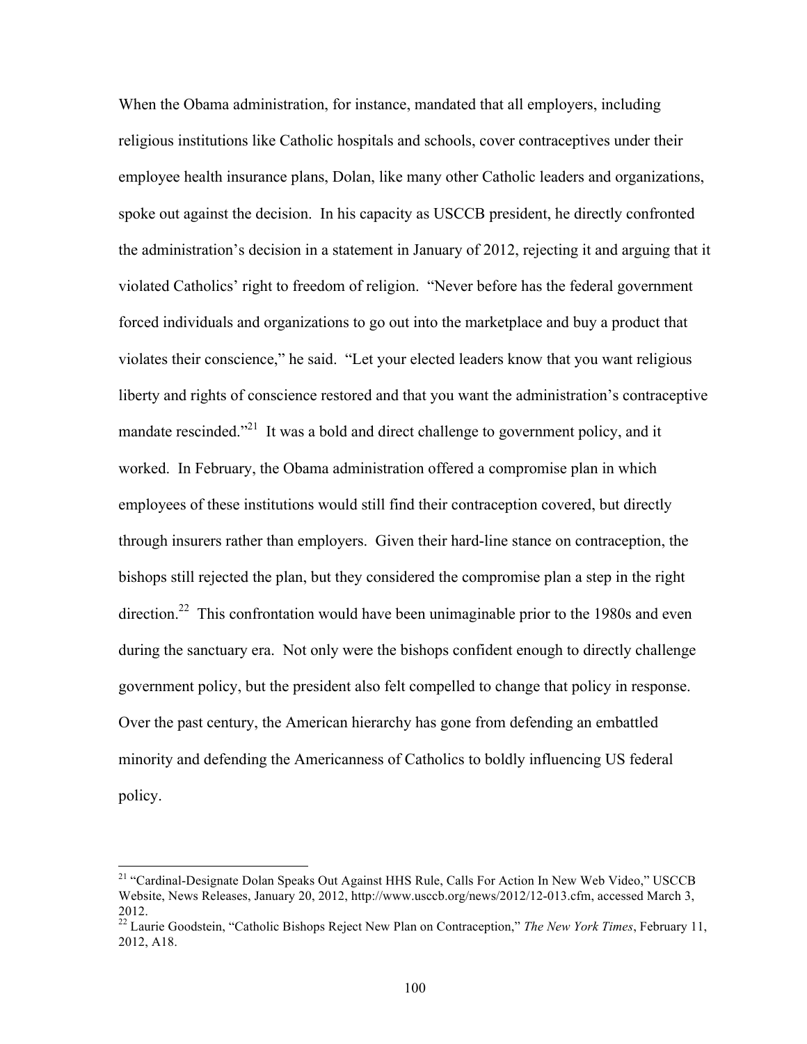When the Obama administration, for instance, mandated that all employers, including religious institutions like Catholic hospitals and schools, cover contraceptives under their employee health insurance plans, Dolan, like many other Catholic leaders and organizations, spoke out against the decision. In his capacity as USCCB president, he directly confronted the administration's decision in a statement in January of 2012, rejecting it and arguing that it violated Catholics' right to freedom of religion. "Never before has the federal government forced individuals and organizations to go out into the marketplace and buy a product that violates their conscience," he said. "Let your elected leaders know that you want religious liberty and rights of conscience restored and that you want the administration's contraceptive mandate rescinded."[21] It was a bold and direct challenge to government policy, and it worked. In February, the Obama administration offered a compromise plan in which employees of these institutions would still find their contraception covered, but directly through insurers rather than employers. Given their hard-line stance on contraception, the bishops still rejected the plan, but they considered the compromise plan a step in the right direction.[22] This confrontation would have been unimaginable prior to the 1980s and even during the sanctuary era. Not only were the bishops confident enough to directly challenge government policy, but the president also felt compelled to change that policy in response. Over the past century, the American hierarchy has gone from defending an embattled minority and defending the Americanness of Catholics to boldly influencing US federal policy.

---

[21] "Cardinal-Designate Dolan Speaks Out Against HHS Rule, Calls For Action In New Web Video," USCCB Website, News Releases, January 20, 2012, http://www.usccb.org/news/2012/12-013.cfm, accessed March 3, 2012.

[22] Laurie Goodstein, "Catholic Bishops Reject New Plan on Contraception," *The New York Times*, February 11, 2012, A18.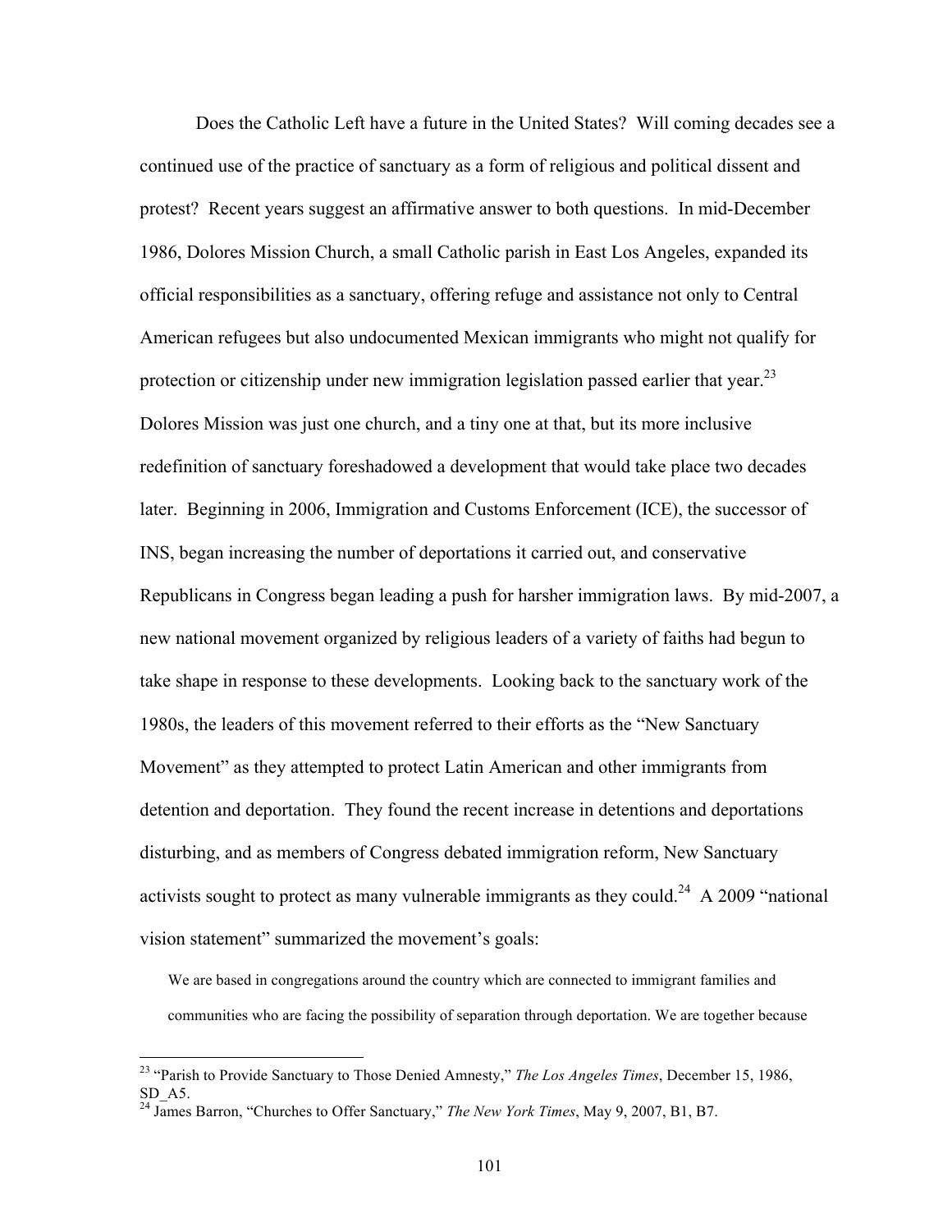Does the Catholic Left have a future in the United States? Will coming decades see a continued use of the practice of sanctuary as a form of religious and political dissent and protest? Recent years suggest an affirmative answer to both questions. In mid-December 1986, Dolores Mission Church, a small Catholic parish in East Los Angeles, expanded its official responsibilities as a sanctuary, offering refuge and assistance not only to Central American refugees but also undocumented Mexican immigrants who might not qualify for protection or citizenship under new immigration legislation passed earlier that year.[23] Dolores Mission was just one church, and a tiny one at that, but its more inclusive redefinition of sanctuary foreshadowed a development that would take place two decades later. Beginning in 2006, Immigration and Customs Enforcement (ICE), the successor of INS, began increasing the number of deportations it carried out, and conservative Republicans in Congress began leading a push for harsher immigration laws. By mid-2007, a new national movement organized by religious leaders of a variety of faiths had begun to take shape in response to these developments. Looking back to the sanctuary work of the 1980s, the leaders of this movement referred to their efforts as the "New Sanctuary Movement" as they attempted to protect Latin American and other immigrants from detention and deportation. They found the recent increase in detentions and deportations disturbing, and as members of Congress debated immigration reform, New Sanctuary activists sought to protect as many vulnerable immigrants as they could.[24] A 2009 "national vision statement" summarized the movement's goals:

> We are based in congregations around the country which are connected to immigrant families and communities who are facing the possibility of separation through deportation. We are together because

[23] "Parish to Provide Sanctuary to Those Denied Amnesty," *The Los Angeles Times*, December 15, 1986, SD_A5.

[24] James Barron, "Churches to Offer Sanctuary," *The New York Times*, May 9, 2007, B1, B7.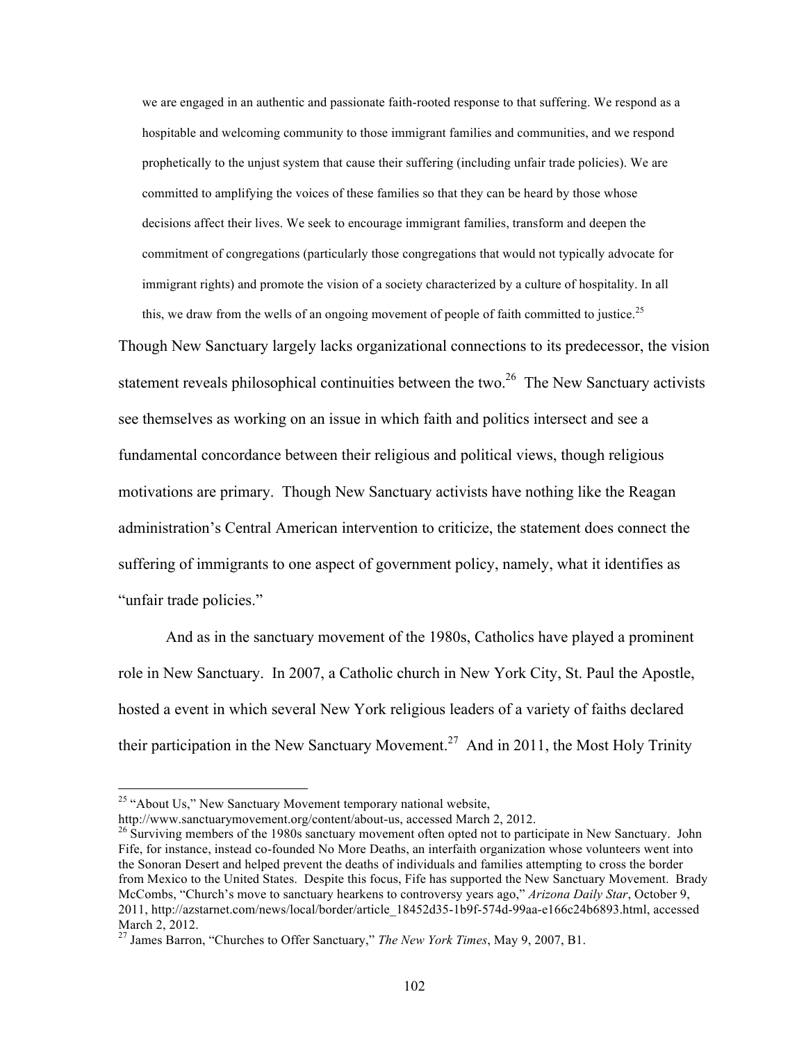> we are engaged in an authentic and passionate faith-rooted response to that suffering. We respond as a hospitable and welcoming community to those immigrant families and communities, and we respond prophetically to the unjust system that cause their suffering (including unfair trade policies). We are committed to amplifying the voices of these families so that they can be heard by those whose decisions affect their lives. We seek to encourage immigrant families, transform and deepen the commitment of congregations (particularly those congregations that would not typically advocate for immigrant rights) and promote the vision of a society characterized by a culture of hospitality. In all this, we draw from the wells of an ongoing movement of people of faith committed to justice.[25]

Though New Sanctuary largely lacks organizational connections to its predecessor, the vision statement reveals philosophical continuities between the two.[26] The New Sanctuary activists see themselves as working on an issue in which faith and politics intersect and see a fundamental concordance between their religious and political views, though religious motivations are primary. Though New Sanctuary activists have nothing like the Reagan administration's Central American intervention to criticize, the statement does connect the suffering of immigrants to one aspect of government policy, namely, what it identifies as "unfair trade policies."

And as in the sanctuary movement of the 1980s, Catholics have played a prominent role in New Sanctuary. In 2007, a Catholic church in New York City, St. Paul the Apostle, hosted a event in which several New York religious leaders of a variety of faiths declared their participation in the New Sanctuary Movement.[27] And in 2011, the Most Holy Trinity

---

[25] "About Us," New Sanctuary Movement temporary national website, http://www.sanctuarymovement.org/content/about-us, accessed March 2, 2012.

[26] Surviving members of the 1980s sanctuary movement often opted not to participate in New Sanctuary. John Fife, for instance, instead co-founded No More Deaths, an interfaith organization whose volunteers went into the Sonoran Desert and helped prevent the deaths of individuals and families attempting to cross the border from Mexico to the United States. Despite this focus, Fife has supported the New Sanctuary Movement. Brady McCombs, "Church's move to sanctuary hearkens to controversy years ago," *Arizona Daily Star*, October 9, 2011, http://azstarnet.com/news/local/border/article_18452d35-1b9f-574d-99aa-e166c24b6893.html, accessed March 2, 2012.

[27] James Barron, "Churches to Offer Sanctuary," *The New York Times*, May 9, 2007, B1.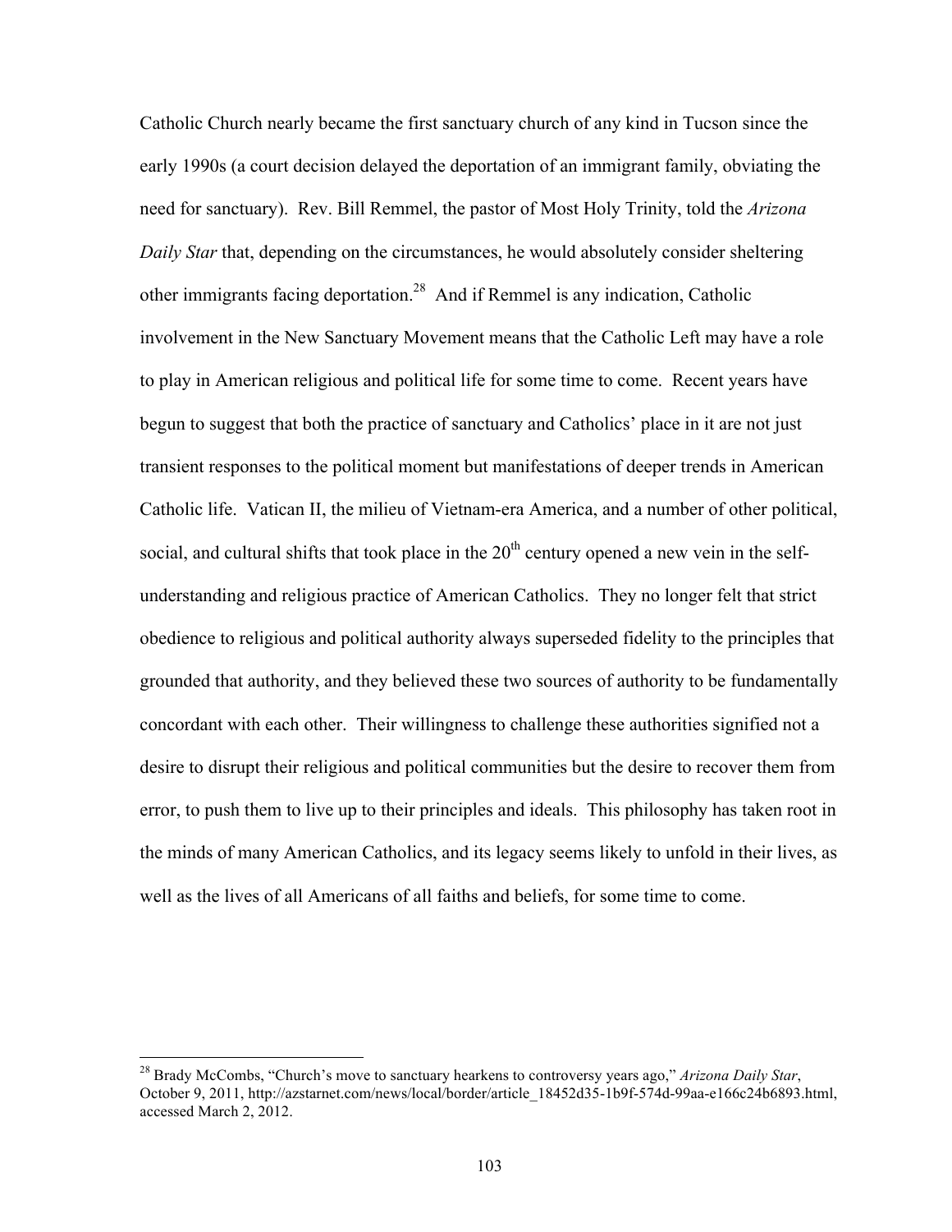Catholic Church nearly became the first sanctuary church of any kind in Tucson since the early 1990s (a court decision delayed the deportation of an immigrant family, obviating the need for sanctuary). Rev. Bill Remmel, the pastor of Most Holy Trinity, told the *Arizona Daily Star* that, depending on the circumstances, he would absolutely consider sheltering other immigrants facing deportation.[28] And if Remmel is any indication, Catholic involvement in the New Sanctuary Movement means that the Catholic Left may have a role to play in American religious and political life for some time to come. Recent years have begun to suggest that both the practice of sanctuary and Catholics' place in it are not just transient responses to the political moment but manifestations of deeper trends in American Catholic life. Vatican II, the milieu of Vietnam-era America, and a number of other political, social, and cultural shifts that took place in the 20th century opened a new vein in the self-understanding and religious practice of American Catholics. They no longer felt that strict obedience to religious and political authority always superseded fidelity to the principles that grounded that authority, and they believed these two sources of authority to be fundamentally concordant with each other. Their willingness to challenge these authorities signified not a desire to disrupt their religious and political communities but the desire to recover them from error, to push them to live up to their principles and ideals. This philosophy has taken root in the minds of many American Catholics, and its legacy seems likely to unfold in their lives, as well as the lives of all Americans of all faiths and beliefs, for some time to come.

---

[28] Brady McCombs, "Church's move to sanctuary hearkens to controversy years ago," *Arizona Daily Star*, October 9, 2011, http://azstarnet.com/news/local/border/article_18452d35-1b9f-574d-99aa-e166c24b6893.html, accessed March 2, 2012.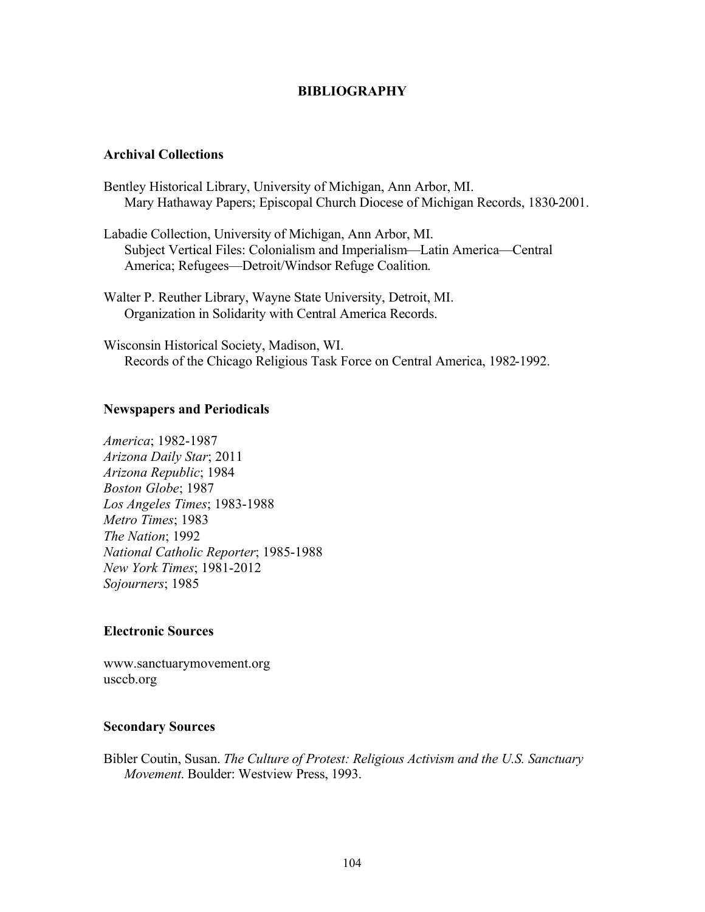# BIBLIOGRAPHY

## Archival Collections

Bentley Historical Library, University of Michigan, Ann Arbor, MI.
Mary Hathaway Papers; Episcopal Church Diocese of Michigan Records, 1830-2001.

Labadie Collection, University of Michigan, Ann Arbor, MI.
Subject Vertical Files: Colonialism and Imperialism—Latin America—Central America; Refugees—Detroit/Windsor Refuge Coalition.

Walter P. Reuther Library, Wayne State University, Detroit, MI.
Organization in Solidarity with Central America Records.

Wisconsin Historical Society, Madison, WI.
Records of the Chicago Religious Task Force on Central America, 1982-1992.

## Newspapers and Periodicals

*America*; 1982-1987
*Arizona Daily Star*; 2011
*Arizona Republic*; 1984
*Boston Globe*; 1987
*Los Angeles Times*; 1983-1988
*Metro Times*; 1983
*The Nation*; 1992
*National Catholic Reporter*; 1985-1988
*New York Times*; 1981-2012
*Sojourners*; 1985

## Electronic Sources

www.sanctuarymovement.org
usccb.org

## Secondary Sources

Bibler Coutin, Susan. *The Culture of Protest: Religious Activism and the U.S. Sanctuary Movement*. Boulder: Westview Press, 1993.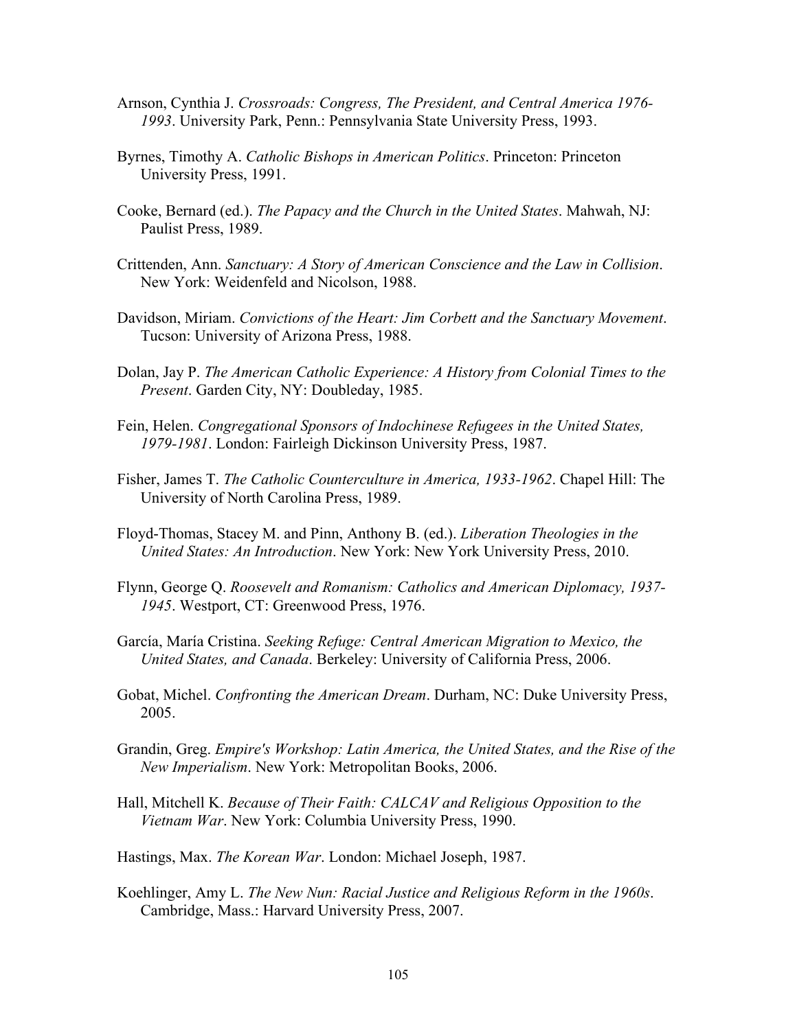Arnson, Cynthia J. *Crossroads: Congress, The President, and Central America 1976-1993*. University Park, Penn.: Pennsylvania State University Press, 1993.

Byrnes, Timothy A. *Catholic Bishops in American Politics*. Princeton: Princeton University Press, 1991.

Cooke, Bernard (ed.). *The Papacy and the Church in the United States*. Mahwah, NJ: Paulist Press, 1989.

Crittenden, Ann. *Sanctuary: A Story of American Conscience and the Law in Collision*. New York: Weidenfeld and Nicolson, 1988.

Davidson, Miriam. *Convictions of the Heart: Jim Corbett and the Sanctuary Movement*. Tucson: University of Arizona Press, 1988.

Dolan, Jay P. *The American Catholic Experience: A History from Colonial Times to the Present*. Garden City, NY: Doubleday, 1985.

Fein, Helen. *Congregational Sponsors of Indochinese Refugees in the United States, 1979-1981*. London: Fairleigh Dickinson University Press, 1987.

Fisher, James T. *The Catholic Counterculture in America, 1933-1962*. Chapel Hill: The University of North Carolina Press, 1989.

Floyd-Thomas, Stacey M. and Pinn, Anthony B. (ed.). *Liberation Theologies in the United States: An Introduction*. New York: New York University Press, 2010.

Flynn, George Q. *Roosevelt and Romanism: Catholics and American Diplomacy, 1937-1945*. Westport, CT: Greenwood Press, 1976.

García, María Cristina. *Seeking Refuge: Central American Migration to Mexico, the United States, and Canada*. Berkeley: University of California Press, 2006.

Gobat, Michel. *Confronting the American Dream*. Durham, NC: Duke University Press, 2005.

Grandin, Greg. *Empire's Workshop: Latin America, the United States, and the Rise of the New Imperialism*. New York: Metropolitan Books, 2006.

Hall, Mitchell K. *Because of Their Faith: CALCAV and Religious Opposition to the Vietnam War*. New York: Columbia University Press, 1990.

Hastings, Max. *The Korean War*. London: Michael Joseph, 1987.

Koehlinger, Amy L. *The New Nun: Racial Justice and Religious Reform in the 1960s*. Cambridge, Mass.: Harvard University Press, 2007.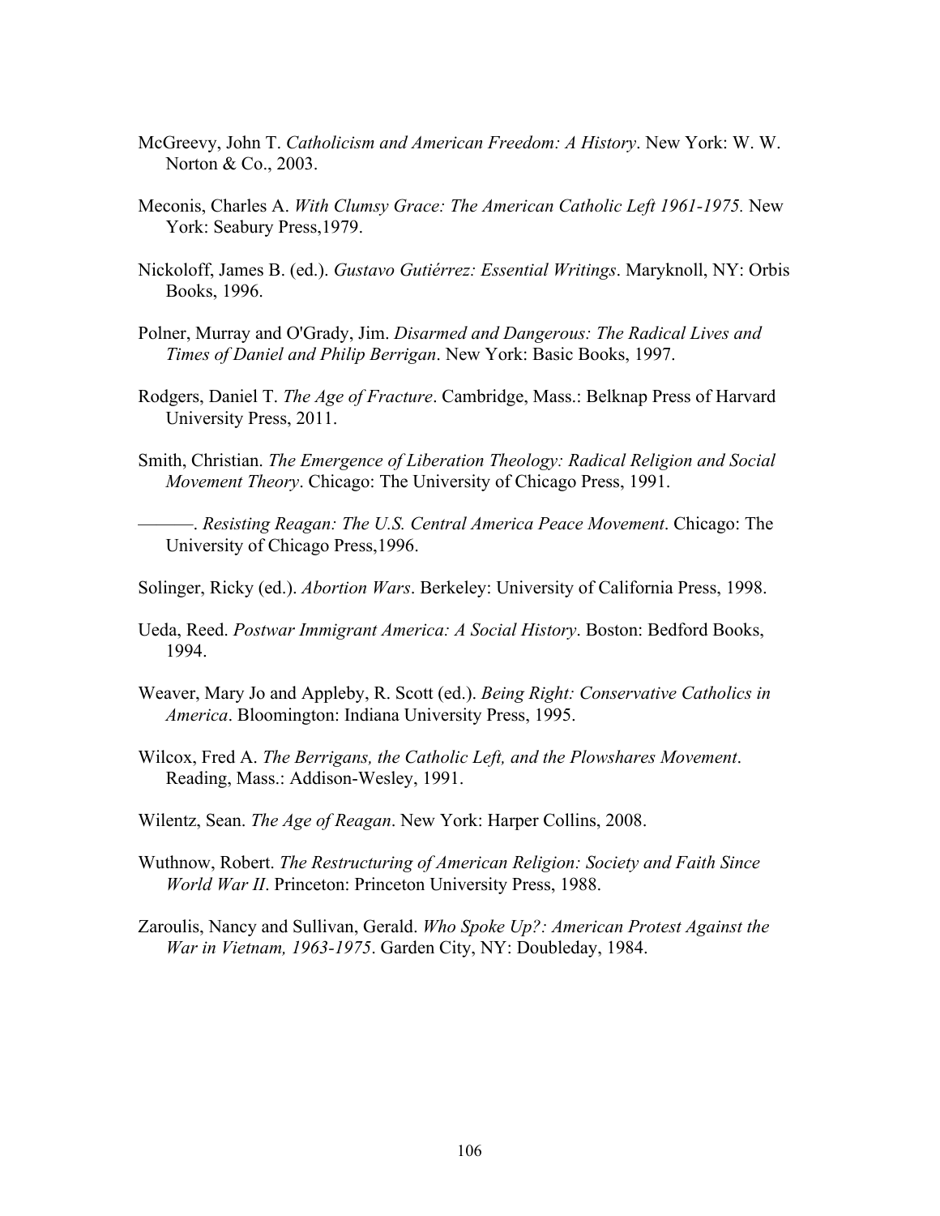McGreevy, John T. *Catholicism and American Freedom: A History*. New York: W. W. Norton & Co., 2003.

Meconis, Charles A. *With Clumsy Grace: The American Catholic Left 1961-1975.* New York: Seabury Press,1979.

Nickoloff, James B. (ed.). *Gustavo Gutiérrez: Essential Writings*. Maryknoll, NY: Orbis Books, 1996.

Polner, Murray and O'Grady, Jim. *Disarmed and Dangerous: The Radical Lives and Times of Daniel and Philip Berrigan*. New York: Basic Books, 1997.

Rodgers, Daniel T. *The Age of Fracture*. Cambridge, Mass.: Belknap Press of Harvard University Press, 2011.

Smith, Christian. *The Emergence of Liberation Theology: Radical Religion and Social Movement Theory*. Chicago: The University of Chicago Press, 1991.

———. *Resisting Reagan: The U.S. Central America Peace Movement*. Chicago: The University of Chicago Press,1996.

Solinger, Ricky (ed.). *Abortion Wars*. Berkeley: University of California Press, 1998.

Ueda, Reed. *Postwar Immigrant America: A Social History*. Boston: Bedford Books, 1994.

Weaver, Mary Jo and Appleby, R. Scott (ed.). *Being Right: Conservative Catholics in America*. Bloomington: Indiana University Press, 1995.

Wilcox, Fred A. *The Berrigans, the Catholic Left, and the Plowshares Movement*. Reading, Mass.: Addison-Wesley, 1991.

Wilentz, Sean. *The Age of Reagan*. New York: Harper Collins, 2008.

Wuthnow, Robert. *The Restructuring of American Religion: Society and Faith Since World War II*. Princeton: Princeton University Press, 1988.

Zaroulis, Nancy and Sullivan, Gerald. *Who Spoke Up?: American Protest Against the War in Vietnam, 1963-1975*. Garden City, NY: Doubleday, 1984.